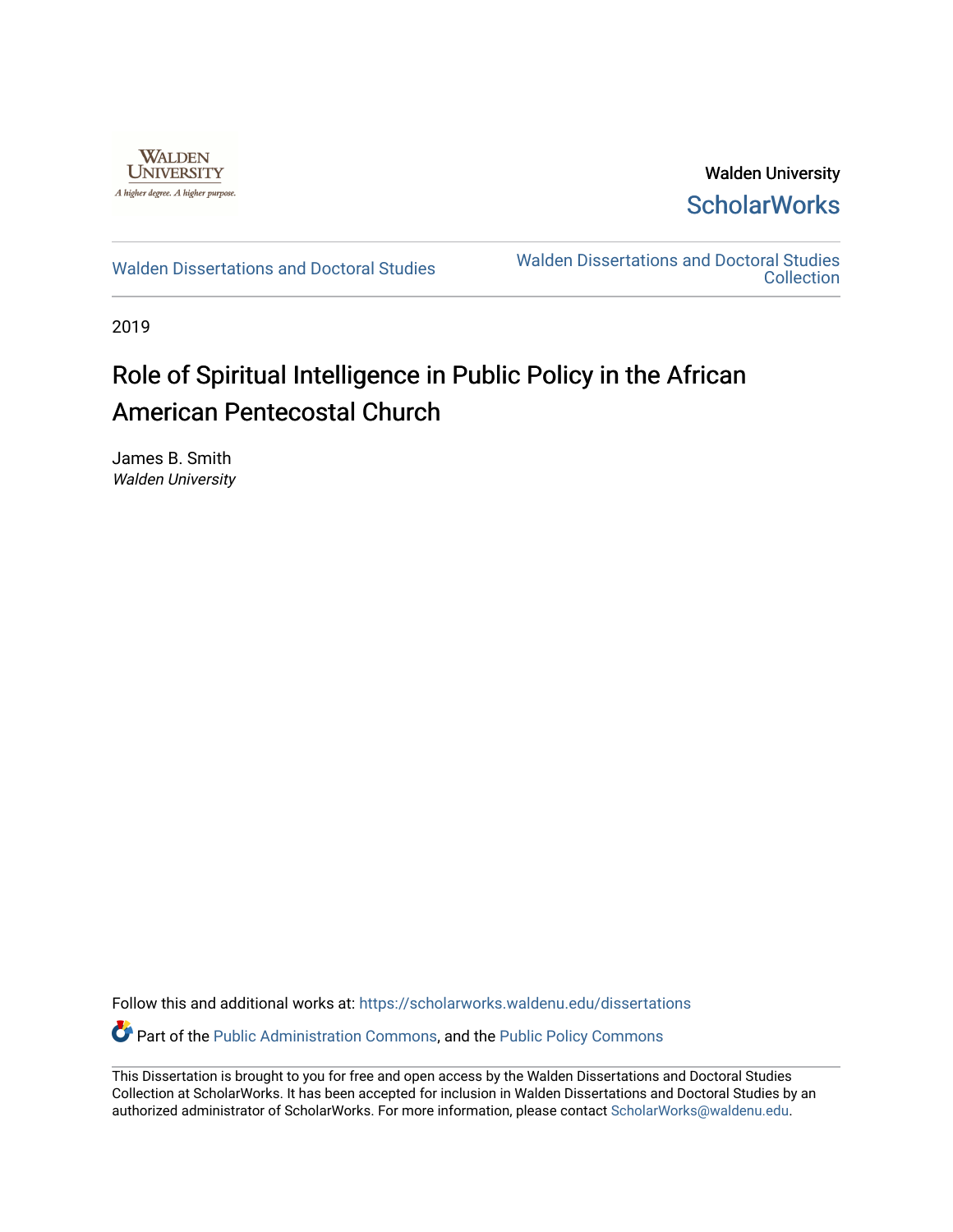Walden University

ScholarWorks

Walden Dissertations and Doctoral Studies

Walden Dissertations and Doctoral Studies Collection

2019

# Role of Spiritual Intelligence in Public Policy in the African American Pentecostal Church

James B. Smith
*Walden University*

Follow this and additional works at: https://scholarworks.waldenu.edu/dissertations

Part of the Public Administration Commons, and the Public Policy Commons

This Dissertation is brought to you for free and open access by the Walden Dissertations and Doctoral Studies Collection at ScholarWorks. It has been accepted for inclusion in Walden Dissertations and Doctoral Studies by an authorized administrator of ScholarWorks. For more information, please contact ScholarWorks@waldenu.edu.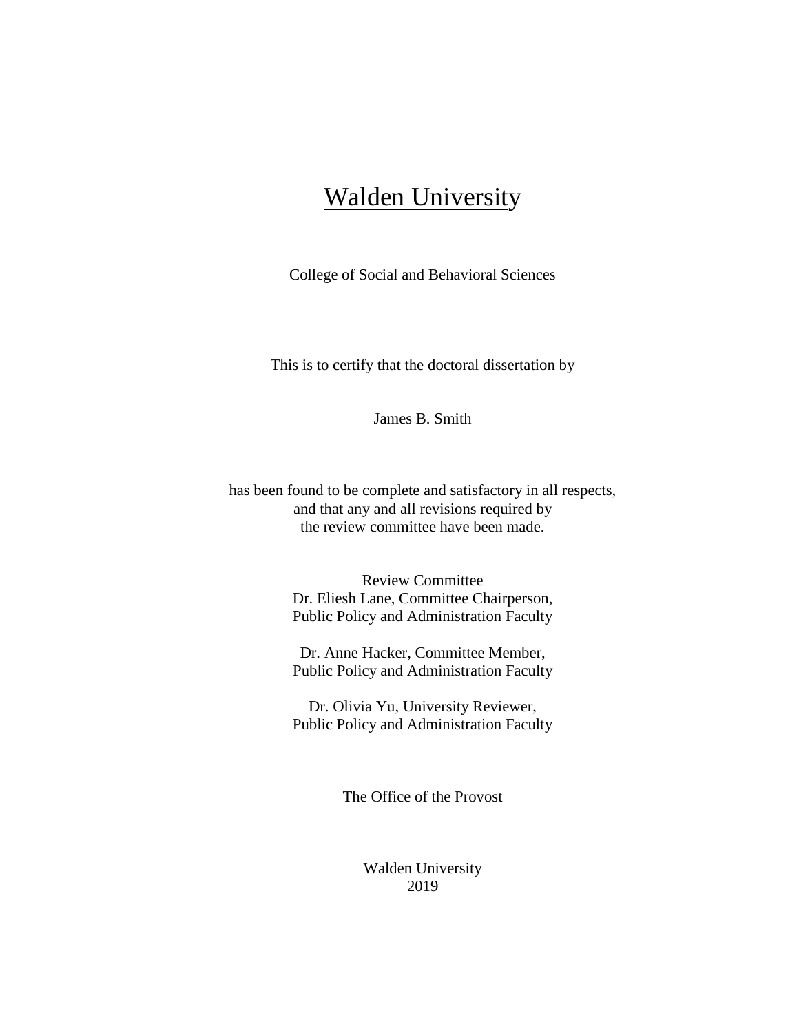# Walden University

College of Social and Behavioral Sciences

This is to certify that the doctoral dissertation by

James B. Smith

has been found to be complete and satisfactory in all respects,
and that any and all revisions required by
the review committee have been made.

Review Committee
Dr. Eliesh Lane, Committee Chairperson,
Public Policy and Administration Faculty

Dr. Anne Hacker, Committee Member,
Public Policy and Administration Faculty

Dr. Olivia Yu, University Reviewer,
Public Policy and Administration Faculty

The Office of the Provost

Walden University
2019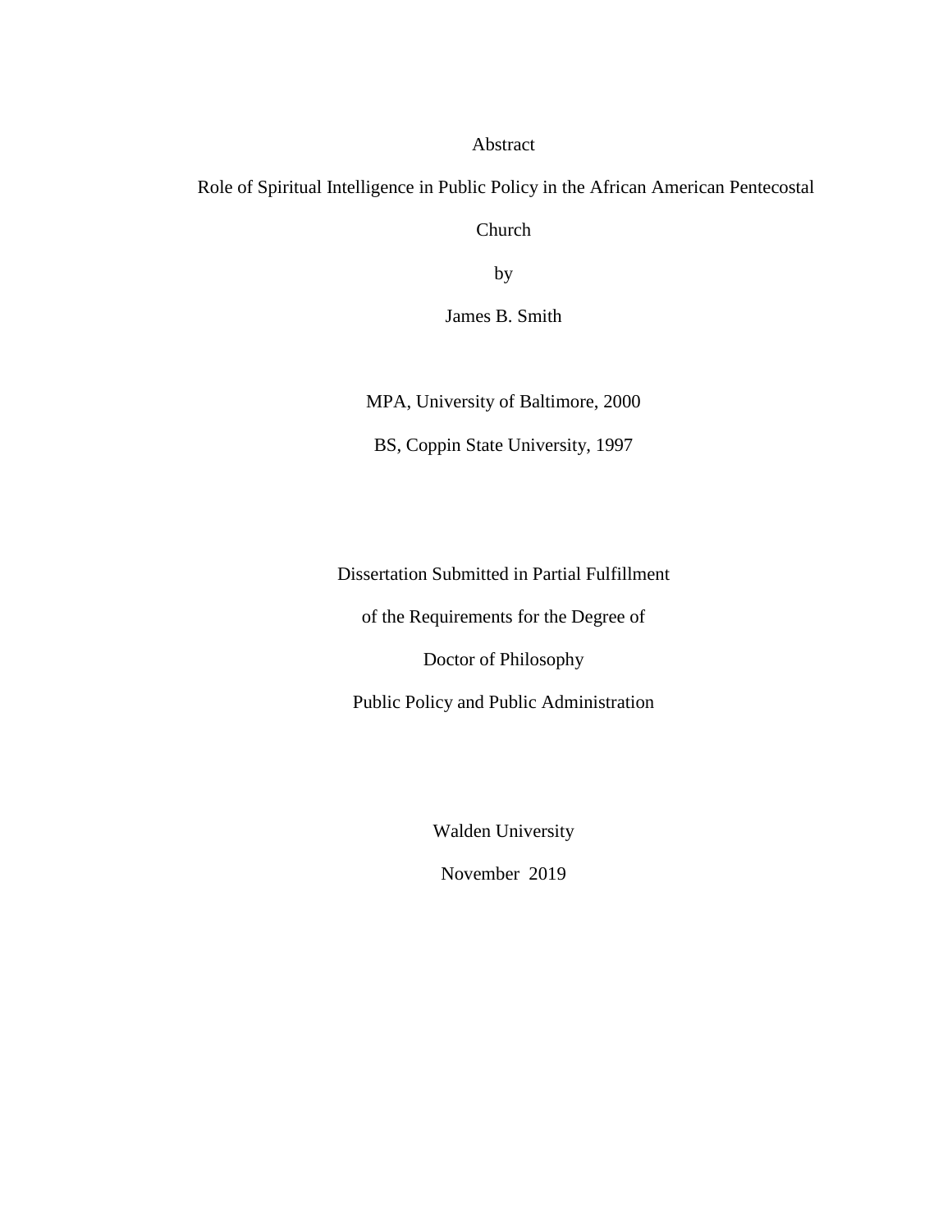Abstract

Role of Spiritual Intelligence in Public Policy in the African American Pentecostal Church

by

James B. Smith

MPA, University of Baltimore, 2000

BS, Coppin State University, 1997

Dissertation Submitted in Partial Fulfillment

of the Requirements for the Degree of

Doctor of Philosophy

Public Policy and Public Administration

Walden University

November 2019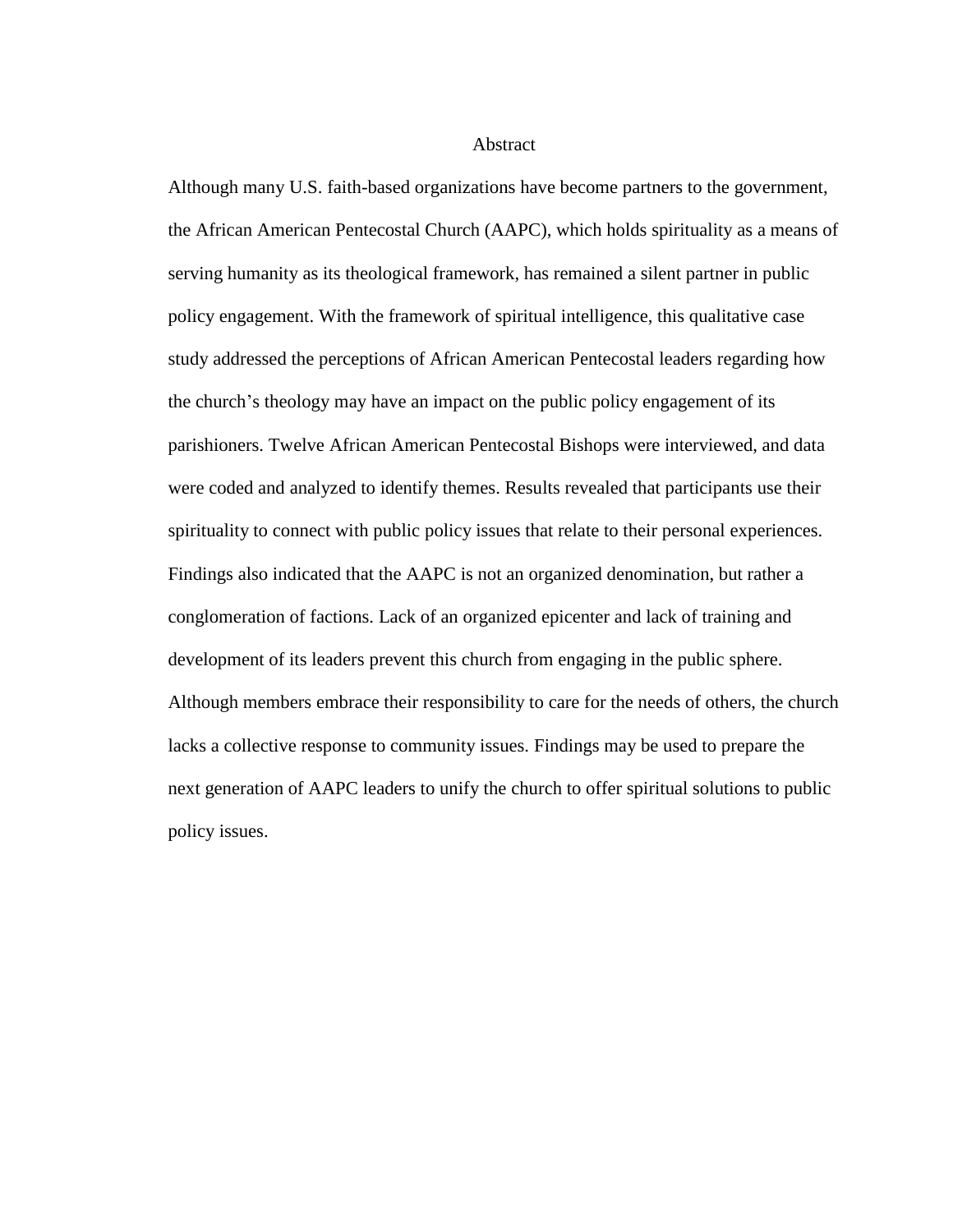# Abstract

Although many U.S. faith-based organizations have become partners to the government, the African American Pentecostal Church (AAPC), which holds spirituality as a means of serving humanity as its theological framework, has remained a silent partner in public policy engagement. With the framework of spiritual intelligence, this qualitative case study addressed the perceptions of African American Pentecostal leaders regarding how the church's theology may have an impact on the public policy engagement of its parishioners. Twelve African American Pentecostal Bishops were interviewed, and data were coded and analyzed to identify themes. Results revealed that participants use their spirituality to connect with public policy issues that relate to their personal experiences. Findings also indicated that the AAPC is not an organized denomination, but rather a conglomeration of factions. Lack of an organized epicenter and lack of training and development of its leaders prevent this church from engaging in the public sphere. Although members embrace their responsibility to care for the needs of others, the church lacks a collective response to community issues. Findings may be used to prepare the next generation of AAPC leaders to unify the church to offer spiritual solutions to public policy issues.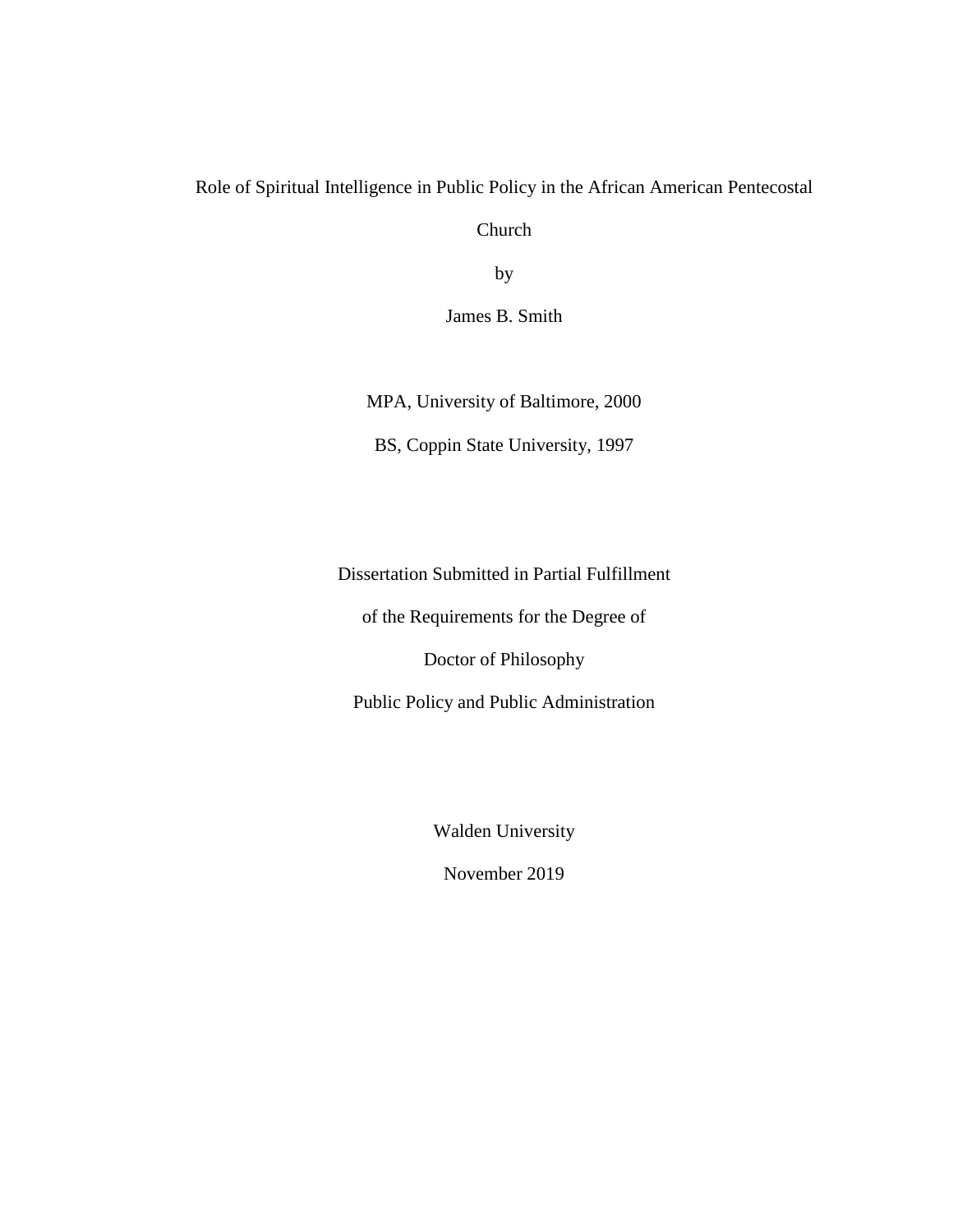Role of Spiritual Intelligence in Public Policy in the African American Pentecostal Church

by

James B. Smith

MPA, University of Baltimore, 2000

BS, Coppin State University, 1997

Dissertation Submitted in Partial Fulfillment

of the Requirements for the Degree of

Doctor of Philosophy

Public Policy and Public Administration

Walden University

November 2019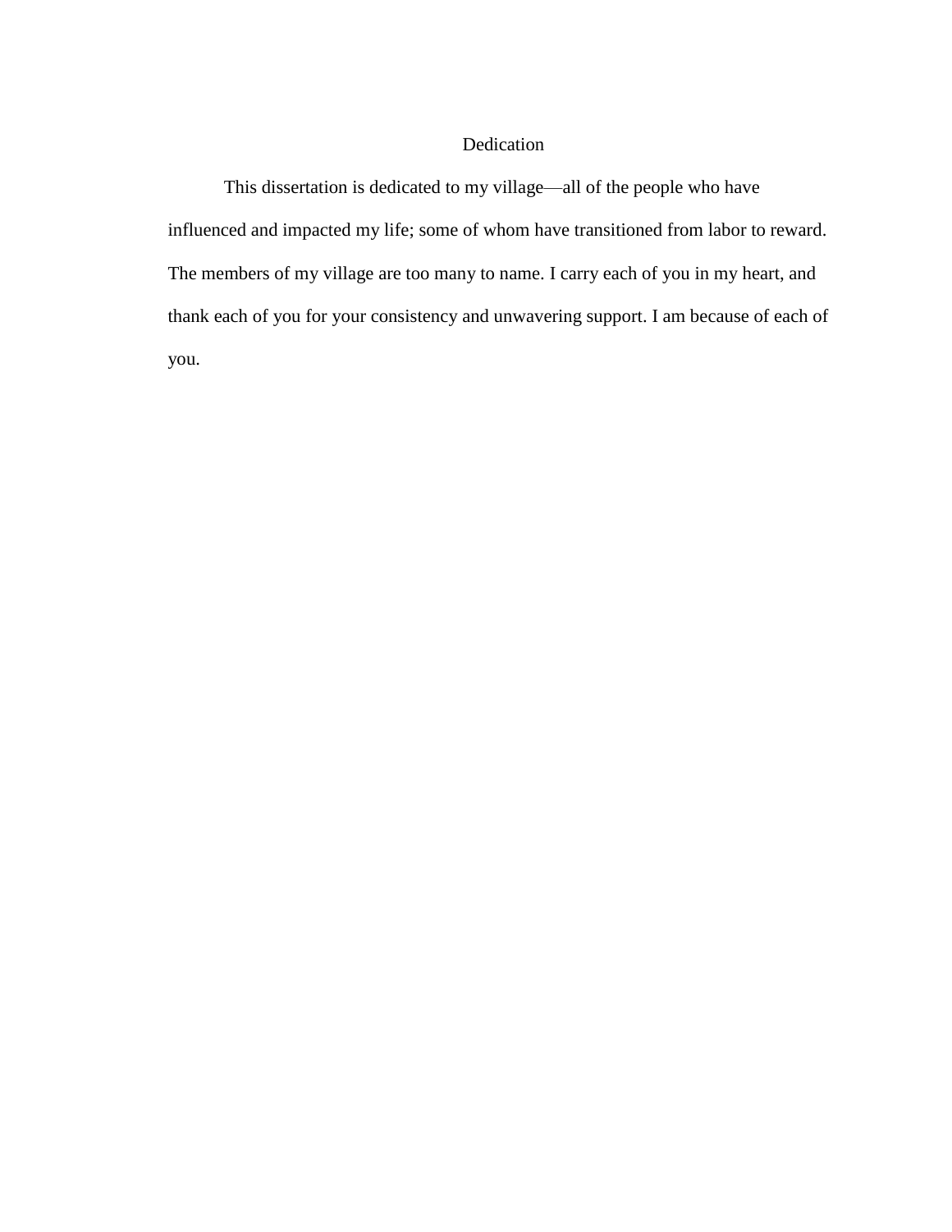# Dedication

This dissertation is dedicated to my village—all of the people who have influenced and impacted my life; some of whom have transitioned from labor to reward. The members of my village are too many to name. I carry each of you in my heart, and thank each of you for your consistency and unwavering support. I am because of each of you.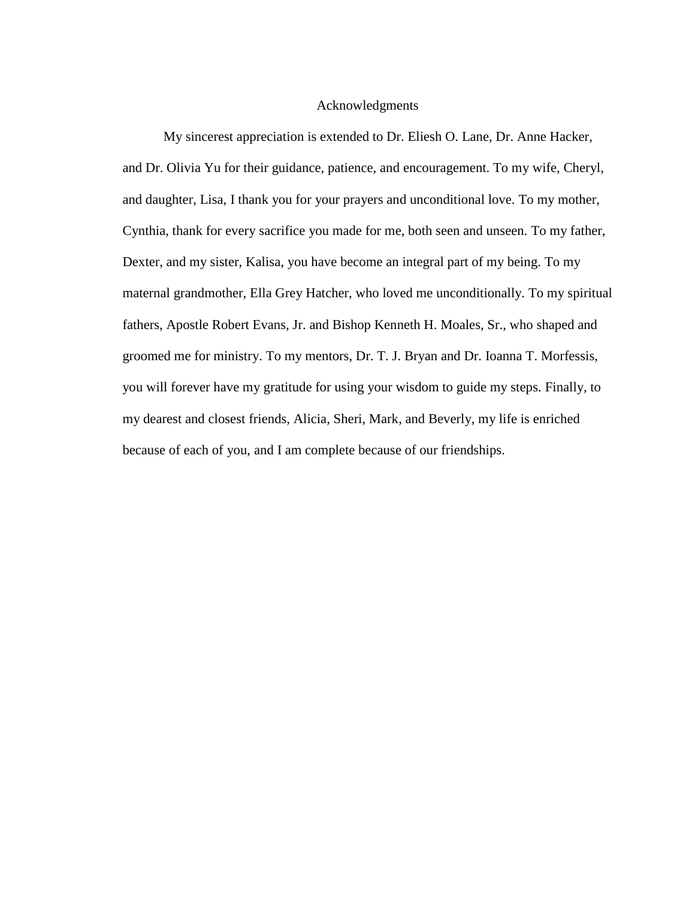# Acknowledgments

My sincerest appreciation is extended to Dr. Eliesh O. Lane, Dr. Anne Hacker, and Dr. Olivia Yu for their guidance, patience, and encouragement. To my wife, Cheryl, and daughter, Lisa, I thank you for your prayers and unconditional love. To my mother, Cynthia, thank for every sacrifice you made for me, both seen and unseen. To my father, Dexter, and my sister, Kalisa, you have become an integral part of my being. To my maternal grandmother, Ella Grey Hatcher, who loved me unconditionally. To my spiritual fathers, Apostle Robert Evans, Jr. and Bishop Kenneth H. Moales, Sr., who shaped and groomed me for ministry. To my mentors, Dr. T. J. Bryan and Dr. Ioanna T. Morfessis, you will forever have my gratitude for using your wisdom to guide my steps. Finally, to my dearest and closest friends, Alicia, Sheri, Mark, and Beverly, my life is enriched because of each of you, and I am complete because of our friendships.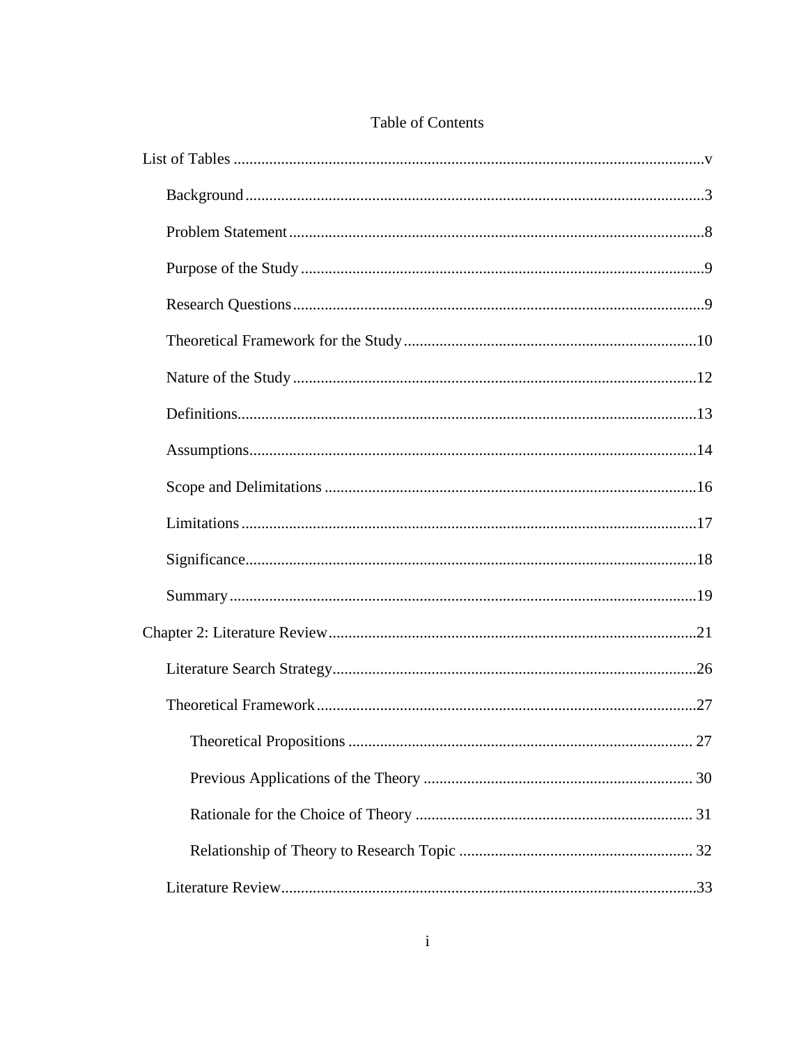# Table of Contents

List of Tables ......................................................................................................................v

- Background ...................................................................................................3
- Problem Statement ........................................................................................8
- Purpose of the Study .....................................................................................9
- Research Questions .......................................................................................9
- Theoretical Framework for the Study ..........................................................10
- Nature of the Study .....................................................................................12
- Definitions....................................................................................................13
- Assumptions.................................................................................................14
- Scope and Delimitations ..............................................................................16
- Limitations ...................................................................................................17
- Significance..................................................................................................18
- Summary ......................................................................................................19

Chapter 2: Literature Review.............................................................................................21

- Literature Search Strategy............................................................................26
- Theoretical Framework ................................................................................27
  - Theoretical Propositions ....................................................................... 27
  - Previous Applications of the Theory .................................................... 30
  - Rationale for the Choice of Theory ...................................................... 31
  - Relationship of Theory to Research Topic ........................................... 32
- Literature Review.........................................................................................33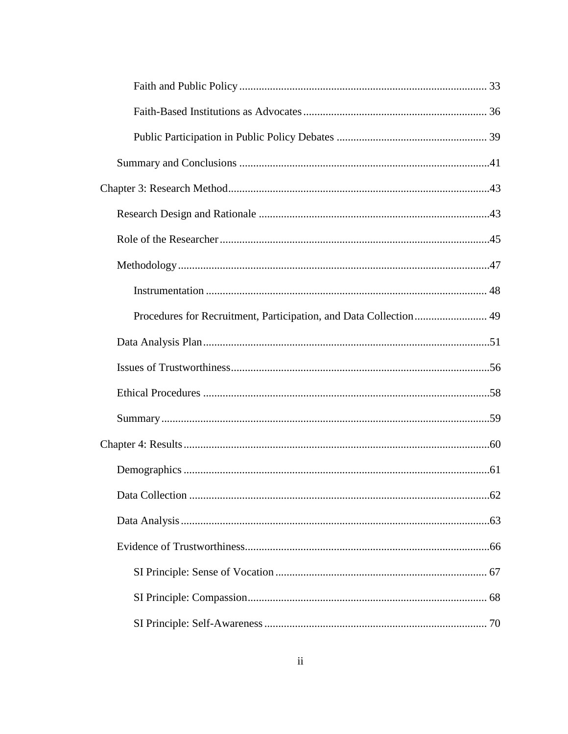Faith and Public Policy ........................................................................................ 33

Faith-Based Institutions as Advocates ................................................................. 36

Public Participation in Public Policy Debates ..................................................... 39

Summary and Conclusions ........................................................................................41

Chapter 3: Research Method............................................................................................43

Research Design and Rationale .................................................................................43

Role of the Researcher...............................................................................................45

Methodology..............................................................................................................47

Instrumentation .................................................................................................... 48

Procedures for Recruitment, Participation, and Data Collection.......................... 49

Data Analysis Plan.....................................................................................................51

Issues of Trustworthiness...........................................................................................56

Ethical Procedures .....................................................................................................58

Summary....................................................................................................................59

Chapter 4: Results............................................................................................................60

Demographics ............................................................................................................61

Data Collection ..........................................................................................................62

Data Analysis.............................................................................................................63

Evidence of Trustworthiness......................................................................................66

SI Principle: Sense of Vocation ........................................................................... 67

SI Principle: Compassion..................................................................................... 68

SI Principle: Self-Awareness ............................................................................... 70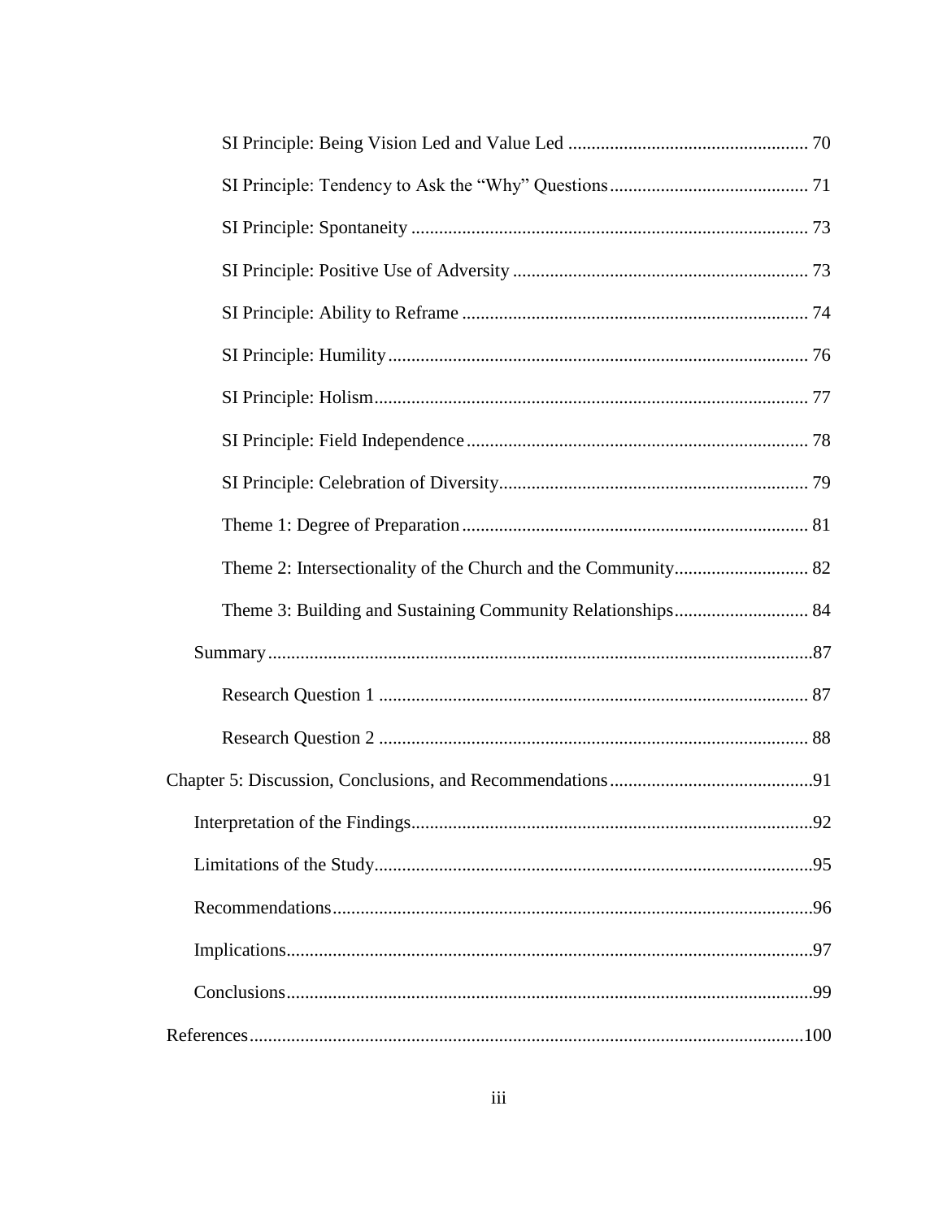SI Principle: Being Vision Led and Value Led .................................................... 70

SI Principle: Tendency to Ask the "Why" Questions ........................................... 71

SI Principle: Spontaneity ...................................................................................... 73

SI Principle: Positive Use of Adversity ................................................................ 73

SI Principle: Ability to Reframe ........................................................................... 74

SI Principle: Humility ........................................................................................... 76

SI Principle: Holism .............................................................................................. 77

SI Principle: Field Independence .......................................................................... 78

SI Principle: Celebration of Diversity ................................................................... 79

Theme 1: Degree of Preparation ........................................................................... 81

Theme 2: Intersectionality of the Church and the Community ............................. 82

Theme 3: Building and Sustaining Community Relationships ............................. 84

Summary ...................................................................................................................87

Research Question 1 ............................................................................................. 87

Research Question 2 ............................................................................................. 88

Chapter 5: Discussion, Conclusions, and Recommendations ............................................91

Interpretation of the Findings .....................................................................................92

Limitations of the Study .............................................................................................95

Recommendations ......................................................................................................96

Implications ................................................................................................................97

Conclusions ................................................................................................................99

References .......................................................................................................................100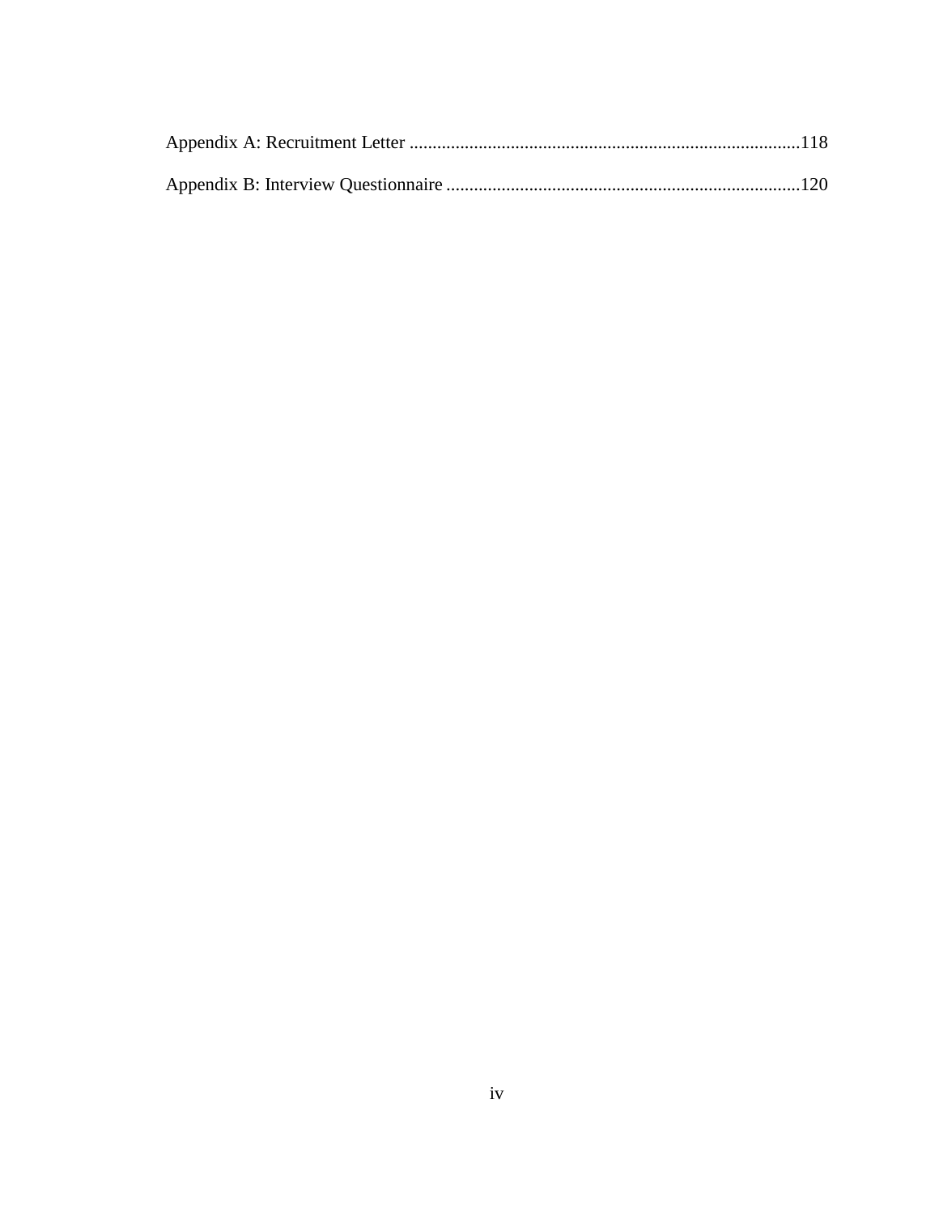Appendix A: Recruitment Letter ....................................................................................118

Appendix B: Interview Questionnaire ...........................................................................120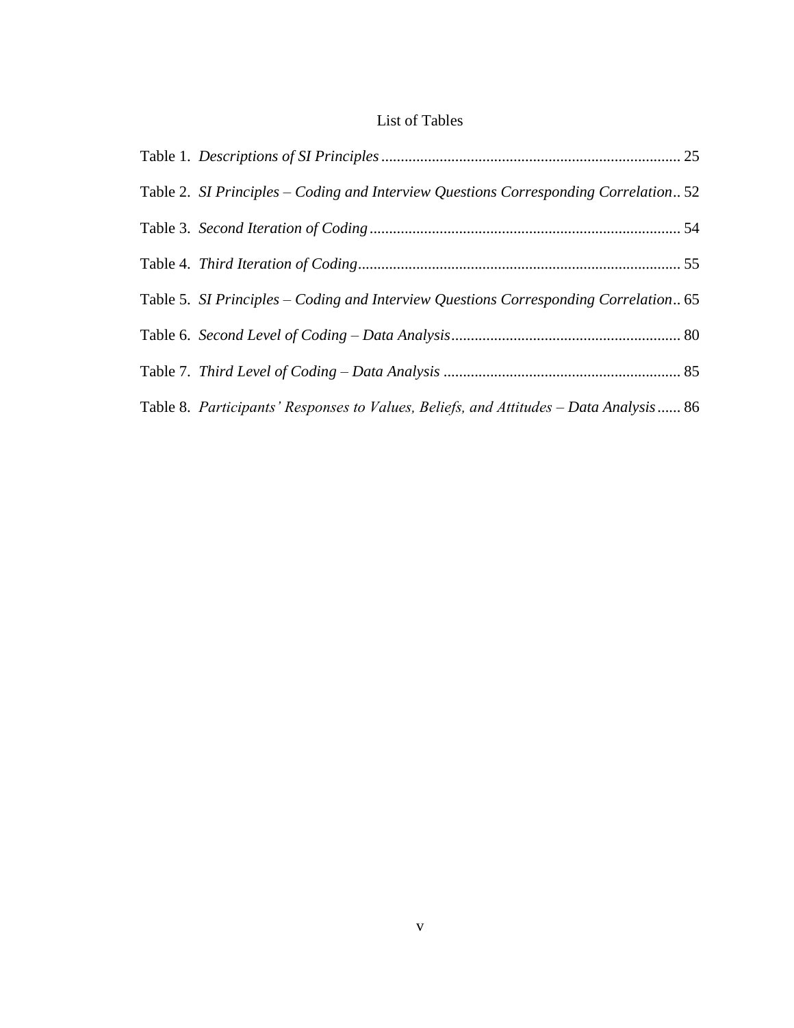# List of Tables

Table 1. *Descriptions of SI Principles* ............................................................................ 25

Table 2. *SI Principles – Coding and Interview Questions Corresponding Correlation* .. 52

Table 3. *Second Iteration of Coding* ............................................................................... 54

Table 4. *Third Iteration of Coding* .................................................................................. 55

Table 5. *SI Principles – Coding and Interview Questions Corresponding Correlation* .. 65

Table 6. *Second Level of Coding – Data Analysis* .......................................................... 80

Table 7. *Third Level of Coding – Data Analysis* ............................................................ 85

Table 8. *Participants' Responses to Values, Beliefs, and Attitudes – Data Analysis* ...... 86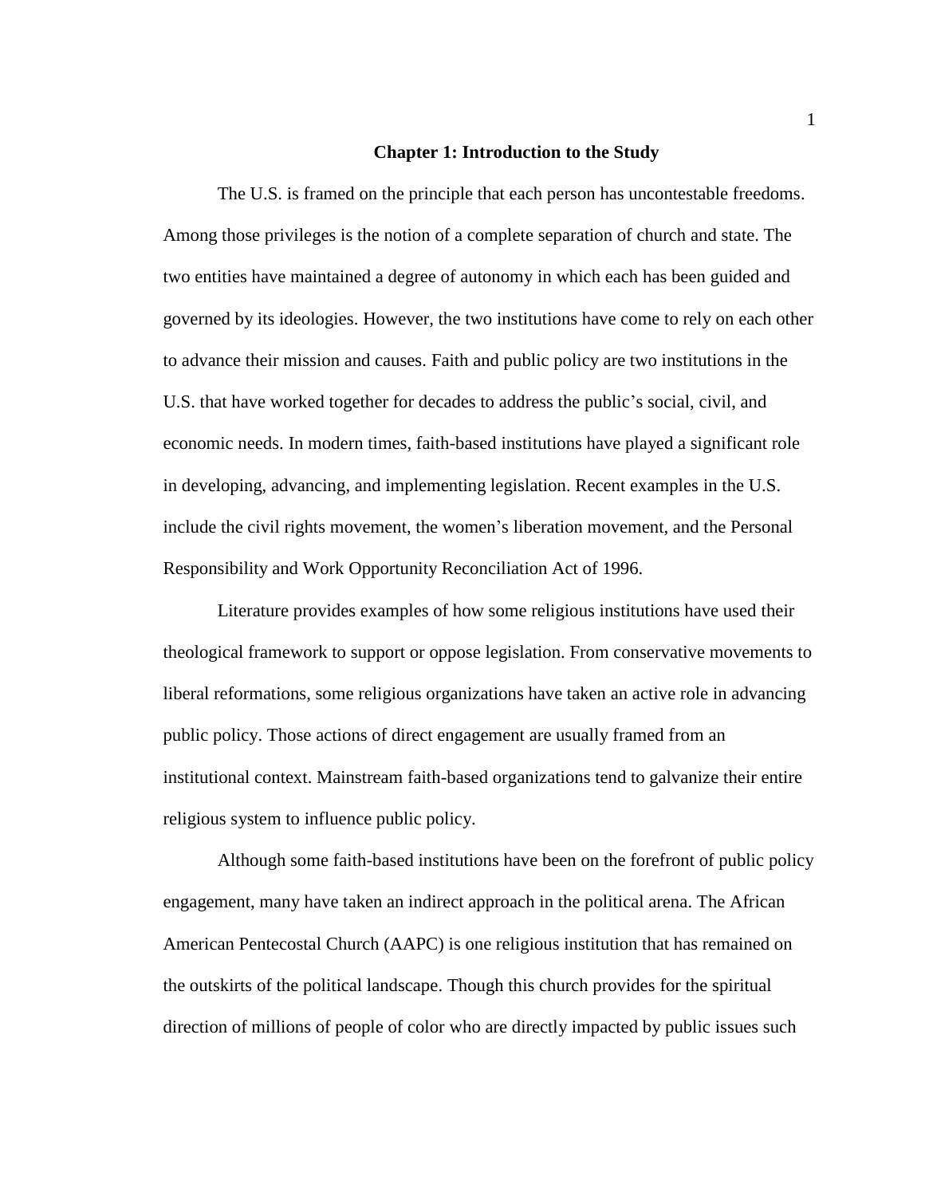# Chapter 1: Introduction to the Study

The U.S. is framed on the principle that each person has uncontestable freedoms. Among those privileges is the notion of a complete separation of church and state. The two entities have maintained a degree of autonomy in which each has been guided and governed by its ideologies. However, the two institutions have come to rely on each other to advance their mission and causes. Faith and public policy are two institutions in the U.S. that have worked together for decades to address the public's social, civil, and economic needs. In modern times, faith-based institutions have played a significant role in developing, advancing, and implementing legislation. Recent examples in the U.S. include the civil rights movement, the women's liberation movement, and the Personal Responsibility and Work Opportunity Reconciliation Act of 1996.

Literature provides examples of how some religious institutions have used their theological framework to support or oppose legislation. From conservative movements to liberal reformations, some religious organizations have taken an active role in advancing public policy. Those actions of direct engagement are usually framed from an institutional context. Mainstream faith-based organizations tend to galvanize their entire religious system to influence public policy.

Although some faith-based institutions have been on the forefront of public policy engagement, many have taken an indirect approach in the political arena. The African American Pentecostal Church (AAPC) is one religious institution that has remained on the outskirts of the political landscape. Though this church provides for the spiritual direction of millions of people of color who are directly impacted by public issues such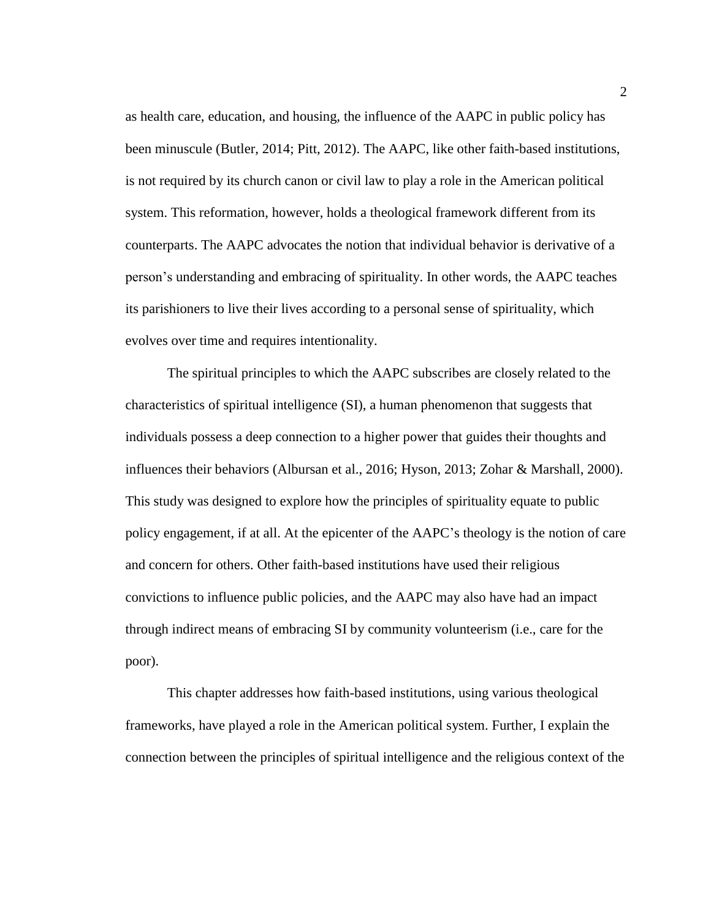as health care, education, and housing, the influence of the AAPC in public policy has been minuscule (Butler, 2014; Pitt, 2012). The AAPC, like other faith-based institutions, is not required by its church canon or civil law to play a role in the American political system. This reformation, however, holds a theological framework different from its counterparts. The AAPC advocates the notion that individual behavior is derivative of a person's understanding and embracing of spirituality. In other words, the AAPC teaches its parishioners to live their lives according to a personal sense of spirituality, which evolves over time and requires intentionality.

The spiritual principles to which the AAPC subscribes are closely related to the characteristics of spiritual intelligence (SI), a human phenomenon that suggests that individuals possess a deep connection to a higher power that guides their thoughts and influences their behaviors (Albursan et al., 2016; Hyson, 2013; Zohar & Marshall, 2000). This study was designed to explore how the principles of spirituality equate to public policy engagement, if at all. At the epicenter of the AAPC's theology is the notion of care and concern for others. Other faith-based institutions have used their religious convictions to influence public policies, and the AAPC may also have had an impact through indirect means of embracing SI by community volunteerism (i.e., care for the poor).

This chapter addresses how faith-based institutions, using various theological frameworks, have played a role in the American political system. Further, I explain the connection between the principles of spiritual intelligence and the religious context of the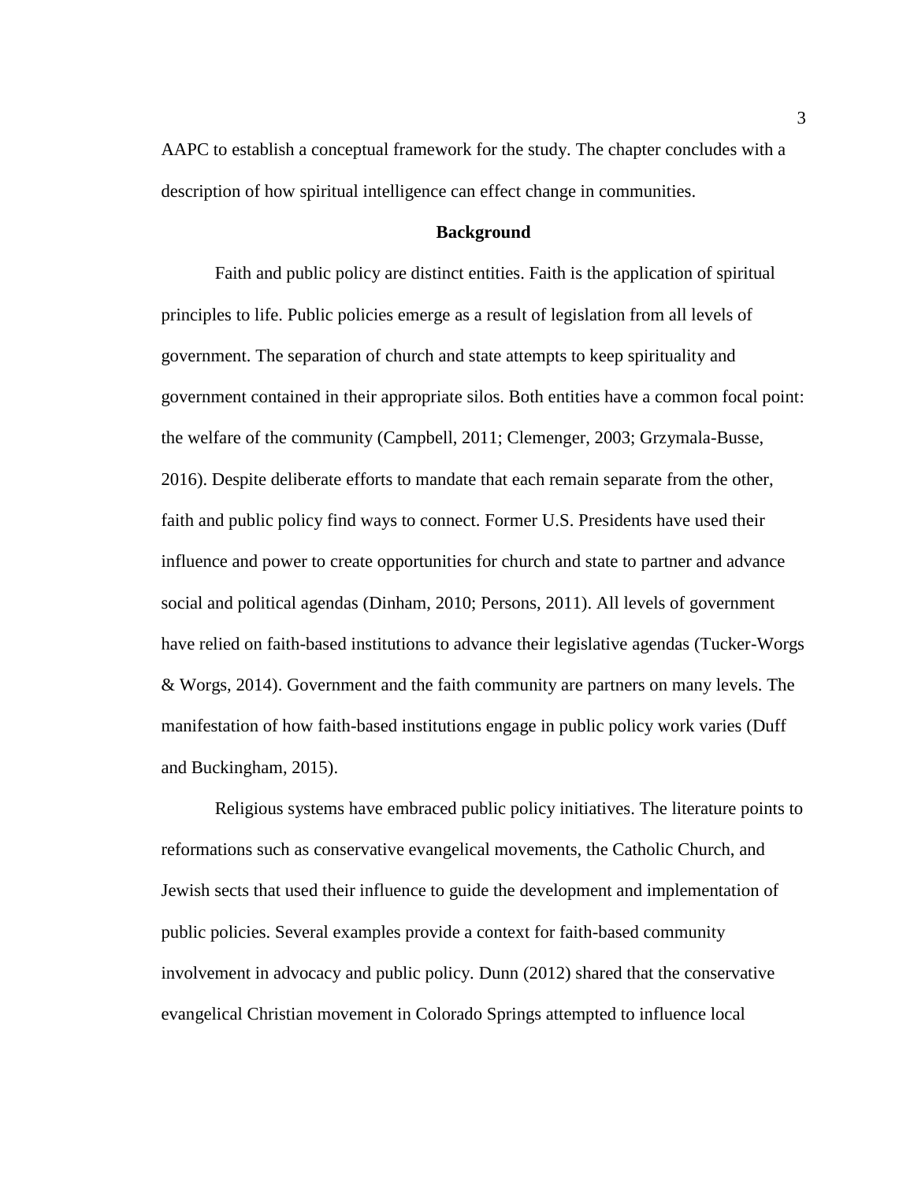AAPC to establish a conceptual framework for the study. The chapter concludes with a description of how spiritual intelligence can effect change in communities.

## Background

Faith and public policy are distinct entities. Faith is the application of spiritual principles to life. Public policies emerge as a result of legislation from all levels of government. The separation of church and state attempts to keep spirituality and government contained in their appropriate silos. Both entities have a common focal point: the welfare of the community (Campbell, 2011; Clemenger, 2003; Grzymala-Busse, 2016). Despite deliberate efforts to mandate that each remain separate from the other, faith and public policy find ways to connect. Former U.S. Presidents have used their influence and power to create opportunities for church and state to partner and advance social and political agendas (Dinham, 2010; Persons, 2011). All levels of government have relied on faith-based institutions to advance their legislative agendas (Tucker-Worgs & Worgs, 2014). Government and the faith community are partners on many levels. The manifestation of how faith-based institutions engage in public policy work varies (Duff and Buckingham, 2015).

Religious systems have embraced public policy initiatives. The literature points to reformations such as conservative evangelical movements, the Catholic Church, and Jewish sects that used their influence to guide the development and implementation of public policies. Several examples provide a context for faith-based community involvement in advocacy and public policy. Dunn (2012) shared that the conservative evangelical Christian movement in Colorado Springs attempted to influence local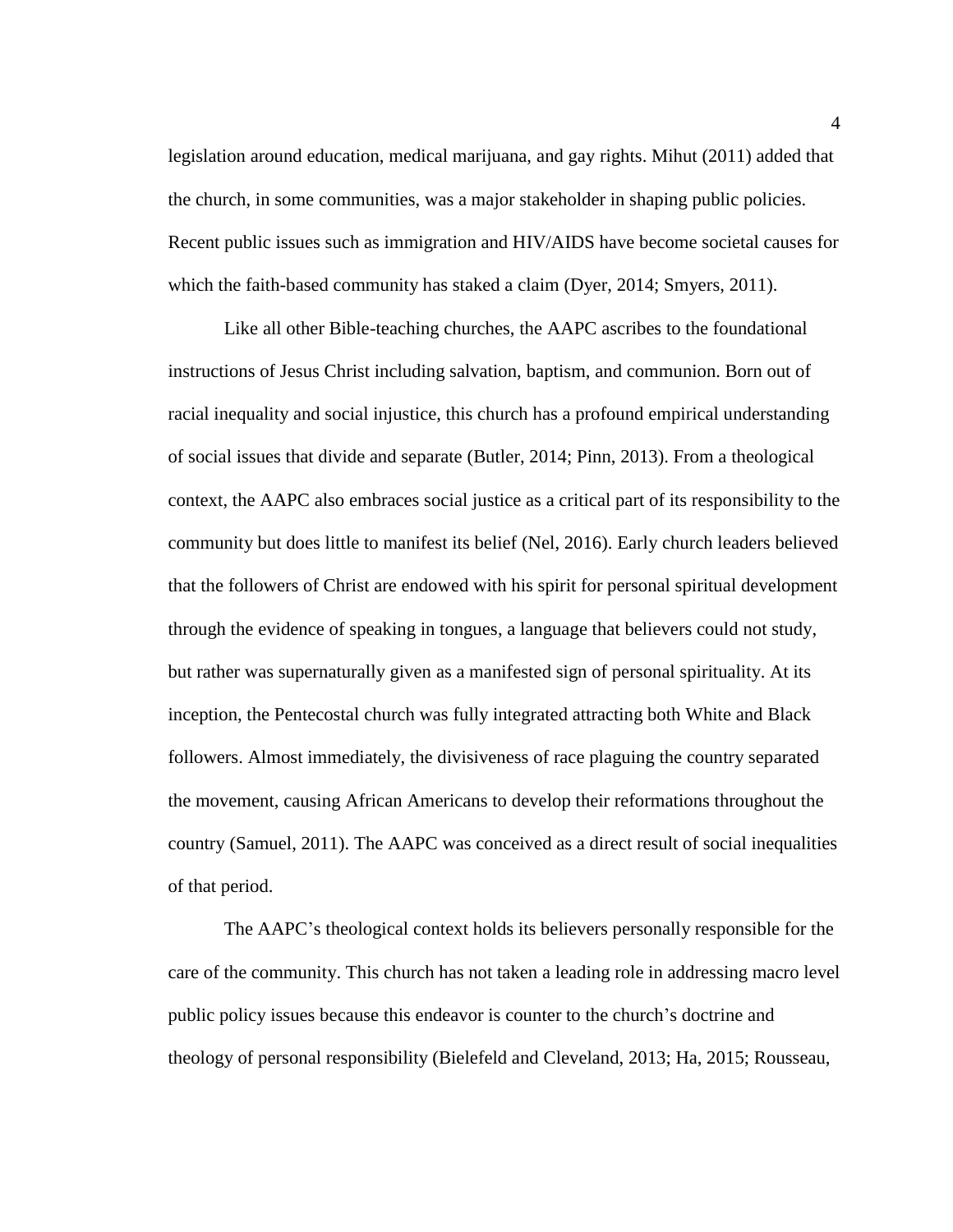legislation around education, medical marijuana, and gay rights. Mihut (2011) added that the church, in some communities, was a major stakeholder in shaping public policies. Recent public issues such as immigration and HIV/AIDS have become societal causes for which the faith-based community has staked a claim (Dyer, 2014; Smyers, 2011).

Like all other Bible-teaching churches, the AAPC ascribes to the foundational instructions of Jesus Christ including salvation, baptism, and communion. Born out of racial inequality and social injustice, this church has a profound empirical understanding of social issues that divide and separate (Butler, 2014; Pinn, 2013). From a theological context, the AAPC also embraces social justice as a critical part of its responsibility to the community but does little to manifest its belief (Nel, 2016). Early church leaders believed that the followers of Christ are endowed with his spirit for personal spiritual development through the evidence of speaking in tongues, a language that believers could not study, but rather was supernaturally given as a manifested sign of personal spirituality. At its inception, the Pentecostal church was fully integrated attracting both White and Black followers. Almost immediately, the divisiveness of race plaguing the country separated the movement, causing African Americans to develop their reformations throughout the country (Samuel, 2011). The AAPC was conceived as a direct result of social inequalities of that period.

The AAPC's theological context holds its believers personally responsible for the care of the community. This church has not taken a leading role in addressing macro level public policy issues because this endeavor is counter to the church's doctrine and theology of personal responsibility (Bielefeld and Cleveland, 2013; Ha, 2015; Rousseau,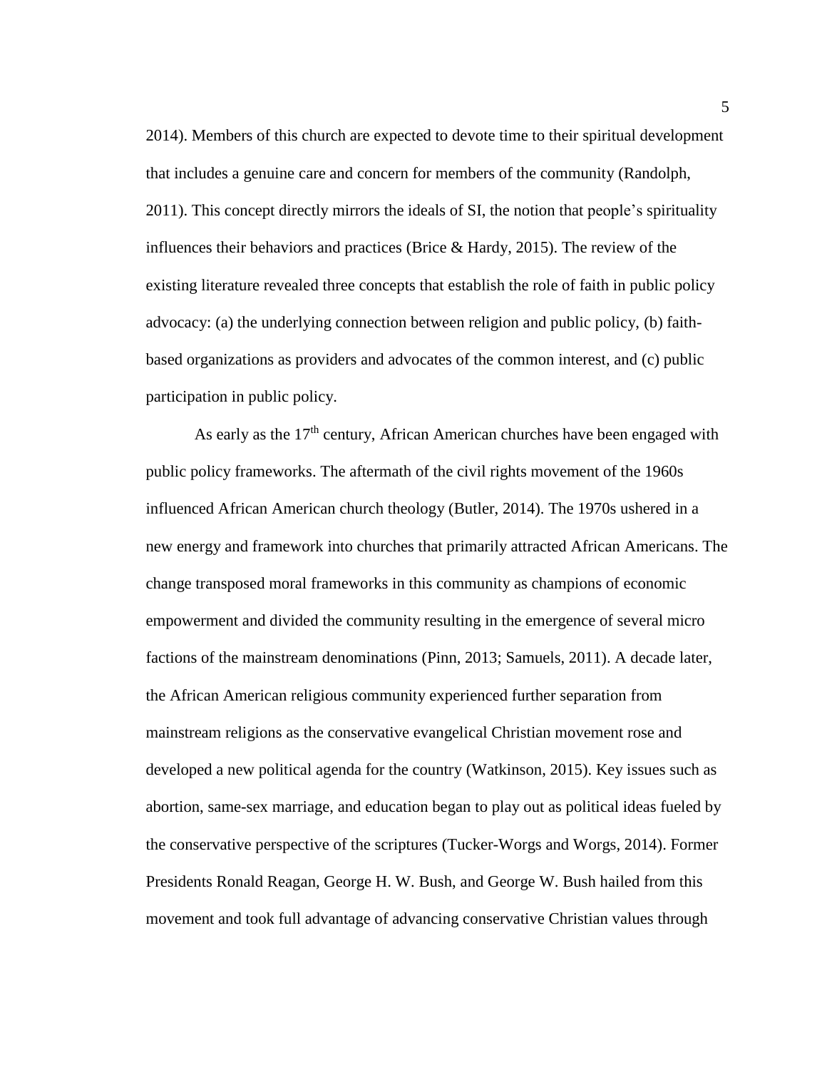2014). Members of this church are expected to devote time to their spiritual development that includes a genuine care and concern for members of the community (Randolph, 2011). This concept directly mirrors the ideals of SI, the notion that people's spirituality influences their behaviors and practices (Brice & Hardy, 2015). The review of the existing literature revealed three concepts that establish the role of faith in public policy advocacy: (a) the underlying connection between religion and public policy, (b) faith-based organizations as providers and advocates of the common interest, and (c) public participation in public policy.

As early as the 17th century, African American churches have been engaged with public policy frameworks. The aftermath of the civil rights movement of the 1960s influenced African American church theology (Butler, 2014). The 1970s ushered in a new energy and framework into churches that primarily attracted African Americans. The change transposed moral frameworks in this community as champions of economic empowerment and divided the community resulting in the emergence of several micro factions of the mainstream denominations (Pinn, 2013; Samuels, 2011). A decade later, the African American religious community experienced further separation from mainstream religions as the conservative evangelical Christian movement rose and developed a new political agenda for the country (Watkinson, 2015). Key issues such as abortion, same-sex marriage, and education began to play out as political ideas fueled by the conservative perspective of the scriptures (Tucker-Worgs and Worgs, 2014). Former Presidents Ronald Reagan, George H. W. Bush, and George W. Bush hailed from this movement and took full advantage of advancing conservative Christian values through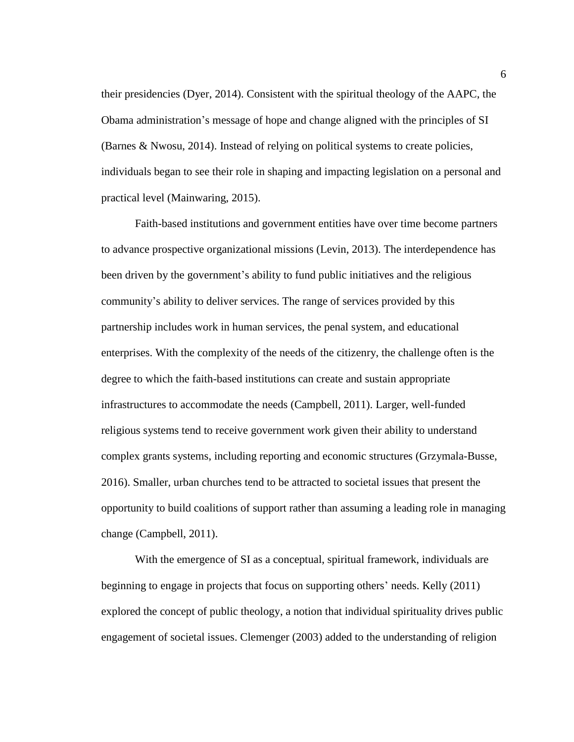their presidencies (Dyer, 2014). Consistent with the spiritual theology of the AAPC, the Obama administration's message of hope and change aligned with the principles of SI (Barnes & Nwosu, 2014). Instead of relying on political systems to create policies, individuals began to see their role in shaping and impacting legislation on a personal and practical level (Mainwaring, 2015).

Faith-based institutions and government entities have over time become partners to advance prospective organizational missions (Levin, 2013). The interdependence has been driven by the government's ability to fund public initiatives and the religious community's ability to deliver services. The range of services provided by this partnership includes work in human services, the penal system, and educational enterprises. With the complexity of the needs of the citizenry, the challenge often is the degree to which the faith-based institutions can create and sustain appropriate infrastructures to accommodate the needs (Campbell, 2011). Larger, well-funded religious systems tend to receive government work given their ability to understand complex grants systems, including reporting and economic structures (Grzymala-Busse, 2016). Smaller, urban churches tend to be attracted to societal issues that present the opportunity to build coalitions of support rather than assuming a leading role in managing change (Campbell, 2011).

With the emergence of SI as a conceptual, spiritual framework, individuals are beginning to engage in projects that focus on supporting others' needs. Kelly (2011) explored the concept of public theology, a notion that individual spirituality drives public engagement of societal issues. Clemenger (2003) added to the understanding of religion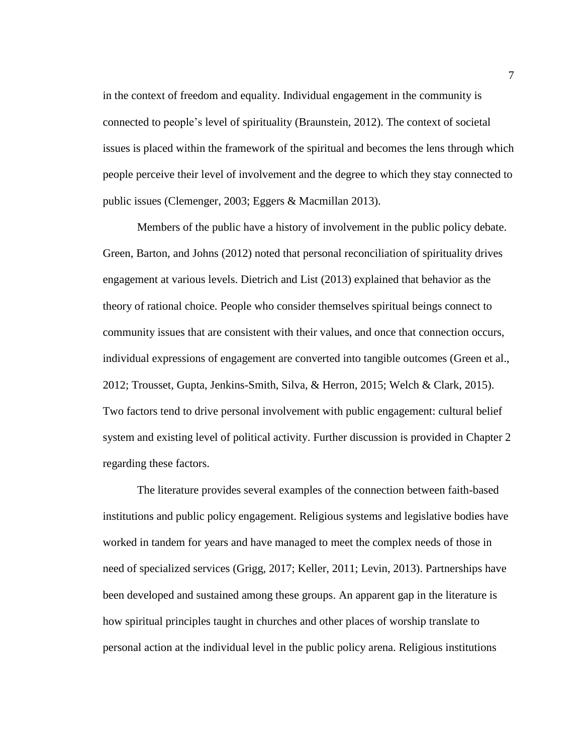in the context of freedom and equality. Individual engagement in the community is connected to people's level of spirituality (Braunstein, 2012). The context of societal issues is placed within the framework of the spiritual and becomes the lens through which people perceive their level of involvement and the degree to which they stay connected to public issues (Clemenger, 2003; Eggers & Macmillan 2013).

Members of the public have a history of involvement in the public policy debate. Green, Barton, and Johns (2012) noted that personal reconciliation of spirituality drives engagement at various levels. Dietrich and List (2013) explained that behavior as the theory of rational choice. People who consider themselves spiritual beings connect to community issues that are consistent with their values, and once that connection occurs, individual expressions of engagement are converted into tangible outcomes (Green et al., 2012; Trousset, Gupta, Jenkins-Smith, Silva, & Herron, 2015; Welch & Clark, 2015). Two factors tend to drive personal involvement with public engagement: cultural belief system and existing level of political activity. Further discussion is provided in Chapter 2 regarding these factors.

The literature provides several examples of the connection between faith-based institutions and public policy engagement. Religious systems and legislative bodies have worked in tandem for years and have managed to meet the complex needs of those in need of specialized services (Grigg, 2017; Keller, 2011; Levin, 2013). Partnerships have been developed and sustained among these groups. An apparent gap in the literature is how spiritual principles taught in churches and other places of worship translate to personal action at the individual level in the public policy arena. Religious institutions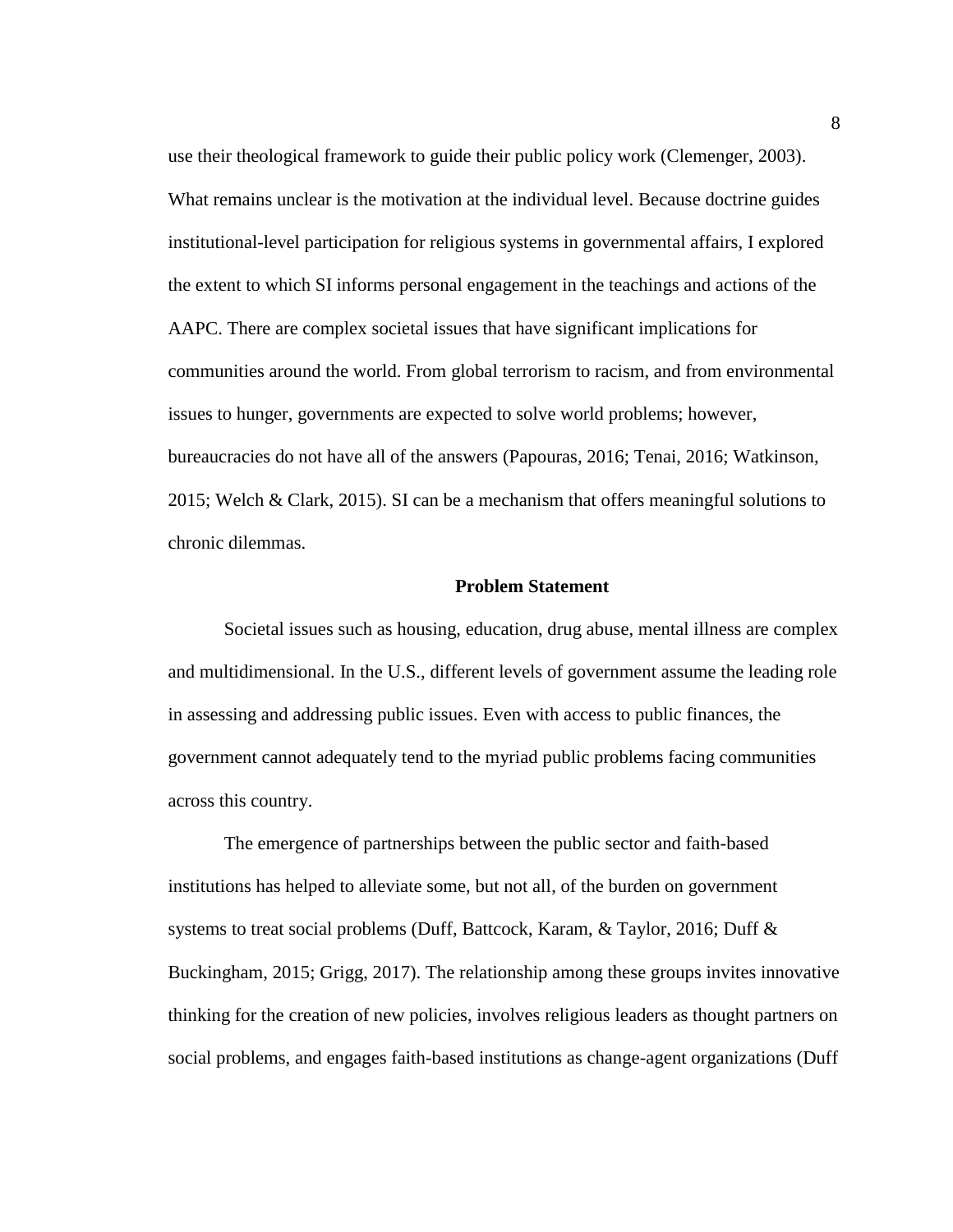use their theological framework to guide their public policy work (Clemenger, 2003). What remains unclear is the motivation at the individual level. Because doctrine guides institutional-level participation for religious systems in governmental affairs, I explored the extent to which SI informs personal engagement in the teachings and actions of the AAPC. There are complex societal issues that have significant implications for communities around the world. From global terrorism to racism, and from environmental issues to hunger, governments are expected to solve world problems; however, bureaucracies do not have all of the answers (Papouras, 2016; Tenai, 2016; Watkinson, 2015; Welch & Clark, 2015). SI can be a mechanism that offers meaningful solutions to chronic dilemmas.

## Problem Statement

Societal issues such as housing, education, drug abuse, mental illness are complex and multidimensional. In the U.S., different levels of government assume the leading role in assessing and addressing public issues. Even with access to public finances, the government cannot adequately tend to the myriad public problems facing communities across this country.

The emergence of partnerships between the public sector and faith-based institutions has helped to alleviate some, but not all, of the burden on government systems to treat social problems (Duff, Battcock, Karam, & Taylor, 2016; Duff & Buckingham, 2015; Grigg, 2017). The relationship among these groups invites innovative thinking for the creation of new policies, involves religious leaders as thought partners on social problems, and engages faith-based institutions as change-agent organizations (Duff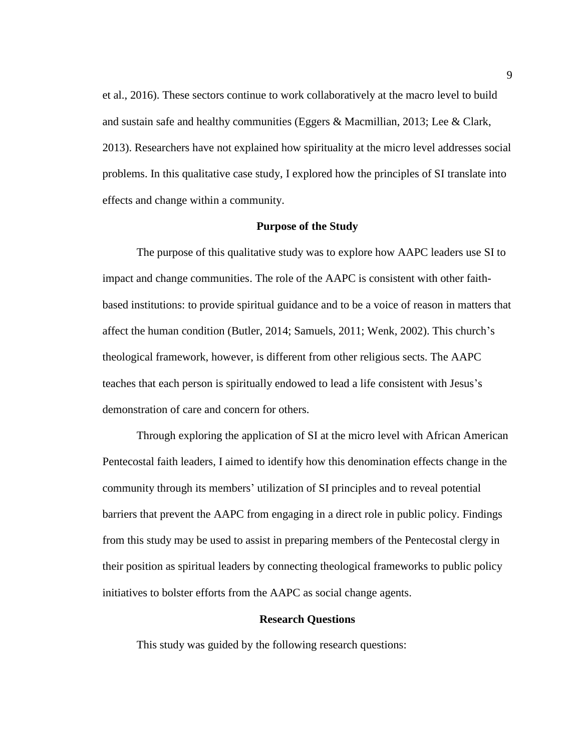et al., 2016). These sectors continue to work collaboratively at the macro level to build and sustain safe and healthy communities (Eggers & Macmillian, 2013; Lee & Clark, 2013). Researchers have not explained how spirituality at the micro level addresses social problems. In this qualitative case study, I explored how the principles of SI translate into effects and change within a community.

## Purpose of the Study

The purpose of this qualitative study was to explore how AAPC leaders use SI to impact and change communities. The role of the AAPC is consistent with other faith-based institutions: to provide spiritual guidance and to be a voice of reason in matters that affect the human condition (Butler, 2014; Samuels, 2011; Wenk, 2002). This church's theological framework, however, is different from other religious sects. The AAPC teaches that each person is spiritually endowed to lead a life consistent with Jesus's demonstration of care and concern for others.

Through exploring the application of SI at the micro level with African American Pentecostal faith leaders, I aimed to identify how this denomination effects change in the community through its members' utilization of SI principles and to reveal potential barriers that prevent the AAPC from engaging in a direct role in public policy. Findings from this study may be used to assist in preparing members of the Pentecostal clergy in their position as spiritual leaders by connecting theological frameworks to public policy initiatives to bolster efforts from the AAPC as social change agents.

## Research Questions

This study was guided by the following research questions: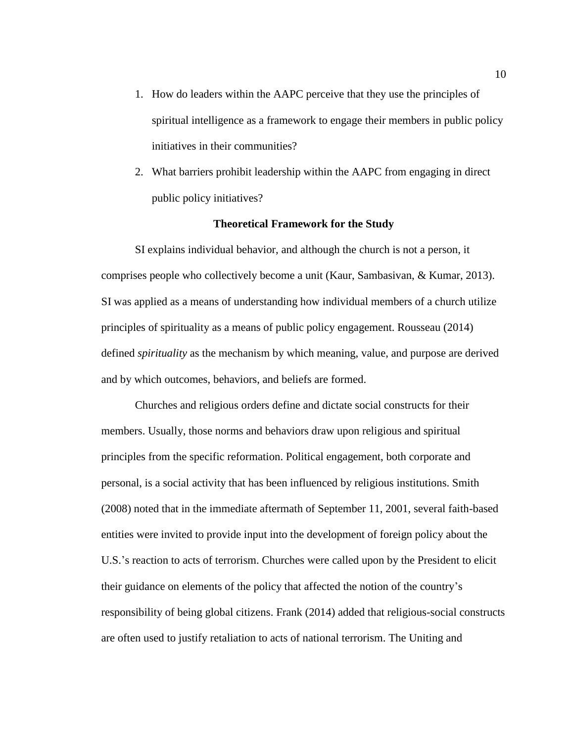1. How do leaders within the AAPC perceive that they use the principles of spiritual intelligence as a framework to engage their members in public policy initiatives in their communities?
2. What barriers prohibit leadership within the AAPC from engaging in direct public policy initiatives?

## Theoretical Framework for the Study

SI explains individual behavior, and although the church is not a person, it comprises people who collectively become a unit (Kaur, Sambasivan, & Kumar, 2013). SI was applied as a means of understanding how individual members of a church utilize principles of spirituality as a means of public policy engagement. Rousseau (2014) defined *spirituality* as the mechanism by which meaning, value, and purpose are derived and by which outcomes, behaviors, and beliefs are formed.

Churches and religious orders define and dictate social constructs for their members. Usually, those norms and behaviors draw upon religious and spiritual principles from the specific reformation. Political engagement, both corporate and personal, is a social activity that has been influenced by religious institutions. Smith (2008) noted that in the immediate aftermath of September 11, 2001, several faith-based entities were invited to provide input into the development of foreign policy about the U.S.'s reaction to acts of terrorism. Churches were called upon by the President to elicit their guidance on elements of the policy that affected the notion of the country's responsibility of being global citizens. Frank (2014) added that religious-social constructs are often used to justify retaliation to acts of national terrorism. The Uniting and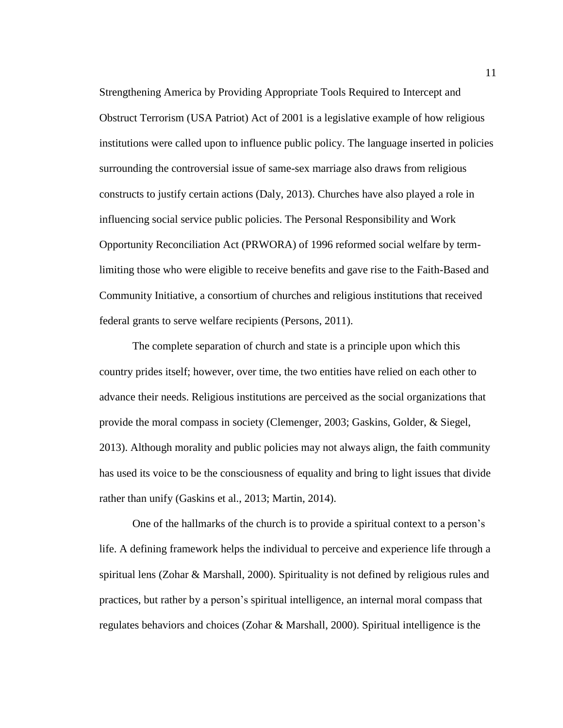Strengthening America by Providing Appropriate Tools Required to Intercept and Obstruct Terrorism (USA Patriot) Act of 2001 is a legislative example of how religious institutions were called upon to influence public policy. The language inserted in policies surrounding the controversial issue of same-sex marriage also draws from religious constructs to justify certain actions (Daly, 2013). Churches have also played a role in influencing social service public policies. The Personal Responsibility and Work Opportunity Reconciliation Act (PRWORA) of 1996 reformed social welfare by term-limiting those who were eligible to receive benefits and gave rise to the Faith-Based and Community Initiative, a consortium of churches and religious institutions that received federal grants to serve welfare recipients (Persons, 2011).

The complete separation of church and state is a principle upon which this country prides itself; however, over time, the two entities have relied on each other to advance their needs. Religious institutions are perceived as the social organizations that provide the moral compass in society (Clemenger, 2003; Gaskins, Golder, & Siegel, 2013). Although morality and public policies may not always align, the faith community has used its voice to be the consciousness of equality and bring to light issues that divide rather than unify (Gaskins et al., 2013; Martin, 2014).

One of the hallmarks of the church is to provide a spiritual context to a person's life. A defining framework helps the individual to perceive and experience life through a spiritual lens (Zohar & Marshall, 2000). Spirituality is not defined by religious rules and practices, but rather by a person's spiritual intelligence, an internal moral compass that regulates behaviors and choices (Zohar & Marshall, 2000). Spiritual intelligence is the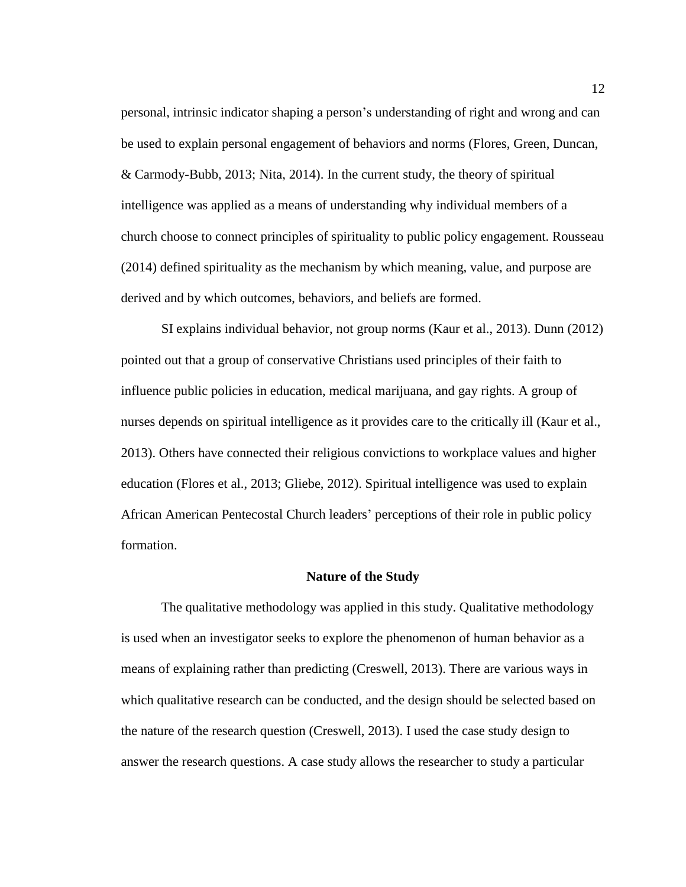personal, intrinsic indicator shaping a person's understanding of right and wrong and can be used to explain personal engagement of behaviors and norms (Flores, Green, Duncan, & Carmody-Bubb, 2013; Nita, 2014). In the current study, the theory of spiritual intelligence was applied as a means of understanding why individual members of a church choose to connect principles of spirituality to public policy engagement. Rousseau (2014) defined spirituality as the mechanism by which meaning, value, and purpose are derived and by which outcomes, behaviors, and beliefs are formed.

SI explains individual behavior, not group norms (Kaur et al., 2013). Dunn (2012) pointed out that a group of conservative Christians used principles of their faith to influence public policies in education, medical marijuana, and gay rights. A group of nurses depends on spiritual intelligence as it provides care to the critically ill (Kaur et al., 2013). Others have connected their religious convictions to workplace values and higher education (Flores et al., 2013; Gliebe, 2012). Spiritual intelligence was used to explain African American Pentecostal Church leaders' perceptions of their role in public policy formation.

## Nature of the Study

The qualitative methodology was applied in this study. Qualitative methodology is used when an investigator seeks to explore the phenomenon of human behavior as a means of explaining rather than predicting (Creswell, 2013). There are various ways in which qualitative research can be conducted, and the design should be selected based on the nature of the research question (Creswell, 2013). I used the case study design to answer the research questions. A case study allows the researcher to study a particular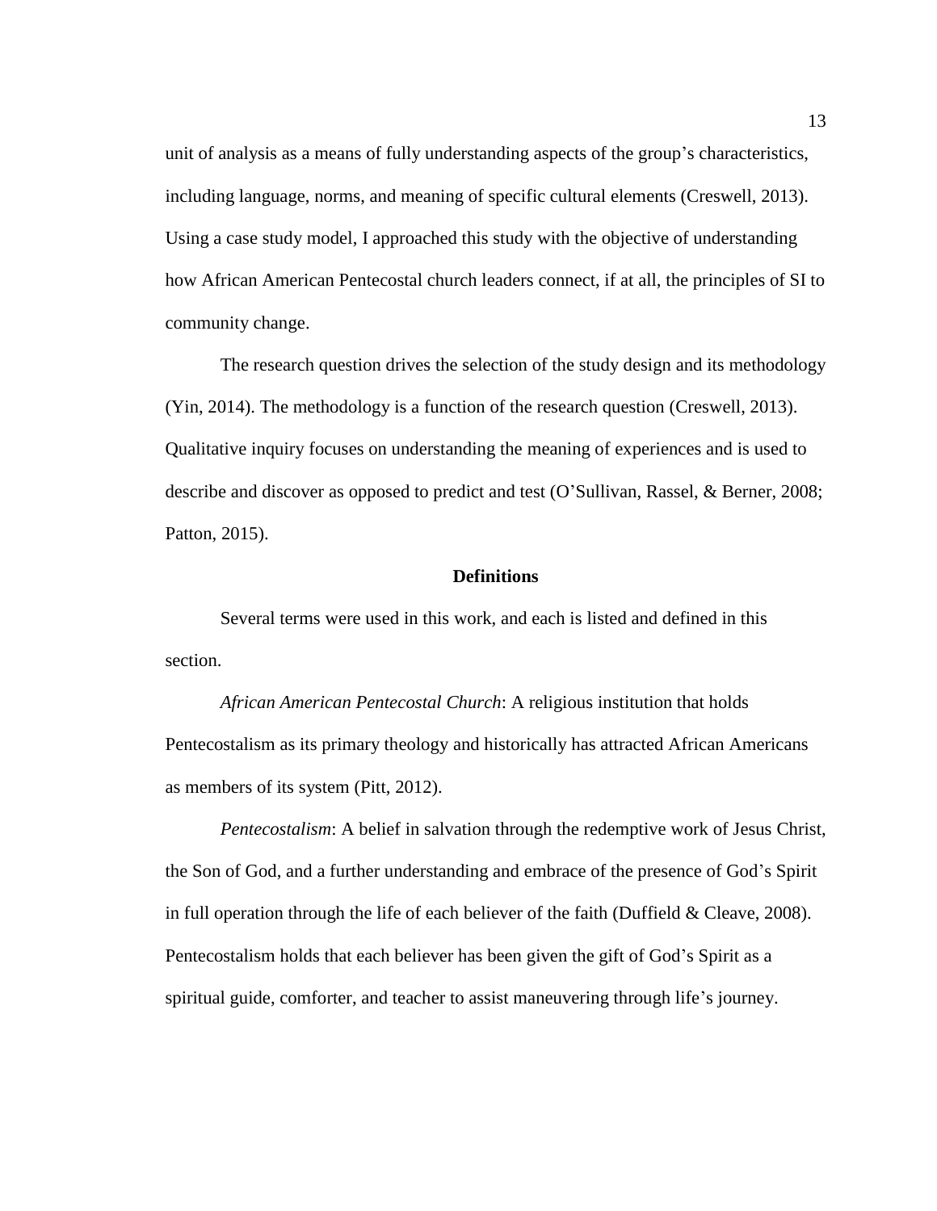unit of analysis as a means of fully understanding aspects of the group's characteristics, including language, norms, and meaning of specific cultural elements (Creswell, 2013). Using a case study model, I approached this study with the objective of understanding how African American Pentecostal church leaders connect, if at all, the principles of SI to community change.

The research question drives the selection of the study design and its methodology (Yin, 2014). The methodology is a function of the research question (Creswell, 2013). Qualitative inquiry focuses on understanding the meaning of experiences and is used to describe and discover as opposed to predict and test (O'Sullivan, Rassel, & Berner, 2008; Patton, 2015).

## Definitions

Several terms were used in this work, and each is listed and defined in this section.

*African American Pentecostal Church*: A religious institution that holds Pentecostalism as its primary theology and historically has attracted African Americans as members of its system (Pitt, 2012).

*Pentecostalism*: A belief in salvation through the redemptive work of Jesus Christ, the Son of God, and a further understanding and embrace of the presence of God's Spirit in full operation through the life of each believer of the faith (Duffield & Cleave, 2008). Pentecostalism holds that each believer has been given the gift of God's Spirit as a spiritual guide, comforter, and teacher to assist maneuvering through life's journey.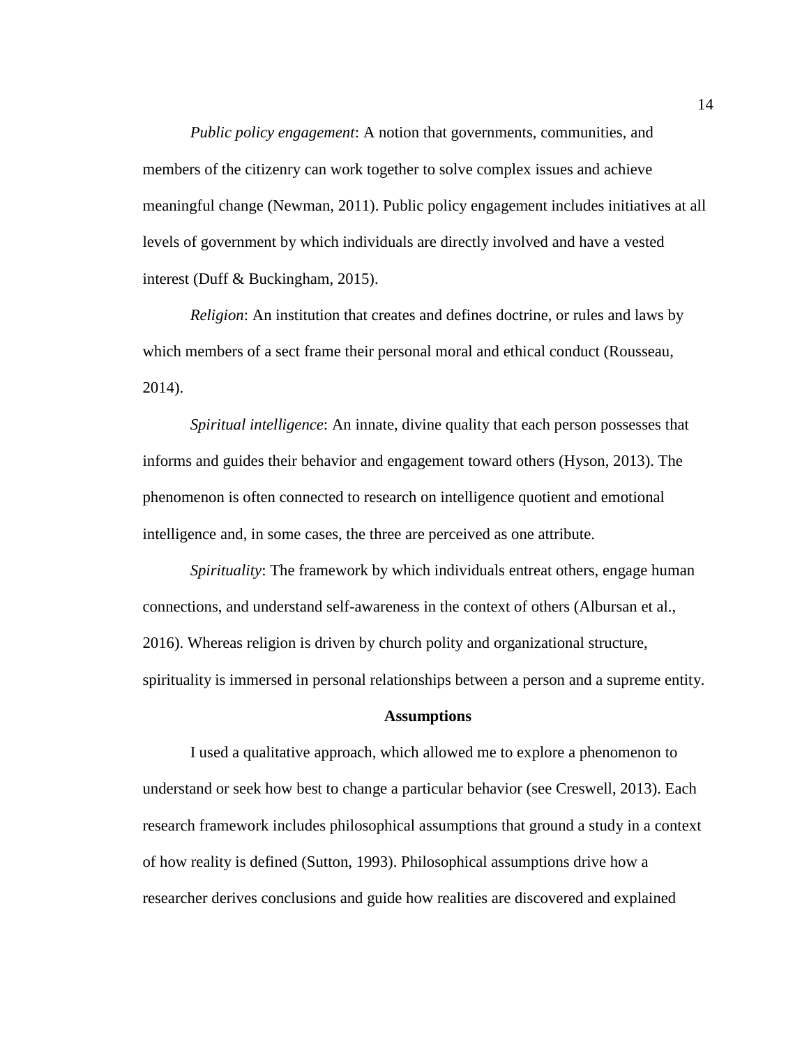*Public policy engagement*: A notion that governments, communities, and members of the citizenry can work together to solve complex issues and achieve meaningful change (Newman, 2011). Public policy engagement includes initiatives at all levels of government by which individuals are directly involved and have a vested interest (Duff & Buckingham, 2015).

*Religion*: An institution that creates and defines doctrine, or rules and laws by which members of a sect frame their personal moral and ethical conduct (Rousseau, 2014).

*Spiritual intelligence*: An innate, divine quality that each person possesses that informs and guides their behavior and engagement toward others (Hyson, 2013). The phenomenon is often connected to research on intelligence quotient and emotional intelligence and, in some cases, the three are perceived as one attribute.

*Spirituality*: The framework by which individuals entreat others, engage human connections, and understand self-awareness in the context of others (Albursan et al., 2016). Whereas religion is driven by church polity and organizational structure, spirituality is immersed in personal relationships between a person and a supreme entity.

## Assumptions

I used a qualitative approach, which allowed me to explore a phenomenon to understand or seek how best to change a particular behavior (see Creswell, 2013). Each research framework includes philosophical assumptions that ground a study in a context of how reality is defined (Sutton, 1993). Philosophical assumptions drive how a researcher derives conclusions and guide how realities are discovered and explained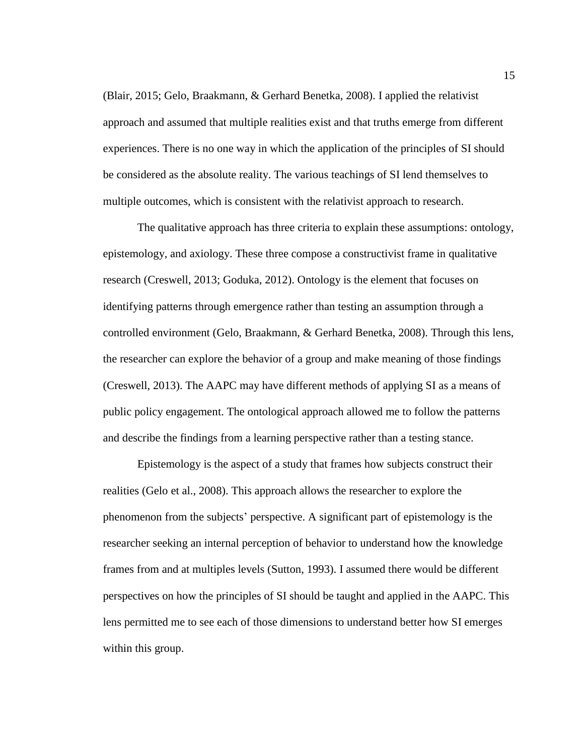(Blair, 2015; Gelo, Braakmann, & Gerhard Benetka, 2008). I applied the relativist approach and assumed that multiple realities exist and that truths emerge from different experiences. There is no one way in which the application of the principles of SI should be considered as the absolute reality. The various teachings of SI lend themselves to multiple outcomes, which is consistent with the relativist approach to research.

The qualitative approach has three criteria to explain these assumptions: ontology, epistemology, and axiology. These three compose a constructivist frame in qualitative research (Creswell, 2013; Goduka, 2012). Ontology is the element that focuses on identifying patterns through emergence rather than testing an assumption through a controlled environment (Gelo, Braakmann, & Gerhard Benetka, 2008). Through this lens, the researcher can explore the behavior of a group and make meaning of those findings (Creswell, 2013). The AAPC may have different methods of applying SI as a means of public policy engagement. The ontological approach allowed me to follow the patterns and describe the findings from a learning perspective rather than a testing stance.

Epistemology is the aspect of a study that frames how subjects construct their realities (Gelo et al., 2008). This approach allows the researcher to explore the phenomenon from the subjects' perspective. A significant part of epistemology is the researcher seeking an internal perception of behavior to understand how the knowledge frames from and at multiples levels (Sutton, 1993). I assumed there would be different perspectives on how the principles of SI should be taught and applied in the AAPC. This lens permitted me to see each of those dimensions to understand better how SI emerges within this group.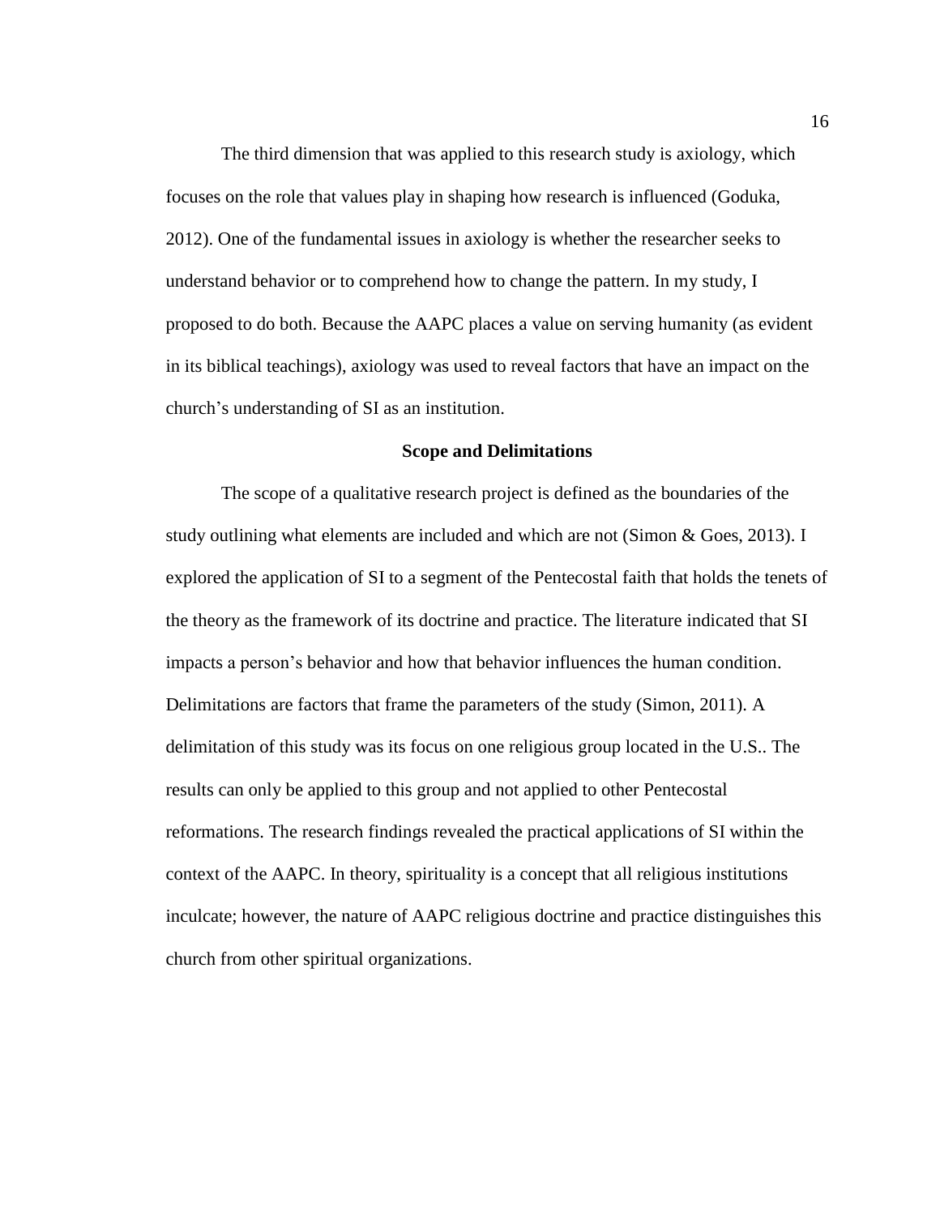The third dimension that was applied to this research study is axiology, which focuses on the role that values play in shaping how research is influenced (Goduka, 2012). One of the fundamental issues in axiology is whether the researcher seeks to understand behavior or to comprehend how to change the pattern. In my study, I proposed to do both. Because the AAPC places a value on serving humanity (as evident in its biblical teachings), axiology was used to reveal factors that have an impact on the church's understanding of SI as an institution.

## Scope and Delimitations

The scope of a qualitative research project is defined as the boundaries of the study outlining what elements are included and which are not (Simon & Goes, 2013). I explored the application of SI to a segment of the Pentecostal faith that holds the tenets of the theory as the framework of its doctrine and practice. The literature indicated that SI impacts a person's behavior and how that behavior influences the human condition. Delimitations are factors that frame the parameters of the study (Simon, 2011). A delimitation of this study was its focus on one religious group located in the U.S.. The results can only be applied to this group and not applied to other Pentecostal reformations. The research findings revealed the practical applications of SI within the context of the AAPC. In theory, spirituality is a concept that all religious institutions inculcate; however, the nature of AAPC religious doctrine and practice distinguishes this church from other spiritual organizations.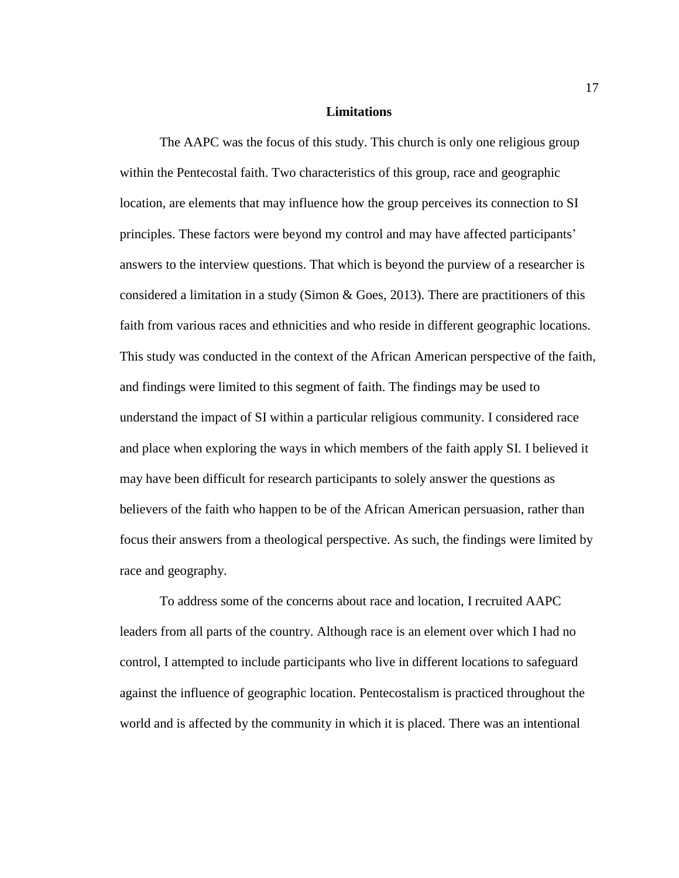## Limitations

The AAPC was the focus of this study. This church is only one religious group within the Pentecostal faith. Two characteristics of this group, race and geographic location, are elements that may influence how the group perceives its connection to SI principles. These factors were beyond my control and may have affected participants' answers to the interview questions. That which is beyond the purview of a researcher is considered a limitation in a study (Simon & Goes, 2013). There are practitioners of this faith from various races and ethnicities and who reside in different geographic locations. This study was conducted in the context of the African American perspective of the faith, and findings were limited to this segment of faith. The findings may be used to understand the impact of SI within a particular religious community. I considered race and place when exploring the ways in which members of the faith apply SI. I believed it may have been difficult for research participants to solely answer the questions as believers of the faith who happen to be of the African American persuasion, rather than focus their answers from a theological perspective. As such, the findings were limited by race and geography.

To address some of the concerns about race and location, I recruited AAPC leaders from all parts of the country. Although race is an element over which I had no control, I attempted to include participants who live in different locations to safeguard against the influence of geographic location. Pentecostalism is practiced throughout the world and is affected by the community in which it is placed. There was an intentional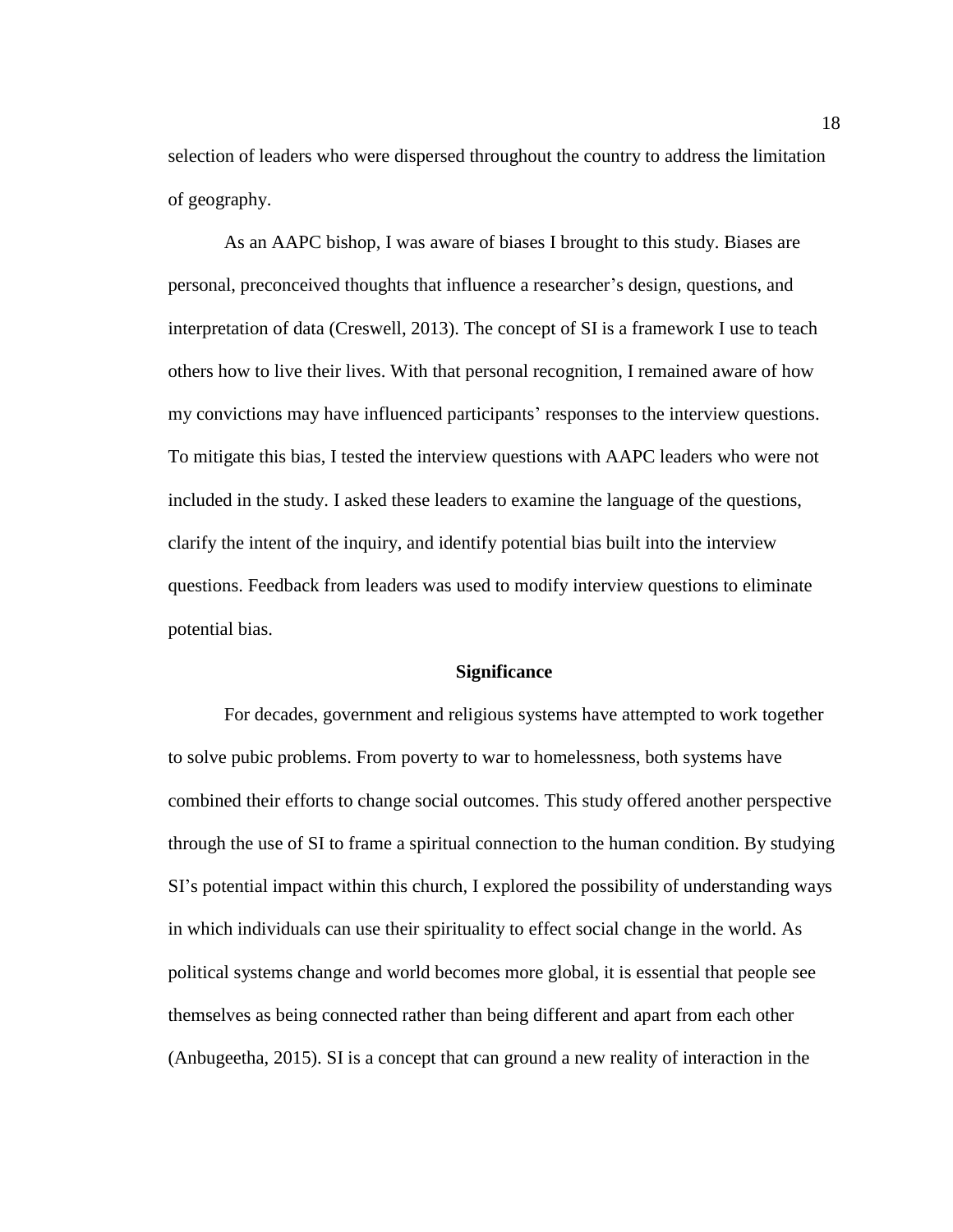selection of leaders who were dispersed throughout the country to address the limitation of geography.

As an AAPC bishop, I was aware of biases I brought to this study. Biases are personal, preconceived thoughts that influence a researcher's design, questions, and interpretation of data (Creswell, 2013). The concept of SI is a framework I use to teach others how to live their lives. With that personal recognition, I remained aware of how my convictions may have influenced participants' responses to the interview questions. To mitigate this bias, I tested the interview questions with AAPC leaders who were not included in the study. I asked these leaders to examine the language of the questions, clarify the intent of the inquiry, and identify potential bias built into the interview questions. Feedback from leaders was used to modify interview questions to eliminate potential bias.

## Significance

For decades, government and religious systems have attempted to work together to solve pubic problems. From poverty to war to homelessness, both systems have combined their efforts to change social outcomes. This study offered another perspective through the use of SI to frame a spiritual connection to the human condition. By studying SI's potential impact within this church, I explored the possibility of understanding ways in which individuals can use their spirituality to effect social change in the world. As political systems change and world becomes more global, it is essential that people see themselves as being connected rather than being different and apart from each other (Anbugeetha, 2015). SI is a concept that can ground a new reality of interaction in the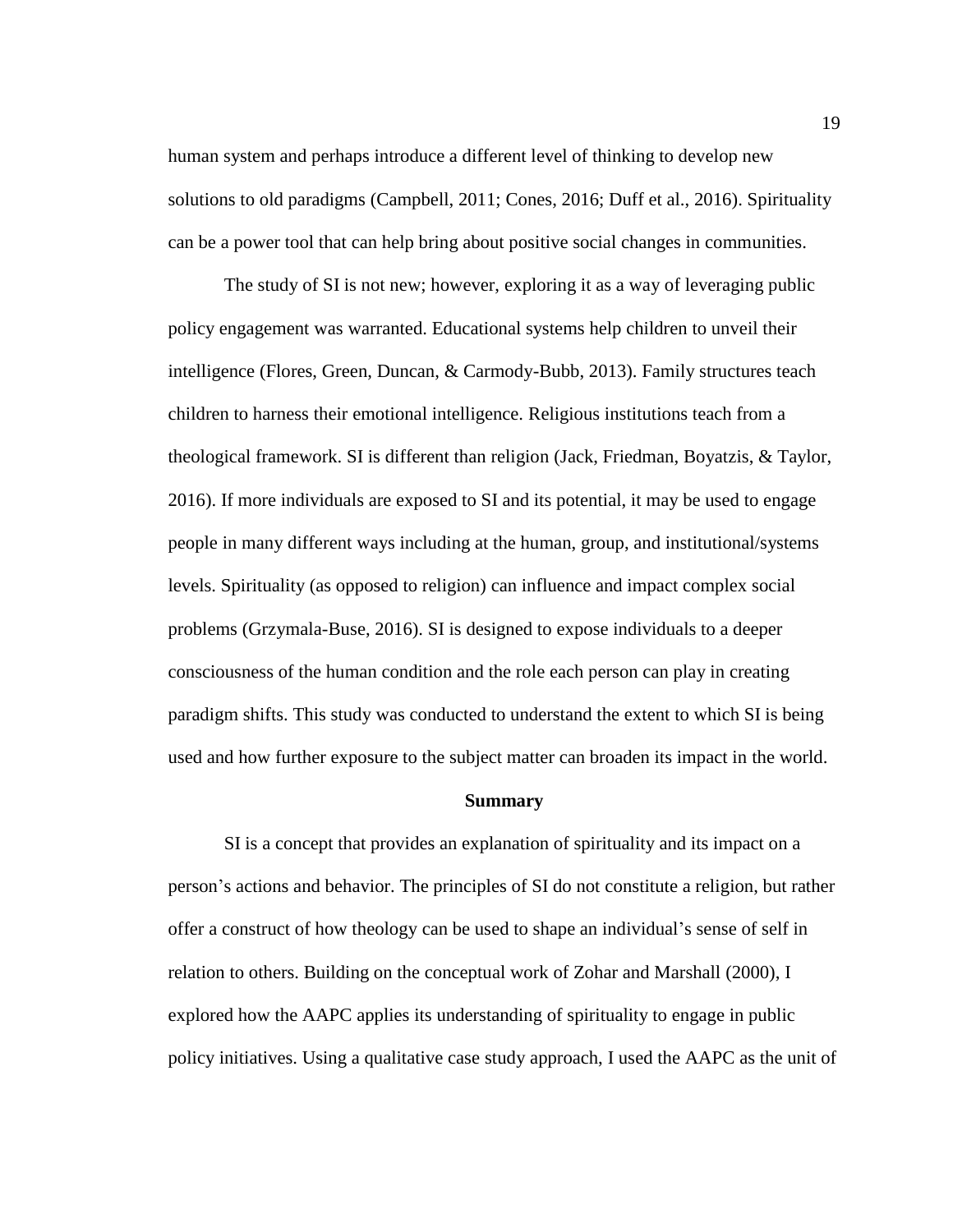human system and perhaps introduce a different level of thinking to develop new solutions to old paradigms (Campbell, 2011; Cones, 2016; Duff et al., 2016). Spirituality can be a power tool that can help bring about positive social changes in communities.

The study of SI is not new; however, exploring it as a way of leveraging public policy engagement was warranted. Educational systems help children to unveil their intelligence (Flores, Green, Duncan, & Carmody-Bubb, 2013). Family structures teach children to harness their emotional intelligence. Religious institutions teach from a theological framework. SI is different than religion (Jack, Friedman, Boyatzis, & Taylor, 2016). If more individuals are exposed to SI and its potential, it may be used to engage people in many different ways including at the human, group, and institutional/systems levels. Spirituality (as opposed to religion) can influence and impact complex social problems (Grzymala-Buse, 2016). SI is designed to expose individuals to a deeper consciousness of the human condition and the role each person can play in creating paradigm shifts. This study was conducted to understand the extent to which SI is being used and how further exposure to the subject matter can broaden its impact in the world.

## Summary

SI is a concept that provides an explanation of spirituality and its impact on a person's actions and behavior. The principles of SI do not constitute a religion, but rather offer a construct of how theology can be used to shape an individual's sense of self in relation to others. Building on the conceptual work of Zohar and Marshall (2000), I explored how the AAPC applies its understanding of spirituality to engage in public policy initiatives. Using a qualitative case study approach, I used the AAPC as the unit of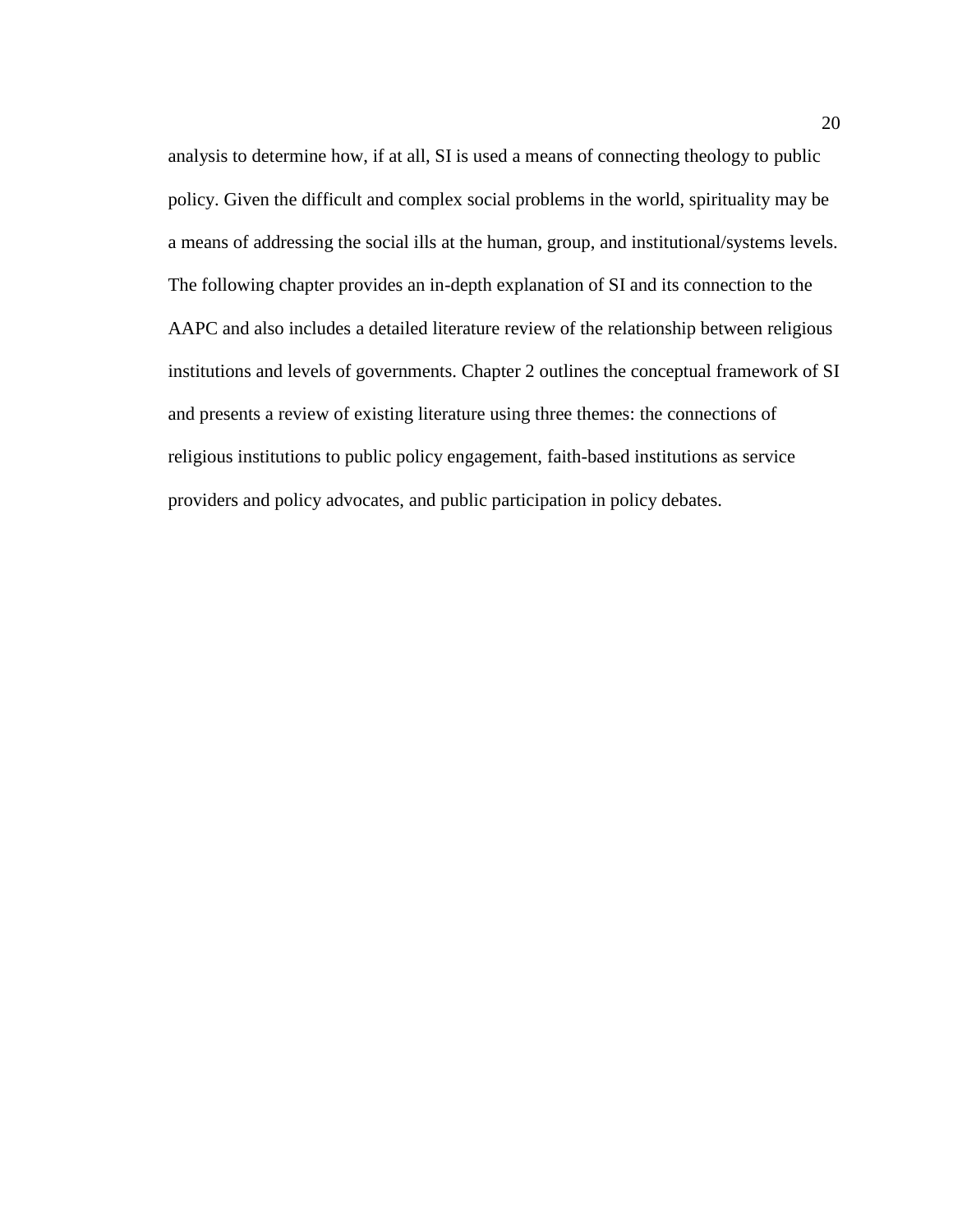analysis to determine how, if at all, SI is used a means of connecting theology to public policy. Given the difficult and complex social problems in the world, spirituality may be a means of addressing the social ills at the human, group, and institutional/systems levels. The following chapter provides an in-depth explanation of SI and its connection to the AAPC and also includes a detailed literature review of the relationship between religious institutions and levels of governments. Chapter 2 outlines the conceptual framework of SI and presents a review of existing literature using three themes: the connections of religious institutions to public policy engagement, faith-based institutions as service providers and policy advocates, and public participation in policy debates.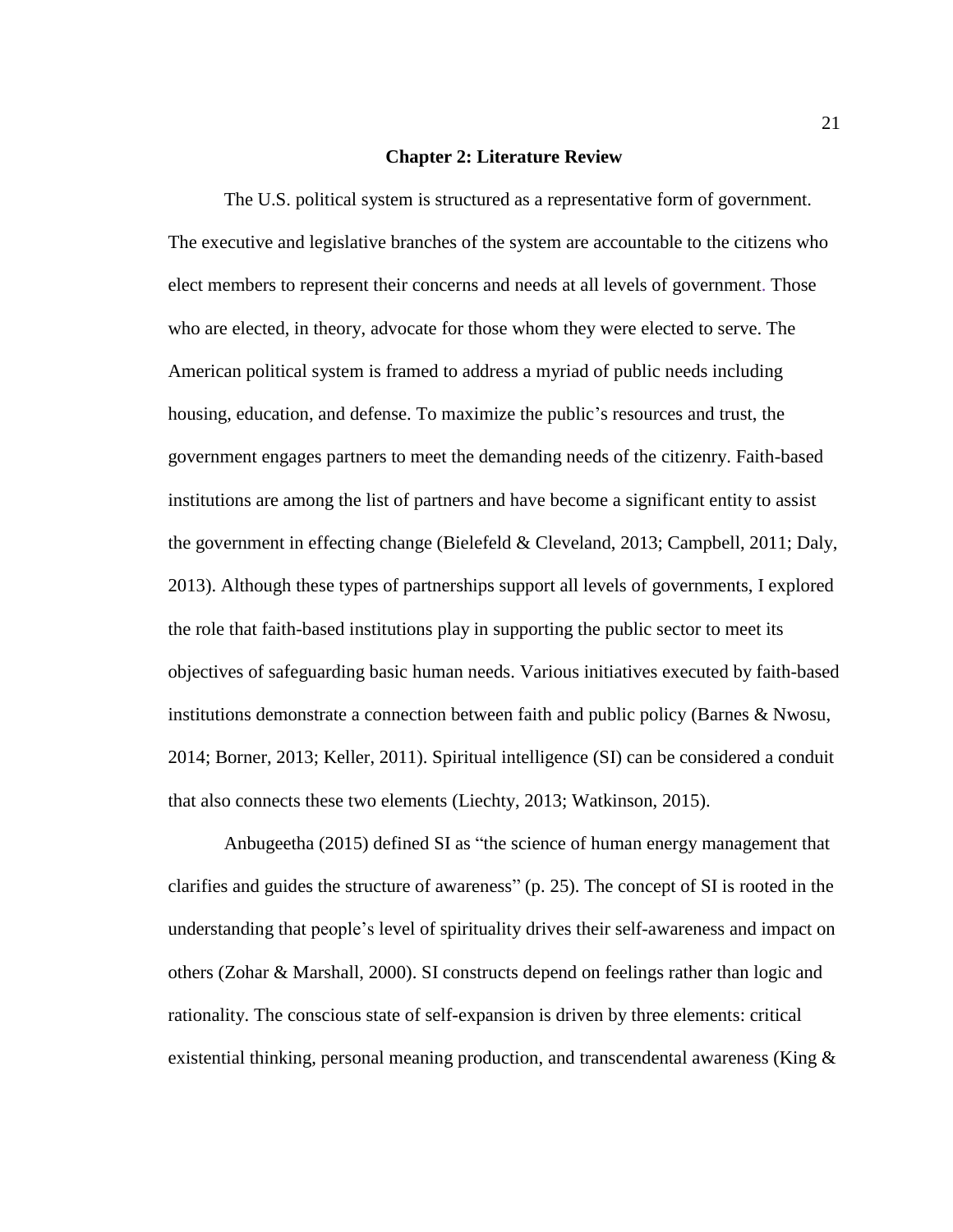# Chapter 2: Literature Review

The U.S. political system is structured as a representative form of government. The executive and legislative branches of the system are accountable to the citizens who elect members to represent their concerns and needs at all levels of government. Those who are elected, in theory, advocate for those whom they were elected to serve. The American political system is framed to address a myriad of public needs including housing, education, and defense. To maximize the public's resources and trust, the government engages partners to meet the demanding needs of the citizenry. Faith-based institutions are among the list of partners and have become a significant entity to assist the government in effecting change (Bielefeld & Cleveland, 2013; Campbell, 2011; Daly, 2013). Although these types of partnerships support all levels of governments, I explored the role that faith-based institutions play in supporting the public sector to meet its objectives of safeguarding basic human needs. Various initiatives executed by faith-based institutions demonstrate a connection between faith and public policy (Barnes & Nwosu, 2014; Borner, 2013; Keller, 2011). Spiritual intelligence (SI) can be considered a conduit that also connects these two elements (Liechty, 2013; Watkinson, 2015).

Anbugeetha (2015) defined SI as "the science of human energy management that clarifies and guides the structure of awareness" (p. 25). The concept of SI is rooted in the understanding that people's level of spirituality drives their self-awareness and impact on others (Zohar & Marshall, 2000). SI constructs depend on feelings rather than logic and rationality. The conscious state of self-expansion is driven by three elements: critical existential thinking, personal meaning production, and transcendental awareness (King &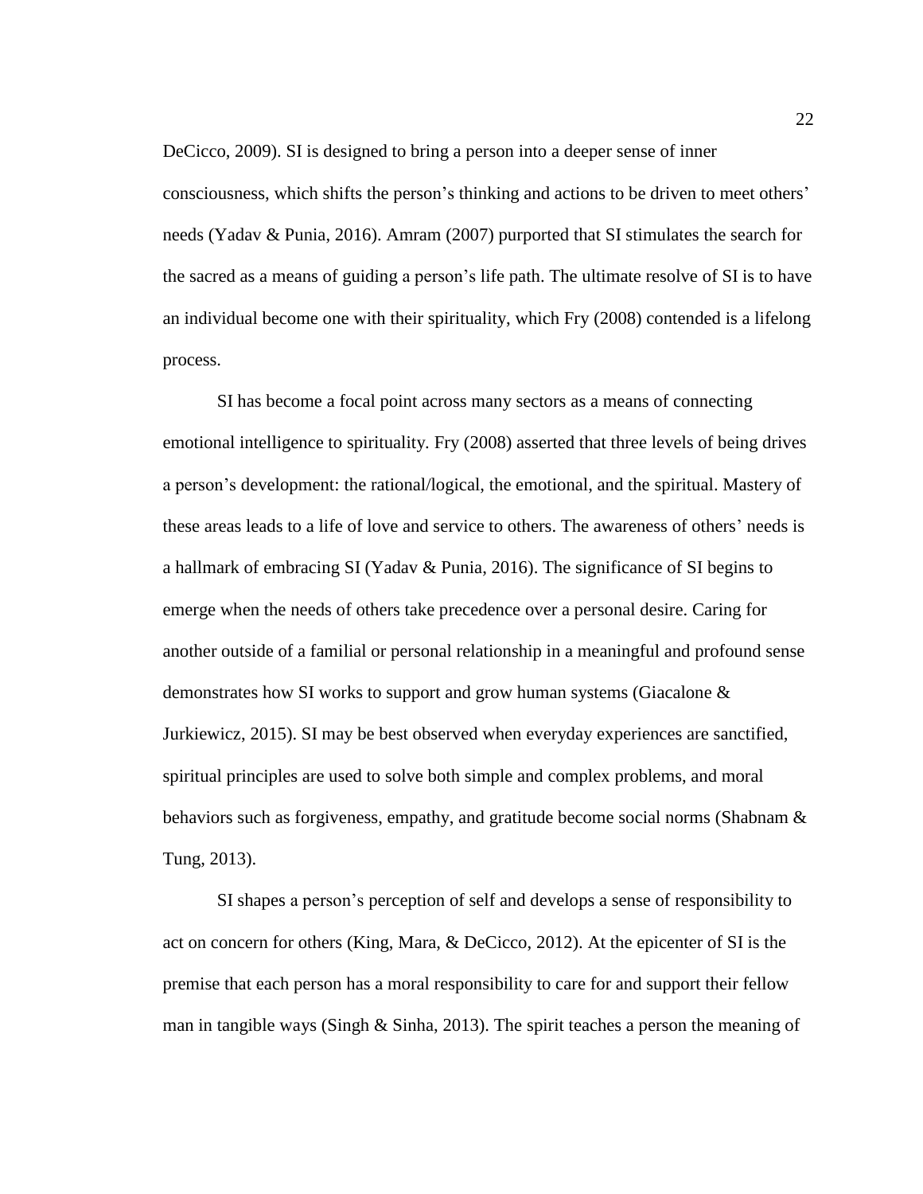DeCicco, 2009). SI is designed to bring a person into a deeper sense of inner consciousness, which shifts the person's thinking and actions to be driven to meet others' needs (Yadav & Punia, 2016). Amram (2007) purported that SI stimulates the search for the sacred as a means of guiding a person's life path. The ultimate resolve of SI is to have an individual become one with their spirituality, which Fry (2008) contended is a lifelong process.

SI has become a focal point across many sectors as a means of connecting emotional intelligence to spirituality. Fry (2008) asserted that three levels of being drives a person's development: the rational/logical, the emotional, and the spiritual. Mastery of these areas leads to a life of love and service to others. The awareness of others' needs is a hallmark of embracing SI (Yadav & Punia, 2016). The significance of SI begins to emerge when the needs of others take precedence over a personal desire. Caring for another outside of a familial or personal relationship in a meaningful and profound sense demonstrates how SI works to support and grow human systems (Giacalone & Jurkiewicz, 2015). SI may be best observed when everyday experiences are sanctified, spiritual principles are used to solve both simple and complex problems, and moral behaviors such as forgiveness, empathy, and gratitude become social norms (Shabnam & Tung, 2013).

SI shapes a person's perception of self and develops a sense of responsibility to act on concern for others (King, Mara, & DeCicco, 2012). At the epicenter of SI is the premise that each person has a moral responsibility to care for and support their fellow man in tangible ways (Singh & Sinha, 2013). The spirit teaches a person the meaning of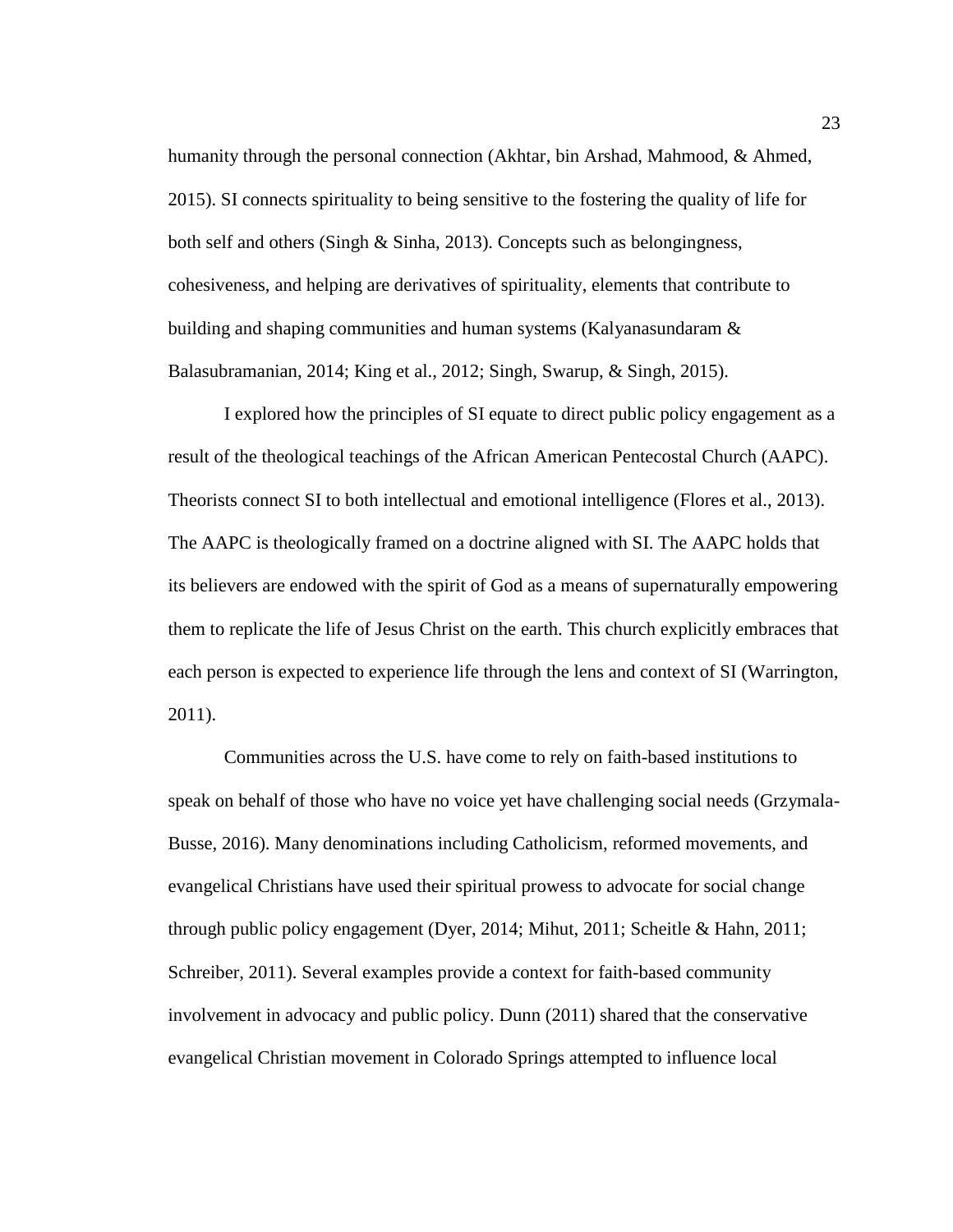humanity through the personal connection (Akhtar, bin Arshad, Mahmood, & Ahmed, 2015). SI connects spirituality to being sensitive to the fostering the quality of life for both self and others (Singh & Sinha, 2013). Concepts such as belongingness, cohesiveness, and helping are derivatives of spirituality, elements that contribute to building and shaping communities and human systems (Kalyanasundaram & Balasubramanian, 2014; King et al., 2012; Singh, Swarup, & Singh, 2015).

I explored how the principles of SI equate to direct public policy engagement as a result of the theological teachings of the African American Pentecostal Church (AAPC). Theorists connect SI to both intellectual and emotional intelligence (Flores et al., 2013). The AAPC is theologically framed on a doctrine aligned with SI. The AAPC holds that its believers are endowed with the spirit of God as a means of supernaturally empowering them to replicate the life of Jesus Christ on the earth. This church explicitly embraces that each person is expected to experience life through the lens and context of SI (Warrington, 2011).

Communities across the U.S. have come to rely on faith-based institutions to speak on behalf of those who have no voice yet have challenging social needs (Grzymala-Busse, 2016). Many denominations including Catholicism, reformed movements, and evangelical Christians have used their spiritual prowess to advocate for social change through public policy engagement (Dyer, 2014; Mihut, 2011; Scheitle & Hahn, 2011; Schreiber, 2011). Several examples provide a context for faith-based community involvement in advocacy and public policy. Dunn (2011) shared that the conservative evangelical Christian movement in Colorado Springs attempted to influence local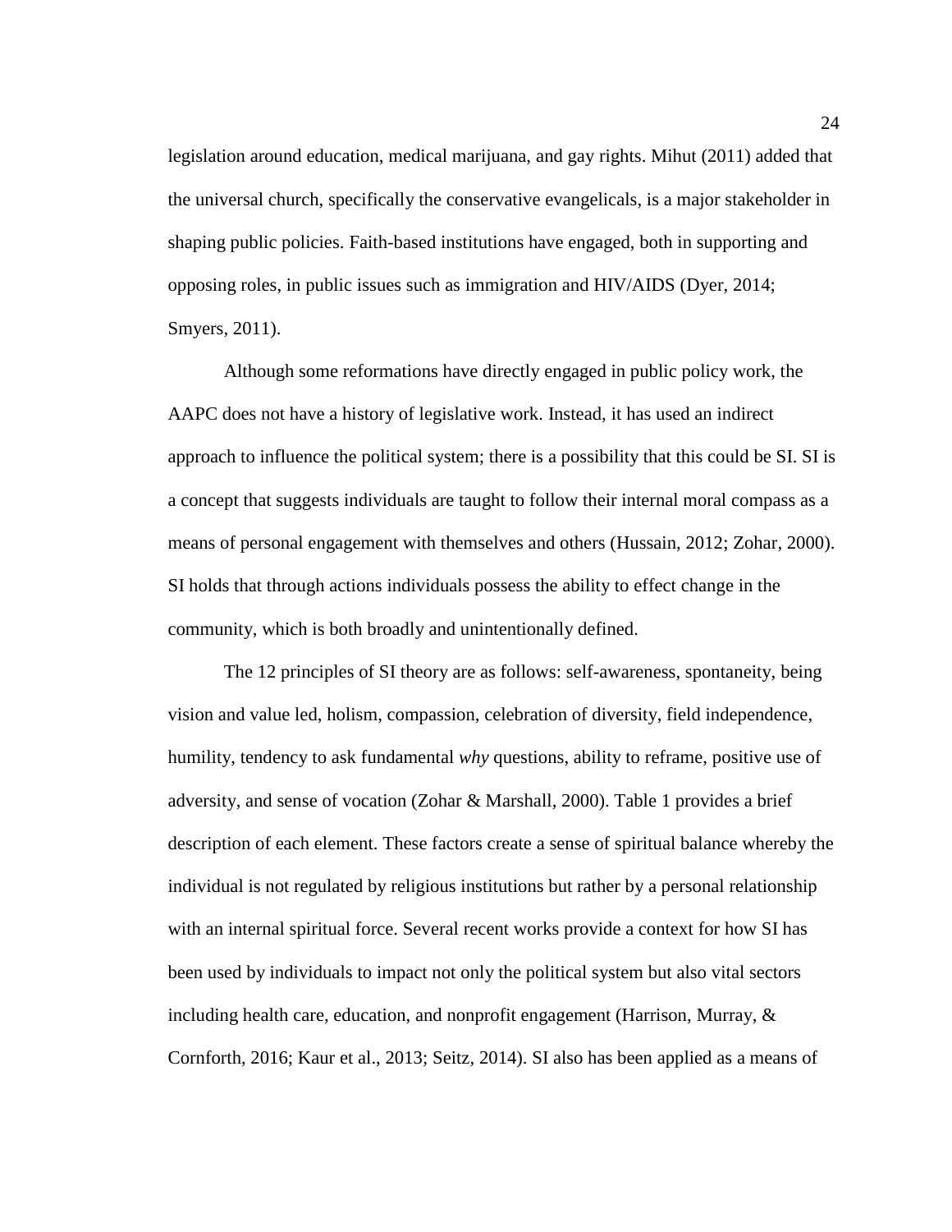legislation around education, medical marijuana, and gay rights. Mihut (2011) added that the universal church, specifically the conservative evangelicals, is a major stakeholder in shaping public policies. Faith-based institutions have engaged, both in supporting and opposing roles, in public issues such as immigration and HIV/AIDS (Dyer, 2014; Smyers, 2011).

Although some reformations have directly engaged in public policy work, the AAPC does not have a history of legislative work. Instead, it has used an indirect approach to influence the political system; there is a possibility that this could be SI. SI is a concept that suggests individuals are taught to follow their internal moral compass as a means of personal engagement with themselves and others (Hussain, 2012; Zohar, 2000). SI holds that through actions individuals possess the ability to effect change in the community, which is both broadly and unintentionally defined.

The 12 principles of SI theory are as follows: self-awareness, spontaneity, being vision and value led, holism, compassion, celebration of diversity, field independence, humility, tendency to ask fundamental *why* questions, ability to reframe, positive use of adversity, and sense of vocation (Zohar & Marshall, 2000). Table 1 provides a brief description of each element. These factors create a sense of spiritual balance whereby the individual is not regulated by religious institutions but rather by a personal relationship with an internal spiritual force. Several recent works provide a context for how SI has been used by individuals to impact not only the political system but also vital sectors including health care, education, and nonprofit engagement (Harrison, Murray, & Cornforth, 2016; Kaur et al., 2013; Seitz, 2014). SI also has been applied as a means of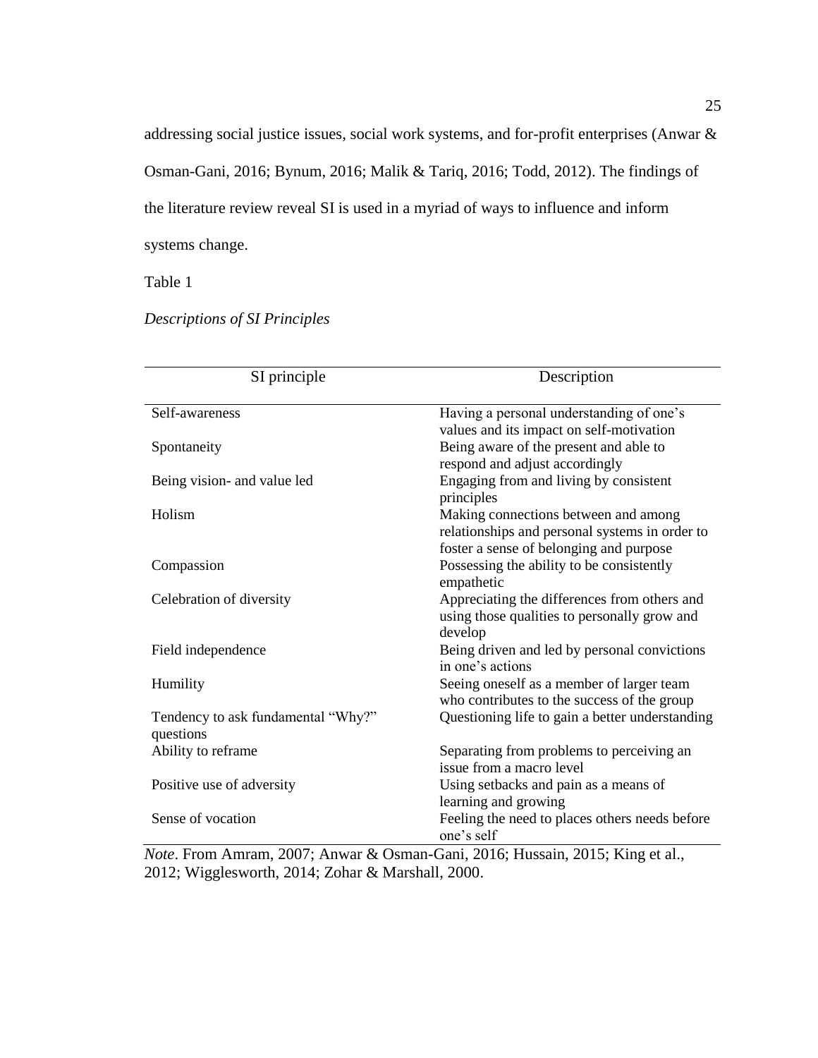addressing social justice issues, social work systems, and for-profit enterprises (Anwar & Osman-Gani, 2016; Bynum, 2016; Malik & Tariq, 2016; Todd, 2012). The findings of the literature review reveal SI is used in a myriad of ways to influence and inform systems change.

Table 1

*Descriptions of SI Principles*

| SI principle | Description |
|---|---|
| Self-awareness | Having a personal understanding of one's values and its impact on self-motivation |
| Spontaneity | Being aware of the present and able to respond and adjust accordingly |
| Being vision- and value led | Engaging from and living by consistent principles |
| Holism | Making connections between and among relationships and personal systems in order to foster a sense of belonging and purpose |
| Compassion | Possessing the ability to be consistently empathetic |
| Celebration of diversity | Appreciating the differences from others and using those qualities to personally grow and develop |
| Field independence | Being driven and led by personal convictions in one's actions |
| Humility | Seeing oneself as a member of larger team who contributes to the success of the group |
| Tendency to ask fundamental "Why?" questions | Questioning life to gain a better understanding |
| Ability to reframe | Separating from problems to perceiving an issue from a macro level |
| Positive use of adversity | Using setbacks and pain as a means of learning and growing |
| Sense of vocation | Feeling the need to places others needs before one's self |

*Note*. From Amram, 2007; Anwar & Osman-Gani, 2016; Hussain, 2015; King et al., 2012; Wigglesworth, 2014; Zohar & Marshall, 2000.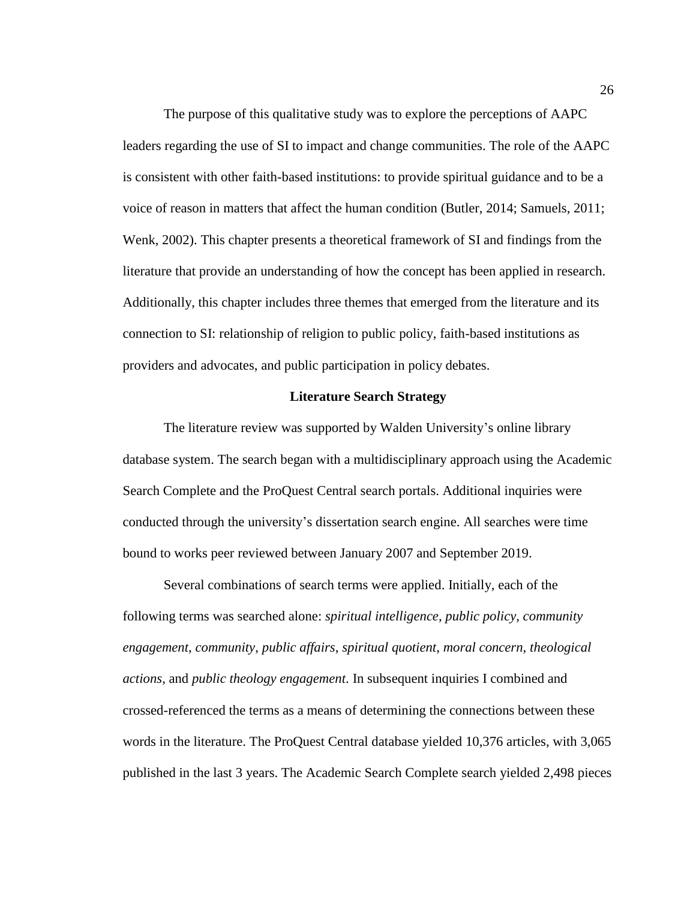The purpose of this qualitative study was to explore the perceptions of AAPC leaders regarding the use of SI to impact and change communities. The role of the AAPC is consistent with other faith-based institutions: to provide spiritual guidance and to be a voice of reason in matters that affect the human condition (Butler, 2014; Samuels, 2011; Wenk, 2002). This chapter presents a theoretical framework of SI and findings from the literature that provide an understanding of how the concept has been applied in research. Additionally, this chapter includes three themes that emerged from the literature and its connection to SI: relationship of religion to public policy, faith-based institutions as providers and advocates, and public participation in policy debates.

## Literature Search Strategy

The literature review was supported by Walden University's online library database system. The search began with a multidisciplinary approach using the Academic Search Complete and the ProQuest Central search portals. Additional inquiries were conducted through the university's dissertation search engine. All searches were time bound to works peer reviewed between January 2007 and September 2019.

Several combinations of search terms were applied. Initially, each of the following terms was searched alone: *spiritual intelligence*, *public policy*, *community engagement*, *community*, *public affairs*, *spiritual quotient*, *moral concern*, *theological actions*, and *public theology engagement*. In subsequent inquiries I combined and crossed-referenced the terms as a means of determining the connections between these words in the literature. The ProQuest Central database yielded 10,376 articles, with 3,065 published in the last 3 years. The Academic Search Complete search yielded 2,498 pieces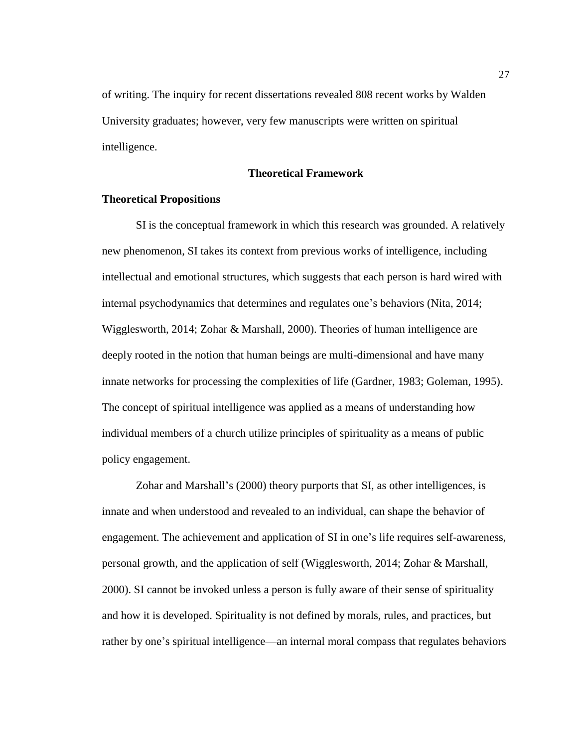of writing. The inquiry for recent dissertations revealed 808 recent works by Walden University graduates; however, very few manuscripts were written on spiritual intelligence.

## Theoretical Framework

### Theoretical Propositions

SI is the conceptual framework in which this research was grounded. A relatively new phenomenon, SI takes its context from previous works of intelligence, including intellectual and emotional structures, which suggests that each person is hard wired with internal psychodynamics that determines and regulates one's behaviors (Nita, 2014; Wigglesworth, 2014; Zohar & Marshall, 2000). Theories of human intelligence are deeply rooted in the notion that human beings are multi-dimensional and have many innate networks for processing the complexities of life (Gardner, 1983; Goleman, 1995). The concept of spiritual intelligence was applied as a means of understanding how individual members of a church utilize principles of spirituality as a means of public policy engagement.

Zohar and Marshall's (2000) theory purports that SI, as other intelligences, is innate and when understood and revealed to an individual, can shape the behavior of engagement. The achievement and application of SI in one's life requires self-awareness, personal growth, and the application of self (Wigglesworth, 2014; Zohar & Marshall, 2000). SI cannot be invoked unless a person is fully aware of their sense of spirituality and how it is developed. Spirituality is not defined by morals, rules, and practices, but rather by one's spiritual intelligence—an internal moral compass that regulates behaviors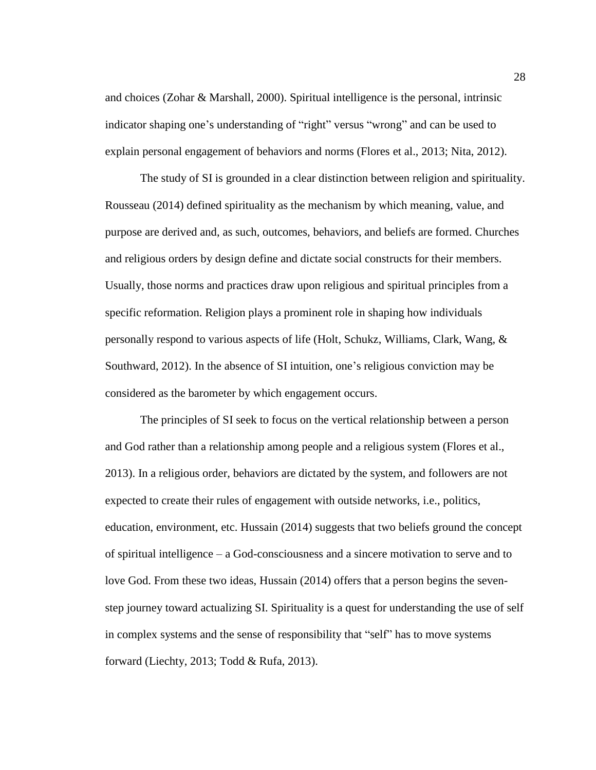and choices (Zohar & Marshall, 2000). Spiritual intelligence is the personal, intrinsic indicator shaping one's understanding of "right" versus "wrong" and can be used to explain personal engagement of behaviors and norms (Flores et al., 2013; Nita, 2012).

The study of SI is grounded in a clear distinction between religion and spirituality. Rousseau (2014) defined spirituality as the mechanism by which meaning, value, and purpose are derived and, as such, outcomes, behaviors, and beliefs are formed. Churches and religious orders by design define and dictate social constructs for their members. Usually, those norms and practices draw upon religious and spiritual principles from a specific reformation. Religion plays a prominent role in shaping how individuals personally respond to various aspects of life (Holt, Schukz, Williams, Clark, Wang, & Southward, 2012). In the absence of SI intuition, one's religious conviction may be considered as the barometer by which engagement occurs.

The principles of SI seek to focus on the vertical relationship between a person and God rather than a relationship among people and a religious system (Flores et al., 2013). In a religious order, behaviors are dictated by the system, and followers are not expected to create their rules of engagement with outside networks, i.e., politics, education, environment, etc. Hussain (2014) suggests that two beliefs ground the concept of spiritual intelligence – a God-consciousness and a sincere motivation to serve and to love God. From these two ideas, Hussain (2014) offers that a person begins the seven-step journey toward actualizing SI. Spirituality is a quest for understanding the use of self in complex systems and the sense of responsibility that "self" has to move systems forward (Liechty, 2013; Todd & Rufa, 2013).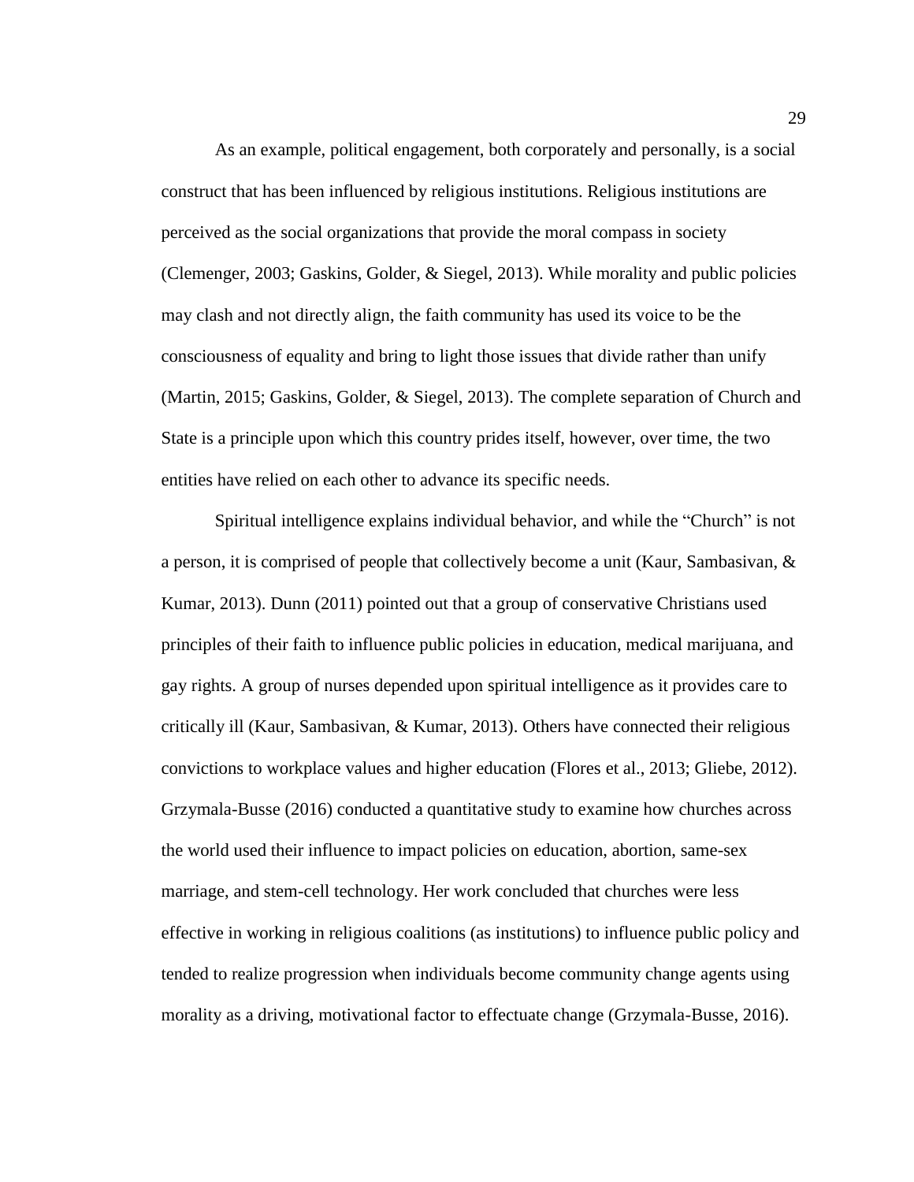As an example, political engagement, both corporately and personally, is a social construct that has been influenced by religious institutions. Religious institutions are perceived as the social organizations that provide the moral compass in society (Clemenger, 2003; Gaskins, Golder, & Siegel, 2013). While morality and public policies may clash and not directly align, the faith community has used its voice to be the consciousness of equality and bring to light those issues that divide rather than unify (Martin, 2015; Gaskins, Golder, & Siegel, 2013). The complete separation of Church and State is a principle upon which this country prides itself, however, over time, the two entities have relied on each other to advance its specific needs.

Spiritual intelligence explains individual behavior, and while the "Church" is not a person, it is comprised of people that collectively become a unit (Kaur, Sambasivan, & Kumar, 2013). Dunn (2011) pointed out that a group of conservative Christians used principles of their faith to influence public policies in education, medical marijuana, and gay rights. A group of nurses depended upon spiritual intelligence as it provides care to critically ill (Kaur, Sambasivan, & Kumar, 2013). Others have connected their religious convictions to workplace values and higher education (Flores et al., 2013; Gliebe, 2012). Grzymala-Busse (2016) conducted a quantitative study to examine how churches across the world used their influence to impact policies on education, abortion, same-sex marriage, and stem-cell technology. Her work concluded that churches were less effective in working in religious coalitions (as institutions) to influence public policy and tended to realize progression when individuals become community change agents using morality as a driving, motivational factor to effectuate change (Grzymala-Busse, 2016).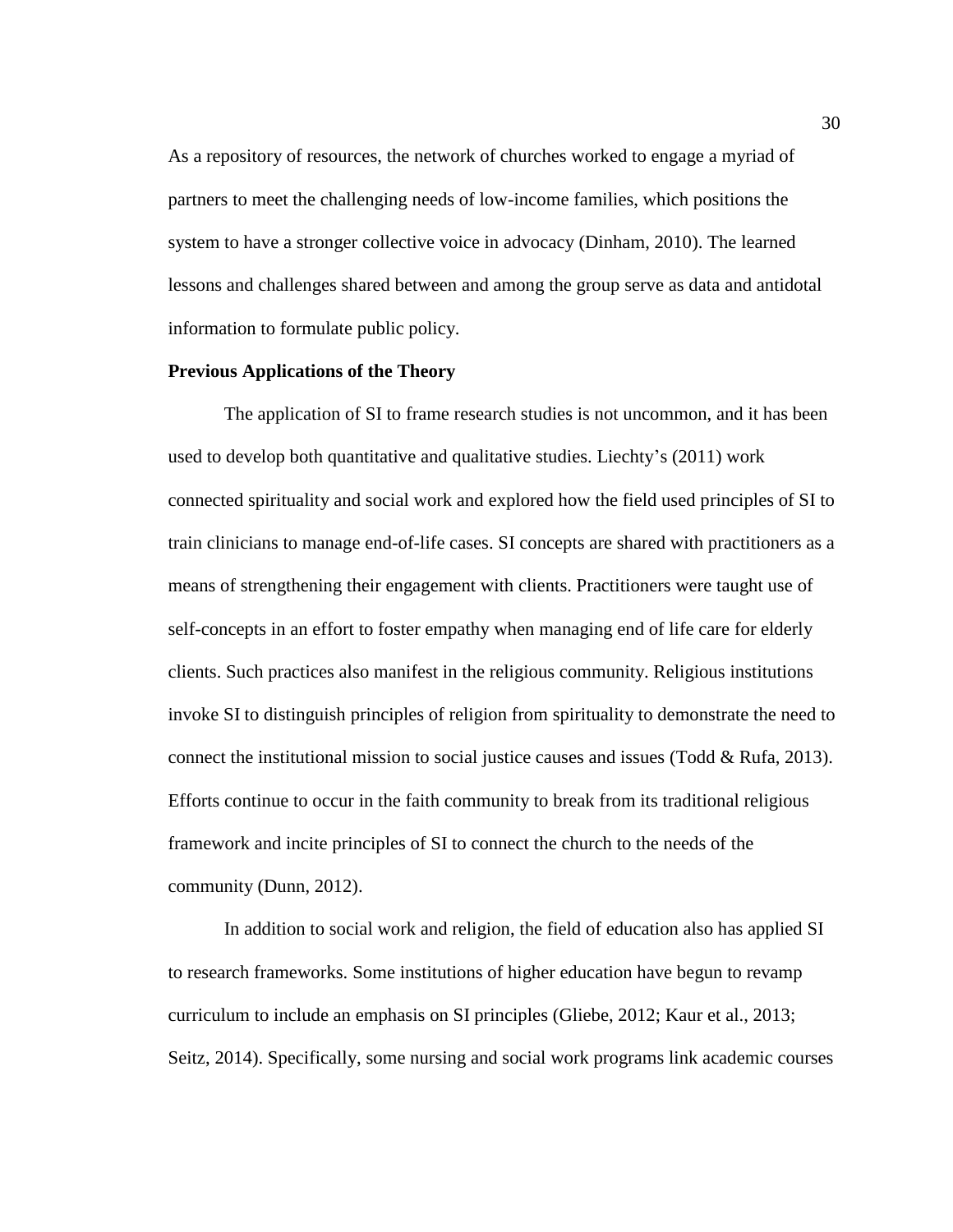As a repository of resources, the network of churches worked to engage a myriad of partners to meet the challenging needs of low-income families, which positions the system to have a stronger collective voice in advocacy (Dinham, 2010). The learned lessons and challenges shared between and among the group serve as data and antidotal information to formulate public policy.

**Previous Applications of the Theory**

The application of SI to frame research studies is not uncommon, and it has been used to develop both quantitative and qualitative studies. Liechty's (2011) work connected spirituality and social work and explored how the field used principles of SI to train clinicians to manage end-of-life cases. SI concepts are shared with practitioners as a means of strengthening their engagement with clients. Practitioners were taught use of self-concepts in an effort to foster empathy when managing end of life care for elderly clients. Such practices also manifest in the religious community. Religious institutions invoke SI to distinguish principles of religion from spirituality to demonstrate the need to connect the institutional mission to social justice causes and issues (Todd & Rufa, 2013). Efforts continue to occur in the faith community to break from its traditional religious framework and incite principles of SI to connect the church to the needs of the community (Dunn, 2012).

In addition to social work and religion, the field of education also has applied SI to research frameworks. Some institutions of higher education have begun to revamp curriculum to include an emphasis on SI principles (Gliebe, 2012; Kaur et al., 2013; Seitz, 2014). Specifically, some nursing and social work programs link academic courses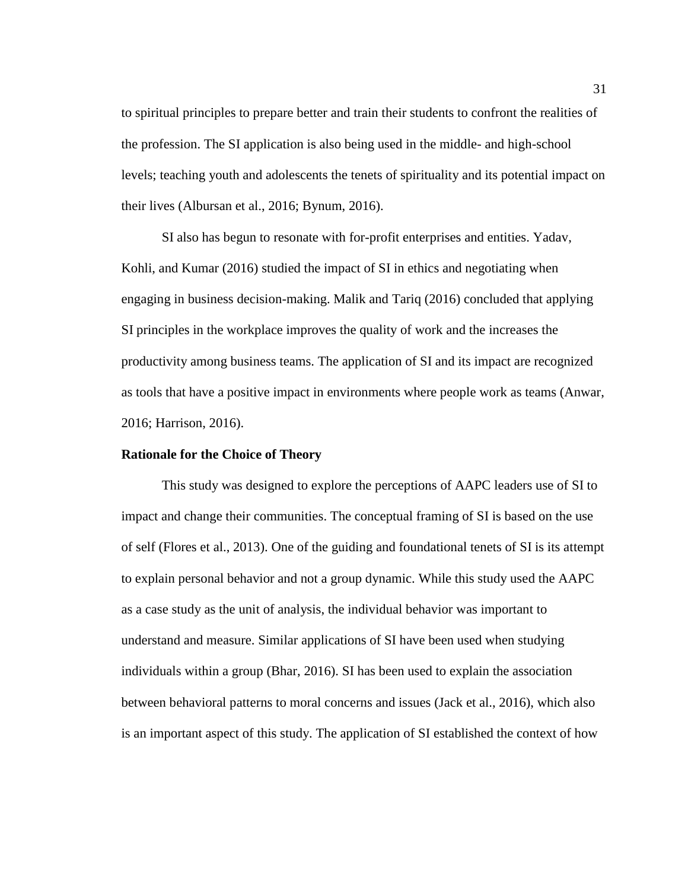to spiritual principles to prepare better and train their students to confront the realities of the profession. The SI application is also being used in the middle- and high-school levels; teaching youth and adolescents the tenets of spirituality and its potential impact on their lives (Albursan et al., 2016; Bynum, 2016).

SI also has begun to resonate with for-profit enterprises and entities. Yadav, Kohli, and Kumar (2016) studied the impact of SI in ethics and negotiating when engaging in business decision-making. Malik and Tariq (2016) concluded that applying SI principles in the workplace improves the quality of work and the increases the productivity among business teams. The application of SI and its impact are recognized as tools that have a positive impact in environments where people work as teams (Anwar, 2016; Harrison, 2016).

**Rationale for the Choice of Theory**

This study was designed to explore the perceptions of AAPC leaders use of SI to impact and change their communities. The conceptual framing of SI is based on the use of self (Flores et al., 2013). One of the guiding and foundational tenets of SI is its attempt to explain personal behavior and not a group dynamic. While this study used the AAPC as a case study as the unit of analysis, the individual behavior was important to understand and measure. Similar applications of SI have been used when studying individuals within a group (Bhar, 2016). SI has been used to explain the association between behavioral patterns to moral concerns and issues (Jack et al., 2016), which also is an important aspect of this study. The application of SI established the context of how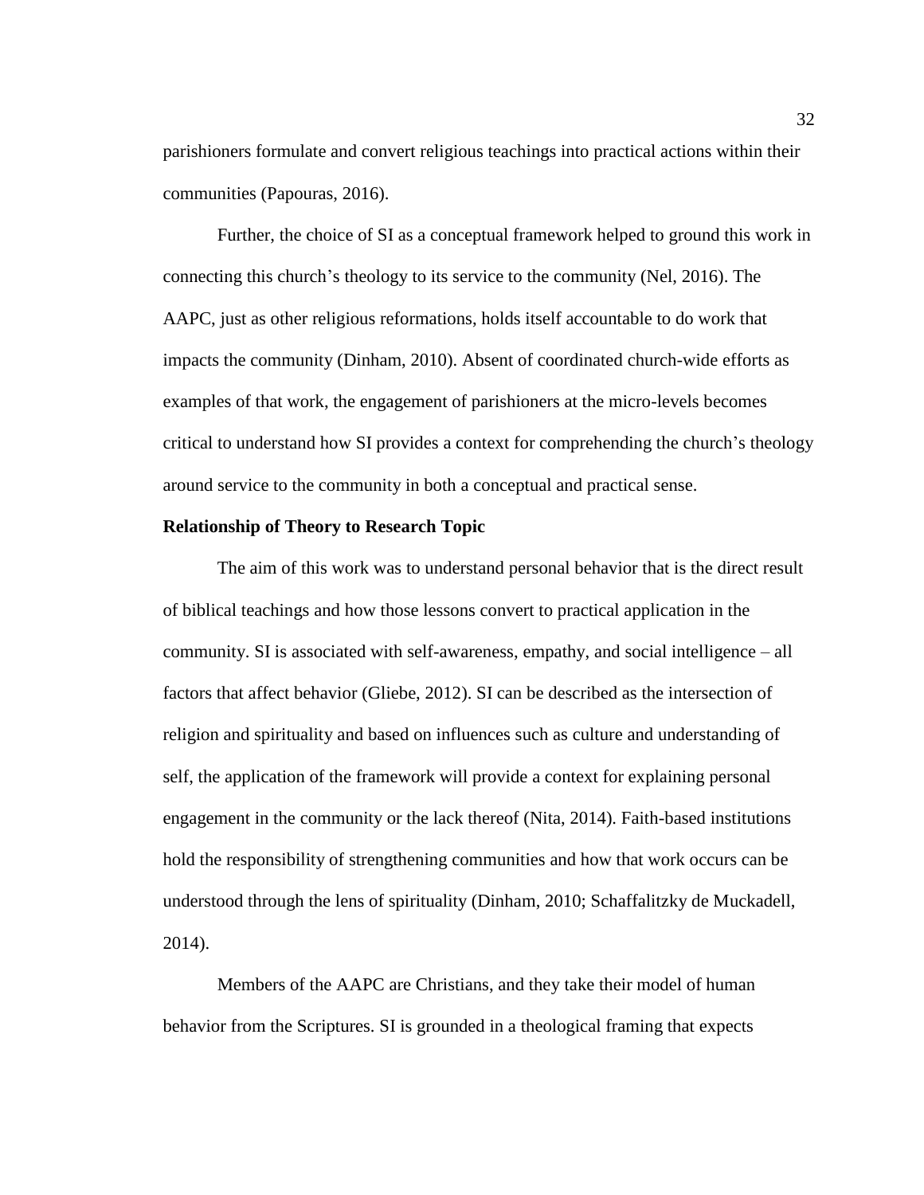parishioners formulate and convert religious teachings into practical actions within their communities (Papouras, 2016).

Further, the choice of SI as a conceptual framework helped to ground this work in connecting this church's theology to its service to the community (Nel, 2016). The AAPC, just as other religious reformations, holds itself accountable to do work that impacts the community (Dinham, 2010). Absent of coordinated church-wide efforts as examples of that work, the engagement of parishioners at the micro-levels becomes critical to understand how SI provides a context for comprehending the church's theology around service to the community in both a conceptual and practical sense.

**Relationship of Theory to Research Topic**

The aim of this work was to understand personal behavior that is the direct result of biblical teachings and how those lessons convert to practical application in the community. SI is associated with self-awareness, empathy, and social intelligence – all factors that affect behavior (Gliebe, 2012). SI can be described as the intersection of religion and spirituality and based on influences such as culture and understanding of self, the application of the framework will provide a context for explaining personal engagement in the community or the lack thereof (Nita, 2014). Faith-based institutions hold the responsibility of strengthening communities and how that work occurs can be understood through the lens of spirituality (Dinham, 2010; Schaffalitzky de Muckadell, 2014).

Members of the AAPC are Christians, and they take their model of human behavior from the Scriptures. SI is grounded in a theological framing that expects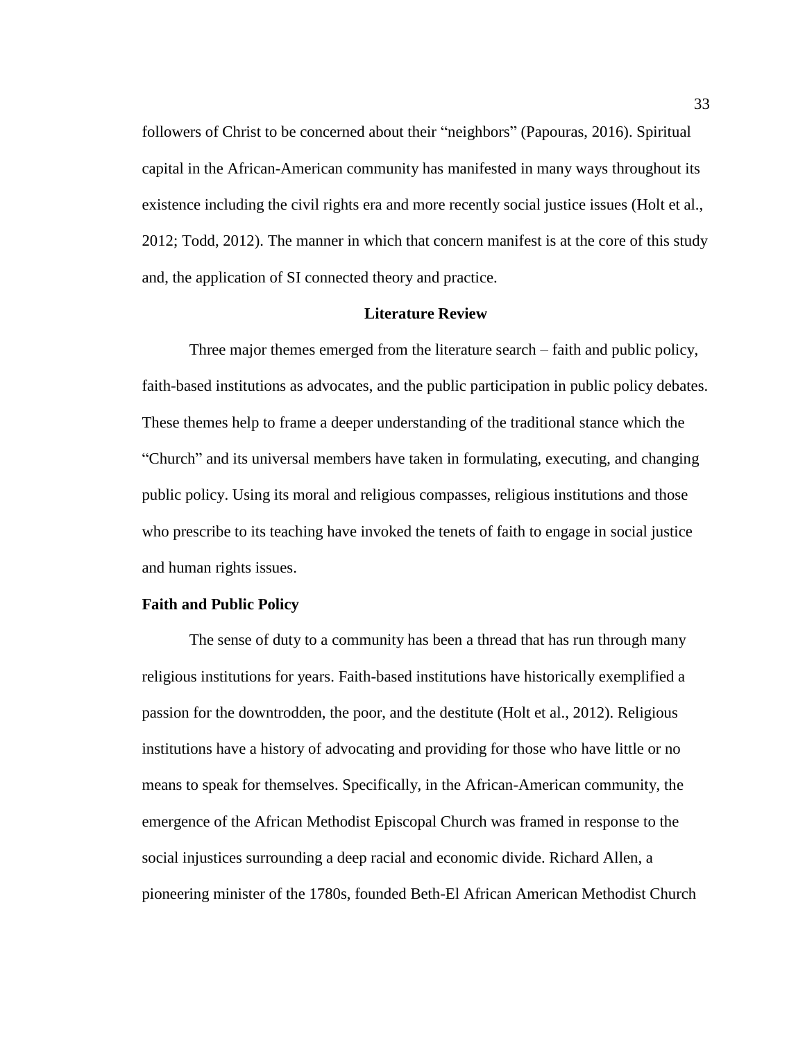followers of Christ to be concerned about their "neighbors" (Papouras, 2016). Spiritual capital in the African-American community has manifested in many ways throughout its existence including the civil rights era and more recently social justice issues (Holt et al., 2012; Todd, 2012). The manner in which that concern manifest is at the core of this study and, the application of SI connected theory and practice.

## Literature Review

Three major themes emerged from the literature search – faith and public policy, faith-based institutions as advocates, and the public participation in public policy debates. These themes help to frame a deeper understanding of the traditional stance which the "Church" and its universal members have taken in formulating, executing, and changing public policy. Using its moral and religious compasses, religious institutions and those who prescribe to its teaching have invoked the tenets of faith to engage in social justice and human rights issues.

### Faith and Public Policy

The sense of duty to a community has been a thread that has run through many religious institutions for years. Faith-based institutions have historically exemplified a passion for the downtrodden, the poor, and the destitute (Holt et al., 2012). Religious institutions have a history of advocating and providing for those who have little or no means to speak for themselves. Specifically, in the African-American community, the emergence of the African Methodist Episcopal Church was framed in response to the social injustices surrounding a deep racial and economic divide. Richard Allen, a pioneering minister of the 1780s, founded Beth-El African American Methodist Church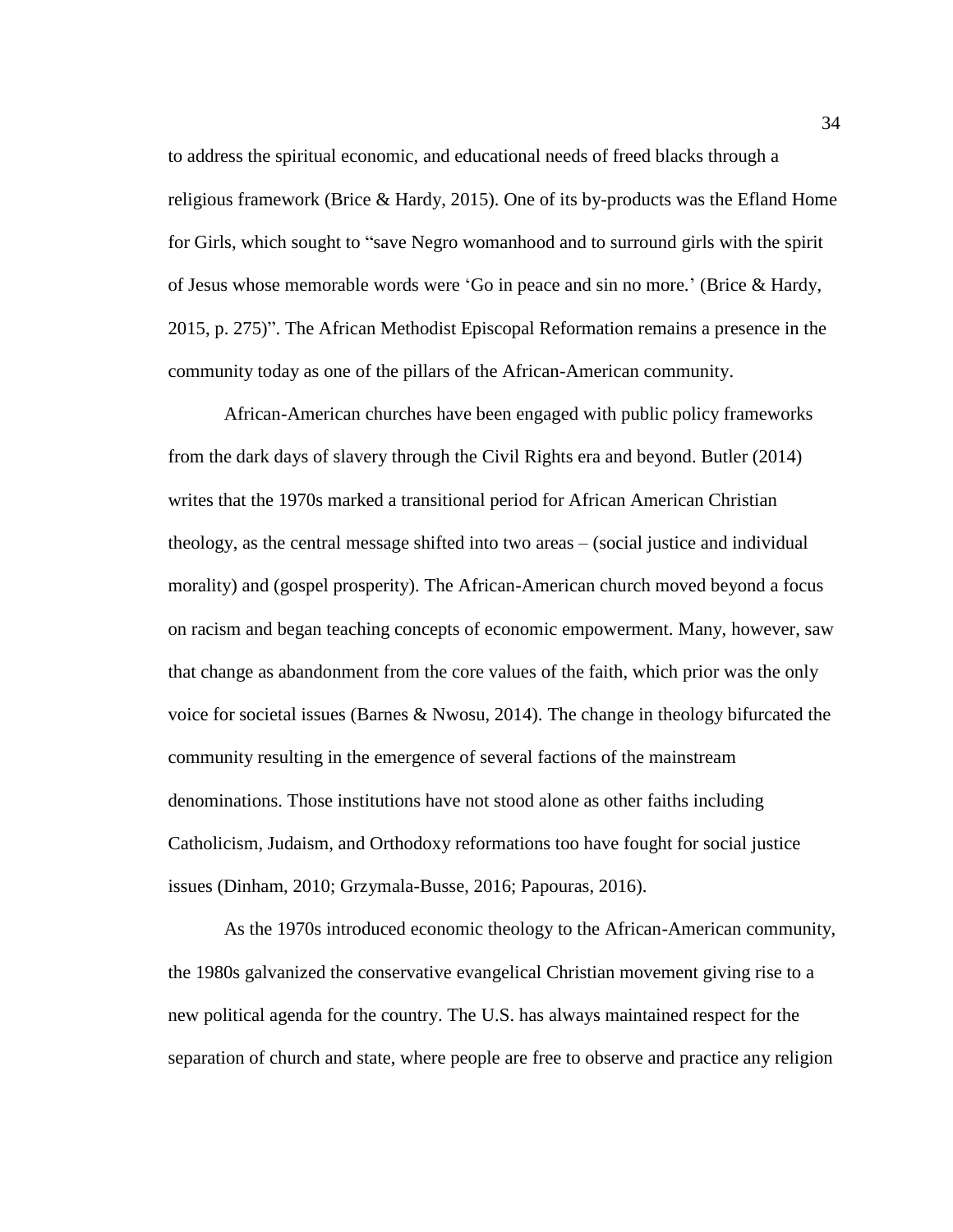to address the spiritual economic, and educational needs of freed blacks through a religious framework (Brice & Hardy, 2015). One of its by-products was the Efland Home for Girls, which sought to "save Negro womanhood and to surround girls with the spirit of Jesus whose memorable words were 'Go in peace and sin no more.' (Brice & Hardy, 2015, p. 275)". The African Methodist Episcopal Reformation remains a presence in the community today as one of the pillars of the African-American community.

African-American churches have been engaged with public policy frameworks from the dark days of slavery through the Civil Rights era and beyond. Butler (2014) writes that the 1970s marked a transitional period for African American Christian theology, as the central message shifted into two areas – (social justice and individual morality) and (gospel prosperity). The African-American church moved beyond a focus on racism and began teaching concepts of economic empowerment. Many, however, saw that change as abandonment from the core values of the faith, which prior was the only voice for societal issues (Barnes & Nwosu, 2014). The change in theology bifurcated the community resulting in the emergence of several factions of the mainstream denominations. Those institutions have not stood alone as other faiths including Catholicism, Judaism, and Orthodoxy reformations too have fought for social justice issues (Dinham, 2010; Grzymala-Busse, 2016; Papouras, 2016).

As the 1970s introduced economic theology to the African-American community, the 1980s galvanized the conservative evangelical Christian movement giving rise to a new political agenda for the country. The U.S. has always maintained respect for the separation of church and state, where people are free to observe and practice any religion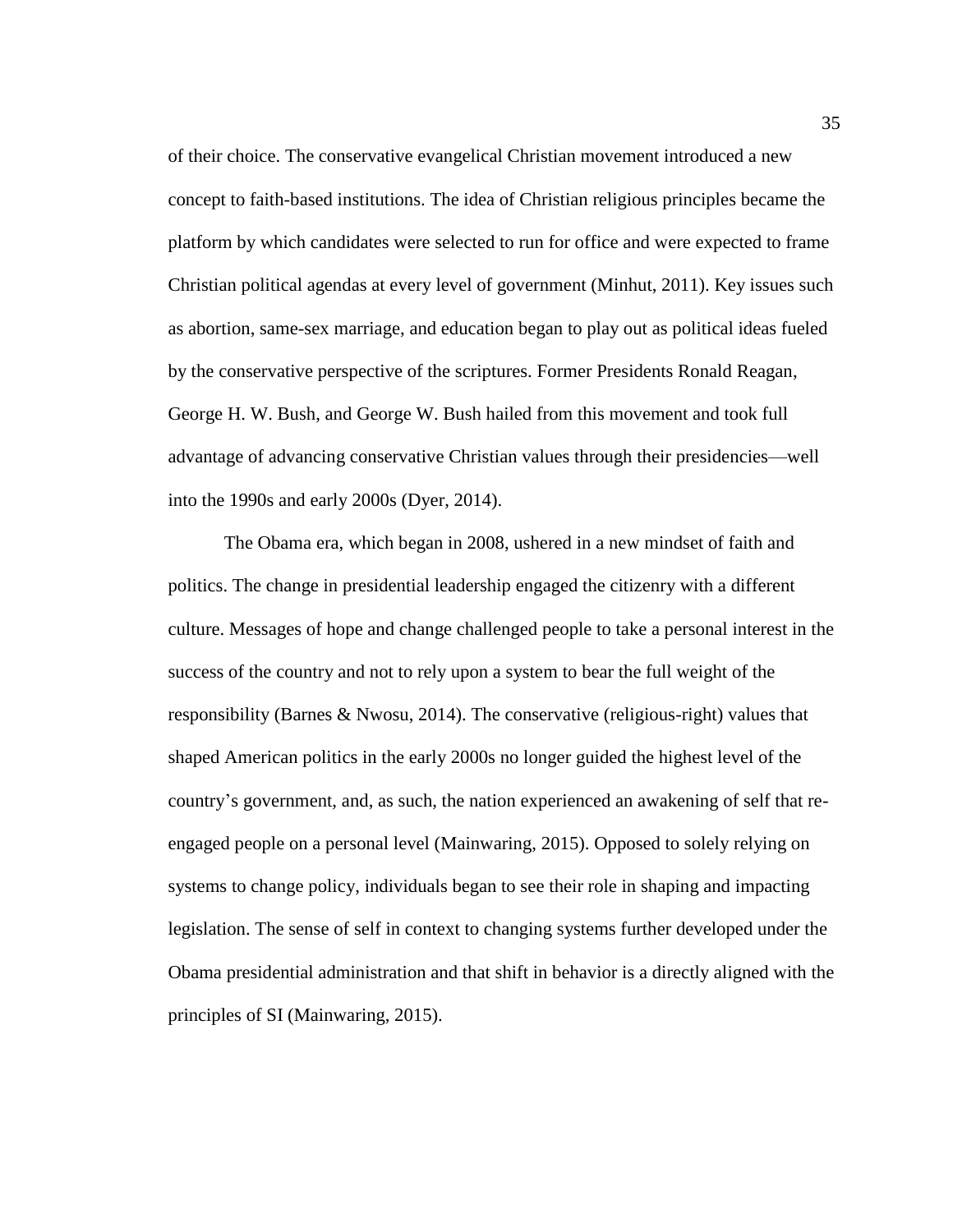of their choice. The conservative evangelical Christian movement introduced a new concept to faith-based institutions. The idea of Christian religious principles became the platform by which candidates were selected to run for office and were expected to frame Christian political agendas at every level of government (Minhut, 2011). Key issues such as abortion, same-sex marriage, and education began to play out as political ideas fueled by the conservative perspective of the scriptures. Former Presidents Ronald Reagan, George H. W. Bush, and George W. Bush hailed from this movement and took full advantage of advancing conservative Christian values through their presidencies—well into the 1990s and early 2000s (Dyer, 2014).

The Obama era, which began in 2008, ushered in a new mindset of faith and politics. The change in presidential leadership engaged the citizenry with a different culture. Messages of hope and change challenged people to take a personal interest in the success of the country and not to rely upon a system to bear the full weight of the responsibility (Barnes & Nwosu, 2014). The conservative (religious-right) values that shaped American politics in the early 2000s no longer guided the highest level of the country's government, and, as such, the nation experienced an awakening of self that re-engaged people on a personal level (Mainwaring, 2015). Opposed to solely relying on systems to change policy, individuals began to see their role in shaping and impacting legislation. The sense of self in context to changing systems further developed under the Obama presidential administration and that shift in behavior is a directly aligned with the principles of SI (Mainwaring, 2015).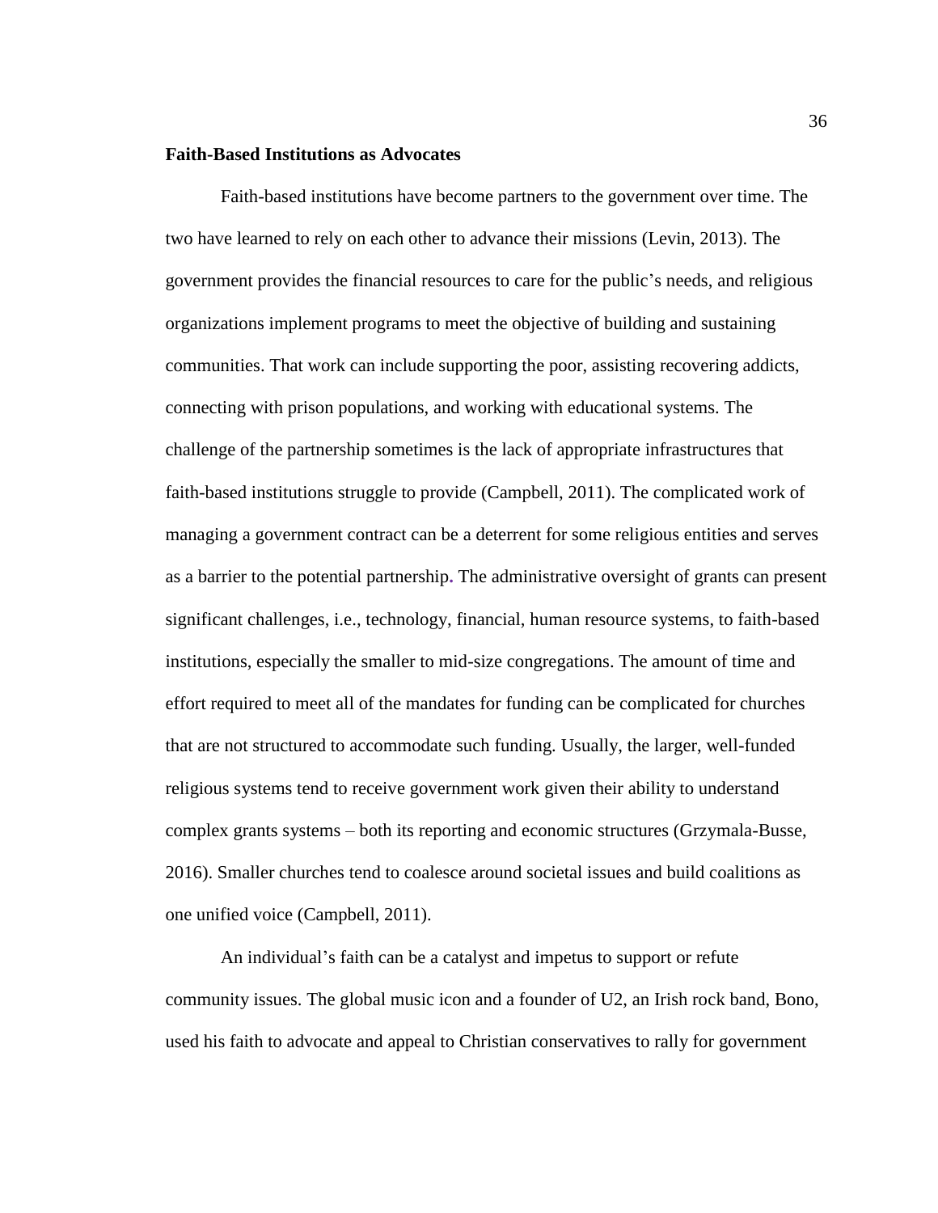**Faith-Based Institutions as Advocates**

Faith-based institutions have become partners to the government over time. The two have learned to rely on each other to advance their missions (Levin, 2013). The government provides the financial resources to care for the public's needs, and religious organizations implement programs to meet the objective of building and sustaining communities. That work can include supporting the poor, assisting recovering addicts, connecting with prison populations, and working with educational systems. The challenge of the partnership sometimes is the lack of appropriate infrastructures that faith-based institutions struggle to provide (Campbell, 2011). The complicated work of managing a government contract can be a deterrent for some religious entities and serves as a barrier to the potential partnership. The administrative oversight of grants can present significant challenges, i.e., technology, financial, human resource systems, to faith-based institutions, especially the smaller to mid-size congregations. The amount of time and effort required to meet all of the mandates for funding can be complicated for churches that are not structured to accommodate such funding. Usually, the larger, well-funded religious systems tend to receive government work given their ability to understand complex grants systems – both its reporting and economic structures (Grzymala-Busse, 2016). Smaller churches tend to coalesce around societal issues and build coalitions as one unified voice (Campbell, 2011).

An individual's faith can be a catalyst and impetus to support or refute community issues. The global music icon and a founder of U2, an Irish rock band, Bono, used his faith to advocate and appeal to Christian conservatives to rally for government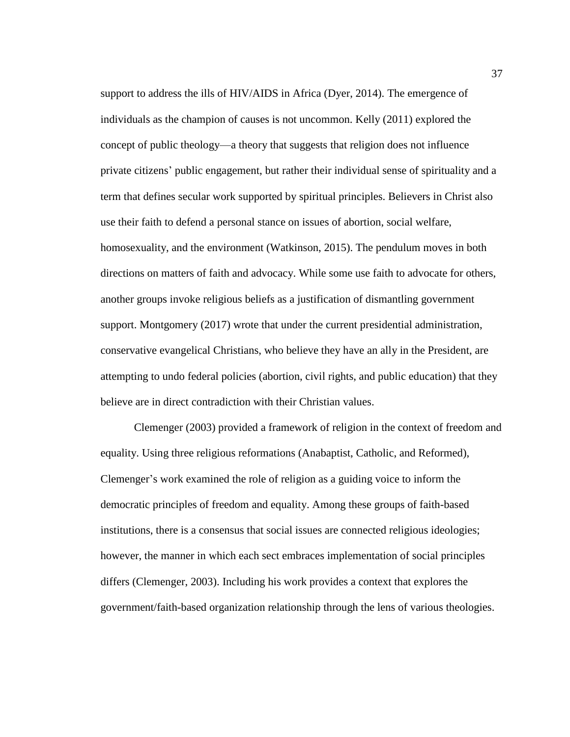support to address the ills of HIV/AIDS in Africa (Dyer, 2014). The emergence of individuals as the champion of causes is not uncommon. Kelly (2011) explored the concept of public theology—a theory that suggests that religion does not influence private citizens' public engagement, but rather their individual sense of spirituality and a term that defines secular work supported by spiritual principles. Believers in Christ also use their faith to defend a personal stance on issues of abortion, social welfare, homosexuality, and the environment (Watkinson, 2015). The pendulum moves in both directions on matters of faith and advocacy. While some use faith to advocate for others, another groups invoke religious beliefs as a justification of dismantling government support. Montgomery (2017) wrote that under the current presidential administration, conservative evangelical Christians, who believe they have an ally in the President, are attempting to undo federal policies (abortion, civil rights, and public education) that they believe are in direct contradiction with their Christian values.

Clemenger (2003) provided a framework of religion in the context of freedom and equality. Using three religious reformations (Anabaptist, Catholic, and Reformed), Clemenger's work examined the role of religion as a guiding voice to inform the democratic principles of freedom and equality. Among these groups of faith-based institutions, there is a consensus that social issues are connected religious ideologies; however, the manner in which each sect embraces implementation of social principles differs (Clemenger, 2003). Including his work provides a context that explores the government/faith-based organization relationship through the lens of various theologies.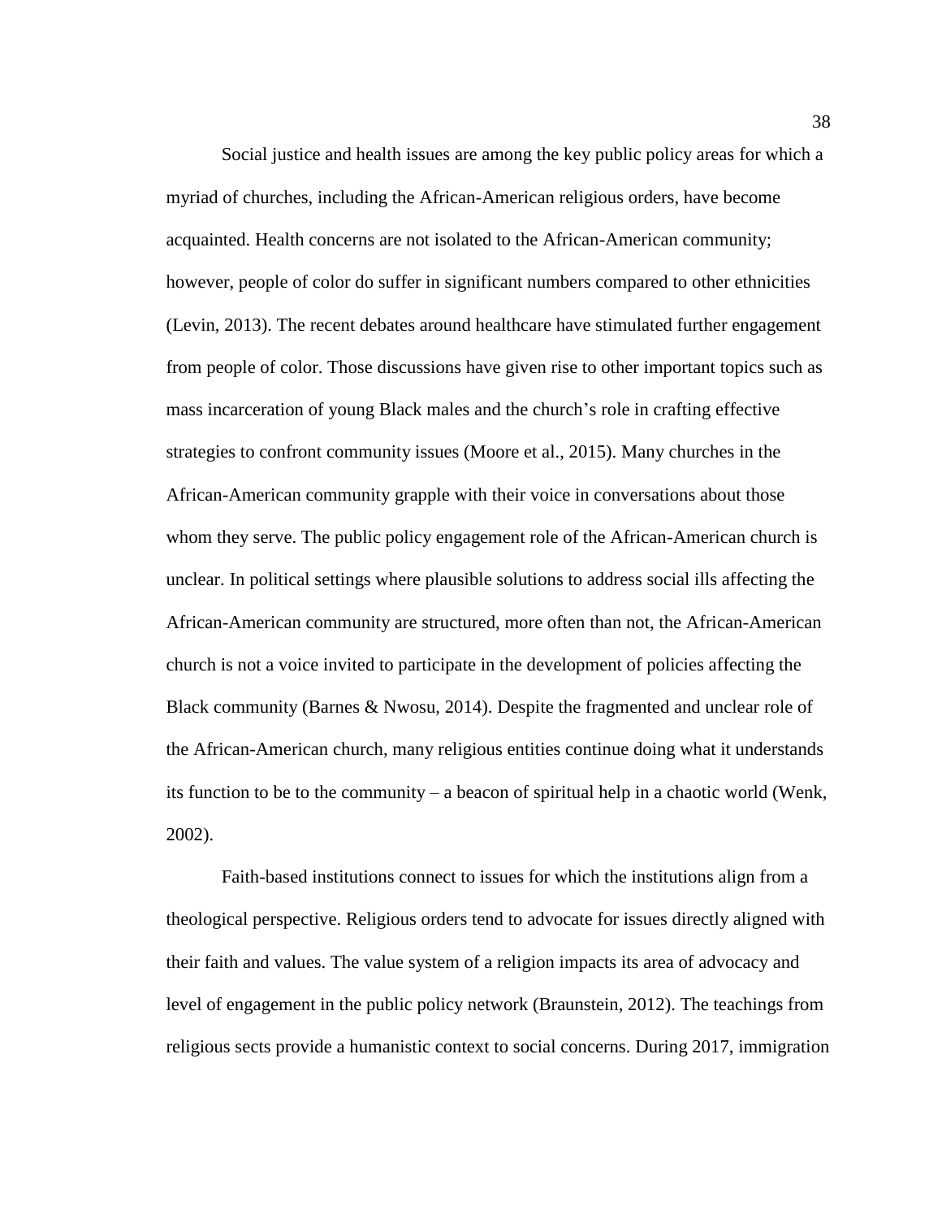Social justice and health issues are among the key public policy areas for which a myriad of churches, including the African-American religious orders, have become acquainted. Health concerns are not isolated to the African-American community; however, people of color do suffer in significant numbers compared to other ethnicities (Levin, 2013). The recent debates around healthcare have stimulated further engagement from people of color. Those discussions have given rise to other important topics such as mass incarceration of young Black males and the church's role in crafting effective strategies to confront community issues (Moore et al., 2015). Many churches in the African-American community grapple with their voice in conversations about those whom they serve. The public policy engagement role of the African-American church is unclear. In political settings where plausible solutions to address social ills affecting the African-American community are structured, more often than not, the African-American church is not a voice invited to participate in the development of policies affecting the Black community (Barnes & Nwosu, 2014). Despite the fragmented and unclear role of the African-American church, many religious entities continue doing what it understands its function to be to the community – a beacon of spiritual help in a chaotic world (Wenk, 2002).

Faith-based institutions connect to issues for which the institutions align from a theological perspective. Religious orders tend to advocate for issues directly aligned with their faith and values. The value system of a religion impacts its area of advocacy and level of engagement in the public policy network (Braunstein, 2012). The teachings from religious sects provide a humanistic context to social concerns. During 2017, immigration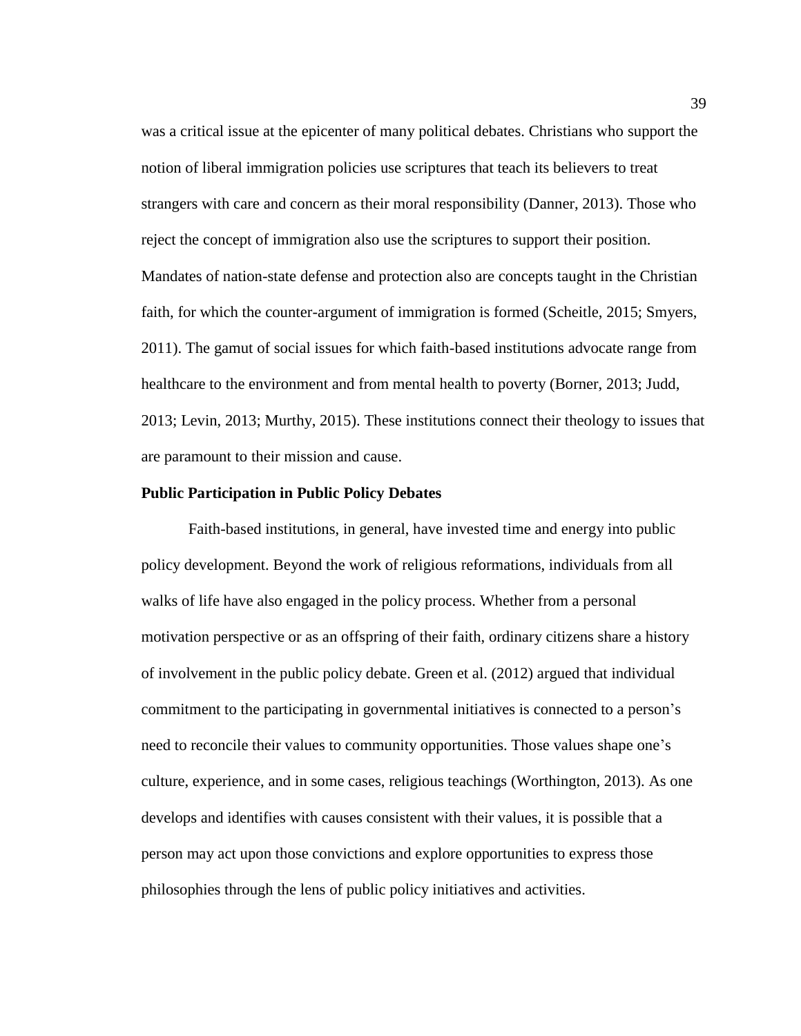was a critical issue at the epicenter of many political debates. Christians who support the notion of liberal immigration policies use scriptures that teach its believers to treat strangers with care and concern as their moral responsibility (Danner, 2013). Those who reject the concept of immigration also use the scriptures to support their position. Mandates of nation-state defense and protection also are concepts taught in the Christian faith, for which the counter-argument of immigration is formed (Scheitle, 2015; Smyers, 2011). The gamut of social issues for which faith-based institutions advocate range from healthcare to the environment and from mental health to poverty (Borner, 2013; Judd, 2013; Levin, 2013; Murthy, 2015). These institutions connect their theology to issues that are paramount to their mission and cause.

**Public Participation in Public Policy Debates**

Faith-based institutions, in general, have invested time and energy into public policy development. Beyond the work of religious reformations, individuals from all walks of life have also engaged in the policy process. Whether from a personal motivation perspective or as an offspring of their faith, ordinary citizens share a history of involvement in the public policy debate. Green et al. (2012) argued that individual commitment to the participating in governmental initiatives is connected to a person's need to reconcile their values to community opportunities. Those values shape one's culture, experience, and in some cases, religious teachings (Worthington, 2013). As one develops and identifies with causes consistent with their values, it is possible that a person may act upon those convictions and explore opportunities to express those philosophies through the lens of public policy initiatives and activities.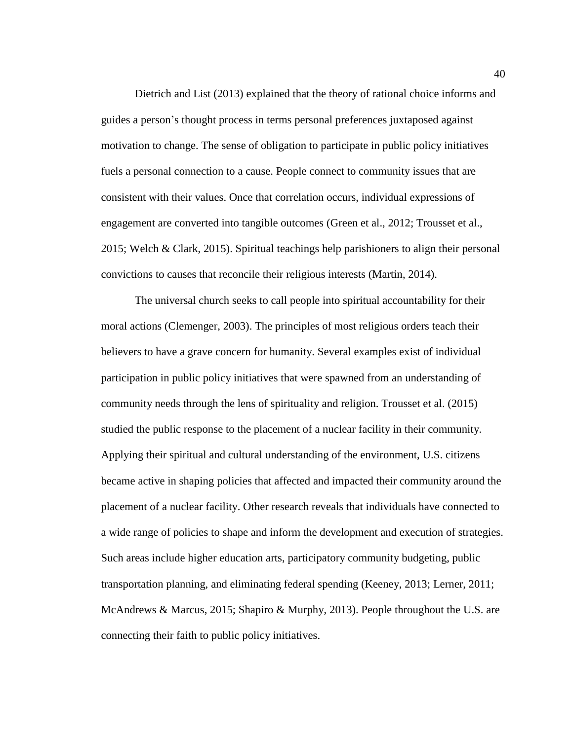Dietrich and List (2013) explained that the theory of rational choice informs and guides a person's thought process in terms personal preferences juxtaposed against motivation to change. The sense of obligation to participate in public policy initiatives fuels a personal connection to a cause. People connect to community issues that are consistent with their values. Once that correlation occurs, individual expressions of engagement are converted into tangible outcomes (Green et al., 2012; Trousset et al., 2015; Welch & Clark, 2015). Spiritual teachings help parishioners to align their personal convictions to causes that reconcile their religious interests (Martin, 2014).

The universal church seeks to call people into spiritual accountability for their moral actions (Clemenger, 2003). The principles of most religious orders teach their believers to have a grave concern for humanity. Several examples exist of individual participation in public policy initiatives that were spawned from an understanding of community needs through the lens of spirituality and religion. Trousset et al. (2015) studied the public response to the placement of a nuclear facility in their community. Applying their spiritual and cultural understanding of the environment, U.S. citizens became active in shaping policies that affected and impacted their community around the placement of a nuclear facility. Other research reveals that individuals have connected to a wide range of policies to shape and inform the development and execution of strategies. Such areas include higher education arts, participatory community budgeting, public transportation planning, and eliminating federal spending (Keeney, 2013; Lerner, 2011; McAndrews & Marcus, 2015; Shapiro & Murphy, 2013). People throughout the U.S. are connecting their faith to public policy initiatives.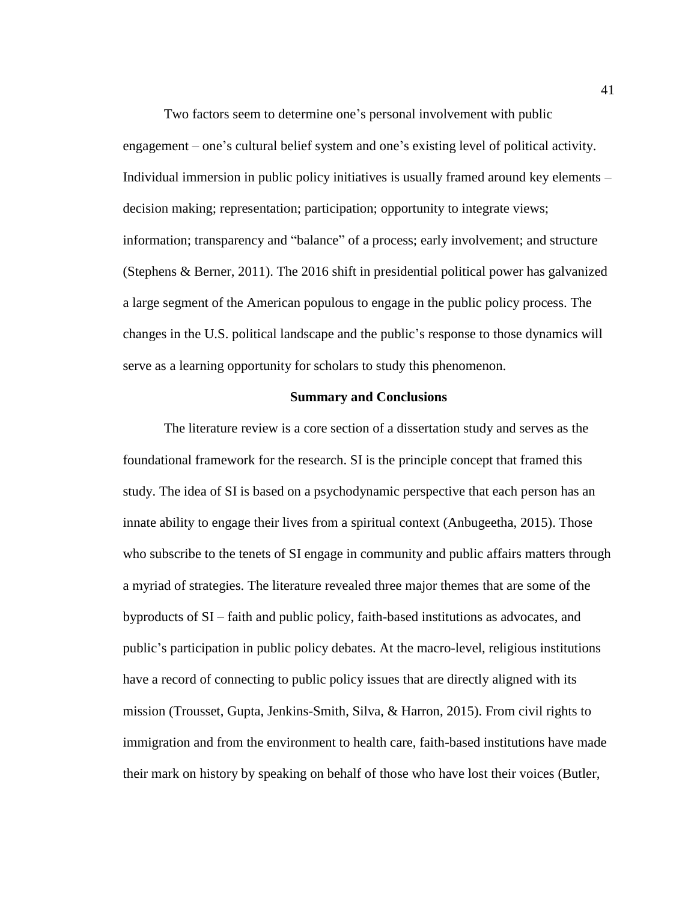Two factors seem to determine one's personal involvement with public engagement – one's cultural belief system and one's existing level of political activity. Individual immersion in public policy initiatives is usually framed around key elements – decision making; representation; participation; opportunity to integrate views; information; transparency and "balance" of a process; early involvement; and structure (Stephens & Berner, 2011). The 2016 shift in presidential political power has galvanized a large segment of the American populous to engage in the public policy process. The changes in the U.S. political landscape and the public's response to those dynamics will serve as a learning opportunity for scholars to study this phenomenon.

## Summary and Conclusions

The literature review is a core section of a dissertation study and serves as the foundational framework for the research. SI is the principle concept that framed this study. The idea of SI is based on a psychodynamic perspective that each person has an innate ability to engage their lives from a spiritual context (Anbugeetha, 2015). Those who subscribe to the tenets of SI engage in community and public affairs matters through a myriad of strategies. The literature revealed three major themes that are some of the byproducts of SI – faith and public policy, faith-based institutions as advocates, and public's participation in public policy debates. At the macro-level, religious institutions have a record of connecting to public policy issues that are directly aligned with its mission (Trousset, Gupta, Jenkins-Smith, Silva, & Harron, 2015). From civil rights to immigration and from the environment to health care, faith-based institutions have made their mark on history by speaking on behalf of those who have lost their voices (Butler,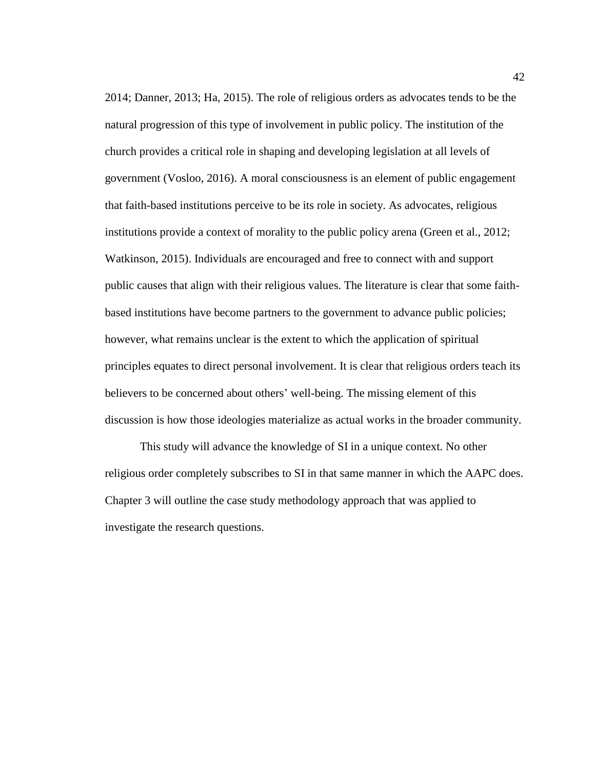2014; Danner, 2013; Ha, 2015). The role of religious orders as advocates tends to be the natural progression of this type of involvement in public policy. The institution of the church provides a critical role in shaping and developing legislation at all levels of government (Vosloo, 2016). A moral consciousness is an element of public engagement that faith-based institutions perceive to be its role in society. As advocates, religious institutions provide a context of morality to the public policy arena (Green et al., 2012; Watkinson, 2015). Individuals are encouraged and free to connect with and support public causes that align with their religious values. The literature is clear that some faith-based institutions have become partners to the government to advance public policies; however, what remains unclear is the extent to which the application of spiritual principles equates to direct personal involvement. It is clear that religious orders teach its believers to be concerned about others' well-being. The missing element of this discussion is how those ideologies materialize as actual works in the broader community.

This study will advance the knowledge of SI in a unique context. No other religious order completely subscribes to SI in that same manner in which the AAPC does. Chapter 3 will outline the case study methodology approach that was applied to investigate the research questions.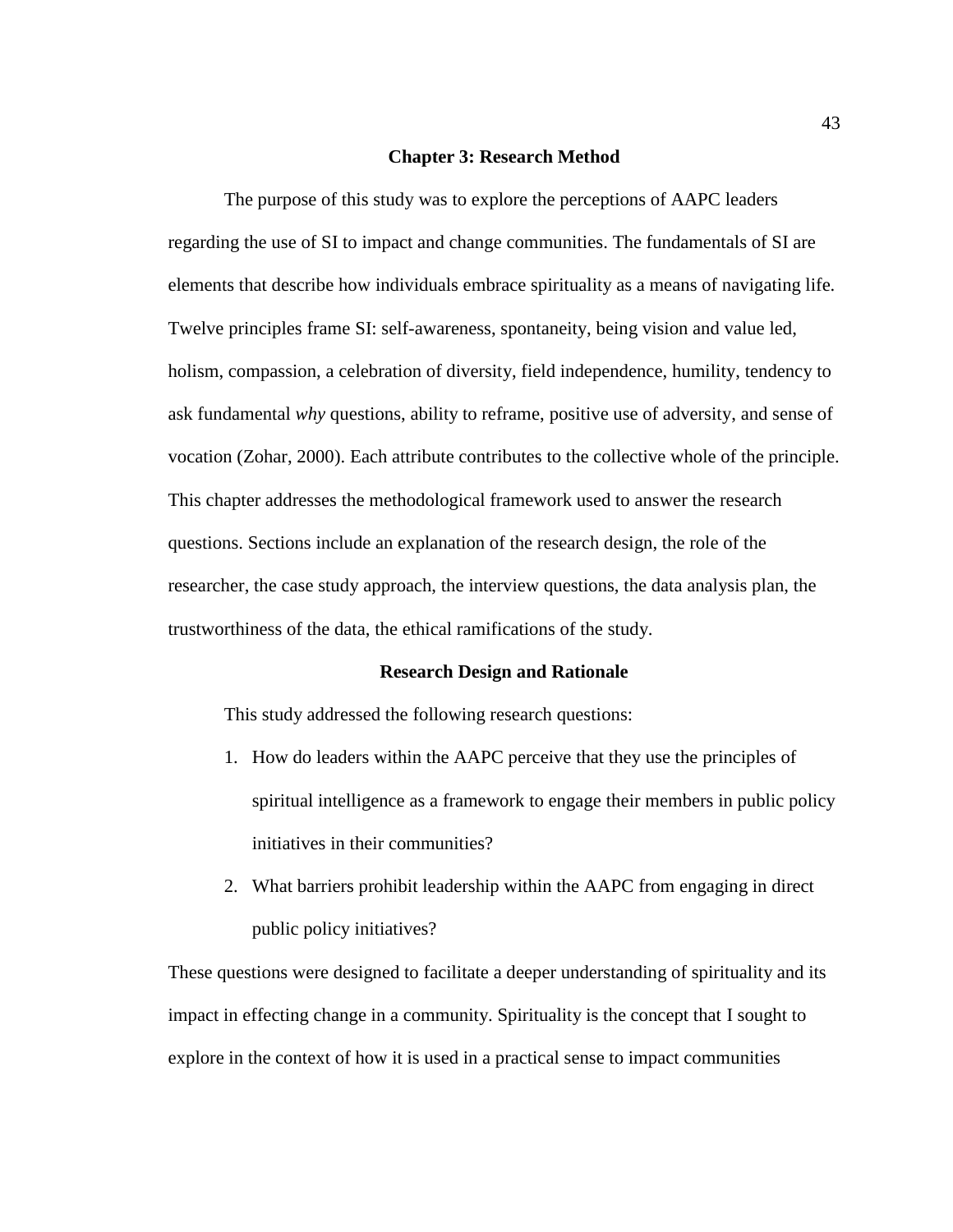# Chapter 3: Research Method

The purpose of this study was to explore the perceptions of AAPC leaders regarding the use of SI to impact and change communities. The fundamentals of SI are elements that describe how individuals embrace spirituality as a means of navigating life. Twelve principles frame SI: self-awareness, spontaneity, being vision and value led, holism, compassion, a celebration of diversity, field independence, humility, tendency to ask fundamental *why* questions, ability to reframe, positive use of adversity, and sense of vocation (Zohar, 2000). Each attribute contributes to the collective whole of the principle. This chapter addresses the methodological framework used to answer the research questions. Sections include an explanation of the research design, the role of the researcher, the case study approach, the interview questions, the data analysis plan, the trustworthiness of the data, the ethical ramifications of the study.

## Research Design and Rationale

This study addressed the following research questions:

1. How do leaders within the AAPC perceive that they use the principles of spiritual intelligence as a framework to engage their members in public policy initiatives in their communities?
2. What barriers prohibit leadership within the AAPC from engaging in direct public policy initiatives?

These questions were designed to facilitate a deeper understanding of spirituality and its impact in effecting change in a community. Spirituality is the concept that I sought to explore in the context of how it is used in a practical sense to impact communities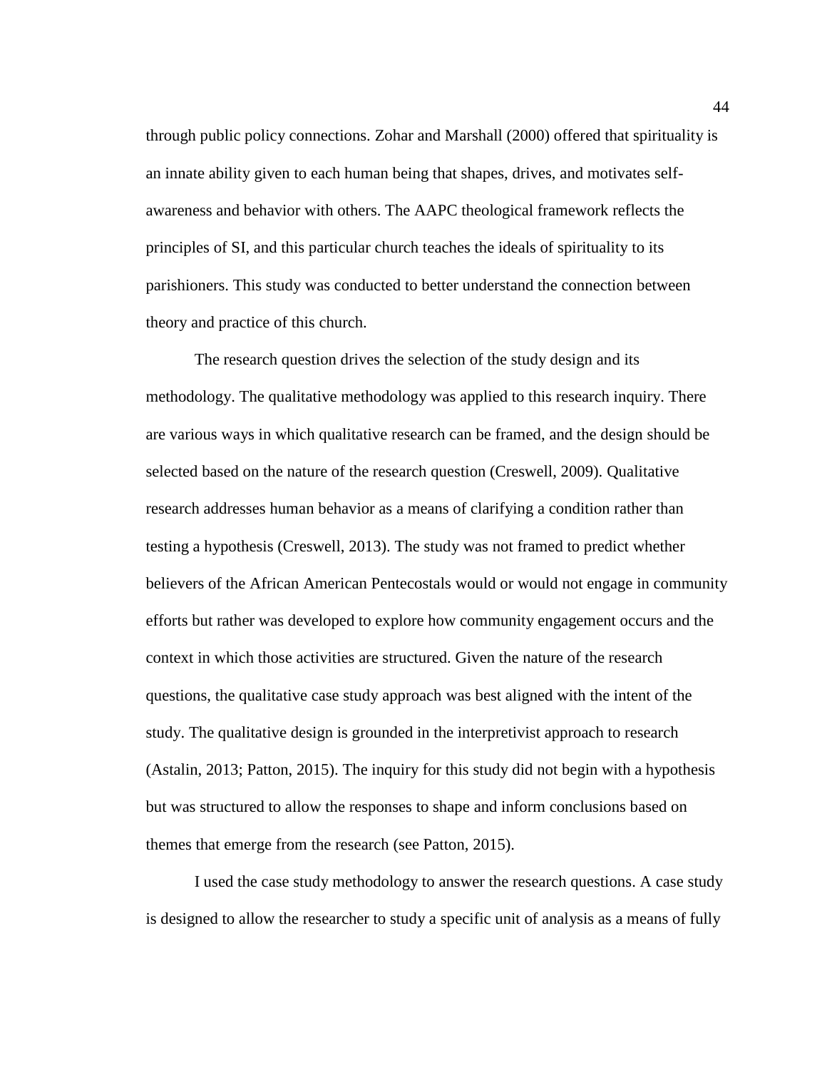through public policy connections. Zohar and Marshall (2000) offered that spirituality is an innate ability given to each human being that shapes, drives, and motivates self-awareness and behavior with others. The AAPC theological framework reflects the principles of SI, and this particular church teaches the ideals of spirituality to its parishioners. This study was conducted to better understand the connection between theory and practice of this church.

The research question drives the selection of the study design and its methodology. The qualitative methodology was applied to this research inquiry. There are various ways in which qualitative research can be framed, and the design should be selected based on the nature of the research question (Creswell, 2009). Qualitative research addresses human behavior as a means of clarifying a condition rather than testing a hypothesis (Creswell, 2013). The study was not framed to predict whether believers of the African American Pentecostals would or would not engage in community efforts but rather was developed to explore how community engagement occurs and the context in which those activities are structured. Given the nature of the research questions, the qualitative case study approach was best aligned with the intent of the study. The qualitative design is grounded in the interpretivist approach to research (Astalin, 2013; Patton, 2015). The inquiry for this study did not begin with a hypothesis but was structured to allow the responses to shape and inform conclusions based on themes that emerge from the research (see Patton, 2015).

I used the case study methodology to answer the research questions. A case study is designed to allow the researcher to study a specific unit of analysis as a means of fully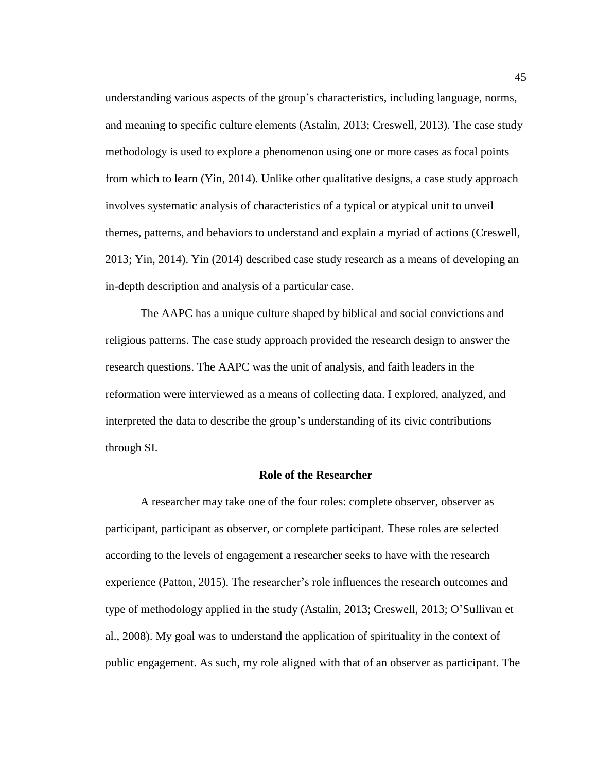understanding various aspects of the group's characteristics, including language, norms, and meaning to specific culture elements (Astalin, 2013; Creswell, 2013). The case study methodology is used to explore a phenomenon using one or more cases as focal points from which to learn (Yin, 2014). Unlike other qualitative designs, a case study approach involves systematic analysis of characteristics of a typical or atypical unit to unveil themes, patterns, and behaviors to understand and explain a myriad of actions (Creswell, 2013; Yin, 2014). Yin (2014) described case study research as a means of developing an in-depth description and analysis of a particular case.

The AAPC has a unique culture shaped by biblical and social convictions and religious patterns. The case study approach provided the research design to answer the research questions. The AAPC was the unit of analysis, and faith leaders in the reformation were interviewed as a means of collecting data. I explored, analyzed, and interpreted the data to describe the group's understanding of its civic contributions through SI.

## Role of the Researcher

A researcher may take one of the four roles: complete observer, observer as participant, participant as observer, or complete participant. These roles are selected according to the levels of engagement a researcher seeks to have with the research experience (Patton, 2015). The researcher's role influences the research outcomes and type of methodology applied in the study (Astalin, 2013; Creswell, 2013; O'Sullivan et al., 2008). My goal was to understand the application of spirituality in the context of public engagement. As such, my role aligned with that of an observer as participant. The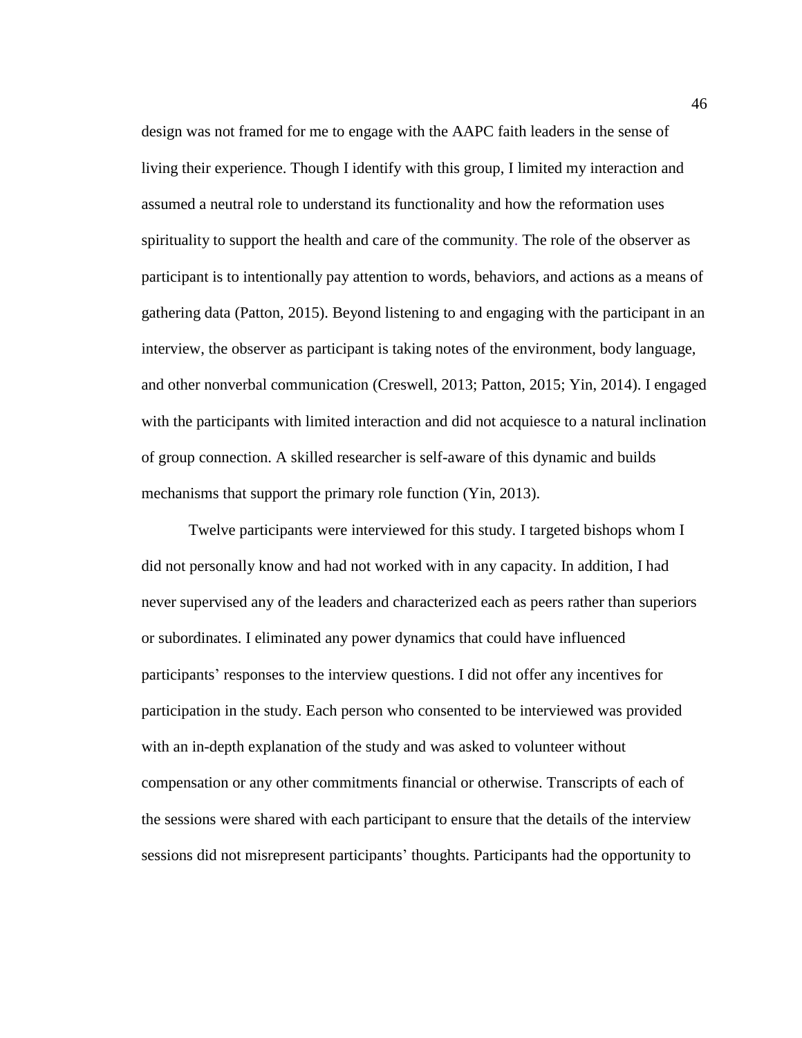design was not framed for me to engage with the AAPC faith leaders in the sense of living their experience. Though I identify with this group, I limited my interaction and assumed a neutral role to understand its functionality and how the reformation uses spirituality to support the health and care of the community. The role of the observer as participant is to intentionally pay attention to words, behaviors, and actions as a means of gathering data (Patton, 2015). Beyond listening to and engaging with the participant in an interview, the observer as participant is taking notes of the environment, body language, and other nonverbal communication (Creswell, 2013; Patton, 2015; Yin, 2014). I engaged with the participants with limited interaction and did not acquiesce to a natural inclination of group connection. A skilled researcher is self-aware of this dynamic and builds mechanisms that support the primary role function (Yin, 2013).

Twelve participants were interviewed for this study. I targeted bishops whom I did not personally know and had not worked with in any capacity. In addition, I had never supervised any of the leaders and characterized each as peers rather than superiors or subordinates. I eliminated any power dynamics that could have influenced participants' responses to the interview questions. I did not offer any incentives for participation in the study. Each person who consented to be interviewed was provided with an in-depth explanation of the study and was asked to volunteer without compensation or any other commitments financial or otherwise. Transcripts of each of the sessions were shared with each participant to ensure that the details of the interview sessions did not misrepresent participants' thoughts. Participants had the opportunity to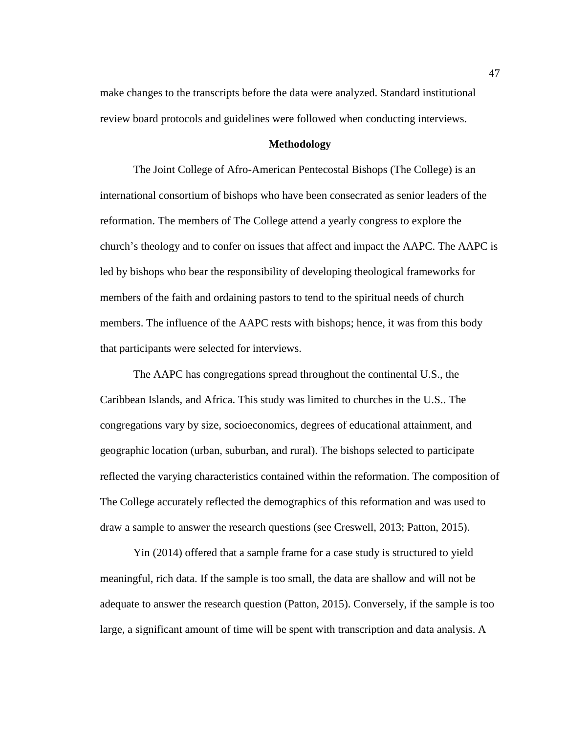make changes to the transcripts before the data were analyzed. Standard institutional review board protocols and guidelines were followed when conducting interviews.

## Methodology

The Joint College of Afro-American Pentecostal Bishops (The College) is an international consortium of bishops who have been consecrated as senior leaders of the reformation. The members of The College attend a yearly congress to explore the church's theology and to confer on issues that affect and impact the AAPC. The AAPC is led by bishops who bear the responsibility of developing theological frameworks for members of the faith and ordaining pastors to tend to the spiritual needs of church members. The influence of the AAPC rests with bishops; hence, it was from this body that participants were selected for interviews.

The AAPC has congregations spread throughout the continental U.S., the Caribbean Islands, and Africa. This study was limited to churches in the U.S.. The congregations vary by size, socioeconomics, degrees of educational attainment, and geographic location (urban, suburban, and rural). The bishops selected to participate reflected the varying characteristics contained within the reformation. The composition of The College accurately reflected the demographics of this reformation and was used to draw a sample to answer the research questions (see Creswell, 2013; Patton, 2015).

Yin (2014) offered that a sample frame for a case study is structured to yield meaningful, rich data. If the sample is too small, the data are shallow and will not be adequate to answer the research question (Patton, 2015). Conversely, if the sample is too large, a significant amount of time will be spent with transcription and data analysis. A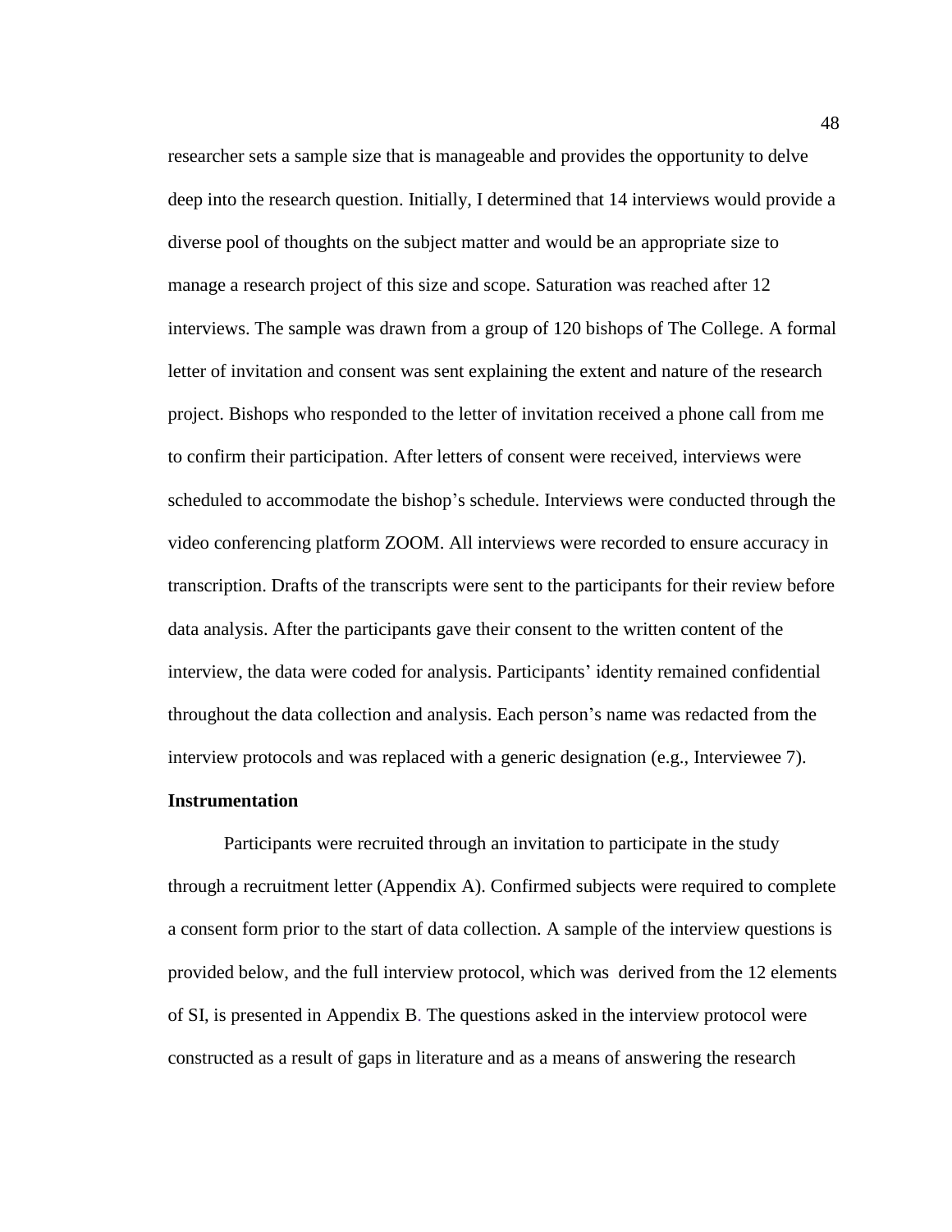researcher sets a sample size that is manageable and provides the opportunity to delve deep into the research question. Initially, I determined that 14 interviews would provide a diverse pool of thoughts on the subject matter and would be an appropriate size to manage a research project of this size and scope. Saturation was reached after 12 interviews. The sample was drawn from a group of 120 bishops of The College. A formal letter of invitation and consent was sent explaining the extent and nature of the research project. Bishops who responded to the letter of invitation received a phone call from me to confirm their participation. After letters of consent were received, interviews were scheduled to accommodate the bishop's schedule. Interviews were conducted through the video conferencing platform ZOOM. All interviews were recorded to ensure accuracy in transcription. Drafts of the transcripts were sent to the participants for their review before data analysis. After the participants gave their consent to the written content of the interview, the data were coded for analysis. Participants' identity remained confidential throughout the data collection and analysis. Each person's name was redacted from the interview protocols and was replaced with a generic designation (e.g., Interviewee 7).

**Instrumentation**

Participants were recruited through an invitation to participate in the study through a recruitment letter (Appendix A). Confirmed subjects were required to complete a consent form prior to the start of data collection. A sample of the interview questions is provided below, and the full interview protocol, which was derived from the 12 elements of SI, is presented in Appendix B. The questions asked in the interview protocol were constructed as a result of gaps in literature and as a means of answering the research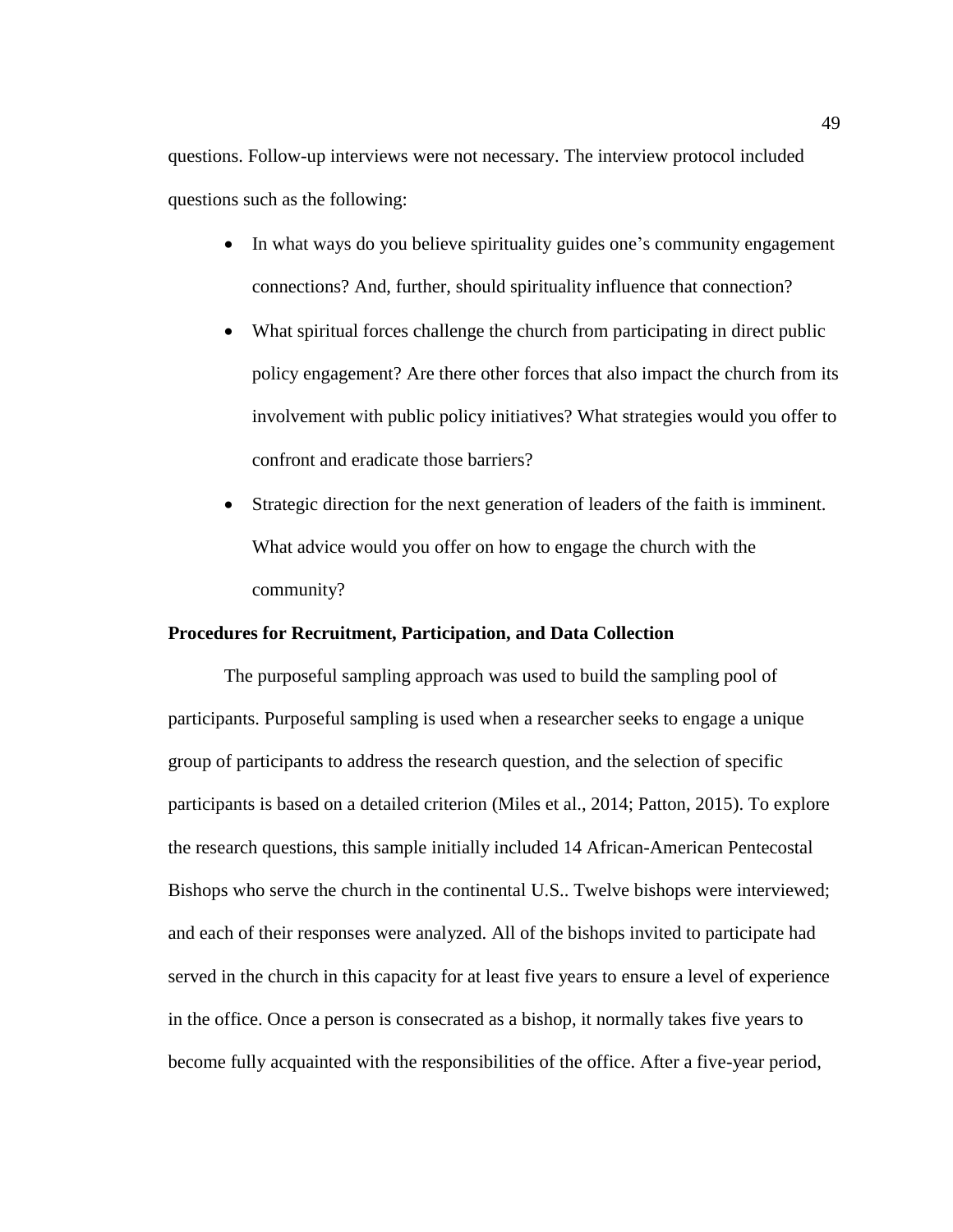questions. Follow-up interviews were not necessary. The interview protocol included questions such as the following:

- In what ways do you believe spirituality guides one's community engagement connections? And, further, should spirituality influence that connection?
- What spiritual forces challenge the church from participating in direct public policy engagement? Are there other forces that also impact the church from its involvement with public policy initiatives? What strategies would you offer to confront and eradicate those barriers?
- Strategic direction for the next generation of leaders of the faith is imminent. What advice would you offer on how to engage the church with the community?

**Procedures for Recruitment, Participation, and Data Collection**

The purposeful sampling approach was used to build the sampling pool of participants. Purposeful sampling is used when a researcher seeks to engage a unique group of participants to address the research question, and the selection of specific participants is based on a detailed criterion (Miles et al., 2014; Patton, 2015). To explore the research questions, this sample initially included 14 African-American Pentecostal Bishops who serve the church in the continental U.S.. Twelve bishops were interviewed; and each of their responses were analyzed. All of the bishops invited to participate had served in the church in this capacity for at least five years to ensure a level of experience in the office. Once a person is consecrated as a bishop, it normally takes five years to become fully acquainted with the responsibilities of the office. After a five-year period,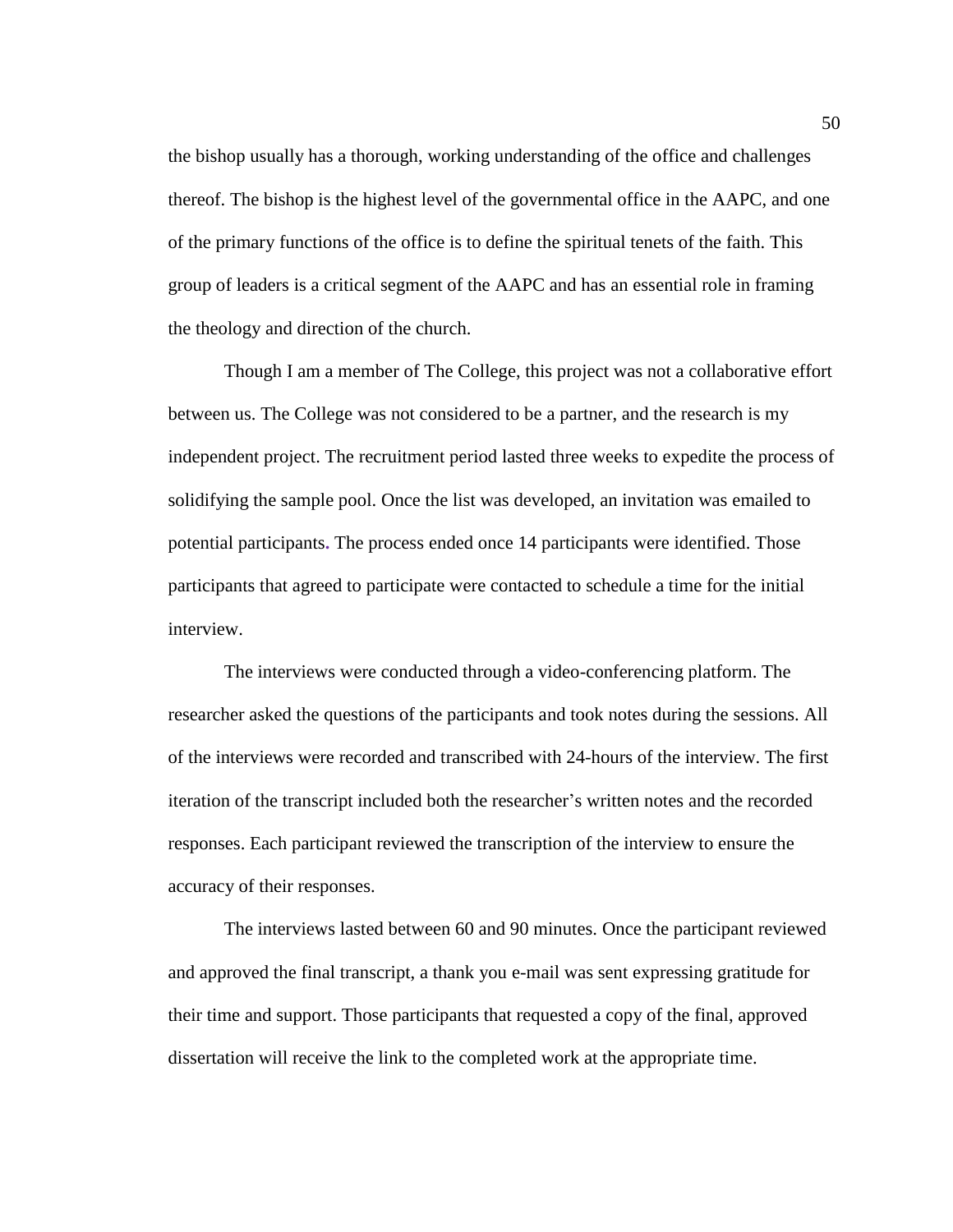the bishop usually has a thorough, working understanding of the office and challenges thereof. The bishop is the highest level of the governmental office in the AAPC, and one of the primary functions of the office is to define the spiritual tenets of the faith. This group of leaders is a critical segment of the AAPC and has an essential role in framing the theology and direction of the church.

Though I am a member of The College, this project was not a collaborative effort between us. The College was not considered to be a partner, and the research is my independent project. The recruitment period lasted three weeks to expedite the process of solidifying the sample pool. Once the list was developed, an invitation was emailed to potential participants. The process ended once 14 participants were identified. Those participants that agreed to participate were contacted to schedule a time for the initial interview.

The interviews were conducted through a video-conferencing platform. The researcher asked the questions of the participants and took notes during the sessions. All of the interviews were recorded and transcribed with 24-hours of the interview. The first iteration of the transcript included both the researcher's written notes and the recorded responses. Each participant reviewed the transcription of the interview to ensure the accuracy of their responses.

The interviews lasted between 60 and 90 minutes. Once the participant reviewed and approved the final transcript, a thank you e-mail was sent expressing gratitude for their time and support. Those participants that requested a copy of the final, approved dissertation will receive the link to the completed work at the appropriate time.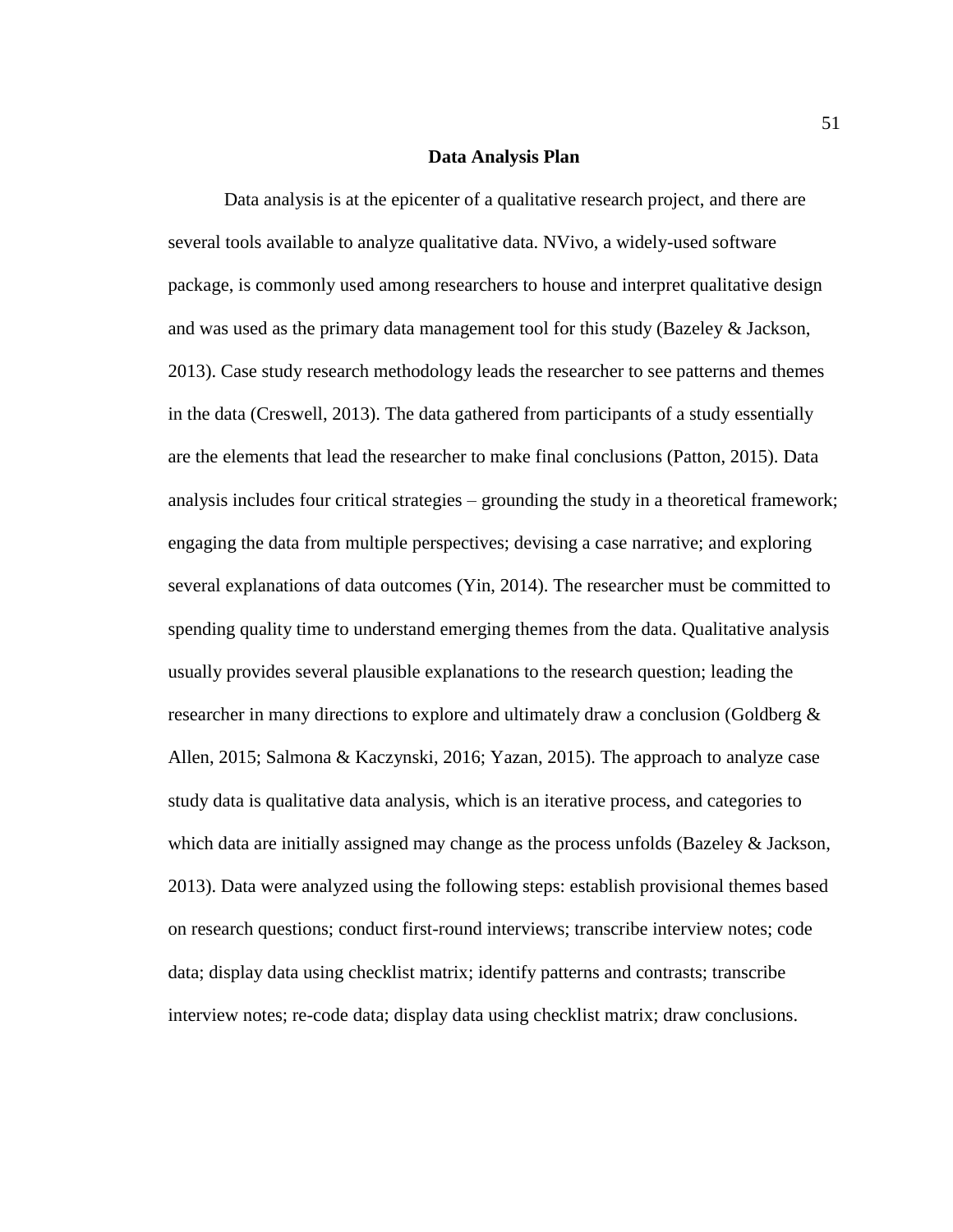## Data Analysis Plan

Data analysis is at the epicenter of a qualitative research project, and there are several tools available to analyze qualitative data. NVivo, a widely-used software package, is commonly used among researchers to house and interpret qualitative design and was used as the primary data management tool for this study (Bazeley & Jackson, 2013). Case study research methodology leads the researcher to see patterns and themes in the data (Creswell, 2013). The data gathered from participants of a study essentially are the elements that lead the researcher to make final conclusions (Patton, 2015). Data analysis includes four critical strategies – grounding the study in a theoretical framework; engaging the data from multiple perspectives; devising a case narrative; and exploring several explanations of data outcomes (Yin, 2014). The researcher must be committed to spending quality time to understand emerging themes from the data. Qualitative analysis usually provides several plausible explanations to the research question; leading the researcher in many directions to explore and ultimately draw a conclusion (Goldberg & Allen, 2015; Salmona & Kaczynski, 2016; Yazan, 2015). The approach to analyze case study data is qualitative data analysis, which is an iterative process, and categories to which data are initially assigned may change as the process unfolds (Bazeley & Jackson, 2013). Data were analyzed using the following steps: establish provisional themes based on research questions; conduct first-round interviews; transcribe interview notes; code data; display data using checklist matrix; identify patterns and contrasts; transcribe interview notes; re-code data; display data using checklist matrix; draw conclusions.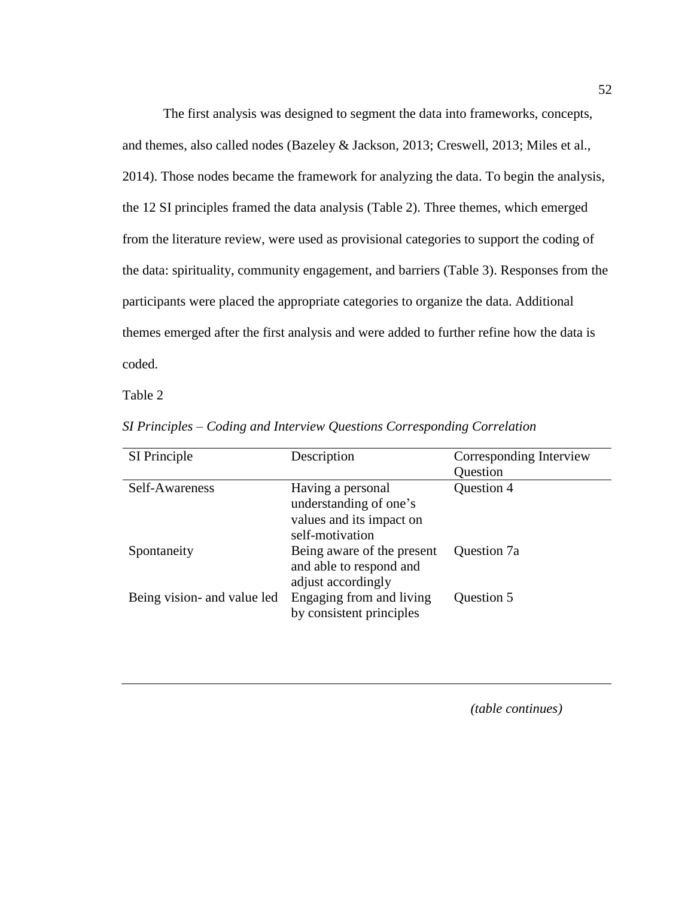The first analysis was designed to segment the data into frameworks, concepts, and themes, also called nodes (Bazeley & Jackson, 2013; Creswell, 2013; Miles et al., 2014). Those nodes became the framework for analyzing the data. To begin the analysis, the 12 SI principles framed the data analysis (Table 2). Three themes, which emerged from the literature review, were used as provisional categories to support the coding of the data: spirituality, community engagement, and barriers (Table 3). Responses from the participants were placed the appropriate categories to organize the data. Additional themes emerged after the first analysis and were added to further refine how the data is coded.

Table 2

*SI Principles – Coding and Interview Questions Corresponding Correlation*

| SI Principle | Description | Corresponding Interview Question |
|---|---|---|
| Self-Awareness | Having a personal understanding of one's values and its impact on self-motivation | Question 4 |
| Spontaneity | Being aware of the present and able to respond and adjust accordingly | Question 7a |
| Being vision- and value led | Engaging from and living by consistent principles | Question 5 |

*(table continues)*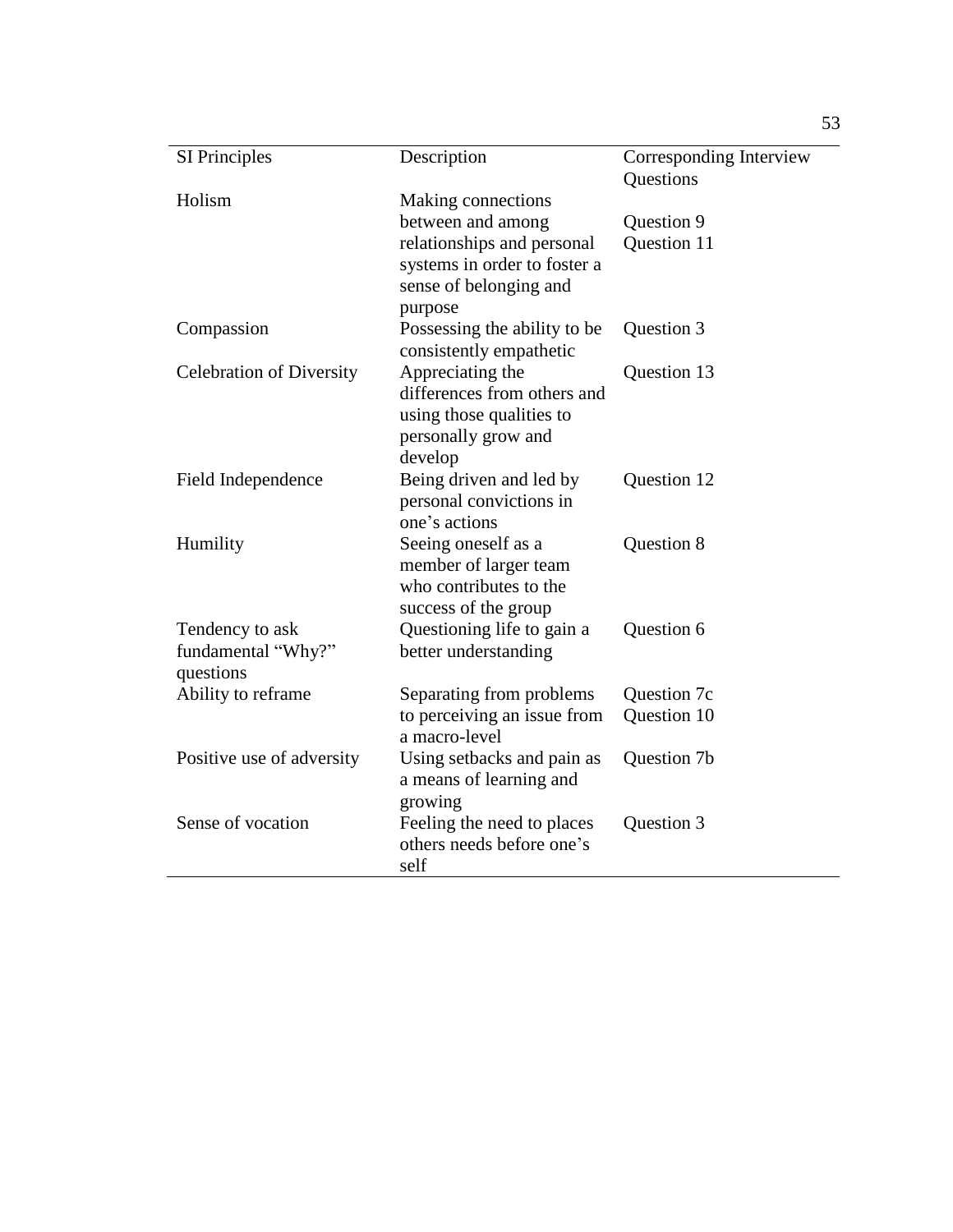| SI Principles | Description | Corresponding Interview Questions |
|---|---|---|
| Holism | Making connections between and among relationships and personal systems in order to foster a sense of belonging and purpose | Question 9<br>Question 11 |
| Compassion | Possessing the ability to be consistently empathetic | Question 3 |
| Celebration of Diversity | Appreciating the differences from others and using those qualities to personally grow and develop | Question 13 |
| Field Independence | Being driven and led by personal convictions in one's actions | Question 12 |
| Humility | Seeing oneself as a member of larger team who contributes to the success of the group | Question 8 |
| Tendency to ask fundamental "Why?" questions | Questioning life to gain a better understanding | Question 6 |
| Ability to reframe | Separating from problems to perceiving an issue from a macro-level | Question 7c<br>Question 10 |
| Positive use of adversity | Using setbacks and pain as a means of learning and growing | Question 7b |
| Sense of vocation | Feeling the need to places others needs before one's self | Question 3 |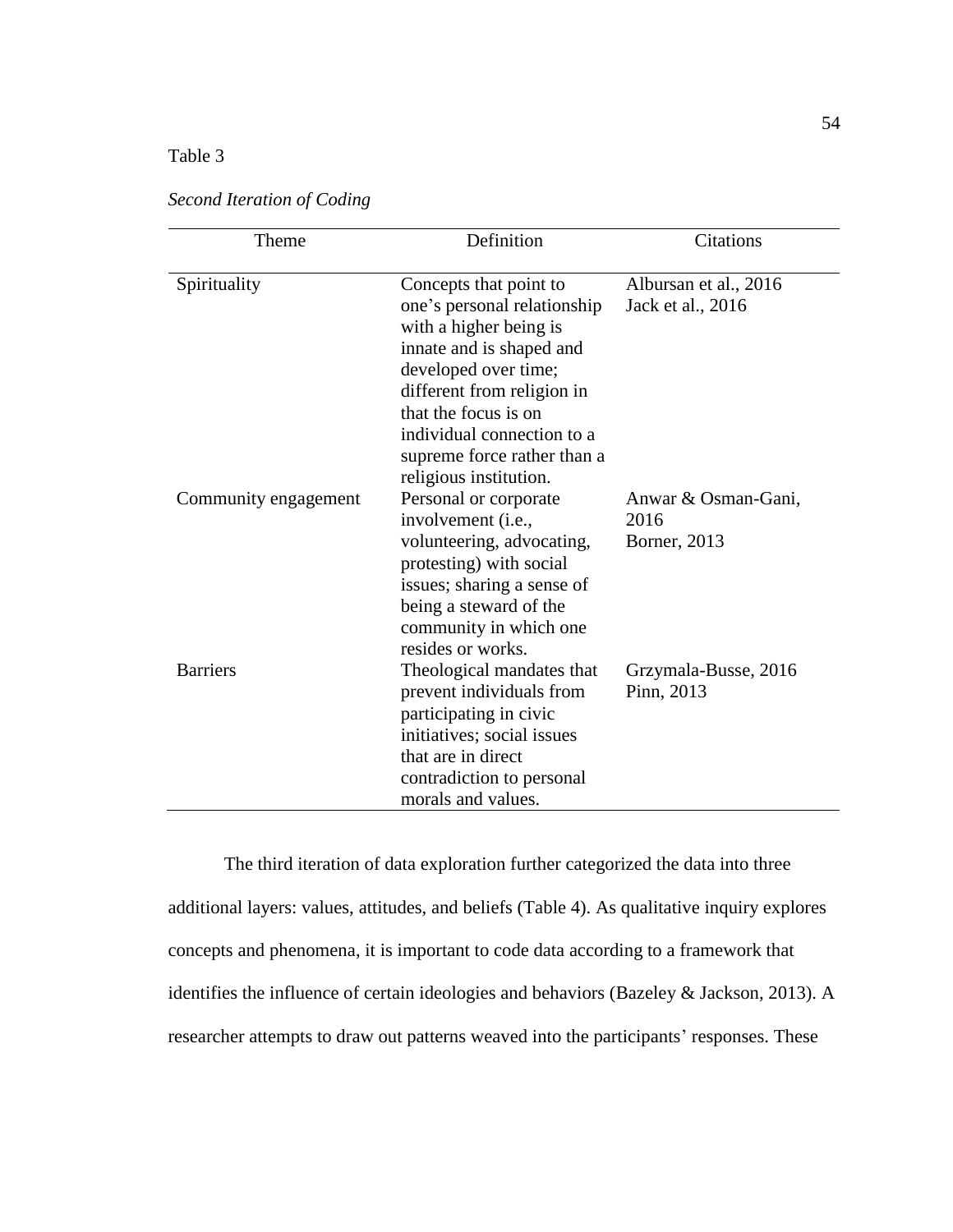Table 3

*Second Iteration of Coding*

| Theme | Definition | Citations |
|---|---|---|
| Spirituality | Concepts that point to one's personal relationship with a higher being is innate and is shaped and developed over time; different from religion in that the focus is on individual connection to a supreme force rather than a religious institution. | Albursan et al., 2016<br>Jack et al., 2016 |
| Community engagement | Personal or corporate involvement (i.e., volunteering, advocating, protesting) with social issues; sharing a sense of being a steward of the community in which one resides or works. | Anwar & Osman-Gani, 2016<br>Borner, 2013 |
| Barriers | Theological mandates that prevent individuals from participating in civic initiatives; social issues that are in direct contradiction to personal morals and values. | Grzymala-Busse, 2016<br>Pinn, 2013 |

The third iteration of data exploration further categorized the data into three additional layers: values, attitudes, and beliefs (Table 4). As qualitative inquiry explores concepts and phenomena, it is important to code data according to a framework that identifies the influence of certain ideologies and behaviors (Bazeley & Jackson, 2013). A researcher attempts to draw out patterns weaved into the participants' responses. These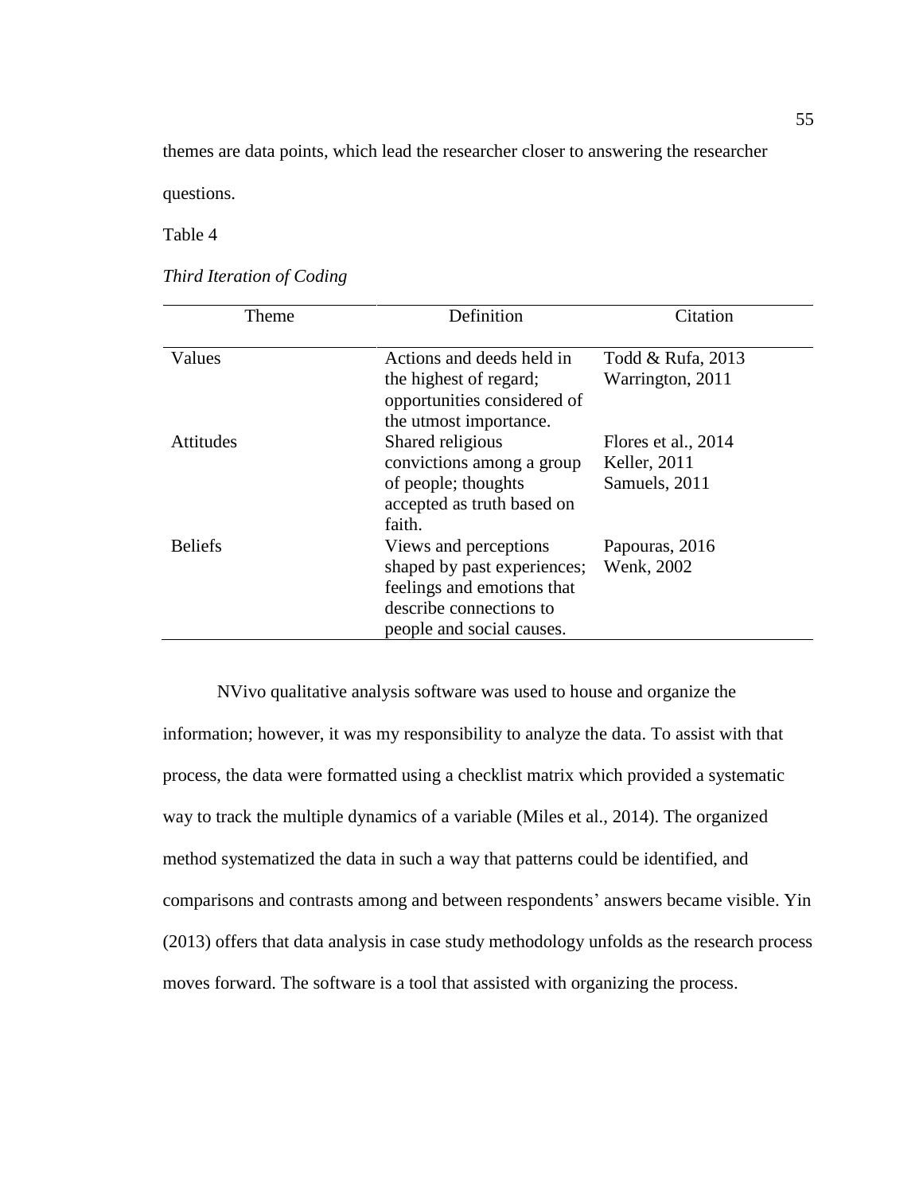themes are data points, which lead the researcher closer to answering the researcher questions.

Table 4

*Third Iteration of Coding*

| Theme | Definition | Citation |
| --- | --- | --- |
| Values | Actions and deeds held in the highest of regard; opportunities considered of the utmost importance. | Todd & Rufa, 2013<br>Warrington, 2011 |
| Attitudes | Shared religious convictions among a group of people; thoughts accepted as truth based on faith. | Flores et al., 2014<br>Keller, 2011<br>Samuels, 2011 |
| Beliefs | Views and perceptions shaped by past experiences; feelings and emotions that describe connections to people and social causes. | Papouras, 2016<br>Wenk, 2002 |

NVivo qualitative analysis software was used to house and organize the information; however, it was my responsibility to analyze the data. To assist with that process, the data were formatted using a checklist matrix which provided a systematic way to track the multiple dynamics of a variable (Miles et al., 2014). The organized method systematized the data in such a way that patterns could be identified, and comparisons and contrasts among and between respondents' answers became visible. Yin (2013) offers that data analysis in case study methodology unfolds as the research process moves forward. The software is a tool that assisted with organizing the process.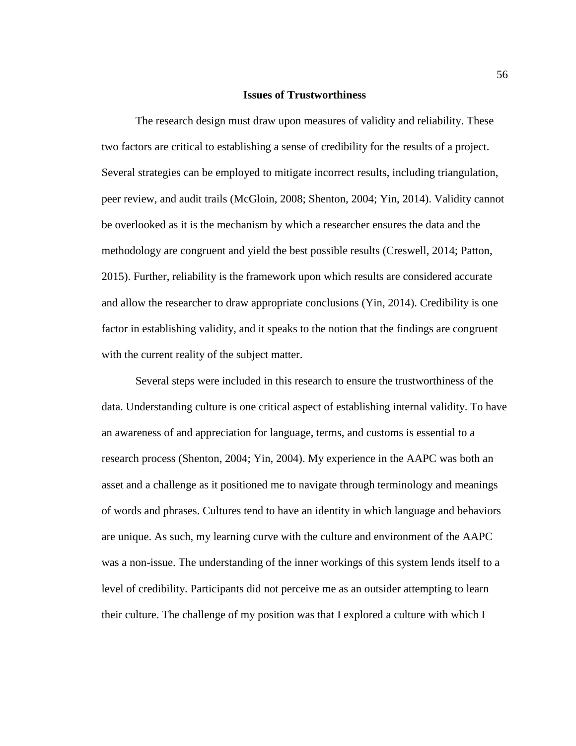## Issues of Trustworthiness

The research design must draw upon measures of validity and reliability. These two factors are critical to establishing a sense of credibility for the results of a project. Several strategies can be employed to mitigate incorrect results, including triangulation, peer review, and audit trails (McGloin, 2008; Shenton, 2004; Yin, 2014). Validity cannot be overlooked as it is the mechanism by which a researcher ensures the data and the methodology are congruent and yield the best possible results (Creswell, 2014; Patton, 2015). Further, reliability is the framework upon which results are considered accurate and allow the researcher to draw appropriate conclusions (Yin, 2014). Credibility is one factor in establishing validity, and it speaks to the notion that the findings are congruent with the current reality of the subject matter.

Several steps were included in this research to ensure the trustworthiness of the data. Understanding culture is one critical aspect of establishing internal validity. To have an awareness of and appreciation for language, terms, and customs is essential to a research process (Shenton, 2004; Yin, 2004). My experience in the AAPC was both an asset and a challenge as it positioned me to navigate through terminology and meanings of words and phrases. Cultures tend to have an identity in which language and behaviors are unique. As such, my learning curve with the culture and environment of the AAPC was a non-issue. The understanding of the inner workings of this system lends itself to a level of credibility. Participants did not perceive me as an outsider attempting to learn their culture. The challenge of my position was that I explored a culture with which I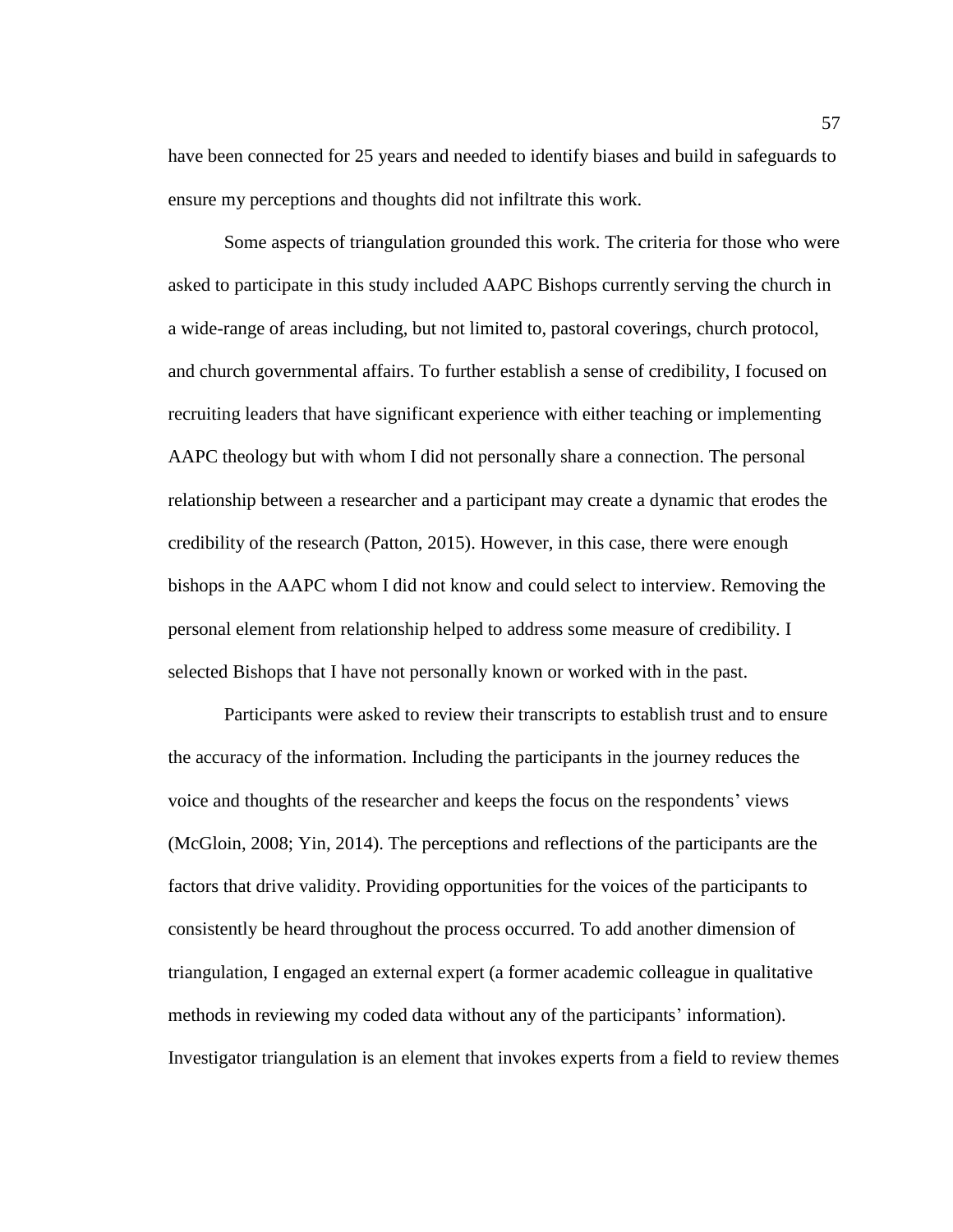have been connected for 25 years and needed to identify biases and build in safeguards to ensure my perceptions and thoughts did not infiltrate this work.

Some aspects of triangulation grounded this work. The criteria for those who were asked to participate in this study included AAPC Bishops currently serving the church in a wide-range of areas including, but not limited to, pastoral coverings, church protocol, and church governmental affairs. To further establish a sense of credibility, I focused on recruiting leaders that have significant experience with either teaching or implementing AAPC theology but with whom I did not personally share a connection. The personal relationship between a researcher and a participant may create a dynamic that erodes the credibility of the research (Patton, 2015). However, in this case, there were enough bishops in the AAPC whom I did not know and could select to interview. Removing the personal element from relationship helped to address some measure of credibility. I selected Bishops that I have not personally known or worked with in the past.

Participants were asked to review their transcripts to establish trust and to ensure the accuracy of the information. Including the participants in the journey reduces the voice and thoughts of the researcher and keeps the focus on the respondents' views (McGloin, 2008; Yin, 2014). The perceptions and reflections of the participants are the factors that drive validity. Providing opportunities for the voices of the participants to consistently be heard throughout the process occurred. To add another dimension of triangulation, I engaged an external expert (a former academic colleague in qualitative methods in reviewing my coded data without any of the participants' information). Investigator triangulation is an element that invokes experts from a field to review themes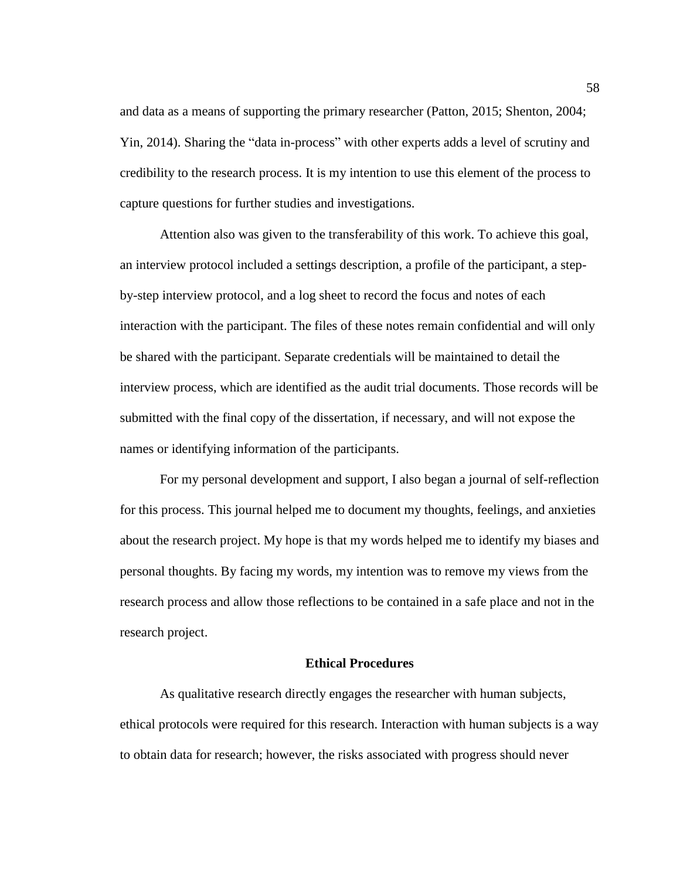and data as a means of supporting the primary researcher (Patton, 2015; Shenton, 2004; Yin, 2014). Sharing the "data in-process" with other experts adds a level of scrutiny and credibility to the research process. It is my intention to use this element of the process to capture questions for further studies and investigations.

Attention also was given to the transferability of this work. To achieve this goal, an interview protocol included a settings description, a profile of the participant, a step-by-step interview protocol, and a log sheet to record the focus and notes of each interaction with the participant. The files of these notes remain confidential and will only be shared with the participant. Separate credentials will be maintained to detail the interview process, which are identified as the audit trial documents. Those records will be submitted with the final copy of the dissertation, if necessary, and will not expose the names or identifying information of the participants.

For my personal development and support, I also began a journal of self-reflection for this process. This journal helped me to document my thoughts, feelings, and anxieties about the research project. My hope is that my words helped me to identify my biases and personal thoughts. By facing my words, my intention was to remove my views from the research process and allow those reflections to be contained in a safe place and not in the research project.

## Ethical Procedures

As qualitative research directly engages the researcher with human subjects, ethical protocols were required for this research. Interaction with human subjects is a way to obtain data for research; however, the risks associated with progress should never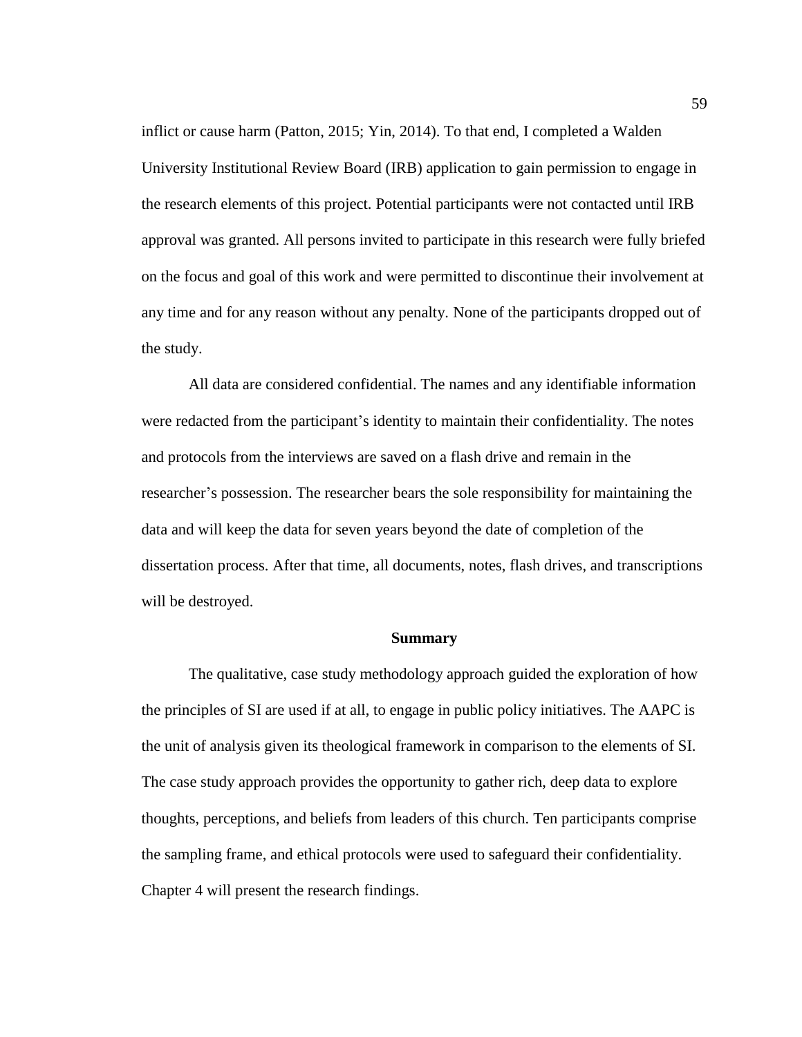inflict or cause harm (Patton, 2015; Yin, 2014). To that end, I completed a Walden University Institutional Review Board (IRB) application to gain permission to engage in the research elements of this project. Potential participants were not contacted until IRB approval was granted. All persons invited to participate in this research were fully briefed on the focus and goal of this work and were permitted to discontinue their involvement at any time and for any reason without any penalty. None of the participants dropped out of the study.

All data are considered confidential. The names and any identifiable information were redacted from the participant's identity to maintain their confidentiality. The notes and protocols from the interviews are saved on a flash drive and remain in the researcher's possession. The researcher bears the sole responsibility for maintaining the data and will keep the data for seven years beyond the date of completion of the dissertation process. After that time, all documents, notes, flash drives, and transcriptions will be destroyed.

## Summary

The qualitative, case study methodology approach guided the exploration of how the principles of SI are used if at all, to engage in public policy initiatives. The AAPC is the unit of analysis given its theological framework in comparison to the elements of SI. The case study approach provides the opportunity to gather rich, deep data to explore thoughts, perceptions, and beliefs from leaders of this church. Ten participants comprise the sampling frame, and ethical protocols were used to safeguard their confidentiality. Chapter 4 will present the research findings.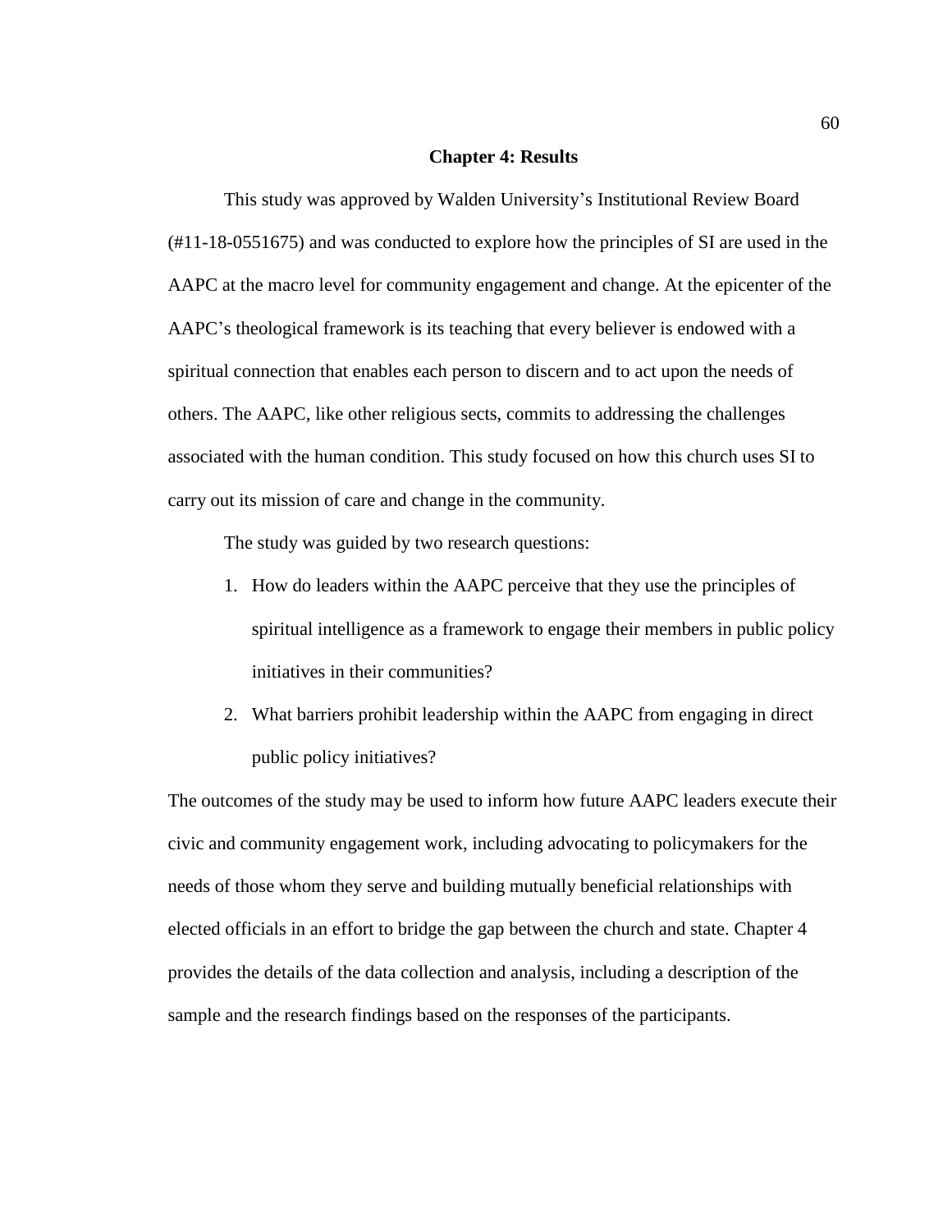# Chapter 4: Results

This study was approved by Walden University's Institutional Review Board (#11-18-0551675) and was conducted to explore how the principles of SI are used in the AAPC at the macro level for community engagement and change. At the epicenter of the AAPC's theological framework is its teaching that every believer is endowed with a spiritual connection that enables each person to discern and to act upon the needs of others. The AAPC, like other religious sects, commits to addressing the challenges associated with the human condition. This study focused on how this church uses SI to carry out its mission of care and change in the community.

The study was guided by two research questions:

1. How do leaders within the AAPC perceive that they use the principles of spiritual intelligence as a framework to engage their members in public policy initiatives in their communities?
2. What barriers prohibit leadership within the AAPC from engaging in direct public policy initiatives?

The outcomes of the study may be used to inform how future AAPC leaders execute their civic and community engagement work, including advocating to policymakers for the needs of those whom they serve and building mutually beneficial relationships with elected officials in an effort to bridge the gap between the church and state. Chapter 4 provides the details of the data collection and analysis, including a description of the sample and the research findings based on the responses of the participants.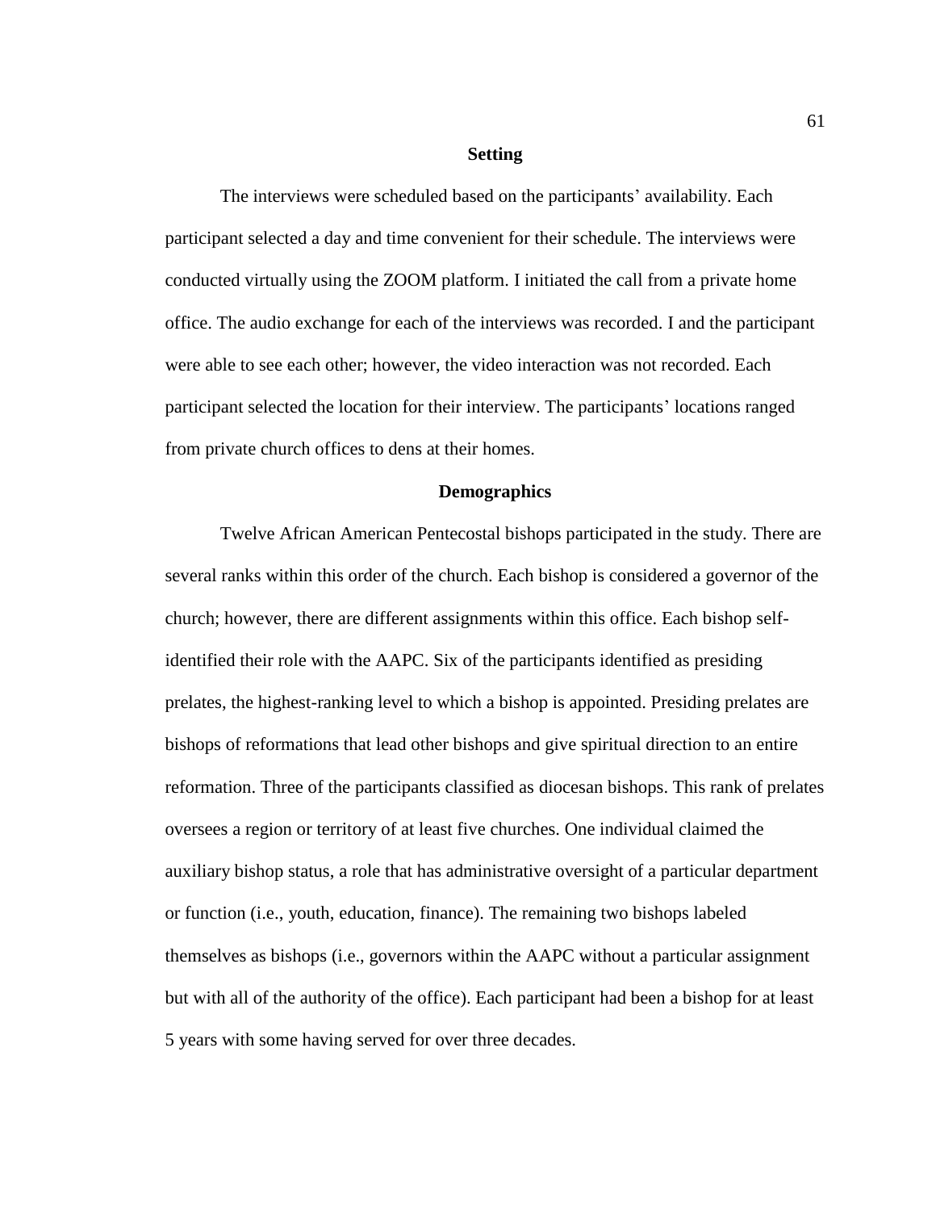## Setting

The interviews were scheduled based on the participants' availability. Each participant selected a day and time convenient for their schedule. The interviews were conducted virtually using the ZOOM platform. I initiated the call from a private home office. The audio exchange for each of the interviews was recorded. I and the participant were able to see each other; however, the video interaction was not recorded. Each participant selected the location for their interview. The participants' locations ranged from private church offices to dens at their homes.

## Demographics

Twelve African American Pentecostal bishops participated in the study. There are several ranks within this order of the church. Each bishop is considered a governor of the church; however, there are different assignments within this office. Each bishop self-identified their role with the AAPC. Six of the participants identified as presiding prelates, the highest-ranking level to which a bishop is appointed. Presiding prelates are bishops of reformations that lead other bishops and give spiritual direction to an entire reformation. Three of the participants classified as diocesan bishops. This rank of prelates oversees a region or territory of at least five churches. One individual claimed the auxiliary bishop status, a role that has administrative oversight of a particular department or function (i.e., youth, education, finance). The remaining two bishops labeled themselves as bishops (i.e., governors within the AAPC without a particular assignment but with all of the authority of the office). Each participant had been a bishop for at least 5 years with some having served for over three decades.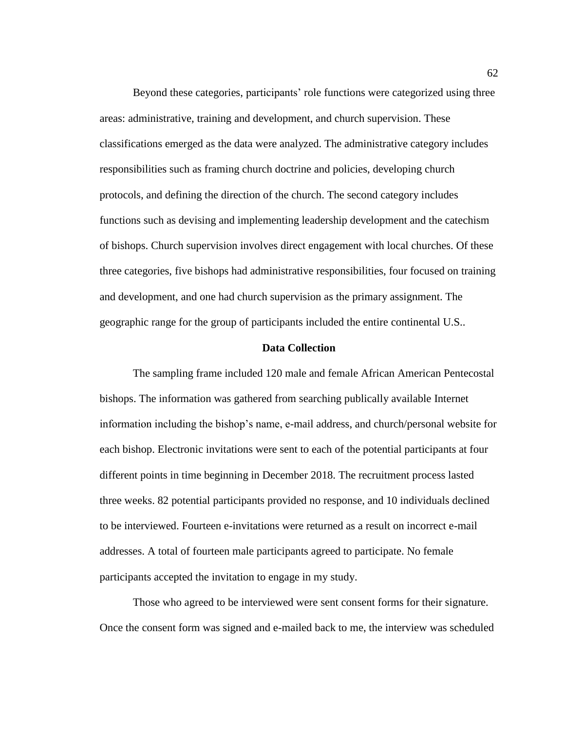Beyond these categories, participants' role functions were categorized using three areas: administrative, training and development, and church supervision. These classifications emerged as the data were analyzed. The administrative category includes responsibilities such as framing church doctrine and policies, developing church protocols, and defining the direction of the church. The second category includes functions such as devising and implementing leadership development and the catechism of bishops. Church supervision involves direct engagement with local churches. Of these three categories, five bishops had administrative responsibilities, four focused on training and development, and one had church supervision as the primary assignment. The geographic range for the group of participants included the entire continental U.S..

## Data Collection

The sampling frame included 120 male and female African American Pentecostal bishops. The information was gathered from searching publically available Internet information including the bishop's name, e-mail address, and church/personal website for each bishop. Electronic invitations were sent to each of the potential participants at four different points in time beginning in December 2018. The recruitment process lasted three weeks. 82 potential participants provided no response, and 10 individuals declined to be interviewed. Fourteen e-invitations were returned as a result on incorrect e-mail addresses. A total of fourteen male participants agreed to participate. No female participants accepted the invitation to engage in my study.

Those who agreed to be interviewed were sent consent forms for their signature. Once the consent form was signed and e-mailed back to me, the interview was scheduled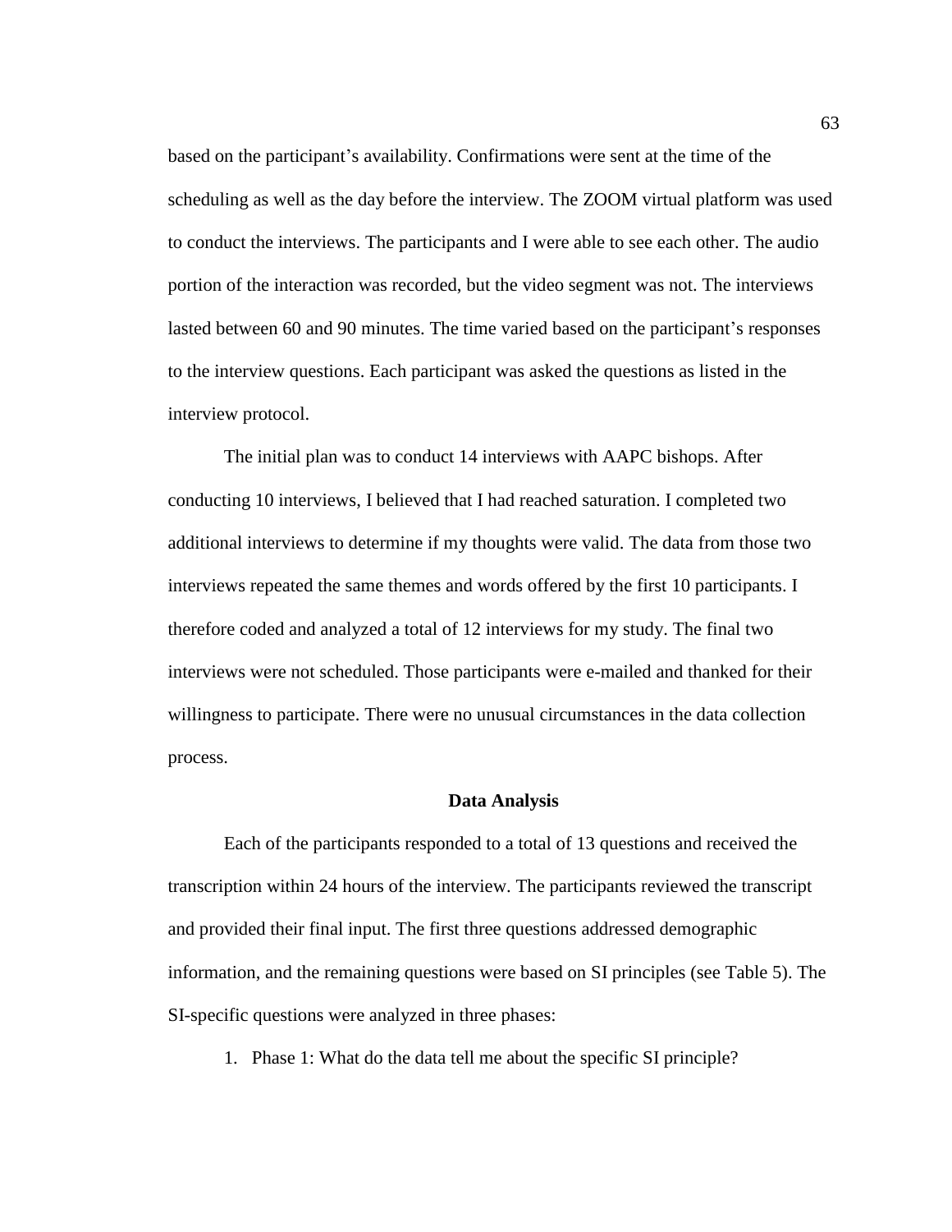based on the participant's availability. Confirmations were sent at the time of the scheduling as well as the day before the interview. The ZOOM virtual platform was used to conduct the interviews. The participants and I were able to see each other. The audio portion of the interaction was recorded, but the video segment was not. The interviews lasted between 60 and 90 minutes. The time varied based on the participant's responses to the interview questions. Each participant was asked the questions as listed in the interview protocol.

The initial plan was to conduct 14 interviews with AAPC bishops. After conducting 10 interviews, I believed that I had reached saturation. I completed two additional interviews to determine if my thoughts were valid. The data from those two interviews repeated the same themes and words offered by the first 10 participants. I therefore coded and analyzed a total of 12 interviews for my study. The final two interviews were not scheduled. Those participants were e-mailed and thanked for their willingness to participate. There were no unusual circumstances in the data collection process.

## Data Analysis

Each of the participants responded to a total of 13 questions and received the transcription within 24 hours of the interview. The participants reviewed the transcript and provided their final input. The first three questions addressed demographic information, and the remaining questions were based on SI principles (see Table 5). The SI-specific questions were analyzed in three phases:

1. Phase 1: What do the data tell me about the specific SI principle?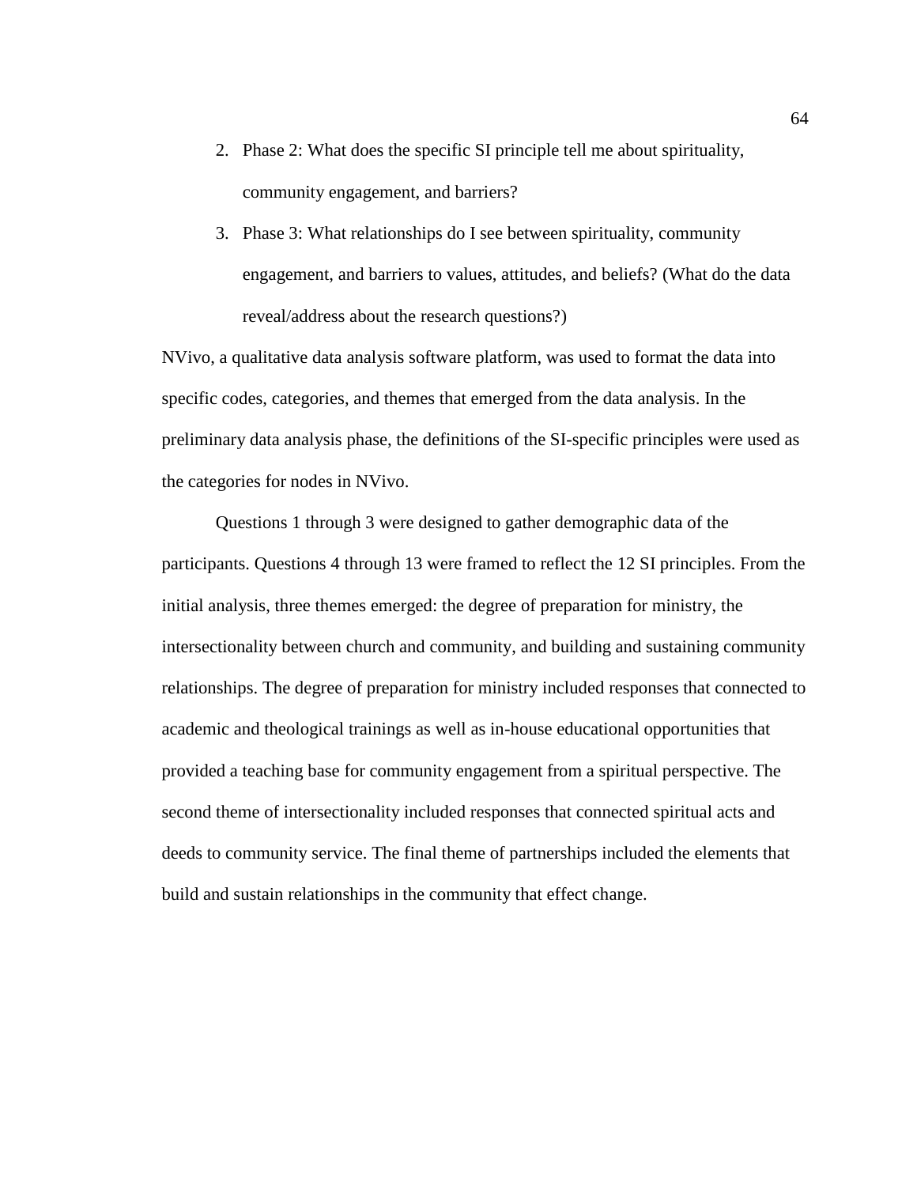2. Phase 2: What does the specific SI principle tell me about spirituality, community engagement, and barriers?
3. Phase 3: What relationships do I see between spirituality, community engagement, and barriers to values, attitudes, and beliefs? (What do the data reveal/address about the research questions?)

NVivo, a qualitative data analysis software platform, was used to format the data into specific codes, categories, and themes that emerged from the data analysis. In the preliminary data analysis phase, the definitions of the SI-specific principles were used as the categories for nodes in NVivo.

Questions 1 through 3 were designed to gather demographic data of the participants. Questions 4 through 13 were framed to reflect the 12 SI principles. From the initial analysis, three themes emerged: the degree of preparation for ministry, the intersectionality between church and community, and building and sustaining community relationships. The degree of preparation for ministry included responses that connected to academic and theological trainings as well as in-house educational opportunities that provided a teaching base for community engagement from a spiritual perspective. The second theme of intersectionality included responses that connected spiritual acts and deeds to community service. The final theme of partnerships included the elements that build and sustain relationships in the community that effect change.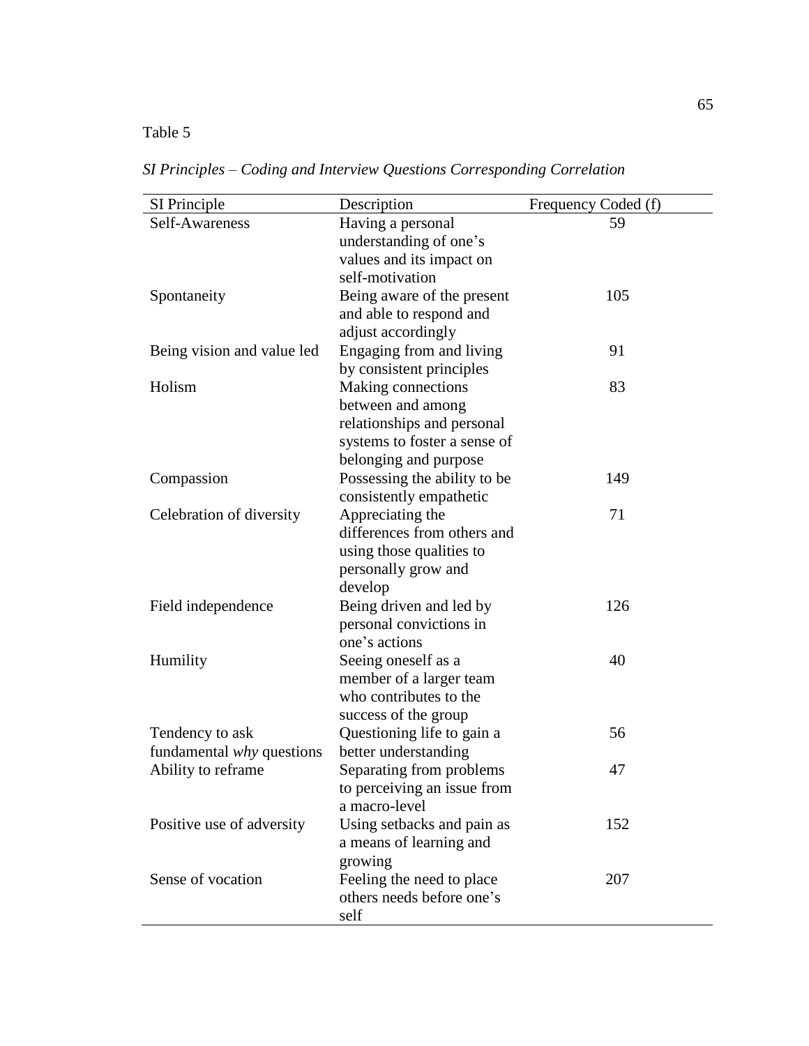Table 5

*SI Principles – Coding and Interview Questions Corresponding Correlation*

| SI Principle | Description | Frequency Coded (f) |
|---|---|---|
| Self-Awareness | Having a personal understanding of one's values and its impact on self-motivation | 59 |
| Spontaneity | Being aware of the present and able to respond and adjust accordingly | 105 |
| Being vision and value led | Engaging from and living by consistent principles | 91 |
| Holism | Making connections between and among relationships and personal systems to foster a sense of belonging and purpose | 83 |
| Compassion | Possessing the ability to be consistently empathetic | 149 |
| Celebration of diversity | Appreciating the differences from others and using those qualities to personally grow and develop | 71 |
| Field independence | Being driven and led by personal convictions in one's actions | 126 |
| Humility | Seeing oneself as a member of a larger team who contributes to the success of the group | 40 |
| Tendency to ask fundamental *why* questions | Questioning life to gain a better understanding | 56 |
| Ability to reframe | Separating from problems to perceiving an issue from a macro-level | 47 |
| Positive use of adversity | Using setbacks and pain as a means of learning and growing | 152 |
| Sense of vocation | Feeling the need to place others needs before one's self | 207 |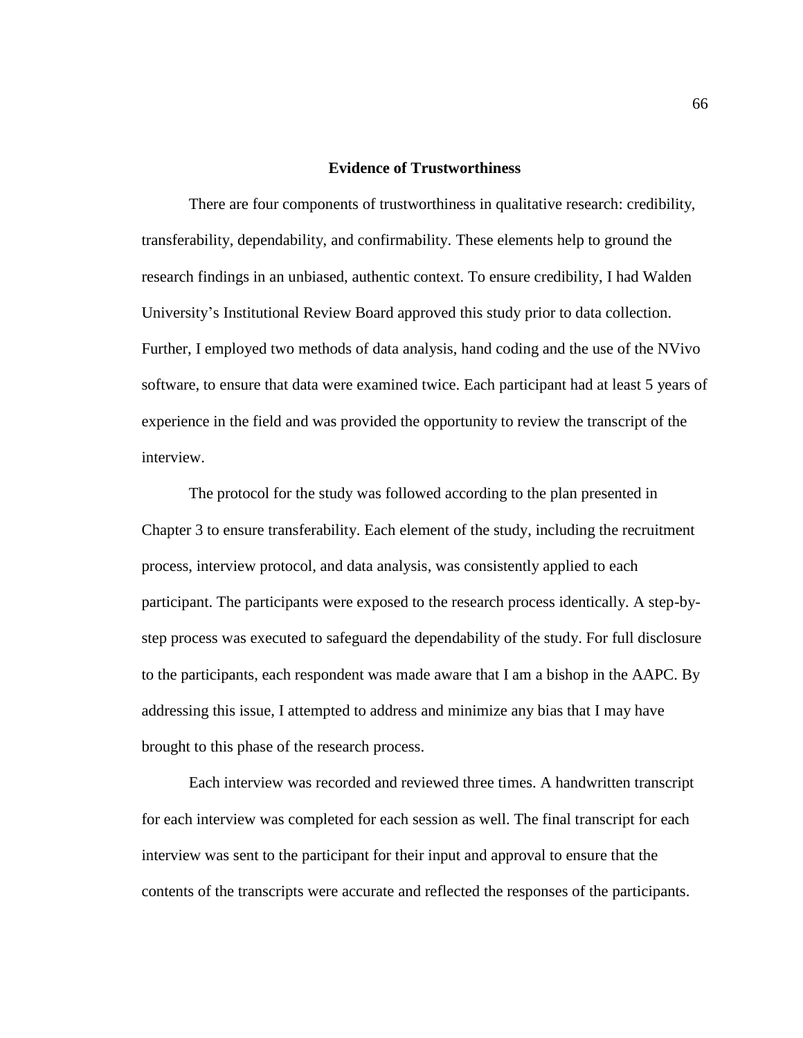## Evidence of Trustworthiness

There are four components of trustworthiness in qualitative research: credibility, transferability, dependability, and confirmability. These elements help to ground the research findings in an unbiased, authentic context. To ensure credibility, I had Walden University's Institutional Review Board approved this study prior to data collection. Further, I employed two methods of data analysis, hand coding and the use of the NVivo software, to ensure that data were examined twice. Each participant had at least 5 years of experience in the field and was provided the opportunity to review the transcript of the interview.

The protocol for the study was followed according to the plan presented in Chapter 3 to ensure transferability. Each element of the study, including the recruitment process, interview protocol, and data analysis, was consistently applied to each participant. The participants were exposed to the research process identically. A step-by-step process was executed to safeguard the dependability of the study. For full disclosure to the participants, each respondent was made aware that I am a bishop in the AAPC. By addressing this issue, I attempted to address and minimize any bias that I may have brought to this phase of the research process.

Each interview was recorded and reviewed three times. A handwritten transcript for each interview was completed for each session as well. The final transcript for each interview was sent to the participant for their input and approval to ensure that the contents of the transcripts were accurate and reflected the responses of the participants.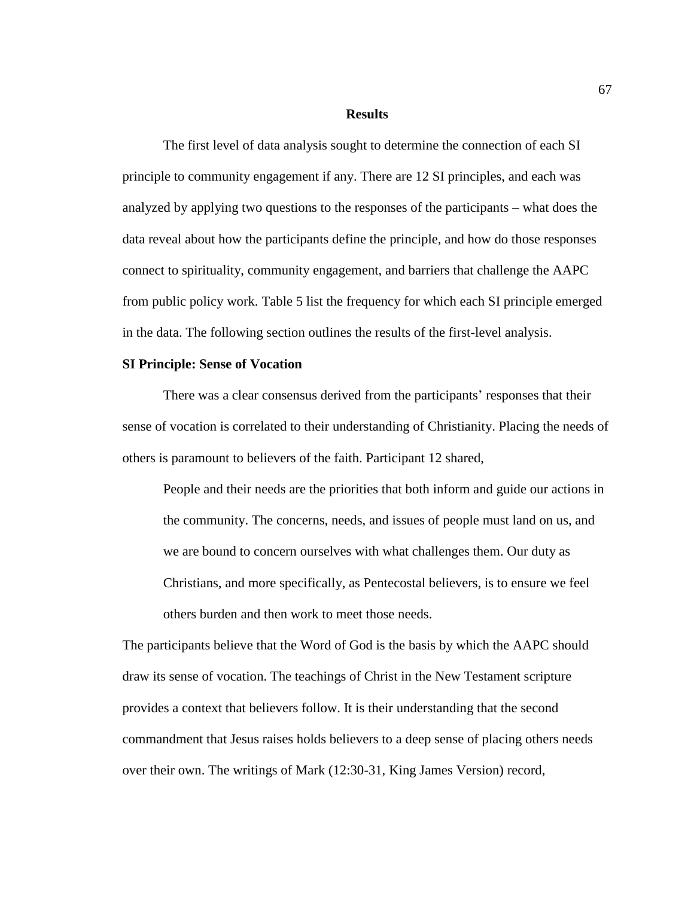## Results

The first level of data analysis sought to determine the connection of each SI principle to community engagement if any. There are 12 SI principles, and each was analyzed by applying two questions to the responses of the participants – what does the data reveal about how the participants define the principle, and how do those responses connect to spirituality, community engagement, and barriers that challenge the AAPC from public policy work. Table 5 list the frequency for which each SI principle emerged in the data. The following section outlines the results of the first-level analysis.

### SI Principle: Sense of Vocation

There was a clear consensus derived from the participants' responses that their sense of vocation is correlated to their understanding of Christianity. Placing the needs of others is paramount to believers of the faith. Participant 12 shared,

> People and their needs are the priorities that both inform and guide our actions in the community. The concerns, needs, and issues of people must land on us, and we are bound to concern ourselves with what challenges them. Our duty as Christians, and more specifically, as Pentecostal believers, is to ensure we feel others burden and then work to meet those needs.

The participants believe that the Word of God is the basis by which the AAPC should draw its sense of vocation. The teachings of Christ in the New Testament scripture provides a context that believers follow. It is their understanding that the second commandment that Jesus raises holds believers to a deep sense of placing others needs over their own. The writings of Mark (12:30-31, King James Version) record,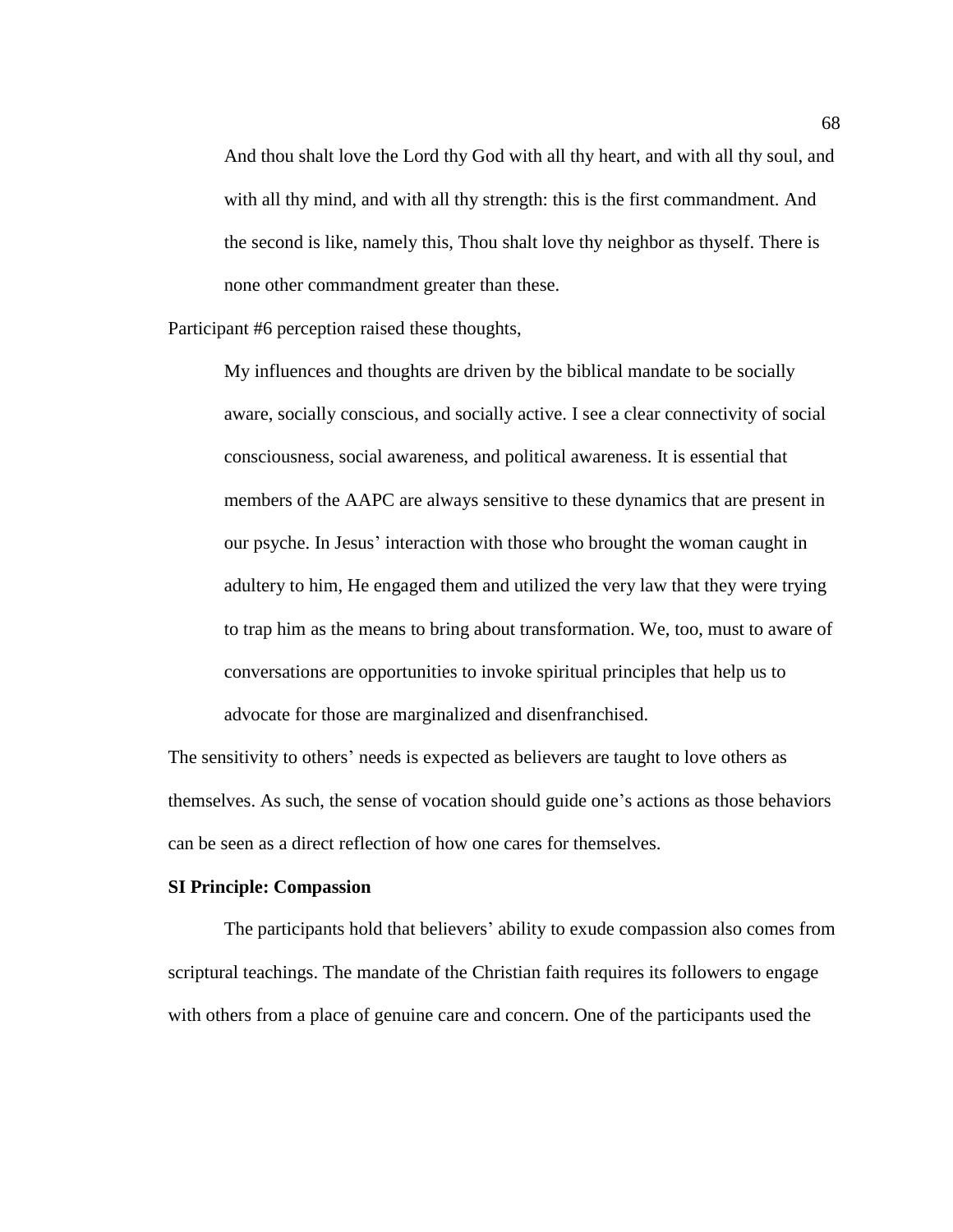> And thou shalt love the Lord thy God with all thy heart, and with all thy soul, and with all thy mind, and with all thy strength: this is the first commandment. And the second is like, namely this, Thou shalt love thy neighbor as thyself. There is none other commandment greater than these.

Participant #6 perception raised these thoughts,

> My influences and thoughts are driven by the biblical mandate to be socially aware, socially conscious, and socially active. I see a clear connectivity of social consciousness, social awareness, and political awareness. It is essential that members of the AAPC are always sensitive to these dynamics that are present in our psyche. In Jesus' interaction with those who brought the woman caught in adultery to him, He engaged them and utilized the very law that they were trying to trap him as the means to bring about transformation. We, too, must to aware of conversations are opportunities to invoke spiritual principles that help us to advocate for those are marginalized and disenfranchised.

The sensitivity to others' needs is expected as believers are taught to love others as themselves. As such, the sense of vocation should guide one's actions as those behaviors can be seen as a direct reflection of how one cares for themselves.

**SI Principle: Compassion**

The participants hold that believers' ability to exude compassion also comes from scriptural teachings. The mandate of the Christian faith requires its followers to engage with others from a place of genuine care and concern. One of the participants used the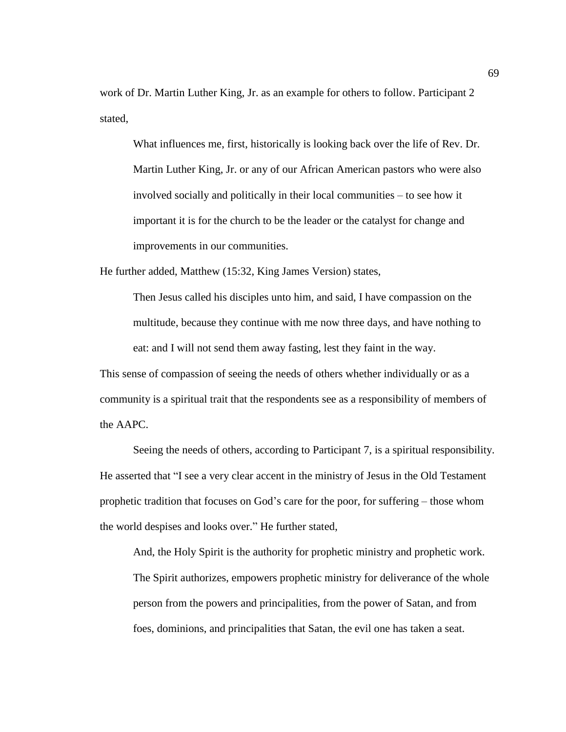work of Dr. Martin Luther King, Jr. as an example for others to follow. Participant 2 stated,

> What influences me, first, historically is looking back over the life of Rev. Dr. Martin Luther King, Jr. or any of our African American pastors who were also involved socially and politically in their local communities – to see how it important it is for the church to be the leader or the catalyst for change and improvements in our communities.

He further added, Matthew (15:32, King James Version) states,

> Then Jesus called his disciples unto him, and said, I have compassion on the multitude, because they continue with me now three days, and have nothing to eat: and I will not send them away fasting, lest they faint in the way.

This sense of compassion of seeing the needs of others whether individually or as a community is a spiritual trait that the respondents see as a responsibility of members of the AAPC.

Seeing the needs of others, according to Participant 7, is a spiritual responsibility. He asserted that "I see a very clear accent in the ministry of Jesus in the Old Testament prophetic tradition that focuses on God's care for the poor, for suffering – those whom the world despises and looks over." He further stated,

> And, the Holy Spirit is the authority for prophetic ministry and prophetic work. The Spirit authorizes, empowers prophetic ministry for deliverance of the whole person from the powers and principalities, from the power of Satan, and from foes, dominions, and principalities that Satan, the evil one has taken a seat.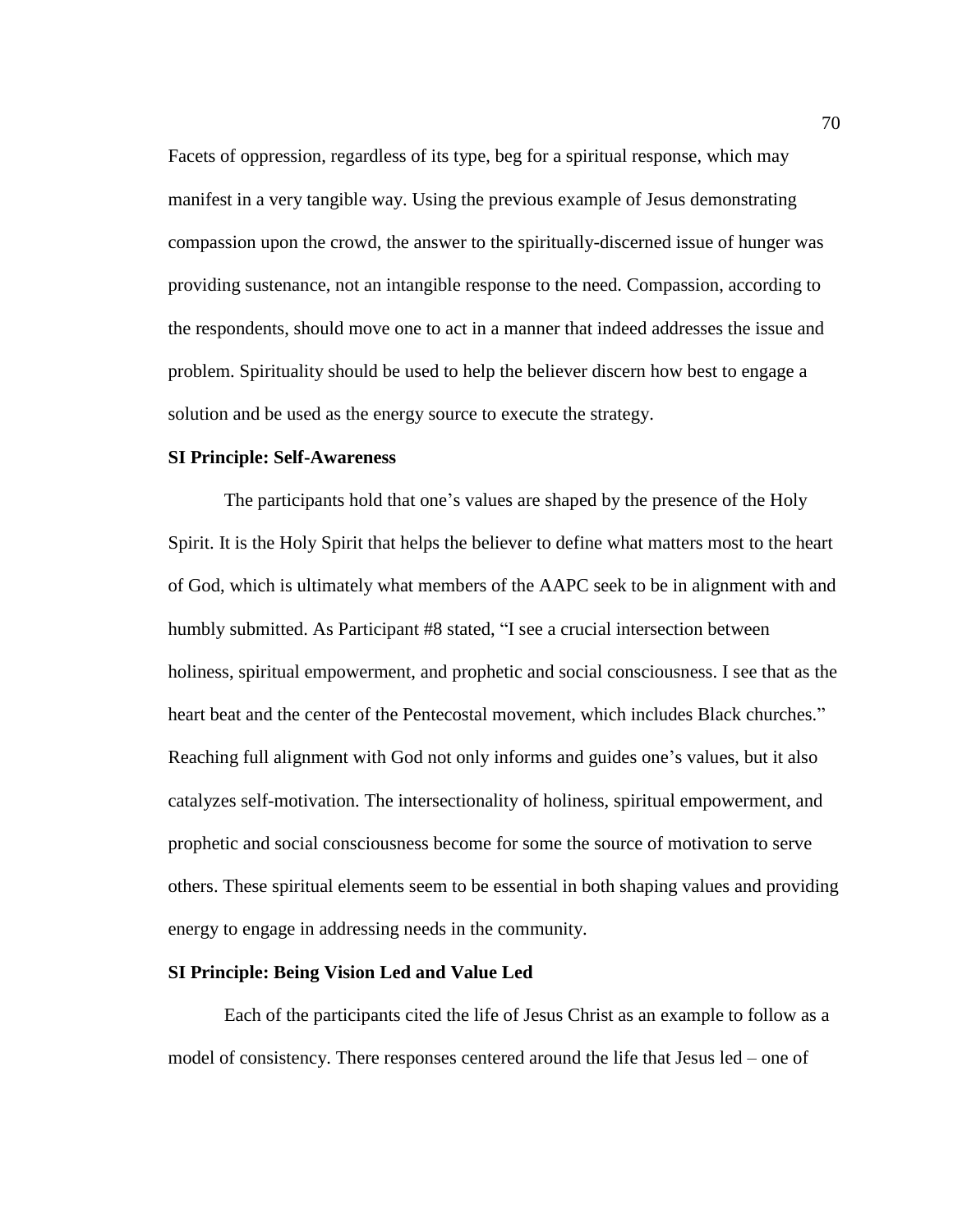Facets of oppression, regardless of its type, beg for a spiritual response, which may manifest in a very tangible way. Using the previous example of Jesus demonstrating compassion upon the crowd, the answer to the spiritually-discerned issue of hunger was providing sustenance, not an intangible response to the need. Compassion, according to the respondents, should move one to act in a manner that indeed addresses the issue and problem. Spirituality should be used to help the believer discern how best to engage a solution and be used as the energy source to execute the strategy.

**SI Principle: Self-Awareness**

The participants hold that one's values are shaped by the presence of the Holy Spirit. It is the Holy Spirit that helps the believer to define what matters most to the heart of God, which is ultimately what members of the AAPC seek to be in alignment with and humbly submitted. As Participant #8 stated, "I see a crucial intersection between holiness, spiritual empowerment, and prophetic and social consciousness. I see that as the heart beat and the center of the Pentecostal movement, which includes Black churches." Reaching full alignment with God not only informs and guides one's values, but it also catalyzes self-motivation. The intersectionality of holiness, spiritual empowerment, and prophetic and social consciousness become for some the source of motivation to serve others. These spiritual elements seem to be essential in both shaping values and providing energy to engage in addressing needs in the community.

**SI Principle: Being Vision Led and Value Led**

Each of the participants cited the life of Jesus Christ as an example to follow as a model of consistency. There responses centered around the life that Jesus led – one of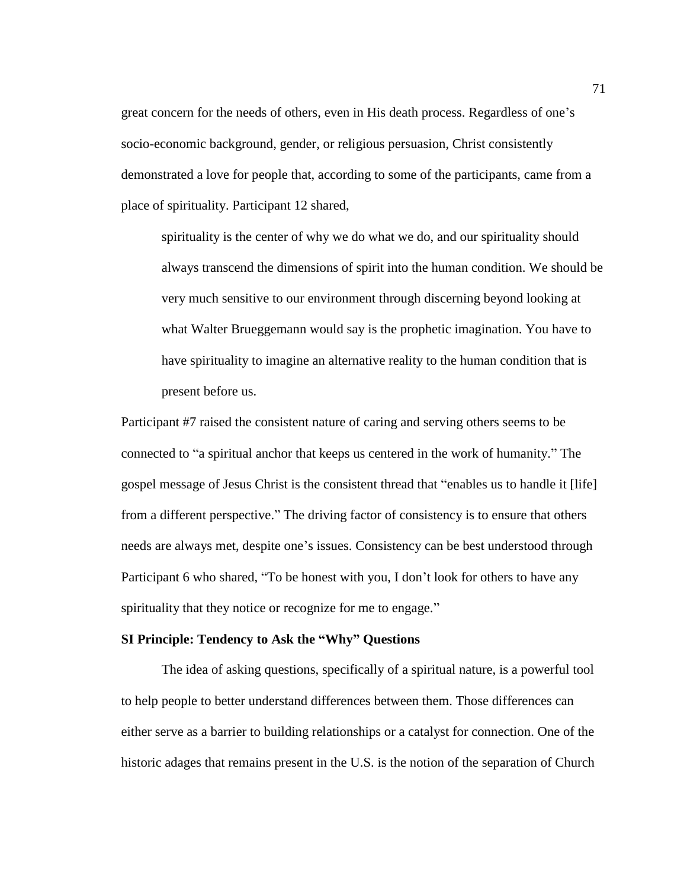great concern for the needs of others, even in His death process. Regardless of one's socio-economic background, gender, or religious persuasion, Christ consistently demonstrated a love for people that, according to some of the participants, came from a place of spirituality. Participant 12 shared,

> spirituality is the center of why we do what we do, and our spirituality should always transcend the dimensions of spirit into the human condition. We should be very much sensitive to our environment through discerning beyond looking at what Walter Brueggemann would say is the prophetic imagination. You have to have spirituality to imagine an alternative reality to the human condition that is present before us.

Participant #7 raised the consistent nature of caring and serving others seems to be connected to "a spiritual anchor that keeps us centered in the work of humanity." The gospel message of Jesus Christ is the consistent thread that "enables us to handle it [life] from a different perspective." The driving factor of consistency is to ensure that others needs are always met, despite one's issues. Consistency can be best understood through Participant 6 who shared, "To be honest with you, I don't look for others to have any spirituality that they notice or recognize for me to engage."

**SI Principle: Tendency to Ask the "Why" Questions**

The idea of asking questions, specifically of a spiritual nature, is a powerful tool to help people to better understand differences between them. Those differences can either serve as a barrier to building relationships or a catalyst for connection. One of the historic adages that remains present in the U.S. is the notion of the separation of Church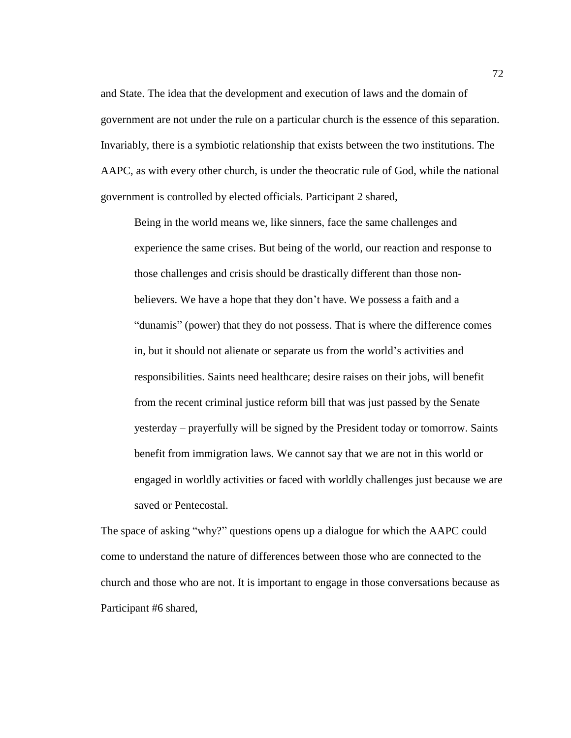and State. The idea that the development and execution of laws and the domain of government are not under the rule on a particular church is the essence of this separation. Invariably, there is a symbiotic relationship that exists between the two institutions. The AAPC, as with every other church, is under the theocratic rule of God, while the national government is controlled by elected officials. Participant 2 shared,

> Being in the world means we, like sinners, face the same challenges and experience the same crises. But being of the world, our reaction and response to those challenges and crisis should be drastically different than those non-believers. We have a hope that they don't have. We possess a faith and a "dunamis" (power) that they do not possess. That is where the difference comes in, but it should not alienate or separate us from the world's activities and responsibilities. Saints need healthcare; desire raises on their jobs, will benefit from the recent criminal justice reform bill that was just passed by the Senate yesterday – prayerfully will be signed by the President today or tomorrow. Saints benefit from immigration laws. We cannot say that we are not in this world or engaged in worldly activities or faced with worldly challenges just because we are saved or Pentecostal.

The space of asking "why?" questions opens up a dialogue for which the AAPC could come to understand the nature of differences between those who are connected to the church and those who are not. It is important to engage in those conversations because as Participant #6 shared,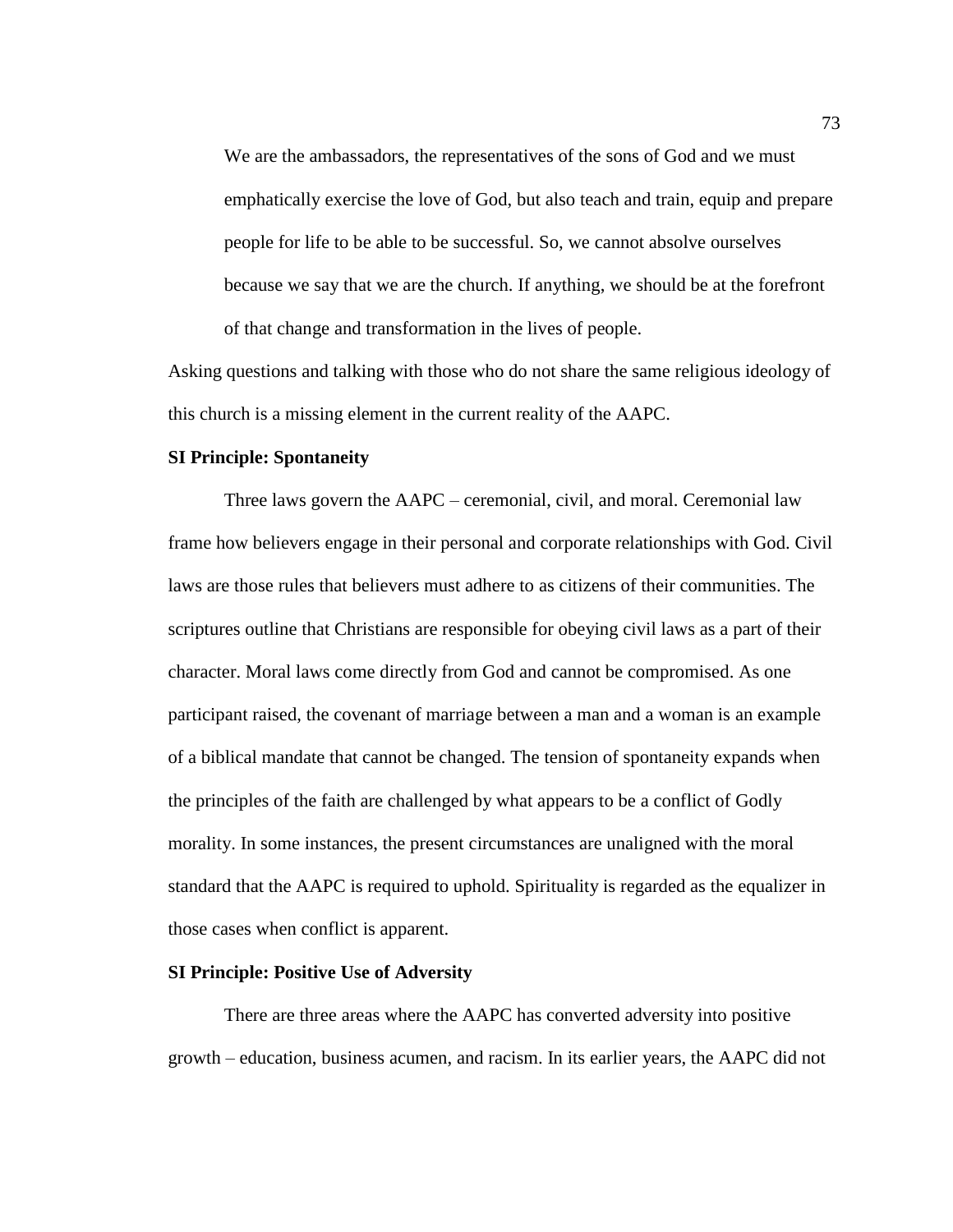> We are the ambassadors, the representatives of the sons of God and we must emphatically exercise the love of God, but also teach and train, equip and prepare people for life to be able to be successful. So, we cannot absolve ourselves because we say that we are the church. If anything, we should be at the forefront of that change and transformation in the lives of people.

Asking questions and talking with those who do not share the same religious ideology of this church is a missing element in the current reality of the AAPC.

**SI Principle: Spontaneity**

Three laws govern the AAPC – ceremonial, civil, and moral. Ceremonial law frame how believers engage in their personal and corporate relationships with God. Civil laws are those rules that believers must adhere to as citizens of their communities. The scriptures outline that Christians are responsible for obeying civil laws as a part of their character. Moral laws come directly from God and cannot be compromised. As one participant raised, the covenant of marriage between a man and a woman is an example of a biblical mandate that cannot be changed. The tension of spontaneity expands when the principles of the faith are challenged by what appears to be a conflict of Godly morality. In some instances, the present circumstances are unaligned with the moral standard that the AAPC is required to uphold. Spirituality is regarded as the equalizer in those cases when conflict is apparent.

**SI Principle: Positive Use of Adversity**

There are three areas where the AAPC has converted adversity into positive growth – education, business acumen, and racism. In its earlier years, the AAPC did not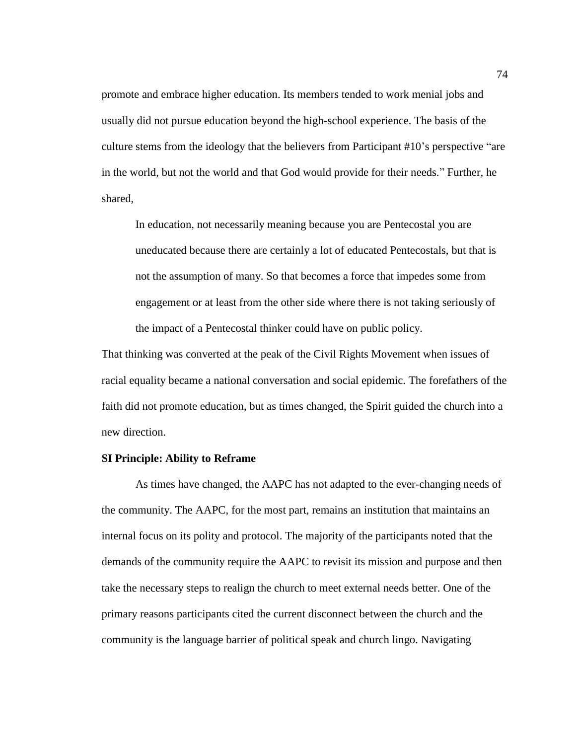promote and embrace higher education. Its members tended to work menial jobs and usually did not pursue education beyond the high-school experience. The basis of the culture stems from the ideology that the believers from Participant #10's perspective "are in the world, but not the world and that God would provide for their needs." Further, he shared,

> In education, not necessarily meaning because you are Pentecostal you are uneducated because there are certainly a lot of educated Pentecostals, but that is not the assumption of many. So that becomes a force that impedes some from engagement or at least from the other side where there is not taking seriously of the impact of a Pentecostal thinker could have on public policy.

That thinking was converted at the peak of the Civil Rights Movement when issues of racial equality became a national conversation and social epidemic. The forefathers of the faith did not promote education, but as times changed, the Spirit guided the church into a new direction.

**SI Principle: Ability to Reframe**

As times have changed, the AAPC has not adapted to the ever-changing needs of the community. The AAPC, for the most part, remains an institution that maintains an internal focus on its polity and protocol. The majority of the participants noted that the demands of the community require the AAPC to revisit its mission and purpose and then take the necessary steps to realign the church to meet external needs better. One of the primary reasons participants cited the current disconnect between the church and the community is the language barrier of political speak and church lingo. Navigating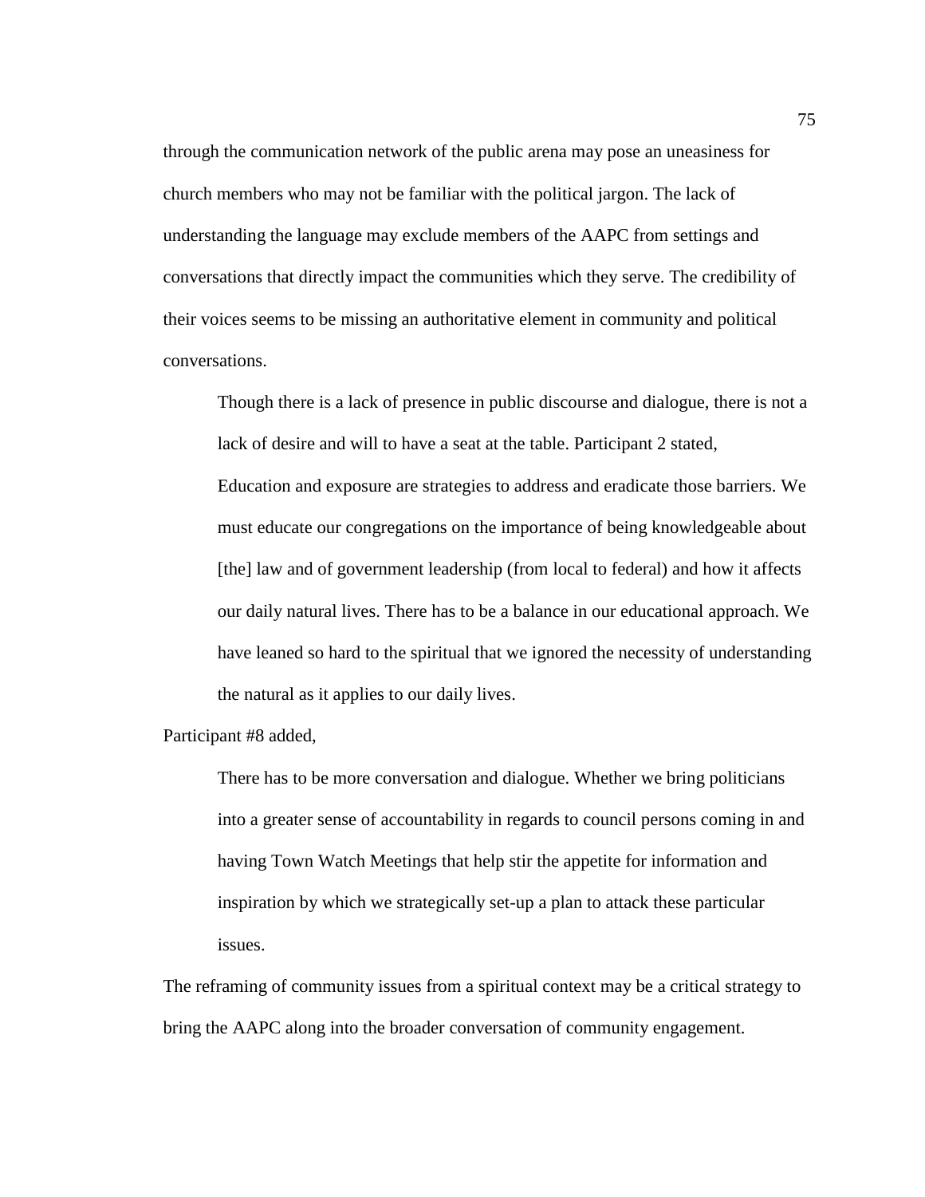through the communication network of the public arena may pose an uneasiness for church members who may not be familiar with the political jargon. The lack of understanding the language may exclude members of the AAPC from settings and conversations that directly impact the communities which they serve. The credibility of their voices seems to be missing an authoritative element in community and political conversations.

Though there is a lack of presence in public discourse and dialogue, there is not a lack of desire and will to have a seat at the table. Participant 2 stated,

> Education and exposure are strategies to address and eradicate those barriers. We must educate our congregations on the importance of being knowledgeable about [the] law and of government leadership (from local to federal) and how it affects our daily natural lives. There has to be a balance in our educational approach. We have leaned so hard to the spiritual that we ignored the necessity of understanding the natural as it applies to our daily lives.

Participant #8 added,

> There has to be more conversation and dialogue. Whether we bring politicians into a greater sense of accountability in regards to council persons coming in and having Town Watch Meetings that help stir the appetite for information and inspiration by which we strategically set-up a plan to attack these particular issues.

The reframing of community issues from a spiritual context may be a critical strategy to bring the AAPC along into the broader conversation of community engagement.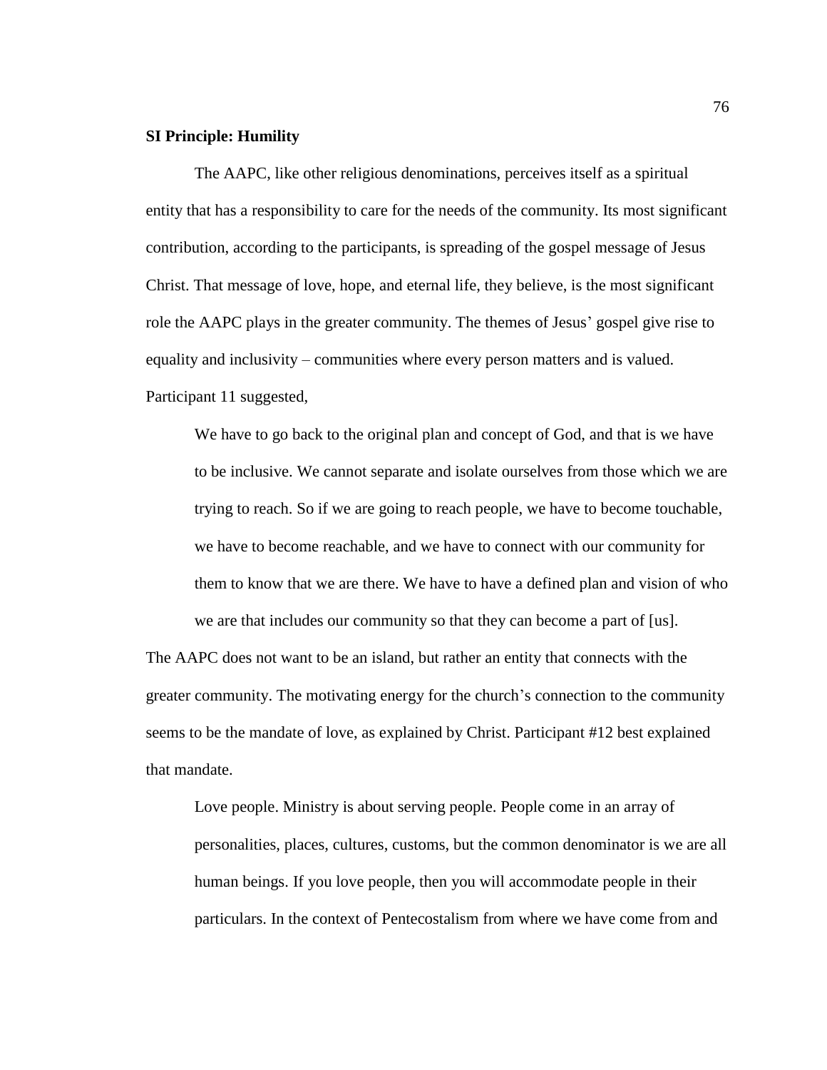**SI Principle: Humility**

The AAPC, like other religious denominations, perceives itself as a spiritual entity that has a responsibility to care for the needs of the community. Its most significant contribution, according to the participants, is spreading of the gospel message of Jesus Christ. That message of love, hope, and eternal life, they believe, is the most significant role the AAPC plays in the greater community. The themes of Jesus' gospel give rise to equality and inclusivity – communities where every person matters and is valued. Participant 11 suggested,

> We have to go back to the original plan and concept of God, and that is we have to be inclusive. We cannot separate and isolate ourselves from those which we are trying to reach. So if we are going to reach people, we have to become touchable, we have to become reachable, and we have to connect with our community for them to know that we are there. We have to have a defined plan and vision of who we are that includes our community so that they can become a part of [us].

The AAPC does not want to be an island, but rather an entity that connects with the greater community. The motivating energy for the church's connection to the community seems to be the mandate of love, as explained by Christ. Participant #12 best explained that mandate.

> Love people. Ministry is about serving people. People come in an array of personalities, places, cultures, customs, but the common denominator is we are all human beings. If you love people, then you will accommodate people in their particulars. In the context of Pentecostalism from where we have come from and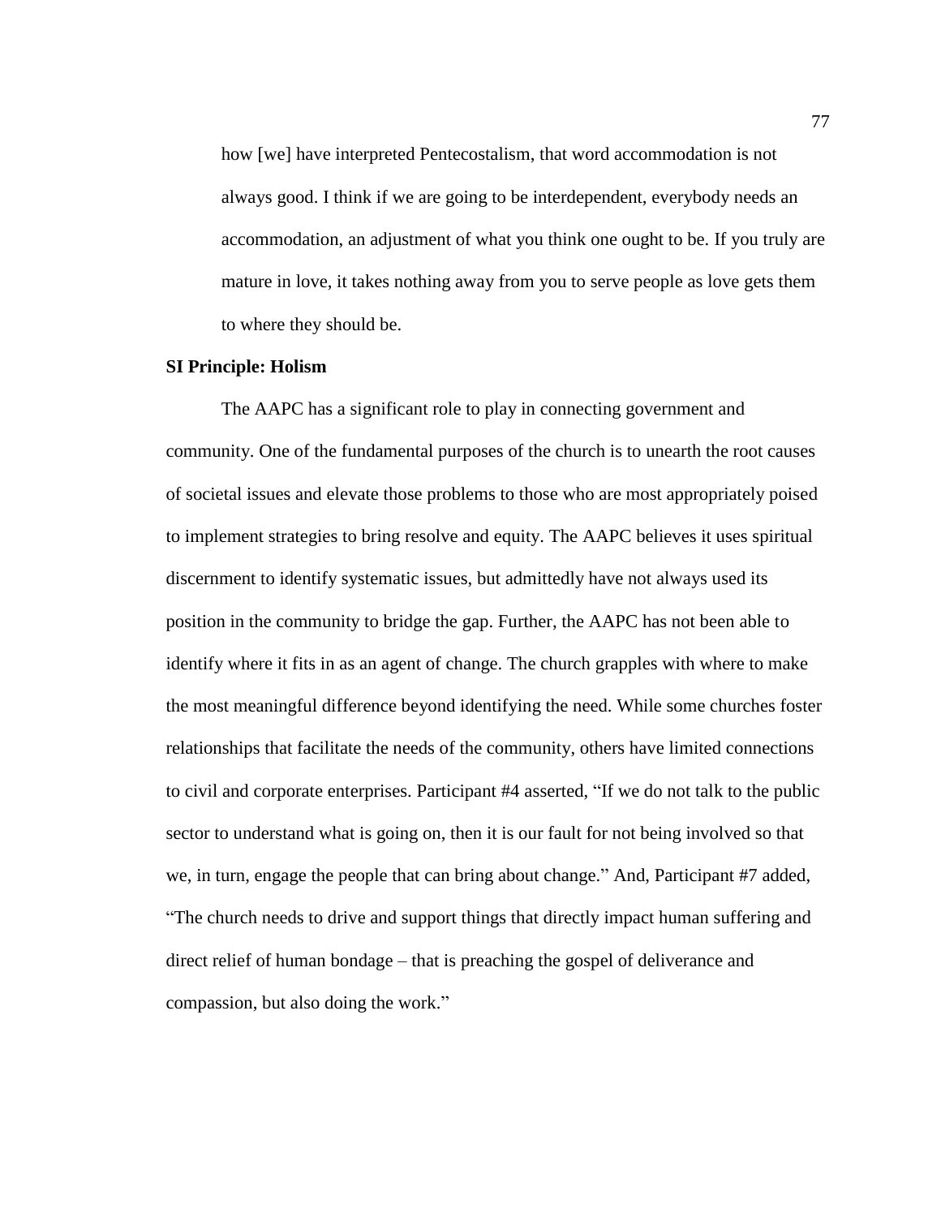> how [we] have interpreted Pentecostalism, that word accommodation is not always good. I think if we are going to be interdependent, everybody needs an accommodation, an adjustment of what you think one ought to be. If you truly are mature in love, it takes nothing away from you to serve people as love gets them to where they should be.

**SI Principle: Holism**

The AAPC has a significant role to play in connecting government and community. One of the fundamental purposes of the church is to unearth the root causes of societal issues and elevate those problems to those who are most appropriately poised to implement strategies to bring resolve and equity. The AAPC believes it uses spiritual discernment to identify systematic issues, but admittedly have not always used its position in the community to bridge the gap. Further, the AAPC has not been able to identify where it fits in as an agent of change. The church grapples with where to make the most meaningful difference beyond identifying the need. While some churches foster relationships that facilitate the needs of the community, others have limited connections to civil and corporate enterprises. Participant #4 asserted, "If we do not talk to the public sector to understand what is going on, then it is our fault for not being involved so that we, in turn, engage the people that can bring about change." And, Participant #7 added, "The church needs to drive and support things that directly impact human suffering and direct relief of human bondage – that is preaching the gospel of deliverance and compassion, but also doing the work."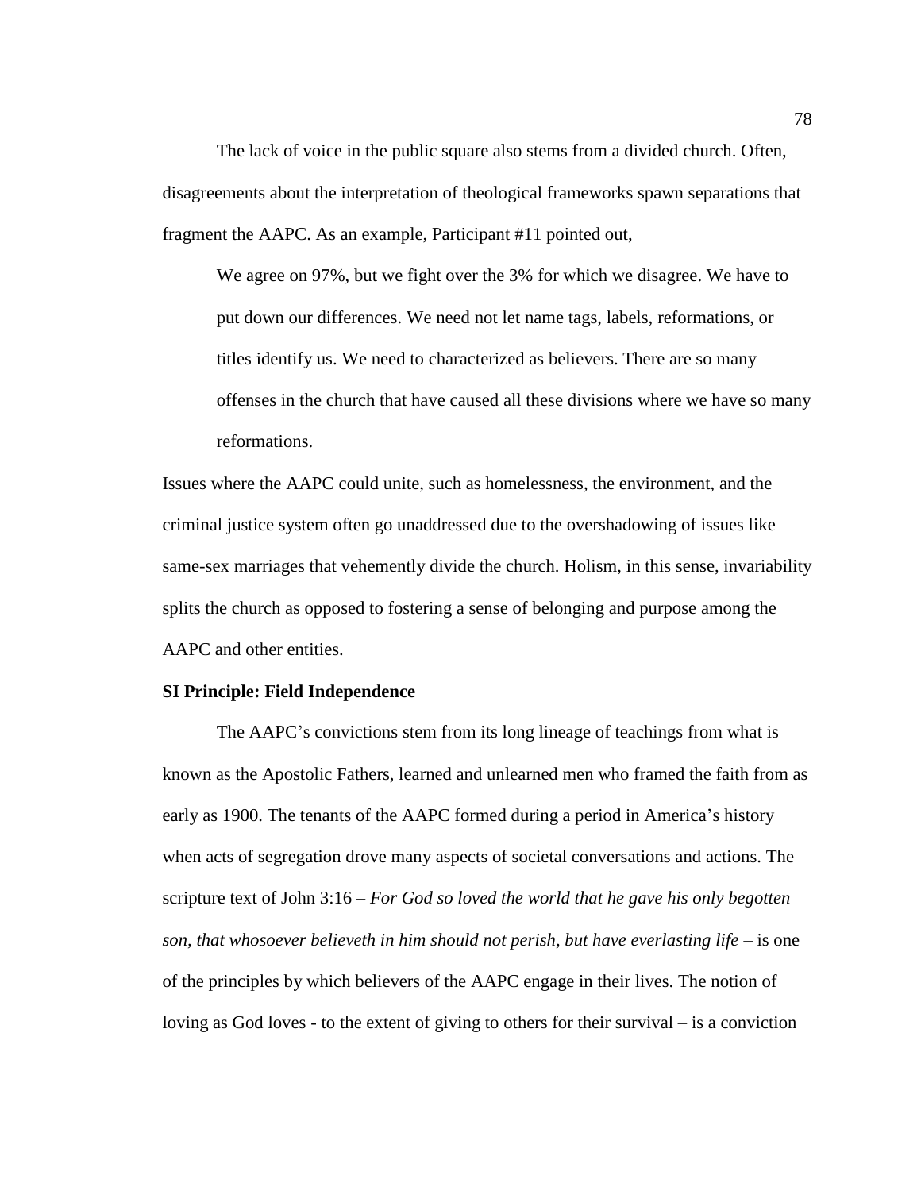The lack of voice in the public square also stems from a divided church. Often, disagreements about the interpretation of theological frameworks spawn separations that fragment the AAPC. As an example, Participant #11 pointed out,

> We agree on 97%, but we fight over the 3% for which we disagree. We have to put down our differences. We need not let name tags, labels, reformations, or titles identify us. We need to characterized as believers. There are so many offenses in the church that have caused all these divisions where we have so many reformations.

Issues where the AAPC could unite, such as homelessness, the environment, and the criminal justice system often go unaddressed due to the overshadowing of issues like same-sex marriages that vehemently divide the church. Holism, in this sense, invariability splits the church as opposed to fostering a sense of belonging and purpose among the AAPC and other entities.

**SI Principle: Field Independence**

The AAPC's convictions stem from its long lineage of teachings from what is known as the Apostolic Fathers, learned and unlearned men who framed the faith from as early as 1900. The tenants of the AAPC formed during a period in America's history when acts of segregation drove many aspects of societal conversations and actions. The scripture text of John 3:16 – *For God so loved the world that he gave his only begotten son, that whosoever believeth in him should not perish, but have everlasting life* – is one of the principles by which believers of the AAPC engage in their lives. The notion of loving as God loves - to the extent of giving to others for their survival – is a conviction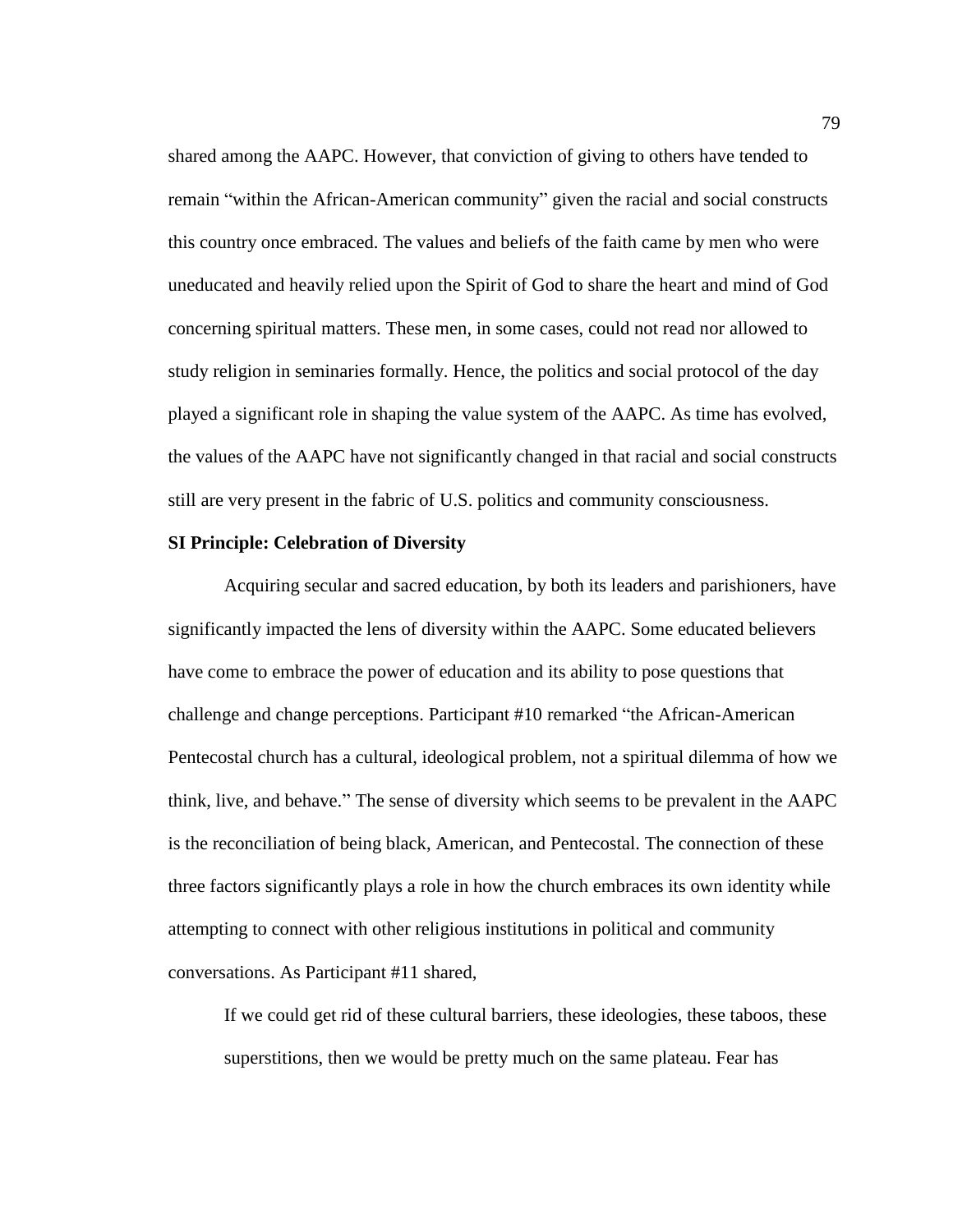shared among the AAPC. However, that conviction of giving to others have tended to remain "within the African-American community" given the racial and social constructs this country once embraced. The values and beliefs of the faith came by men who were uneducated and heavily relied upon the Spirit of God to share the heart and mind of God concerning spiritual matters. These men, in some cases, could not read nor allowed to study religion in seminaries formally. Hence, the politics and social protocol of the day played a significant role in shaping the value system of the AAPC. As time has evolved, the values of the AAPC have not significantly changed in that racial and social constructs still are very present in the fabric of U.S. politics and community consciousness.

**SI Principle: Celebration of Diversity**

Acquiring secular and sacred education, by both its leaders and parishioners, have significantly impacted the lens of diversity within the AAPC. Some educated believers have come to embrace the power of education and its ability to pose questions that challenge and change perceptions. Participant #10 remarked "the African-American Pentecostal church has a cultural, ideological problem, not a spiritual dilemma of how we think, live, and behave." The sense of diversity which seems to be prevalent in the AAPC is the reconciliation of being black, American, and Pentecostal. The connection of these three factors significantly plays a role in how the church embraces its own identity while attempting to connect with other religious institutions in political and community conversations. As Participant #11 shared,

> If we could get rid of these cultural barriers, these ideologies, these taboos, these superstitions, then we would be pretty much on the same plateau. Fear has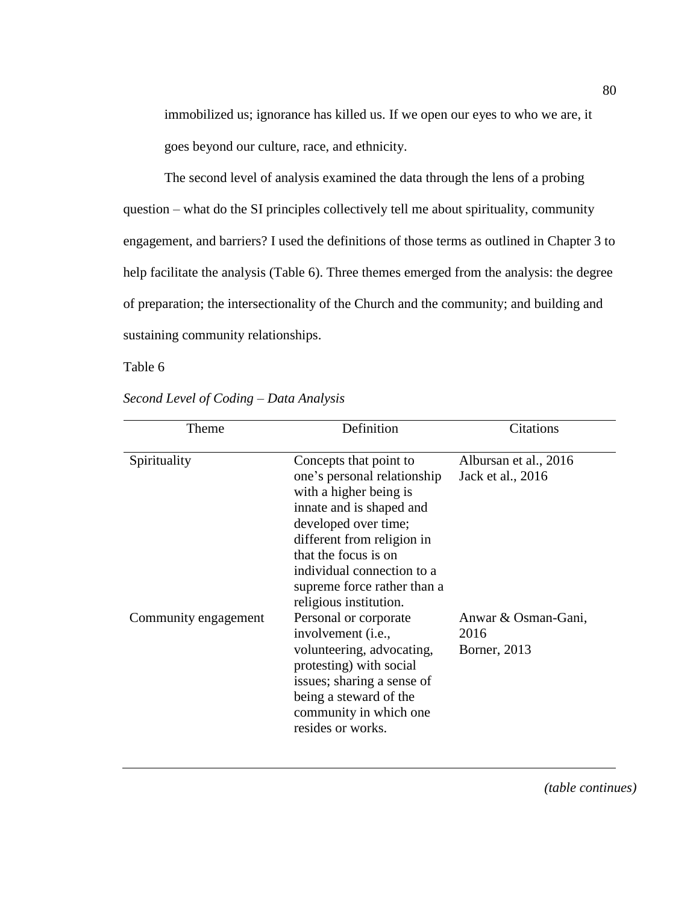immobilized us; ignorance has killed us. If we open our eyes to who we are, it goes beyond our culture, race, and ethnicity.

The second level of analysis examined the data through the lens of a probing question – what do the SI principles collectively tell me about spirituality, community engagement, and barriers? I used the definitions of those terms as outlined in Chapter 3 to help facilitate the analysis (Table 6). Three themes emerged from the analysis: the degree of preparation; the intersectionality of the Church and the community; and building and sustaining community relationships.

Table 6

*Second Level of Coding – Data Analysis*

| Theme | Definition | Citations |
|---|---|---|
| Spirituality | Concepts that point to one's personal relationship with a higher being is innate and is shaped and developed over time; different from religion in that the focus is on individual connection to a supreme force rather than a religious institution. | Albursan et al., 2016<br>Jack et al., 2016 |
| Community engagement | Personal or corporate involvement (i.e., volunteering, advocating, protesting) with social issues; sharing a sense of being a steward of the community in which one resides or works. | Anwar & Osman-Gani, 2016<br>Borner, 2013 |

*(table continues)*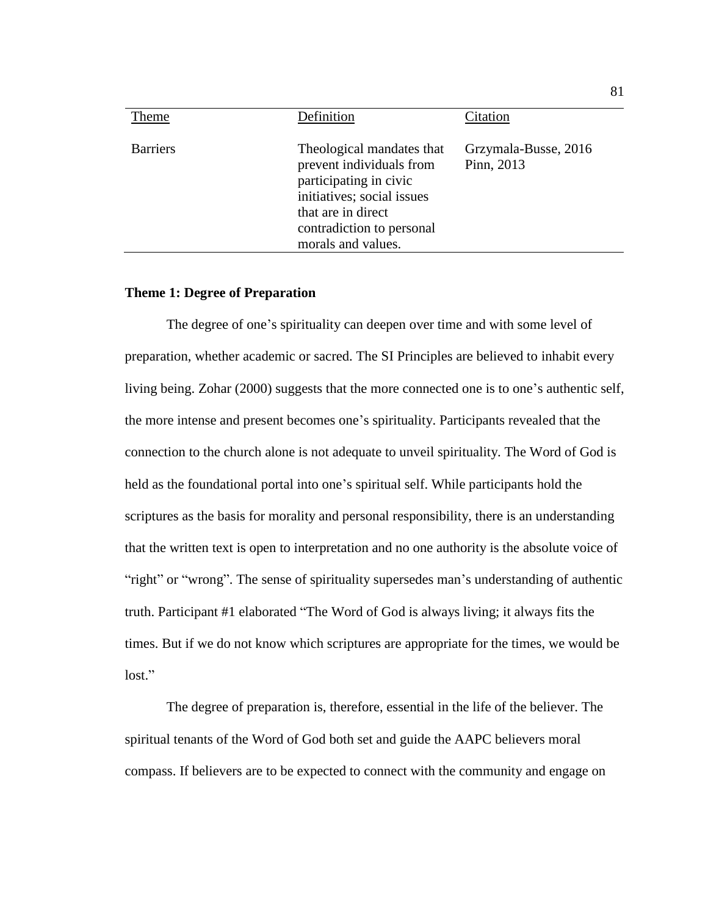| Theme | Definition | Citation |
|---|---|---|
| Barriers | Theological mandates that prevent individuals from participating in civic initiatives; social issues that are in direct contradiction to personal morals and values. | Grzymala-Busse, 2016<br>Pinn, 2013 |

**Theme 1: Degree of Preparation**

The degree of one's spirituality can deepen over time and with some level of preparation, whether academic or sacred. The SI Principles are believed to inhabit every living being. Zohar (2000) suggests that the more connected one is to one's authentic self, the more intense and present becomes one's spirituality. Participants revealed that the connection to the church alone is not adequate to unveil spirituality. The Word of God is held as the foundational portal into one's spiritual self. While participants hold the scriptures as the basis for morality and personal responsibility, there is an understanding that the written text is open to interpretation and no one authority is the absolute voice of "right" or "wrong". The sense of spirituality supersedes man's understanding of authentic truth. Participant #1 elaborated "The Word of God is always living; it always fits the times. But if we do not know which scriptures are appropriate for the times, we would be lost."

The degree of preparation is, therefore, essential in the life of the believer. The spiritual tenants of the Word of God both set and guide the AAPC believers moral compass. If believers are to be expected to connect with the community and engage on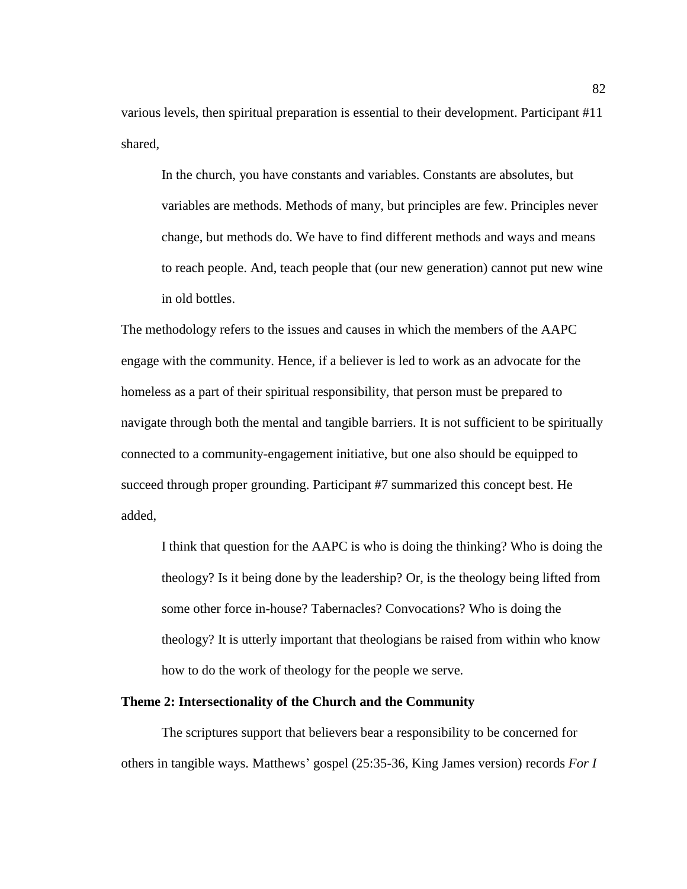various levels, then spiritual preparation is essential to their development. Participant #11 shared,

> In the church, you have constants and variables. Constants are absolutes, but variables are methods. Methods of many, but principles are few. Principles never change, but methods do. We have to find different methods and ways and means to reach people. And, teach people that (our new generation) cannot put new wine in old bottles.

The methodology refers to the issues and causes in which the members of the AAPC engage with the community. Hence, if a believer is led to work as an advocate for the homeless as a part of their spiritual responsibility, that person must be prepared to navigate through both the mental and tangible barriers. It is not sufficient to be spiritually connected to a community-engagement initiative, but one also should be equipped to succeed through proper grounding. Participant #7 summarized this concept best. He added,

> I think that question for the AAPC is who is doing the thinking? Who is doing the theology? Is it being done by the leadership? Or, is the theology being lifted from some other force in-house? Tabernacles? Convocations? Who is doing the theology? It is utterly important that theologians be raised from within who know how to do the work of theology for the people we serve.

### Theme 2: Intersectionality of the Church and the Community

The scriptures support that believers bear a responsibility to be concerned for others in tangible ways. Matthews' gospel (25:35-36, King James version) records *For I*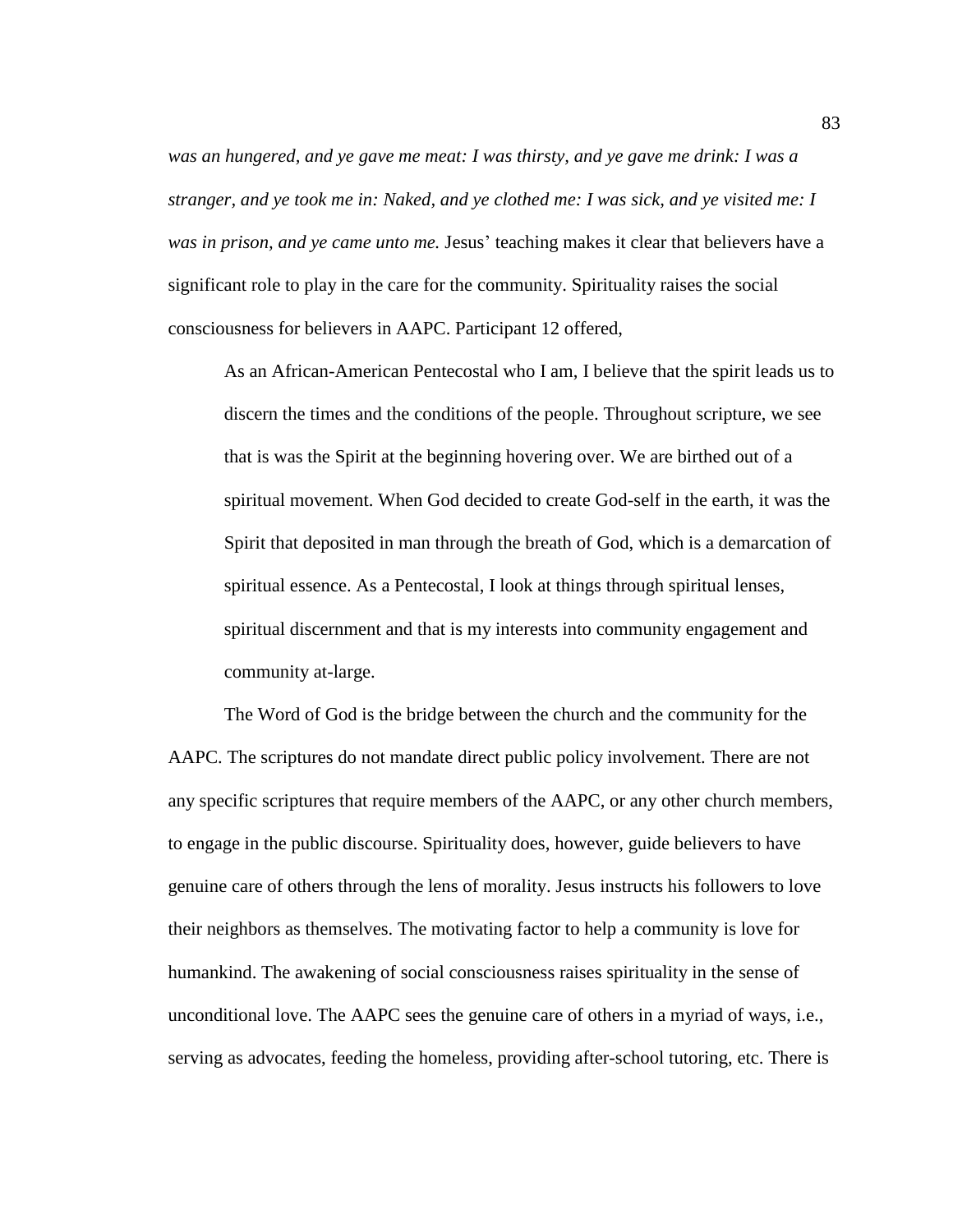*was an hungered, and ye gave me meat: I was thirsty, and ye gave me drink: I was a stranger, and ye took me in: Naked, and ye clothed me: I was sick, and ye visited me: I was in prison, and ye came unto me.* Jesus' teaching makes it clear that believers have a significant role to play in the care for the community. Spirituality raises the social consciousness for believers in AAPC. Participant 12 offered,

> As an African-American Pentecostal who I am, I believe that the spirit leads us to discern the times and the conditions of the people. Throughout scripture, we see that is was the Spirit at the beginning hovering over. We are birthed out of a spiritual movement. When God decided to create God-self in the earth, it was the Spirit that deposited in man through the breath of God, which is a demarcation of spiritual essence. As a Pentecostal, I look at things through spiritual lenses, spiritual discernment and that is my interests into community engagement and community at-large.

The Word of God is the bridge between the church and the community for the AAPC. The scriptures do not mandate direct public policy involvement. There are not any specific scriptures that require members of the AAPC, or any other church members, to engage in the public discourse. Spirituality does, however, guide believers to have genuine care of others through the lens of morality. Jesus instructs his followers to love their neighbors as themselves. The motivating factor to help a community is love for humankind. The awakening of social consciousness raises spirituality in the sense of unconditional love. The AAPC sees the genuine care of others in a myriad of ways, i.e., serving as advocates, feeding the homeless, providing after-school tutoring, etc. There is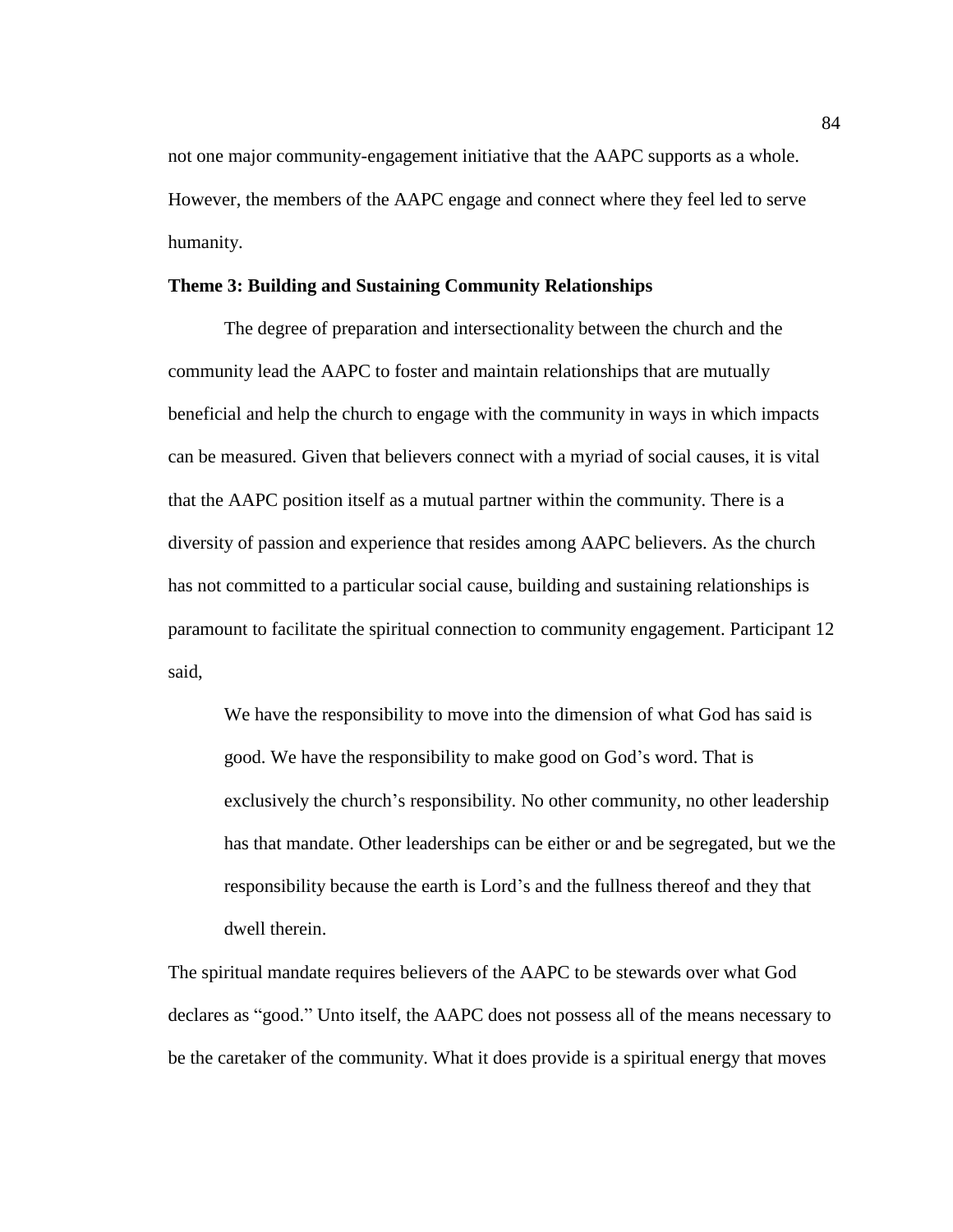not one major community-engagement initiative that the AAPC supports as a whole. However, the members of the AAPC engage and connect where they feel led to serve humanity.

### Theme 3: Building and Sustaining Community Relationships

The degree of preparation and intersectionality between the church and the community lead the AAPC to foster and maintain relationships that are mutually beneficial and help the church to engage with the community in ways in which impacts can be measured. Given that believers connect with a myriad of social causes, it is vital that the AAPC position itself as a mutual partner within the community. There is a diversity of passion and experience that resides among AAPC believers. As the church has not committed to a particular social cause, building and sustaining relationships is paramount to facilitate the spiritual connection to community engagement. Participant 12 said,

> We have the responsibility to move into the dimension of what God has said is good. We have the responsibility to make good on God's word. That is exclusively the church's responsibility. No other community, no other leadership has that mandate. Other leaderships can be either or and be segregated, but we the responsibility because the earth is Lord's and the fullness thereof and they that dwell therein.

The spiritual mandate requires believers of the AAPC to be stewards over what God declares as "good." Unto itself, the AAPC does not possess all of the means necessary to be the caretaker of the community. What it does provide is a spiritual energy that moves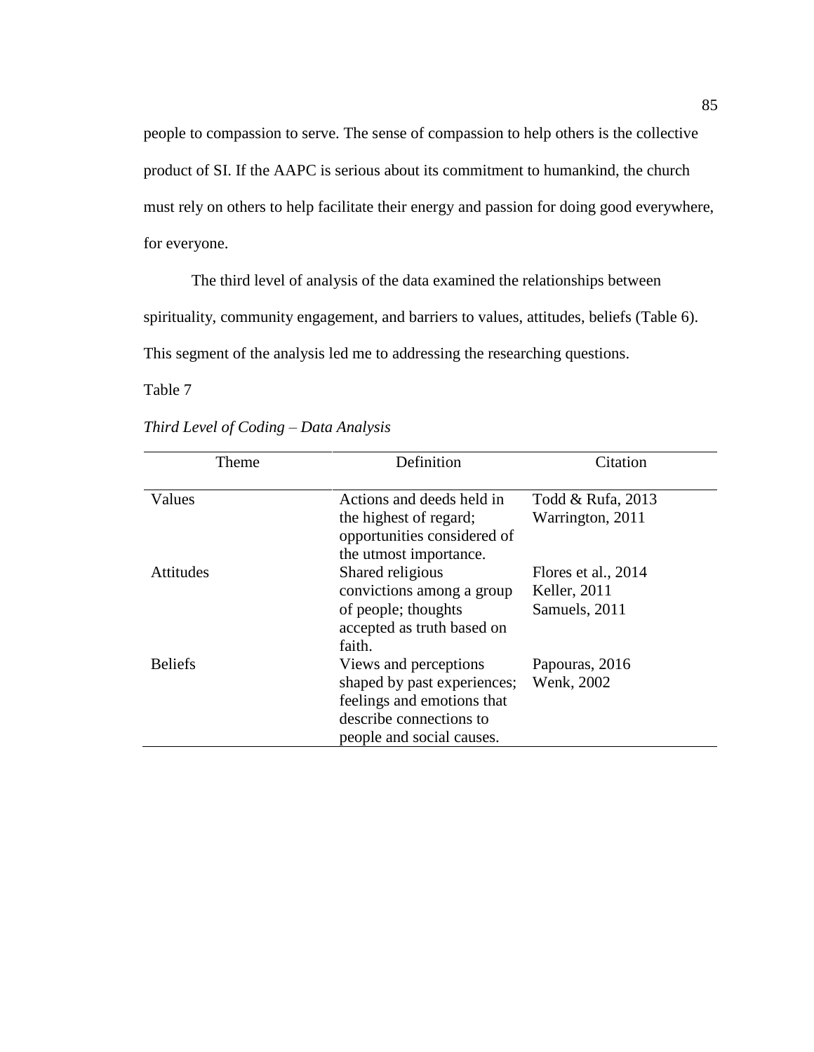people to compassion to serve. The sense of compassion to help others is the collective product of SI. If the AAPC is serious about its commitment to humankind, the church must rely on others to help facilitate their energy and passion for doing good everywhere, for everyone.

The third level of analysis of the data examined the relationships between spirituality, community engagement, and barriers to values, attitudes, beliefs (Table 6). This segment of the analysis led me to addressing the researching questions.

Table 7

*Third Level of Coding – Data Analysis*

| Theme | Definition | Citation |
|---|---|---|
| Values | Actions and deeds held in the highest of regard; opportunities considered of the utmost importance. | Todd & Rufa, 2013<br>Warrington, 2011 |
| Attitudes | Shared religious convictions among a group of people; thoughts accepted as truth based on faith. | Flores et al., 2014<br>Keller, 2011<br>Samuels, 2011 |
| Beliefs | Views and perceptions shaped by past experiences; feelings and emotions that describe connections to people and social causes. | Papouras, 2016<br>Wenk, 2002 |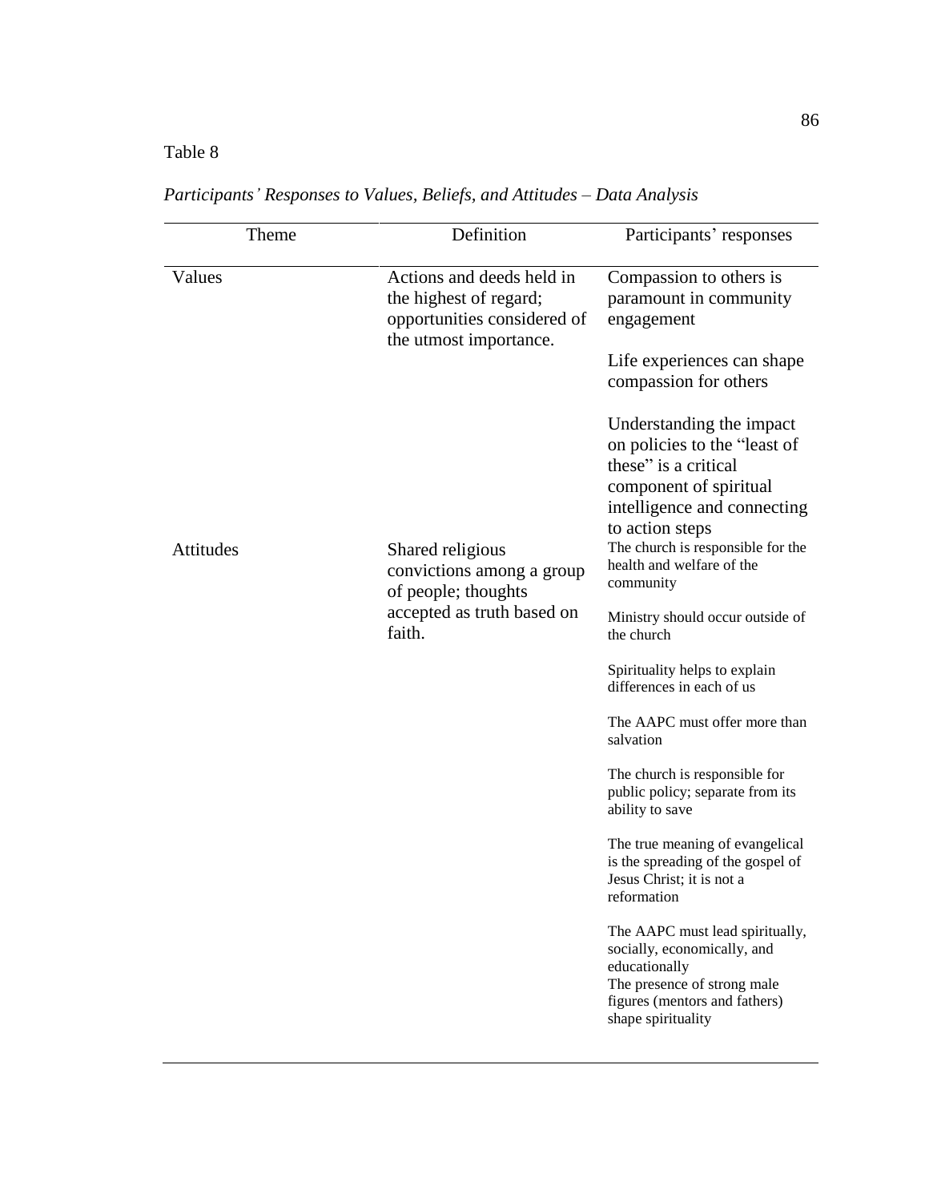Table 8

*Participants' Responses to Values, Beliefs, and Attitudes – Data Analysis*

| Theme | Definition | Participants' responses |
|---|---|---|
| Values | Actions and deeds held in the highest of regard; opportunities considered of the utmost importance. | Compassion to others is paramount in community engagement |
| | | Life experiences can shape compassion for others |
| | | Understanding the impact on policies to the "least of these" is a critical component of spiritual intelligence and connecting to action steps |
| Attitudes | Shared religious convictions among a group of people; thoughts accepted as truth based on faith. | The church is responsible for the health and welfare of the community |
| | | Ministry should occur outside of the church |
| | | Spirituality helps to explain differences in each of us |
| | | The AAPC must offer more than salvation |
| | | The church is responsible for public policy; separate from its ability to save |
| | | The true meaning of evangelical is the spreading of the gospel of Jesus Christ; it is not a reformation |
| | | The AAPC must lead spiritually, socially, economically, and educationally |
| | | The presence of strong male figures (mentors and fathers) shape spirituality |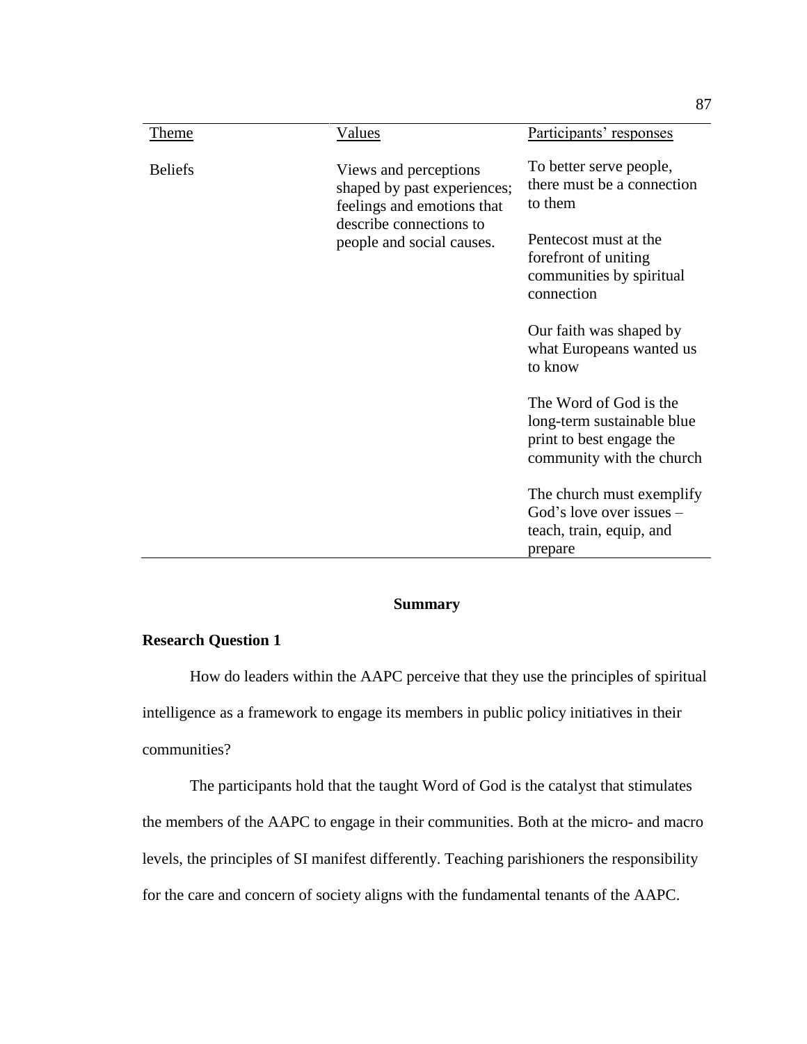| Theme | Values | Participants' responses |
|---|---|---|
| Beliefs | Views and perceptions shaped by past experiences; feelings and emotions that describe connections to people and social causes. | To better serve people, there must be a connection to them |
| | | Pentecost must at the forefront of uniting communities by spiritual connection |
| | | Our faith was shaped by what Europeans wanted us to know |
| | | The Word of God is the long-term sustainable blue print to best engage the community with the church |
| | | The church must exemplify God's love over issues – teach, train, equip, and prepare |

## Summary

### Research Question 1

How do leaders within the AAPC perceive that they use the principles of spiritual intelligence as a framework to engage its members in public policy initiatives in their communities?

The participants hold that the taught Word of God is the catalyst that stimulates the members of the AAPC to engage in their communities. Both at the micro- and macro levels, the principles of SI manifest differently. Teaching parishioners the responsibility for the care and concern of society aligns with the fundamental tenants of the AAPC.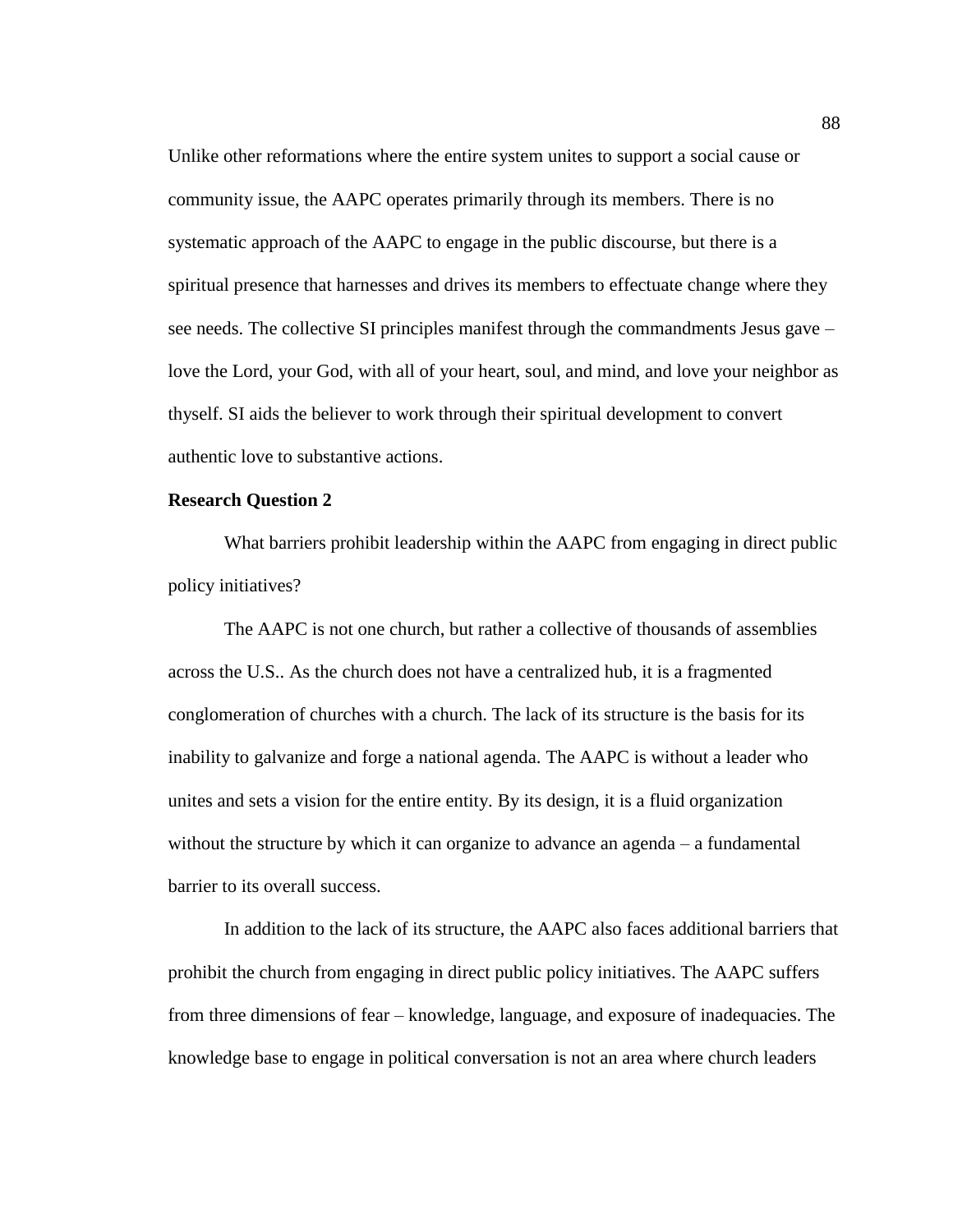Unlike other reformations where the entire system unites to support a social cause or community issue, the AAPC operates primarily through its members. There is no systematic approach of the AAPC to engage in the public discourse, but there is a spiritual presence that harnesses and drives its members to effectuate change where they see needs. The collective SI principles manifest through the commandments Jesus gave – love the Lord, your God, with all of your heart, soul, and mind, and love your neighbor as thyself. SI aids the believer to work through their spiritual development to convert authentic love to substantive actions.

**Research Question 2**

What barriers prohibit leadership within the AAPC from engaging in direct public policy initiatives?

The AAPC is not one church, but rather a collective of thousands of assemblies across the U.S.. As the church does not have a centralized hub, it is a fragmented conglomeration of churches with a church. The lack of its structure is the basis for its inability to galvanize and forge a national agenda. The AAPC is without a leader who unites and sets a vision for the entire entity. By its design, it is a fluid organization without the structure by which it can organize to advance an agenda – a fundamental barrier to its overall success.

In addition to the lack of its structure, the AAPC also faces additional barriers that prohibit the church from engaging in direct public policy initiatives. The AAPC suffers from three dimensions of fear – knowledge, language, and exposure of inadequacies. The knowledge base to engage in political conversation is not an area where church leaders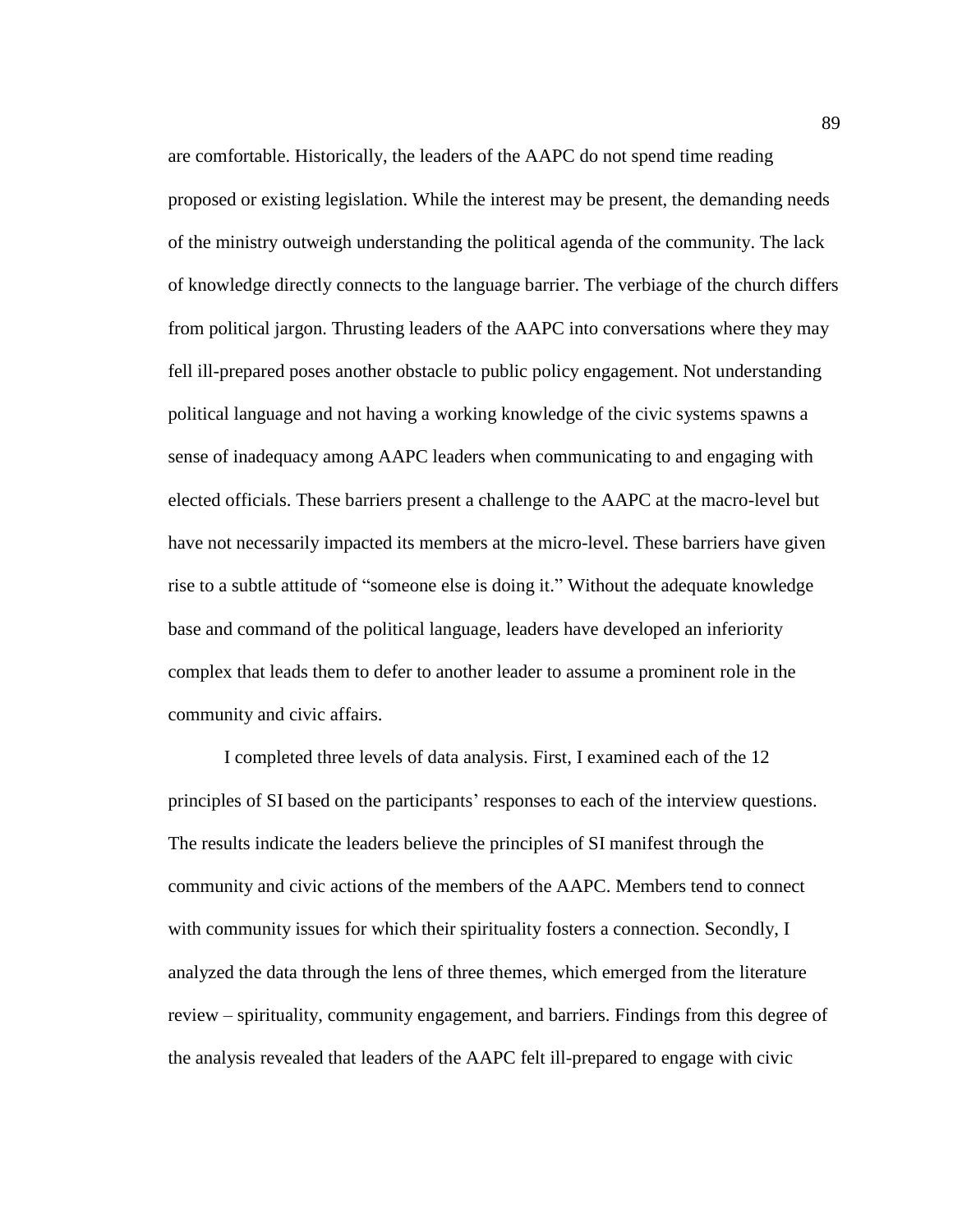are comfortable. Historically, the leaders of the AAPC do not spend time reading proposed or existing legislation. While the interest may be present, the demanding needs of the ministry outweigh understanding the political agenda of the community. The lack of knowledge directly connects to the language barrier. The verbiage of the church differs from political jargon. Thrusting leaders of the AAPC into conversations where they may fell ill-prepared poses another obstacle to public policy engagement. Not understanding political language and not having a working knowledge of the civic systems spawns a sense of inadequacy among AAPC leaders when communicating to and engaging with elected officials. These barriers present a challenge to the AAPC at the macro-level but have not necessarily impacted its members at the micro-level. These barriers have given rise to a subtle attitude of "someone else is doing it." Without the adequate knowledge base and command of the political language, leaders have developed an inferiority complex that leads them to defer to another leader to assume a prominent role in the community and civic affairs.

I completed three levels of data analysis. First, I examined each of the 12 principles of SI based on the participants' responses to each of the interview questions. The results indicate the leaders believe the principles of SI manifest through the community and civic actions of the members of the AAPC. Members tend to connect with community issues for which their spirituality fosters a connection. Secondly, I analyzed the data through the lens of three themes, which emerged from the literature review – spirituality, community engagement, and barriers. Findings from this degree of the analysis revealed that leaders of the AAPC felt ill-prepared to engage with civic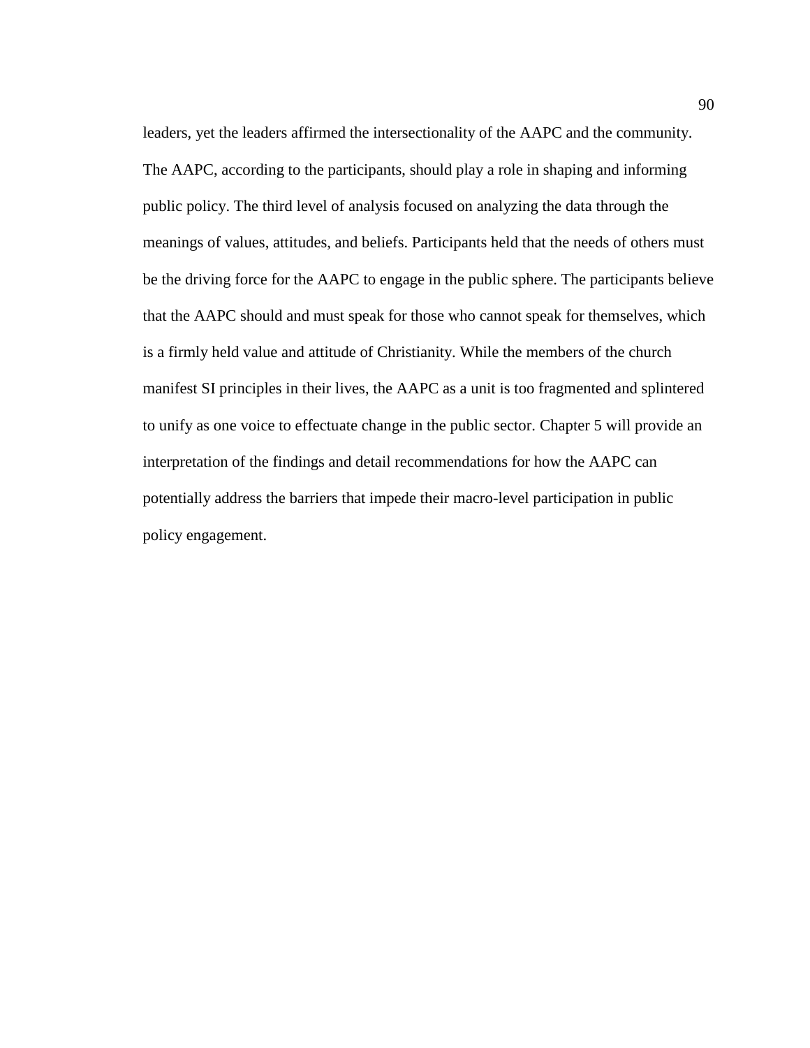leaders, yet the leaders affirmed the intersectionality of the AAPC and the community. The AAPC, according to the participants, should play a role in shaping and informing public policy. The third level of analysis focused on analyzing the data through the meanings of values, attitudes, and beliefs. Participants held that the needs of others must be the driving force for the AAPC to engage in the public sphere. The participants believe that the AAPC should and must speak for those who cannot speak for themselves, which is a firmly held value and attitude of Christianity. While the members of the church manifest SI principles in their lives, the AAPC as a unit is too fragmented and splintered to unify as one voice to effectuate change in the public sector. Chapter 5 will provide an interpretation of the findings and detail recommendations for how the AAPC can potentially address the barriers that impede their macro-level participation in public policy engagement.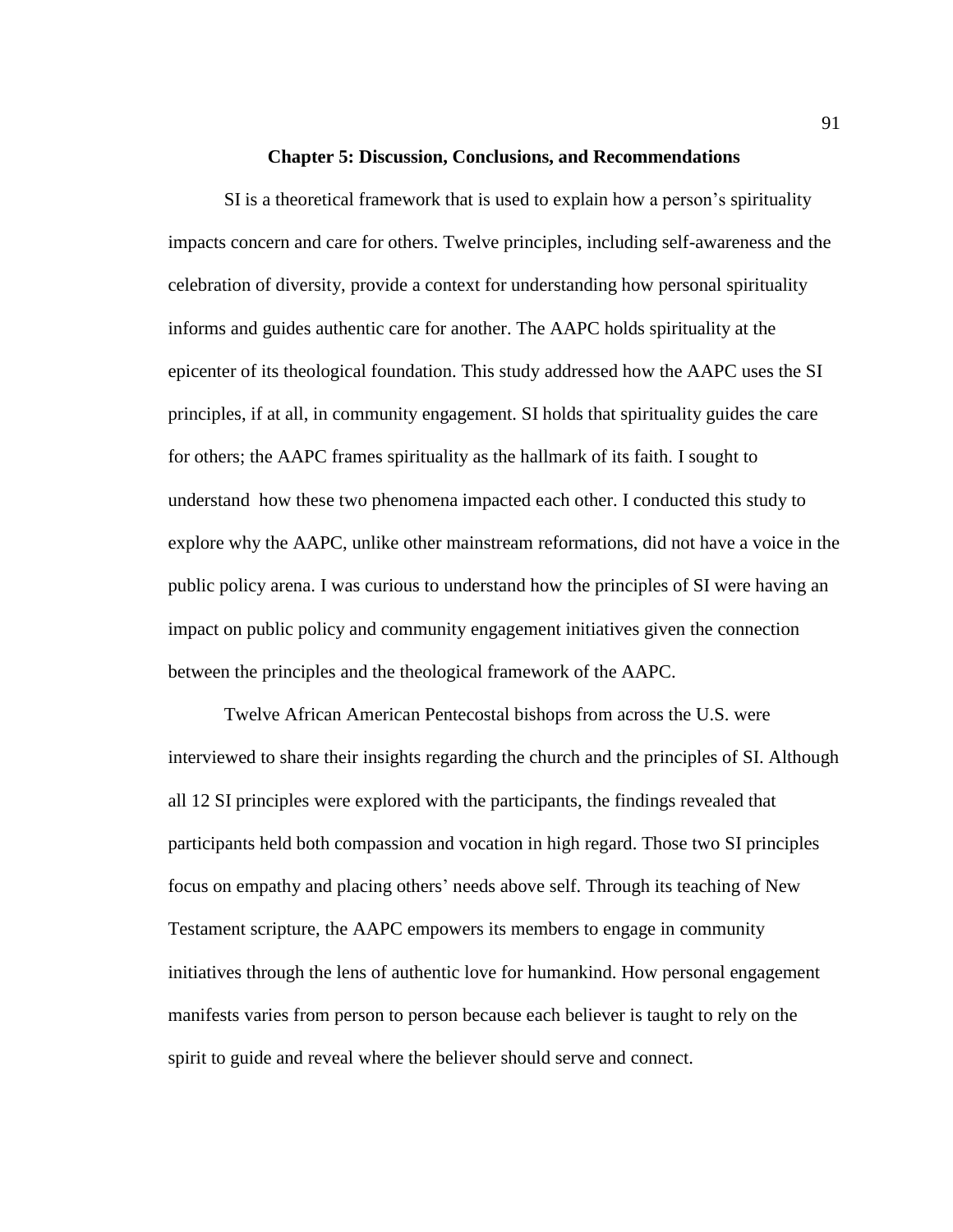# Chapter 5: Discussion, Conclusions, and Recommendations

SI is a theoretical framework that is used to explain how a person's spirituality impacts concern and care for others. Twelve principles, including self-awareness and the celebration of diversity, provide a context for understanding how personal spirituality informs and guides authentic care for another. The AAPC holds spirituality at the epicenter of its theological foundation. This study addressed how the AAPC uses the SI principles, if at all, in community engagement. SI holds that spirituality guides the care for others; the AAPC frames spirituality as the hallmark of its faith. I sought to understand how these two phenomena impacted each other. I conducted this study to explore why the AAPC, unlike other mainstream reformations, did not have a voice in the public policy arena. I was curious to understand how the principles of SI were having an impact on public policy and community engagement initiatives given the connection between the principles and the theological framework of the AAPC.

Twelve African American Pentecostal bishops from across the U.S. were interviewed to share their insights regarding the church and the principles of SI. Although all 12 SI principles were explored with the participants, the findings revealed that participants held both compassion and vocation in high regard. Those two SI principles focus on empathy and placing others' needs above self. Through its teaching of New Testament scripture, the AAPC empowers its members to engage in community initiatives through the lens of authentic love for humankind. How personal engagement manifests varies from person to person because each believer is taught to rely on the spirit to guide and reveal where the believer should serve and connect.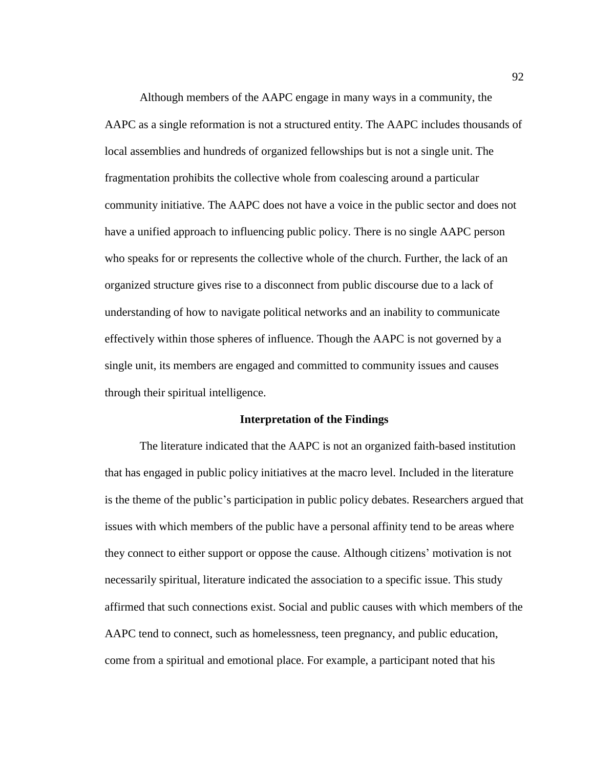Although members of the AAPC engage in many ways in a community, the AAPC as a single reformation is not a structured entity. The AAPC includes thousands of local assemblies and hundreds of organized fellowships but is not a single unit. The fragmentation prohibits the collective whole from coalescing around a particular community initiative. The AAPC does not have a voice in the public sector and does not have a unified approach to influencing public policy. There is no single AAPC person who speaks for or represents the collective whole of the church. Further, the lack of an organized structure gives rise to a disconnect from public discourse due to a lack of understanding of how to navigate political networks and an inability to communicate effectively within those spheres of influence. Though the AAPC is not governed by a single unit, its members are engaged and committed to community issues and causes through their spiritual intelligence.

## Interpretation of the Findings

The literature indicated that the AAPC is not an organized faith-based institution that has engaged in public policy initiatives at the macro level. Included in the literature is the theme of the public's participation in public policy debates. Researchers argued that issues with which members of the public have a personal affinity tend to be areas where they connect to either support or oppose the cause. Although citizens' motivation is not necessarily spiritual, literature indicated the association to a specific issue. This study affirmed that such connections exist. Social and public causes with which members of the AAPC tend to connect, such as homelessness, teen pregnancy, and public education, come from a spiritual and emotional place. For example, a participant noted that his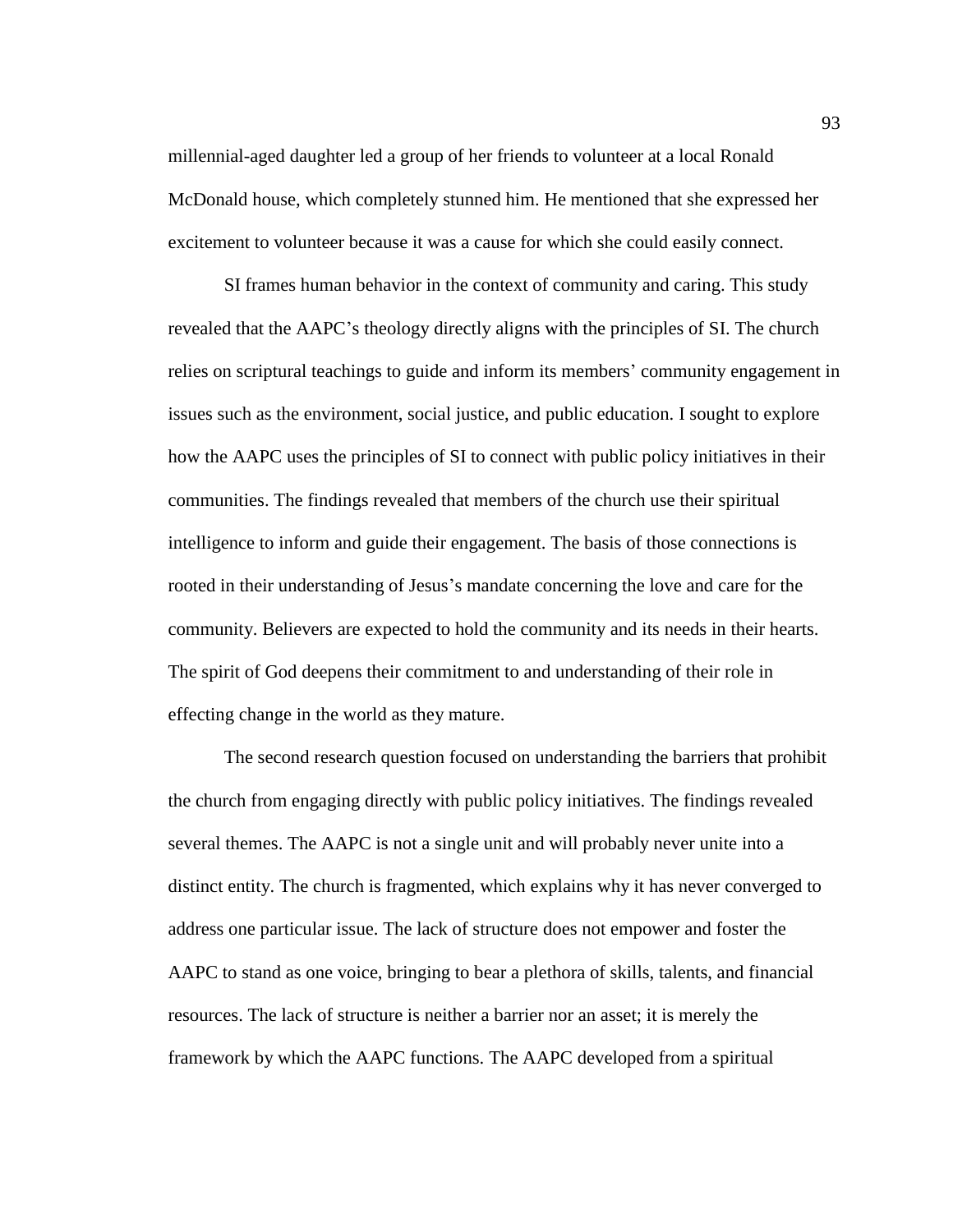millennial-aged daughter led a group of her friends to volunteer at a local Ronald McDonald house, which completely stunned him. He mentioned that she expressed her excitement to volunteer because it was a cause for which she could easily connect.

SI frames human behavior in the context of community and caring. This study revealed that the AAPC's theology directly aligns with the principles of SI. The church relies on scriptural teachings to guide and inform its members' community engagement in issues such as the environment, social justice, and public education. I sought to explore how the AAPC uses the principles of SI to connect with public policy initiatives in their communities. The findings revealed that members of the church use their spiritual intelligence to inform and guide their engagement. The basis of those connections is rooted in their understanding of Jesus's mandate concerning the love and care for the community. Believers are expected to hold the community and its needs in their hearts. The spirit of God deepens their commitment to and understanding of their role in effecting change in the world as they mature.

The second research question focused on understanding the barriers that prohibit the church from engaging directly with public policy initiatives. The findings revealed several themes. The AAPC is not a single unit and will probably never unite into a distinct entity. The church is fragmented, which explains why it has never converged to address one particular issue. The lack of structure does not empower and foster the AAPC to stand as one voice, bringing to bear a plethora of skills, talents, and financial resources. The lack of structure is neither a barrier nor an asset; it is merely the framework by which the AAPC functions. The AAPC developed from a spiritual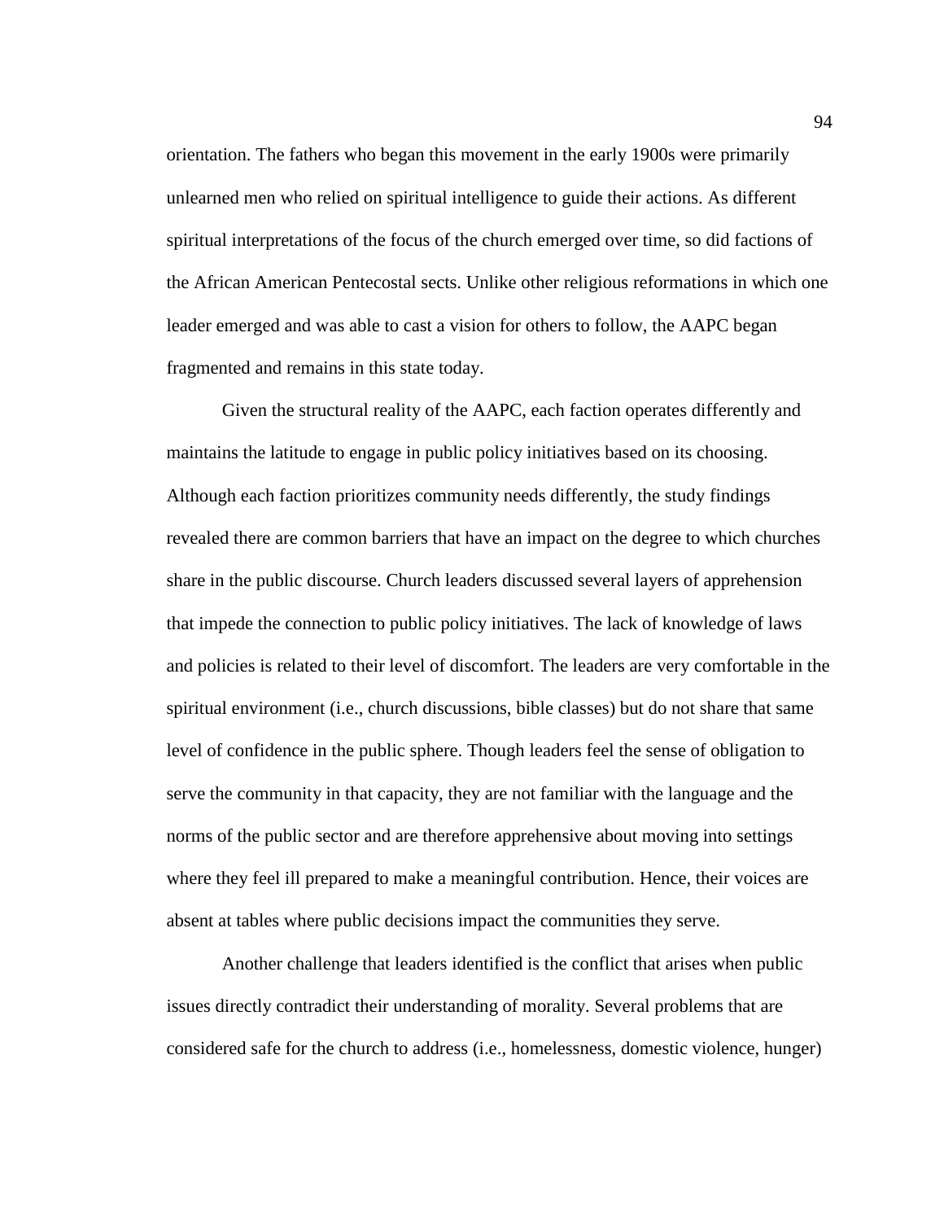orientation. The fathers who began this movement in the early 1900s were primarily unlearned men who relied on spiritual intelligence to guide their actions. As different spiritual interpretations of the focus of the church emerged over time, so did factions of the African American Pentecostal sects. Unlike other religious reformations in which one leader emerged and was able to cast a vision for others to follow, the AAPC began fragmented and remains in this state today.

Given the structural reality of the AAPC, each faction operates differently and maintains the latitude to engage in public policy initiatives based on its choosing. Although each faction prioritizes community needs differently, the study findings revealed there are common barriers that have an impact on the degree to which churches share in the public discourse. Church leaders discussed several layers of apprehension that impede the connection to public policy initiatives. The lack of knowledge of laws and policies is related to their level of discomfort. The leaders are very comfortable in the spiritual environment (i.e., church discussions, bible classes) but do not share that same level of confidence in the public sphere. Though leaders feel the sense of obligation to serve the community in that capacity, they are not familiar with the language and the norms of the public sector and are therefore apprehensive about moving into settings where they feel ill prepared to make a meaningful contribution. Hence, their voices are absent at tables where public decisions impact the communities they serve.

Another challenge that leaders identified is the conflict that arises when public issues directly contradict their understanding of morality. Several problems that are considered safe for the church to address (i.e., homelessness, domestic violence, hunger)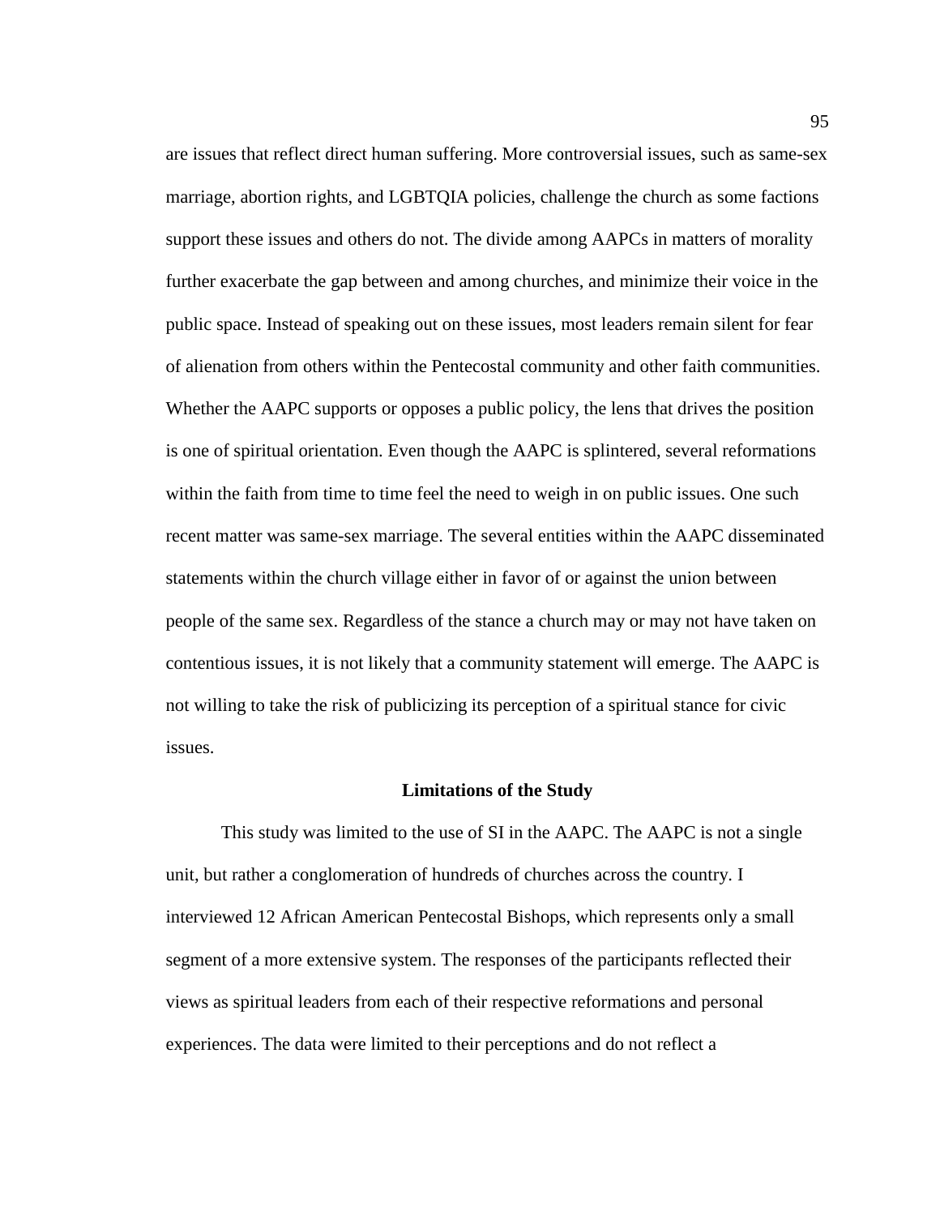are issues that reflect direct human suffering. More controversial issues, such as same-sex marriage, abortion rights, and LGBTQIA policies, challenge the church as some factions support these issues and others do not. The divide among AAPCs in matters of morality further exacerbate the gap between and among churches, and minimize their voice in the public space. Instead of speaking out on these issues, most leaders remain silent for fear of alienation from others within the Pentecostal community and other faith communities. Whether the AAPC supports or opposes a public policy, the lens that drives the position is one of spiritual orientation. Even though the AAPC is splintered, several reformations within the faith from time to time feel the need to weigh in on public issues. One such recent matter was same-sex marriage. The several entities within the AAPC disseminated statements within the church village either in favor of or against the union between people of the same sex. Regardless of the stance a church may or may not have taken on contentious issues, it is not likely that a community statement will emerge. The AAPC is not willing to take the risk of publicizing its perception of a spiritual stance for civic issues.

## Limitations of the Study

This study was limited to the use of SI in the AAPC. The AAPC is not a single unit, but rather a conglomeration of hundreds of churches across the country. I interviewed 12 African American Pentecostal Bishops, which represents only a small segment of a more extensive system. The responses of the participants reflected their views as spiritual leaders from each of their respective reformations and personal experiences. The data were limited to their perceptions and do not reflect a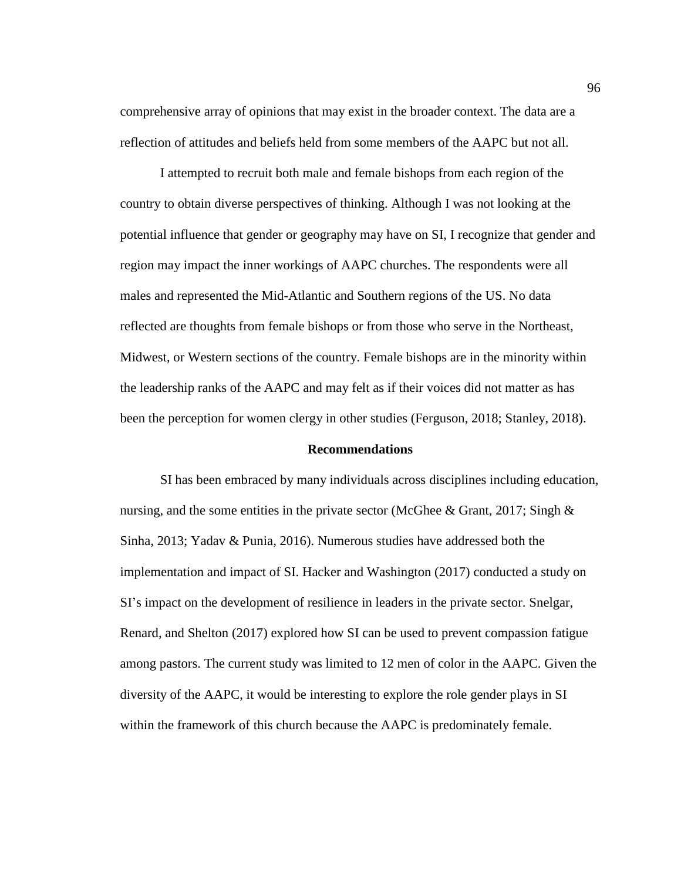comprehensive array of opinions that may exist in the broader context. The data are a reflection of attitudes and beliefs held from some members of the AAPC but not all.

I attempted to recruit both male and female bishops from each region of the country to obtain diverse perspectives of thinking. Although I was not looking at the potential influence that gender or geography may have on SI, I recognize that gender and region may impact the inner workings of AAPC churches. The respondents were all males and represented the Mid-Atlantic and Southern regions of the US. No data reflected are thoughts from female bishops or from those who serve in the Northeast, Midwest, or Western sections of the country. Female bishops are in the minority within the leadership ranks of the AAPC and may felt as if their voices did not matter as has been the perception for women clergy in other studies (Ferguson, 2018; Stanley, 2018).

## Recommendations

SI has been embraced by many individuals across disciplines including education, nursing, and the some entities in the private sector (McGhee & Grant, 2017; Singh & Sinha, 2013; Yadav & Punia, 2016). Numerous studies have addressed both the implementation and impact of SI. Hacker and Washington (2017) conducted a study on SI's impact on the development of resilience in leaders in the private sector. Snelgar, Renard, and Shelton (2017) explored how SI can be used to prevent compassion fatigue among pastors. The current study was limited to 12 men of color in the AAPC. Given the diversity of the AAPC, it would be interesting to explore the role gender plays in SI within the framework of this church because the AAPC is predominately female.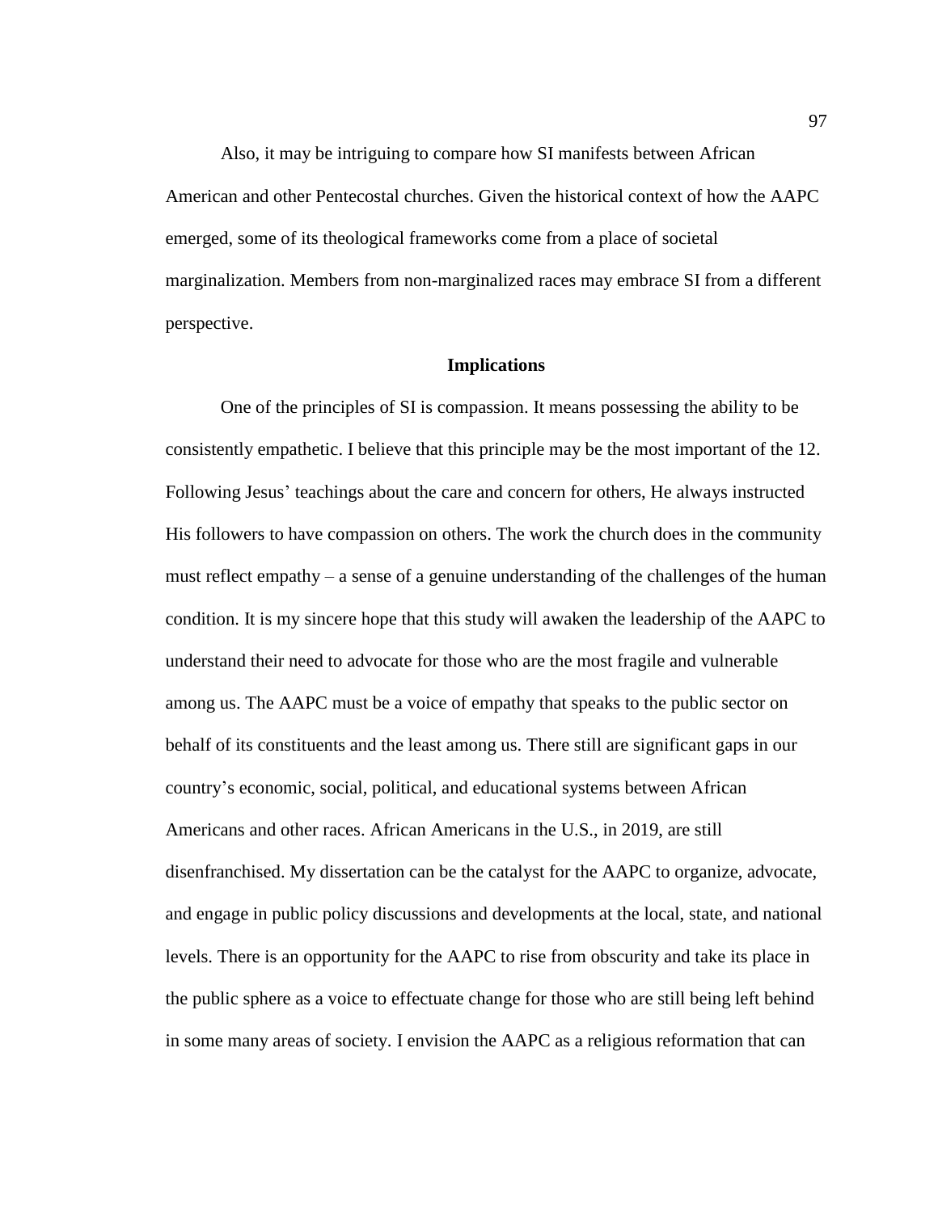Also, it may be intriguing to compare how SI manifests between African American and other Pentecostal churches. Given the historical context of how the AAPC emerged, some of its theological frameworks come from a place of societal marginalization. Members from non-marginalized races may embrace SI from a different perspective.

## Implications

One of the principles of SI is compassion. It means possessing the ability to be consistently empathetic. I believe that this principle may be the most important of the 12. Following Jesus' teachings about the care and concern for others, He always instructed His followers to have compassion on others. The work the church does in the community must reflect empathy – a sense of a genuine understanding of the challenges of the human condition. It is my sincere hope that this study will awaken the leadership of the AAPC to understand their need to advocate for those who are the most fragile and vulnerable among us. The AAPC must be a voice of empathy that speaks to the public sector on behalf of its constituents and the least among us. There still are significant gaps in our country's economic, social, political, and educational systems between African Americans and other races. African Americans in the U.S., in 2019, are still disenfranchised. My dissertation can be the catalyst for the AAPC to organize, advocate, and engage in public policy discussions and developments at the local, state, and national levels. There is an opportunity for the AAPC to rise from obscurity and take its place in the public sphere as a voice to effectuate change for those who are still being left behind in some many areas of society. I envision the AAPC as a religious reformation that can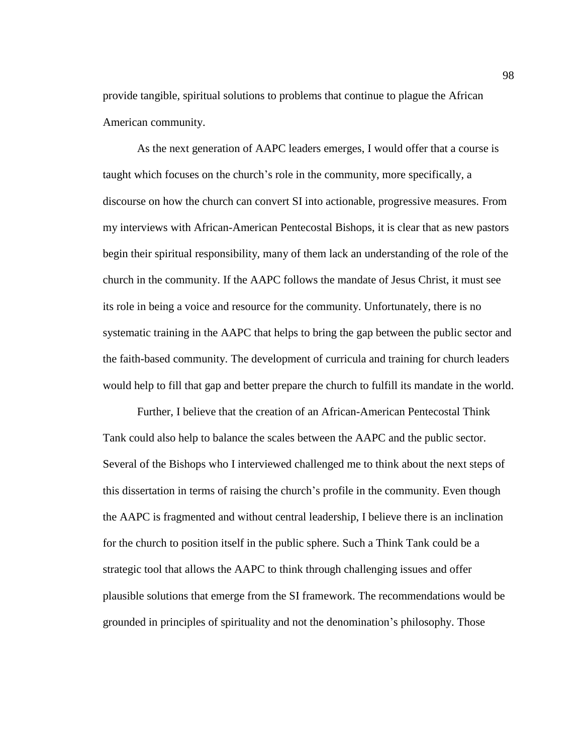provide tangible, spiritual solutions to problems that continue to plague the African American community.

As the next generation of AAPC leaders emerges, I would offer that a course is taught which focuses on the church's role in the community, more specifically, a discourse on how the church can convert SI into actionable, progressive measures. From my interviews with African-American Pentecostal Bishops, it is clear that as new pastors begin their spiritual responsibility, many of them lack an understanding of the role of the church in the community. If the AAPC follows the mandate of Jesus Christ, it must see its role in being a voice and resource for the community. Unfortunately, there is no systematic training in the AAPC that helps to bring the gap between the public sector and the faith-based community. The development of curricula and training for church leaders would help to fill that gap and better prepare the church to fulfill its mandate in the world.

Further, I believe that the creation of an African-American Pentecostal Think Tank could also help to balance the scales between the AAPC and the public sector. Several of the Bishops who I interviewed challenged me to think about the next steps of this dissertation in terms of raising the church's profile in the community. Even though the AAPC is fragmented and without central leadership, I believe there is an inclination for the church to position itself in the public sphere. Such a Think Tank could be a strategic tool that allows the AAPC to think through challenging issues and offer plausible solutions that emerge from the SI framework. The recommendations would be grounded in principles of spirituality and not the denomination's philosophy. Those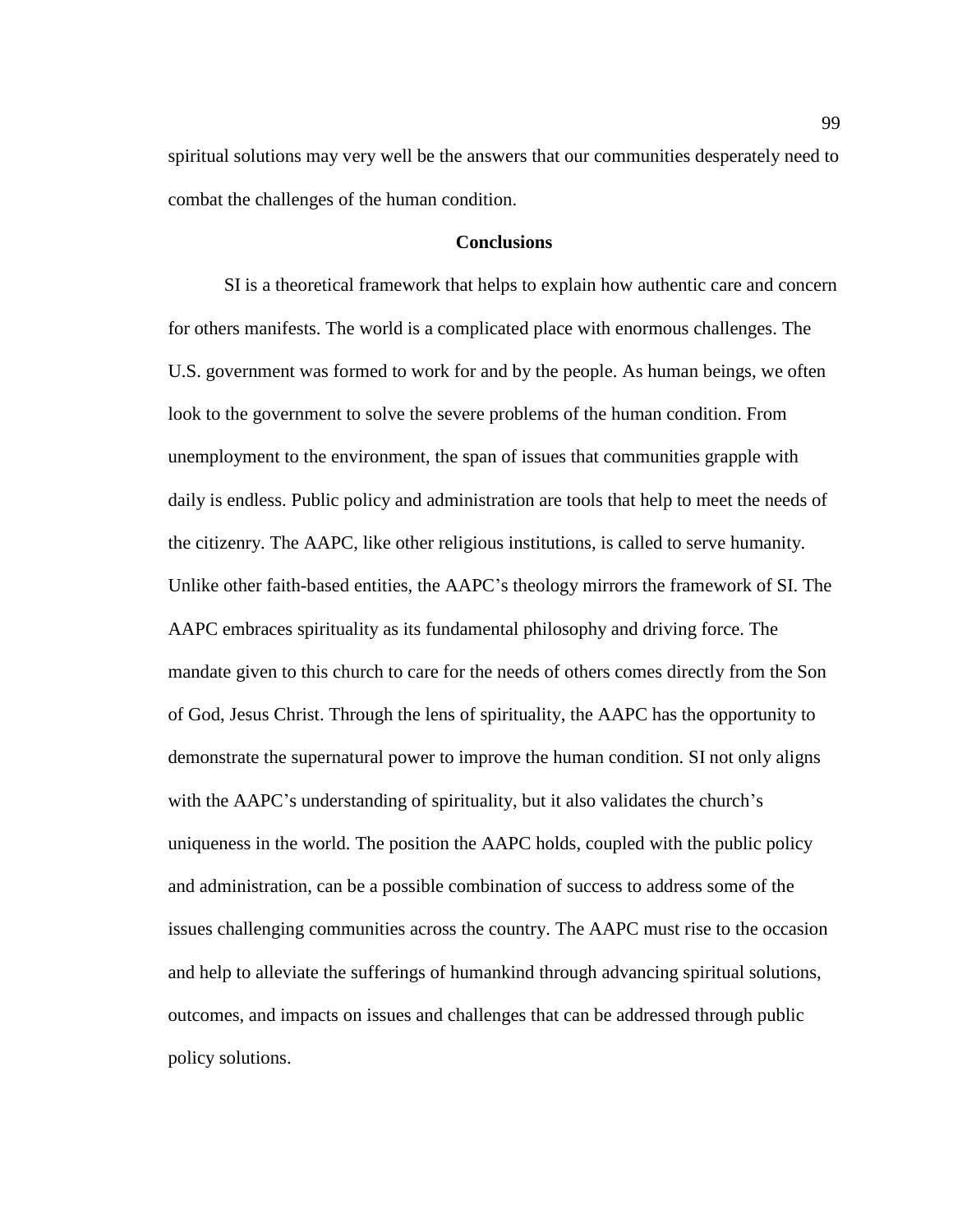spiritual solutions may very well be the answers that our communities desperately need to combat the challenges of the human condition.

## Conclusions

SI is a theoretical framework that helps to explain how authentic care and concern for others manifests. The world is a complicated place with enormous challenges. The U.S. government was formed to work for and by the people. As human beings, we often look to the government to solve the severe problems of the human condition. From unemployment to the environment, the span of issues that communities grapple with daily is endless. Public policy and administration are tools that help to meet the needs of the citizenry. The AAPC, like other religious institutions, is called to serve humanity. Unlike other faith-based entities, the AAPC's theology mirrors the framework of SI. The AAPC embraces spirituality as its fundamental philosophy and driving force. The mandate given to this church to care for the needs of others comes directly from the Son of God, Jesus Christ. Through the lens of spirituality, the AAPC has the opportunity to demonstrate the supernatural power to improve the human condition. SI not only aligns with the AAPC's understanding of spirituality, but it also validates the church's uniqueness in the world. The position the AAPC holds, coupled with the public policy and administration, can be a possible combination of success to address some of the issues challenging communities across the country. The AAPC must rise to the occasion and help to alleviate the sufferings of humankind through advancing spiritual solutions, outcomes, and impacts on issues and challenges that can be addressed through public policy solutions.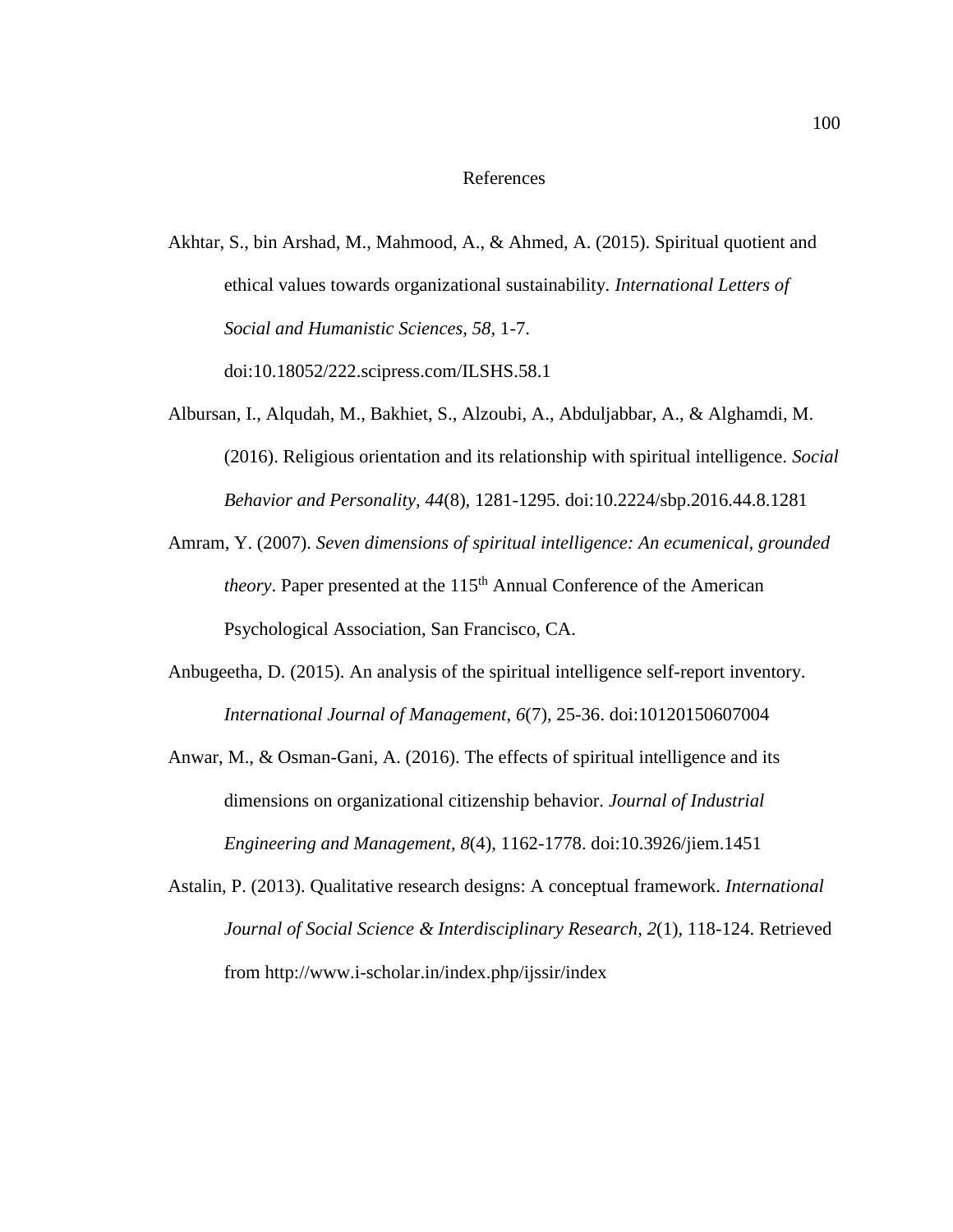# References

Akhtar, S., bin Arshad, M., Mahmood, A., & Ahmed, A. (2015). Spiritual quotient and ethical values towards organizational sustainability. *International Letters of Social and Humanistic Sciences, 58*, 1-7. doi:10.18052/222.scipress.com/ILSHS.58.1

Albursan, I., Alqudah, M., Bakhiet, S., Alzoubi, A., Abduljabbar, A., & Alghamdi, M. (2016). Religious orientation and its relationship with spiritual intelligence. *Social Behavior and Personality, 44*(8), 1281-1295. doi:10.2224/sbp.2016.44.8.1281

Amram, Y. (2007). *Seven dimensions of spiritual intelligence: An ecumenical, grounded theory*. Paper presented at the 115th Annual Conference of the American Psychological Association, San Francisco, CA.

Anbugeetha, D. (2015). An analysis of the spiritual intelligence self-report inventory. *International Journal of Management*, *6*(7), 25-36. doi:10120150607004

Anwar, M., & Osman-Gani, A. (2016). The effects of spiritual intelligence and its dimensions on organizational citizenship behavior. *Journal of Industrial Engineering and Management*, *8*(4), 1162-1778. doi:10.3926/jiem.1451

Astalin, P. (2013). Qualitative research designs: A conceptual framework. *International Journal of Social Science & Interdisciplinary Research*, *2*(1), 118-124. Retrieved from http://www.i-scholar.in/index.php/ijssir/index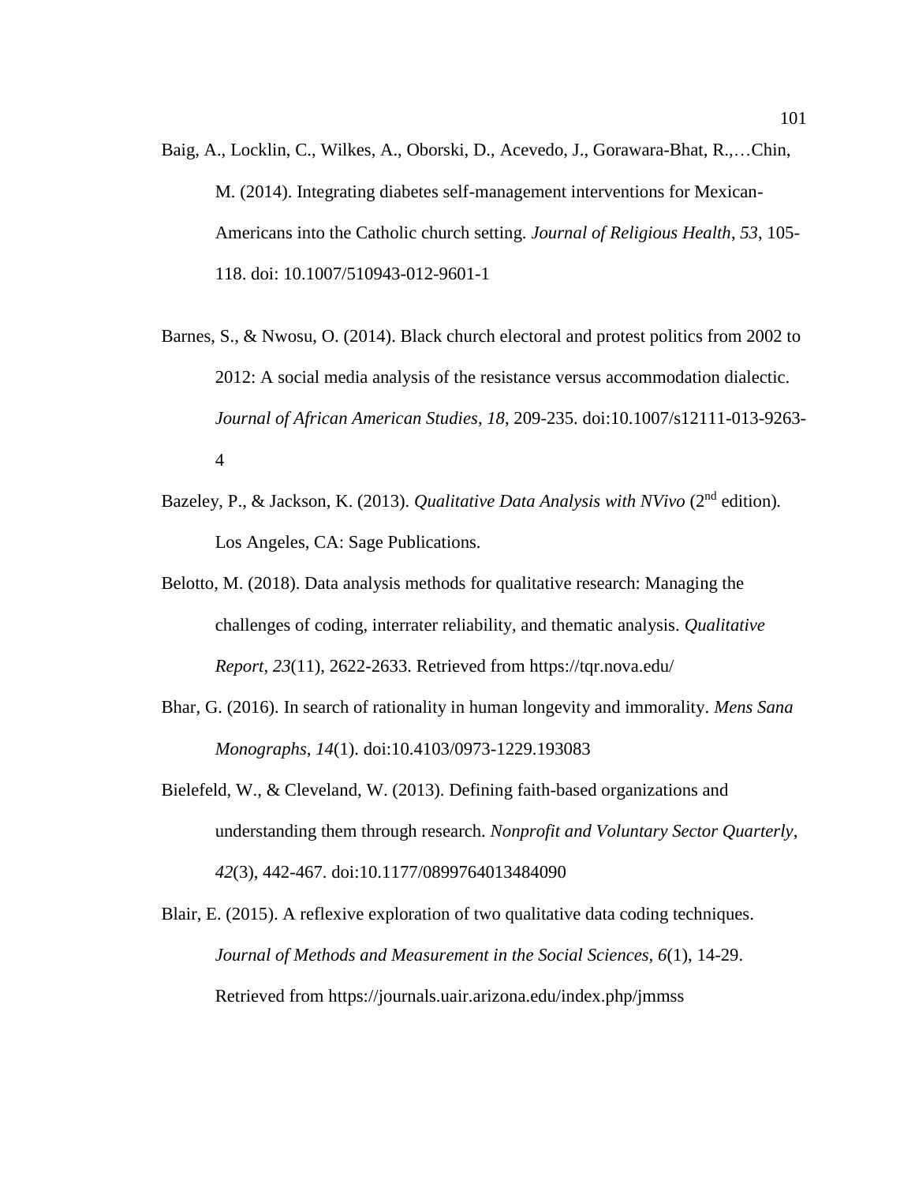Baig, A., Locklin, C., Wilkes, A., Oborski, D., Acevedo, J., Gorawara-Bhat, R.,…Chin, M. (2014). Integrating diabetes self-management interventions for Mexican-Americans into the Catholic church setting. *Journal of Religious Health*, *53*, 105-118. doi: 10.1007/510943-012-9601-1

Barnes, S., & Nwosu, O. (2014). Black church electoral and protest politics from 2002 to 2012: A social media analysis of the resistance versus accommodation dialectic. *Journal of African American Studies*, *18*, 209-235. doi:10.1007/s12111-013-9263-4

Bazeley, P., & Jackson, K. (2013). *Qualitative Data Analysis with NVivo* (2nd edition). Los Angeles, CA: Sage Publications.

Belotto, M. (2018). Data analysis methods for qualitative research: Managing the challenges of coding, interrater reliability, and thematic analysis. *Qualitative Report*, *23*(11), 2622-2633. Retrieved from https://tqr.nova.edu/

Bhar, G. (2016). In search of rationality in human longevity and immorality. *Mens Sana Monographs*, *14*(1). doi:10.4103/0973-1229.193083

Bielefeld, W., & Cleveland, W. (2013). Defining faith-based organizations and understanding them through research. *Nonprofit and Voluntary Sector Quarterly*, *42*(3), 442-467. doi:10.1177/0899764013484090

Blair, E. (2015). A reflexive exploration of two qualitative data coding techniques. *Journal of Methods and Measurement in the Social Sciences*, *6*(1), 14-29. Retrieved from https://journals.uair.arizona.edu/index.php/jmmss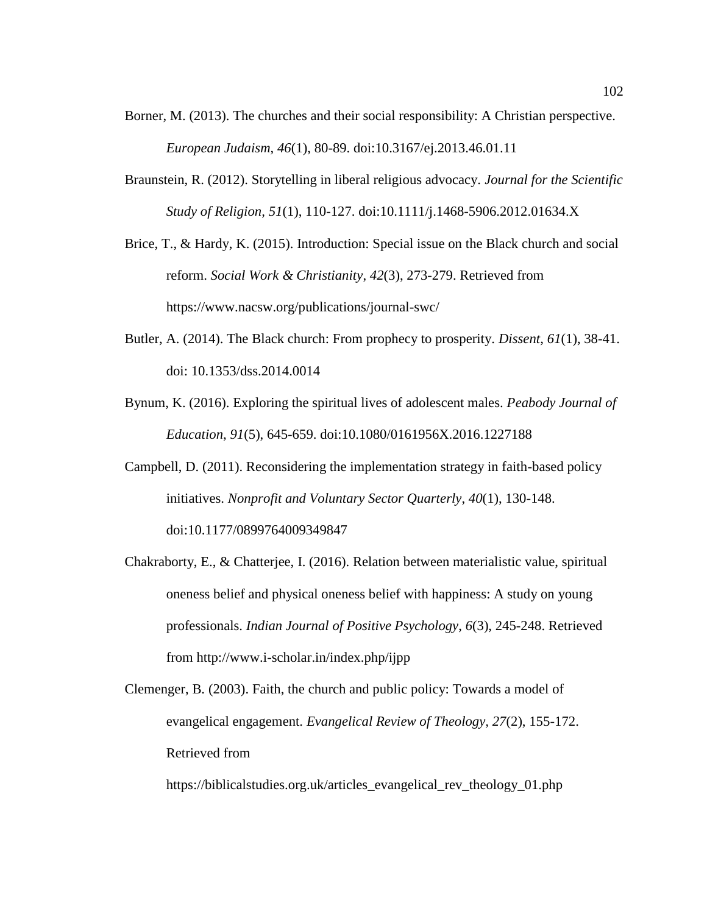Borner, M. (2013). The churches and their social responsibility: A Christian perspective. *European Judaism*, *46*(1), 80-89. doi:10.3167/ej.2013.46.01.11

Braunstein, R. (2012). Storytelling in liberal religious advocacy. *Journal for the Scientific Study of Religion, 51*(1), 110-127. doi:10.1111/j.1468-5906.2012.01634.X

Brice, T., & Hardy, K. (2015). Introduction: Special issue on the Black church and social reform. *Social Work & Christianity*, *42*(3), 273-279. Retrieved from https://www.nacsw.org/publications/journal-swc/

Butler, A. (2014). The Black church: From prophecy to prosperity. *Dissent*, *61*(1), 38-41. doi: 10.1353/dss.2014.0014

Bynum, K. (2016). Exploring the spiritual lives of adolescent males. *Peabody Journal of Education*, *91*(5), 645-659. doi:10.1080/0161956X.2016.1227188

Campbell, D. (2011). Reconsidering the implementation strategy in faith-based policy initiatives. *Nonprofit and Voluntary Sector Quarterly*, *40*(1), 130-148. doi:10.1177/0899764009349847

Chakraborty, E., & Chatterjee, I. (2016). Relation between materialistic value, spiritual oneness belief and physical oneness belief with happiness: A study on young professionals. *Indian Journal of Positive Psychology*, *6*(3), 245-248. Retrieved from http://www.i-scholar.in/index.php/ijpp

Clemenger, B. (2003). Faith, the church and public policy: Towards a model of evangelical engagement. *Evangelical Review of Theology, 27*(2), 155-172. Retrieved from https://biblicalstudies.org.uk/articles_evangelical_rev_theology_01.php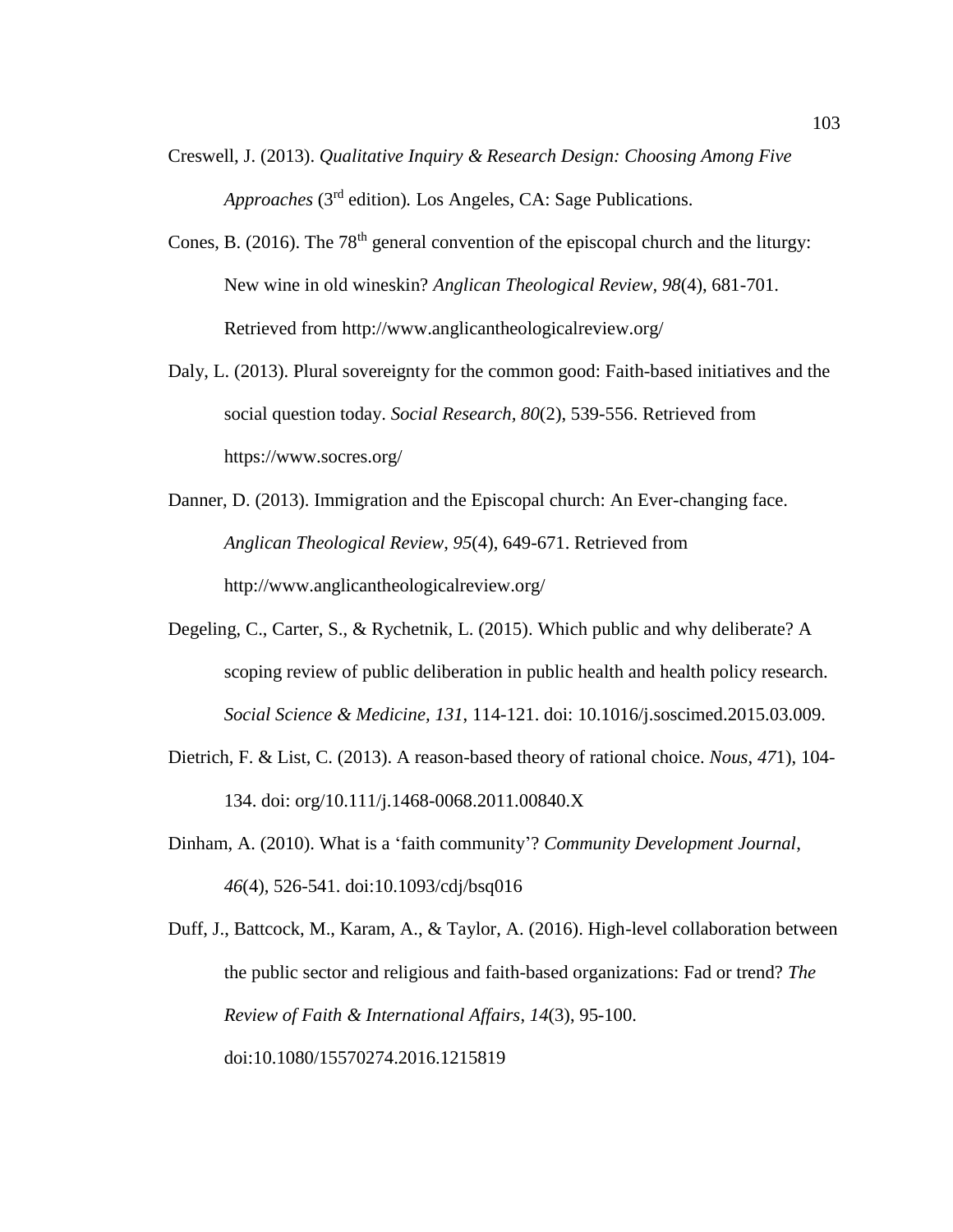Creswell, J. (2013). *Qualitative Inquiry & Research Design: Choosing Among Five Approaches* (3rd edition)*.* Los Angeles, CA: Sage Publications.

Cones, B. (2016). The 78th general convention of the episcopal church and the liturgy: New wine in old wineskin? *Anglican Theological Review*, *98*(4), 681-701. Retrieved from http://www.anglicantheologicalreview.org/

Daly, L. (2013). Plural sovereignty for the common good: Faith-based initiatives and the social question today. *Social Research*, *80*(2), 539-556. Retrieved from https://www.socres.org/

Danner, D. (2013). Immigration and the Episcopal church: An Ever-changing face. *Anglican Theological Review*, *95*(4), 649-671. Retrieved from http://www.anglicantheologicalreview.org/

Degeling, C., Carter, S., & Rychetnik, L. (2015). Which public and why deliberate? A scoping review of public deliberation in public health and health policy research. *Social Science & Medicine, 131*, 114-121. doi: 10.1016/j.soscimed.2015.03.009.

Dietrich, F. & List, C. (2013). A reason-based theory of rational choice. *Nous*, *47*1), 104-134. doi: org/10.111/j.1468-0068.2011.00840.X

Dinham, A. (2010). What is a 'faith community'? *Community Development Journal*, *46*(4), 526-541. doi:10.1093/cdj/bsq016

Duff, J., Battcock, M., Karam, A., & Taylor, A. (2016). High-level collaboration between the public sector and religious and faith-based organizations: Fad or trend? *The Review of Faith & International Affairs*, *14*(3), 95-100. doi:10.1080/15570274.2016.1215819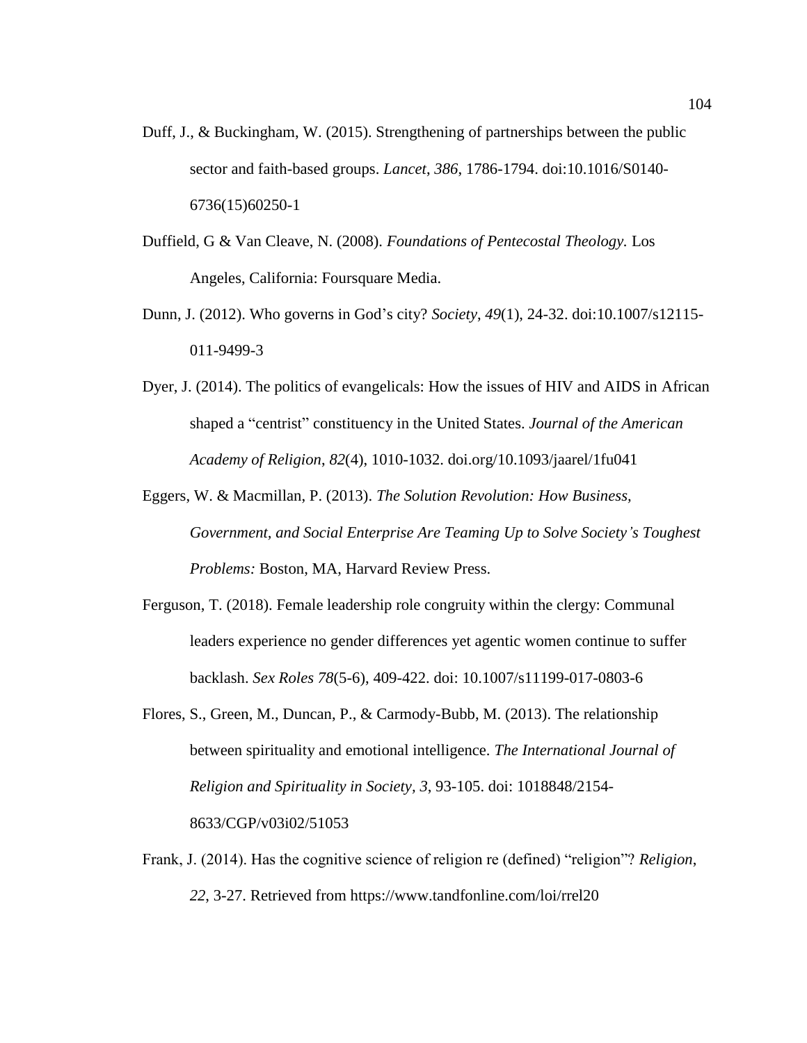Duff, J., & Buckingham, W. (2015). Strengthening of partnerships between the public sector and faith-based groups. *Lancet*, *386*, 1786-1794. doi:10.1016/S0140-6736(15)60250-1

Duffield, G & Van Cleave, N. (2008). *Foundations of Pentecostal Theology.* Los Angeles, California: Foursquare Media.

Dunn, J. (2012). Who governs in God's city? *Society*, *49*(1), 24-32. doi:10.1007/s12115-011-9499-3

Dyer, J. (2014). The politics of evangelicals: How the issues of HIV and AIDS in African shaped a "centrist" constituency in the United States. *Journal of the American Academy of Religion*, *82*(4), 1010-1032. doi.org/10.1093/jaarel/1fu041

Eggers, W. & Macmillan, P. (2013). *The Solution Revolution: How Business, Government, and Social Enterprise Are Teaming Up to Solve Society's Toughest Problems:* Boston, MA, Harvard Review Press.

Ferguson, T. (2018). Female leadership role congruity within the clergy: Communal leaders experience no gender differences yet agentic women continue to suffer backlash. *Sex Roles 78*(5-6), 409-422. doi: 10.1007/s11199-017-0803-6

Flores, S., Green, M., Duncan, P., & Carmody-Bubb, M. (2013). The relationship between spirituality and emotional intelligence. *The International Journal of Religion and Spirituality in Society, 3*, 93-105. doi: 1018848/2154-8633/CGP/v03i02/51053

Frank, J. (2014). Has the cognitive science of religion re (defined) "religion"? *Religion*, *22*, 3-27. Retrieved from https://www.tandfonline.com/loi/rrel20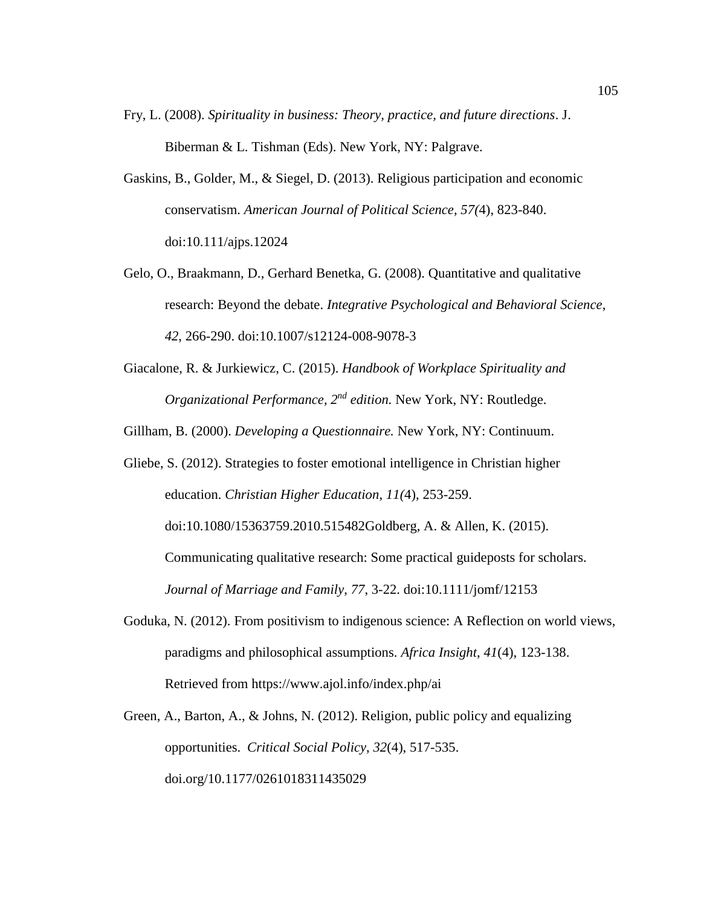Fry, L. (2008). *Spirituality in business: Theory, practice, and future directions*. J. Biberman & L. Tishman (Eds). New York, NY: Palgrave.

Gaskins, B., Golder, M., & Siegel, D. (2013). Religious participation and economic conservatism. *American Journal of Political Science*, *57(*4), 823-840. doi:10.111/ajps.12024

Gelo, O., Braakmann, D., Gerhard Benetka, G. (2008). Quantitative and qualitative research: Beyond the debate. *Integrative Psychological and Behavioral Science*, *42*, 266-290. doi:10.1007/s12124-008-9078-3

Giacalone, R. & Jurkiewicz, C. (2015). *Handbook of Workplace Spirituality and Organizational Performance, 2nd edition.* New York, NY: Routledge.

Gillham, B. (2000). *Developing a Questionnaire.* New York, NY: Continuum.

Gliebe, S. (2012). Strategies to foster emotional intelligence in Christian higher education. *Christian Higher Education*, *11(*4), 253-259. doi:10.1080/15363759.2010.515482Goldberg, A. & Allen, K. (2015). Communicating qualitative research: Some practical guideposts for scholars. *Journal of Marriage and Family*, *77*, 3-22. doi:10.1111/jomf/12153

Goduka, N. (2012). From positivism to indigenous science: A Reflection on world views, paradigms and philosophical assumptions. *Africa Insight*, *41*(4), 123-138. Retrieved from https://www.ajol.info/index.php/ai

Green, A., Barton, A., & Johns, N. (2012). Religion, public policy and equalizing opportunities. *Critical Social Policy*, *32*(4), 517-535. doi.org/10.1177/0261018311435029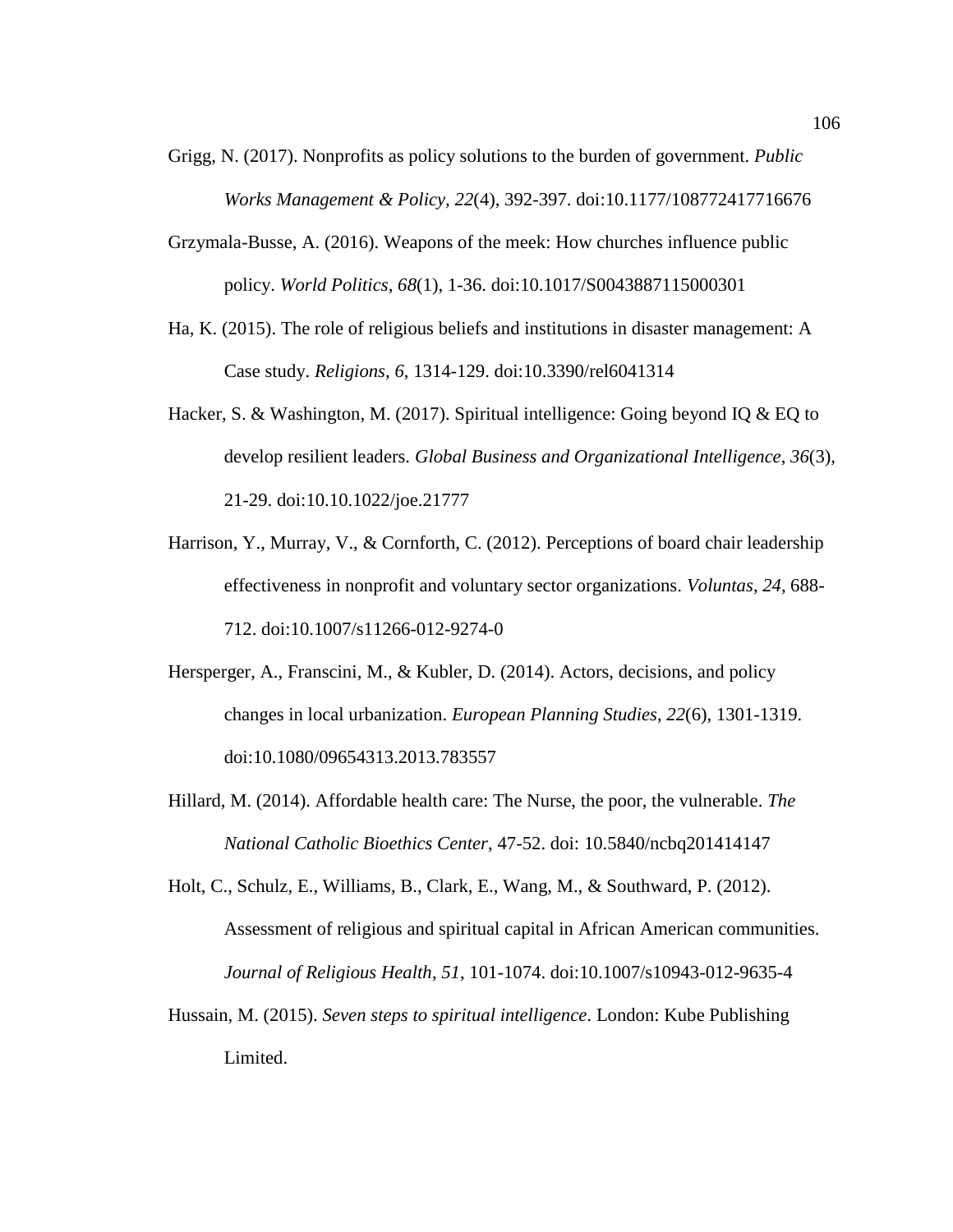Grigg, N. (2017). Nonprofits as policy solutions to the burden of government. *Public Works Management & Policy*, *22*(4), 392-397. doi:10.1177/108772417716676

Grzymala-Busse, A. (2016). Weapons of the meek: How churches influence public policy. *World Politics*, *68*(1), 1-36. doi:10.1017/S0043887115000301

Ha, K. (2015). The role of religious beliefs and institutions in disaster management: A Case study. *Religions*, *6*, 1314-129. doi:10.3390/rel6041314

Hacker, S. & Washington, M. (2017). Spiritual intelligence: Going beyond IQ & EQ to develop resilient leaders. *Global Business and Organizational Intelligence*, *36*(3), 21-29. doi:10.10.1022/joe.21777

Harrison, Y., Murray, V., & Cornforth, C. (2012). Perceptions of board chair leadership effectiveness in nonprofit and voluntary sector organizations. *Voluntas*, *24*, 688-712. doi:10.1007/s11266-012-9274-0

Hersperger, A., Franscini, M., & Kubler, D. (2014). Actors, decisions, and policy changes in local urbanization. *European Planning Studies*, *22*(6), 1301-1319. doi:10.1080/09654313.2013.783557

Hillard, M. (2014). Affordable health care: The Nurse, the poor, the vulnerable. *The National Catholic Bioethics Center*, 47-52. doi: 10.5840/ncbq201414147

Holt, C., Schulz, E., Williams, B., Clark, E., Wang, M., & Southward, P. (2012). Assessment of religious and spiritual capital in African American communities. *Journal of Religious Health*, *51*, 101-1074. doi:10.1007/s10943-012-9635-4

Hussain, M. (2015). *Seven steps to spiritual intelligence*. London: Kube Publishing Limited.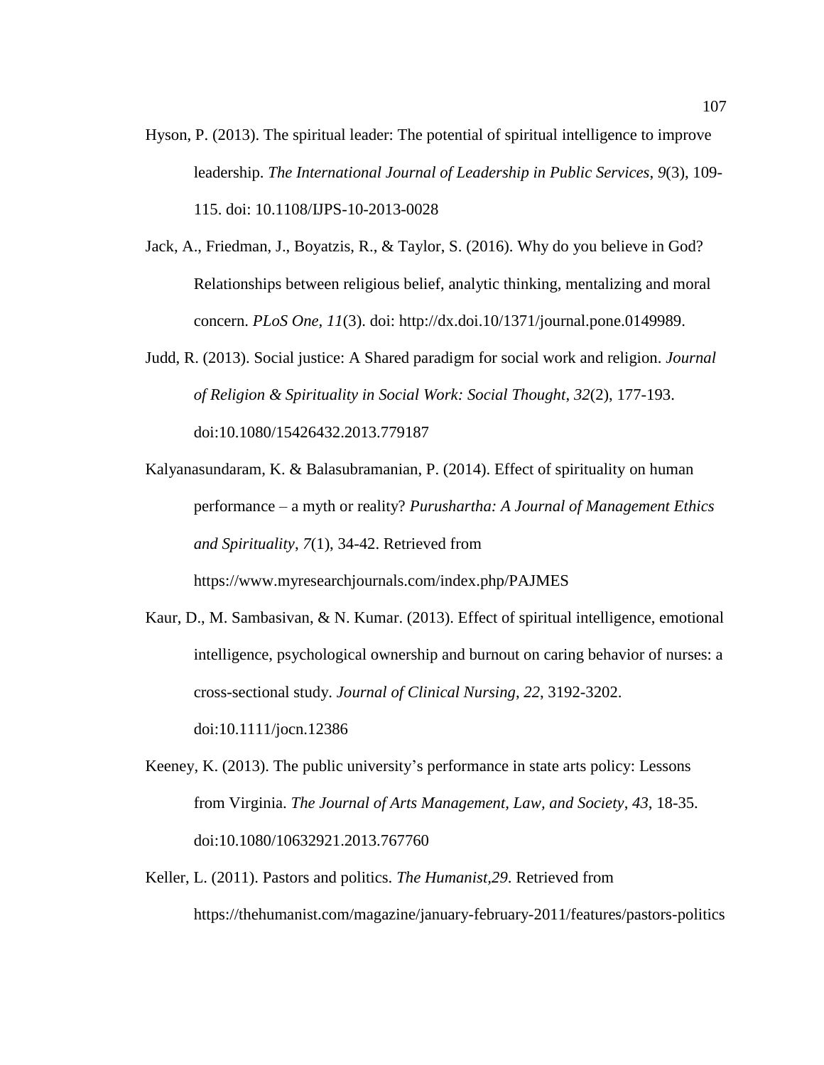Hyson, P. (2013). The spiritual leader: The potential of spiritual intelligence to improve leadership. *The International Journal of Leadership in Public Services*, *9*(3), 109-115. doi: 10.1108/IJPS-10-2013-0028

Jack, A., Friedman, J., Boyatzis, R., & Taylor, S. (2016). Why do you believe in God? Relationships between religious belief, analytic thinking, mentalizing and moral concern. *PLoS One*, *11*(3). doi: http://dx.doi.10/1371/journal.pone.0149989.

Judd, R. (2013). Social justice: A Shared paradigm for social work and religion. *Journal of Religion & Spirituality in Social Work: Social Thought*, *32*(2), 177-193. doi:10.1080/15426432.2013.779187

Kalyanasundaram, K. & Balasubramanian, P. (2014). Effect of spirituality on human performance – a myth or reality? *Purushartha: A Journal of Management Ethics and Spirituality*, *7*(1), 34-42. Retrieved from https://www.myresearchjournals.com/index.php/PAJMES

Kaur, D., M. Sambasivan, & N. Kumar. (2013). Effect of spiritual intelligence, emotional intelligence, psychological ownership and burnout on caring behavior of nurses: a cross-sectional study. *Journal of Clinical Nursing*, *22*, 3192-3202. doi:10.1111/jocn.12386

Keeney, K. (2013). The public university's performance in state arts policy: Lessons from Virginia. *The Journal of Arts Management, Law, and Society*, *43*, 18-35. doi:10.1080/10632921.2013.767760

Keller, L. (2011). Pastors and politics. *The Humanist*,*29*. Retrieved from https://thehumanist.com/magazine/january-february-2011/features/pastors-politics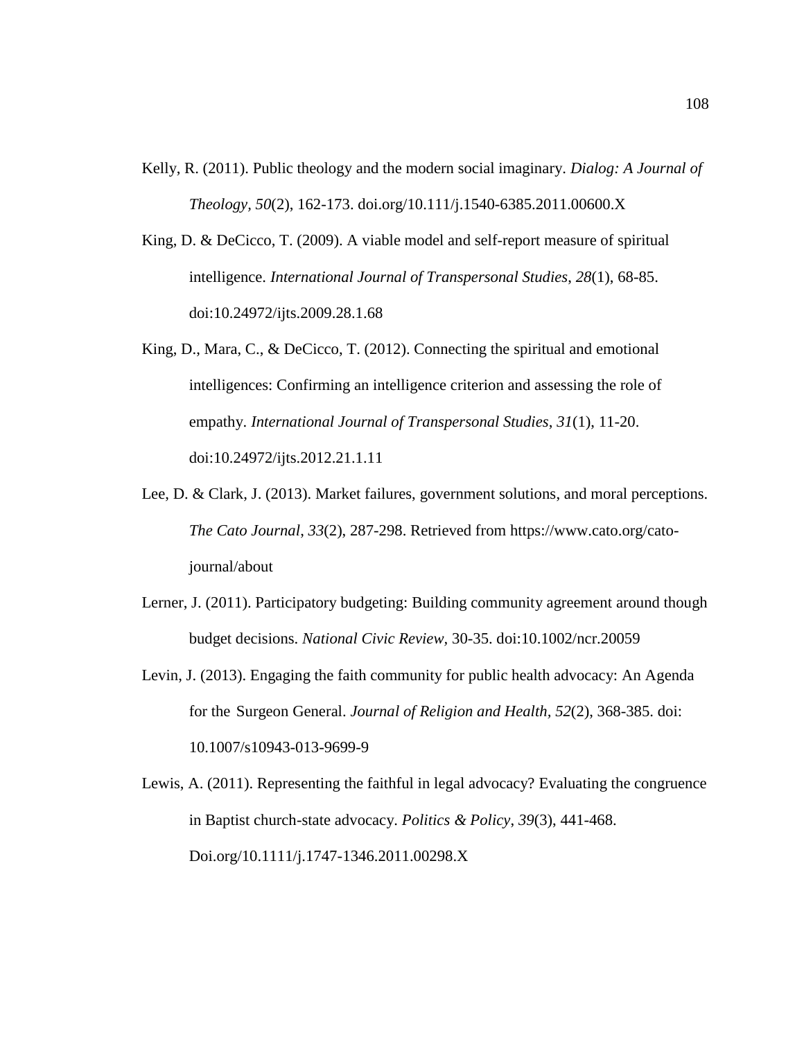Kelly, R. (2011). Public theology and the modern social imaginary. *Dialog: A Journal of Theology, 50*(2), 162-173. doi.org/10.111/j.1540-6385.2011.00600.X

King, D. & DeCicco, T. (2009). A viable model and self-report measure of spiritual intelligence. *International Journal of Transpersonal Studies*, *28*(1), 68-85. doi:10.24972/ijts.2009.28.1.68

King, D., Mara, C., & DeCicco, T. (2012). Connecting the spiritual and emotional intelligences: Confirming an intelligence criterion and assessing the role of empathy. *International Journal of Transpersonal Studies*, *31*(1), 11-20. doi:10.24972/ijts.2012.21.1.11

Lee, D. & Clark, J. (2013). Market failures, government solutions, and moral perceptions. *The Cato Journal*, *33*(2), 287-298. Retrieved from https://www.cato.org/cato-journal/about

Lerner, J. (2011). Participatory budgeting: Building community agreement around though budget decisions. *National Civic Review,* 30-35. doi:10.1002/ncr.20059

Levin, J. (2013). Engaging the faith community for public health advocacy: An Agenda for the Surgeon General. *Journal of Religion and Health*, *52*(2), 368-385. doi: 10.1007/s10943-013-9699-9

Lewis, A. (2011). Representing the faithful in legal advocacy? Evaluating the congruence in Baptist church-state advocacy. *Politics & Policy*, *39*(3), 441-468. Doi.org/10.1111/j.1747-1346.2011.00298.X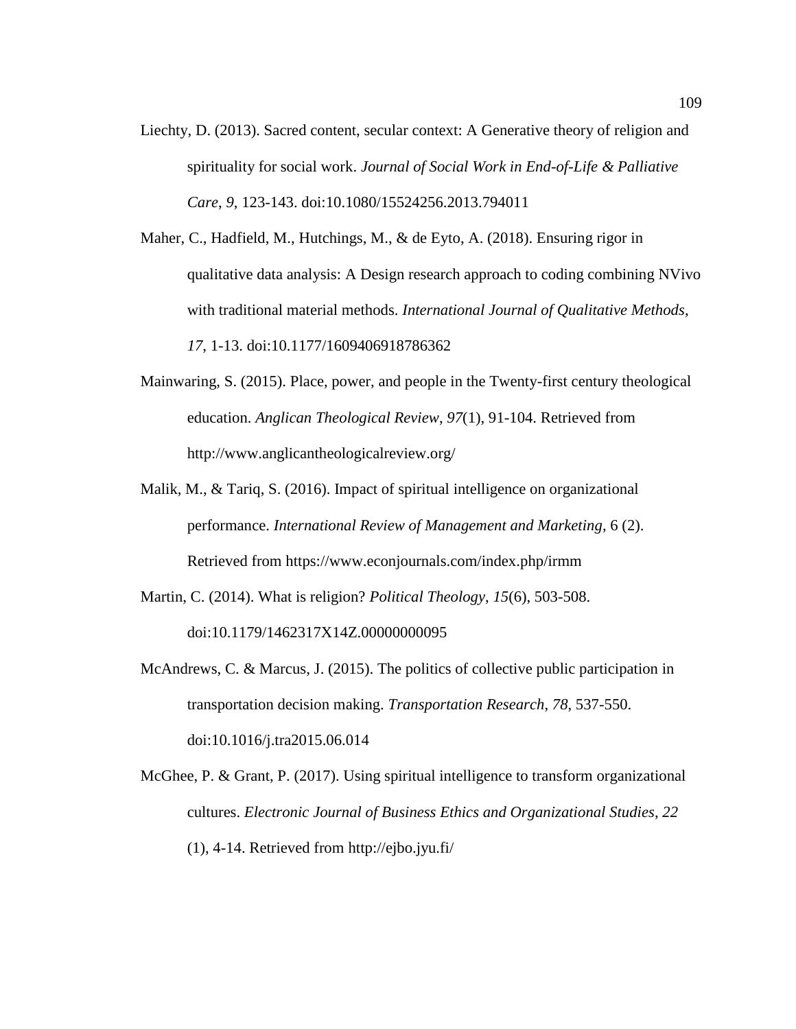Liechty, D. (2013). Sacred content, secular context: A Generative theory of religion and spirituality for social work. *Journal of Social Work in End-of-Life & Palliative Care*, *9*, 123-143. doi:10.1080/15524256.2013.794011

Maher, C., Hadfield, M., Hutchings, M., & de Eyto, A. (2018). Ensuring rigor in qualitative data analysis: A Design research approach to coding combining NVivo with traditional material methods. *International Journal of Qualitative Methods*, *17*, 1-13. doi:10.1177/1609406918786362

Mainwaring, S. (2015). Place, power, and people in the Twenty-first century theological education. *Anglican Theological Review*, *97*(1), 91-104. Retrieved from http://www.anglicantheologicalreview.org/

Malik, M., & Tariq, S. (2016). Impact of spiritual intelligence on organizational performance. *International Review of Management and Marketing*, 6 (2). Retrieved from https://www.econjournals.com/index.php/irmm

Martin, C. (2014). What is religion? *Political Theology*, *15*(6), 503-508. doi:10.1179/1462317X14Z.00000000095

McAndrews, C. & Marcus, J. (2015). The politics of collective public participation in transportation decision making. *Transportation Research*, *78*, 537-550. doi:10.1016/j.tra2015.06.014

McGhee, P. & Grant, P. (2017). Using spiritual intelligence to transform organizational cultures. *Electronic Journal of Business Ethics and Organizational Studies*, *22* (1), 4-14. Retrieved from http://ejbo.jyu.fi/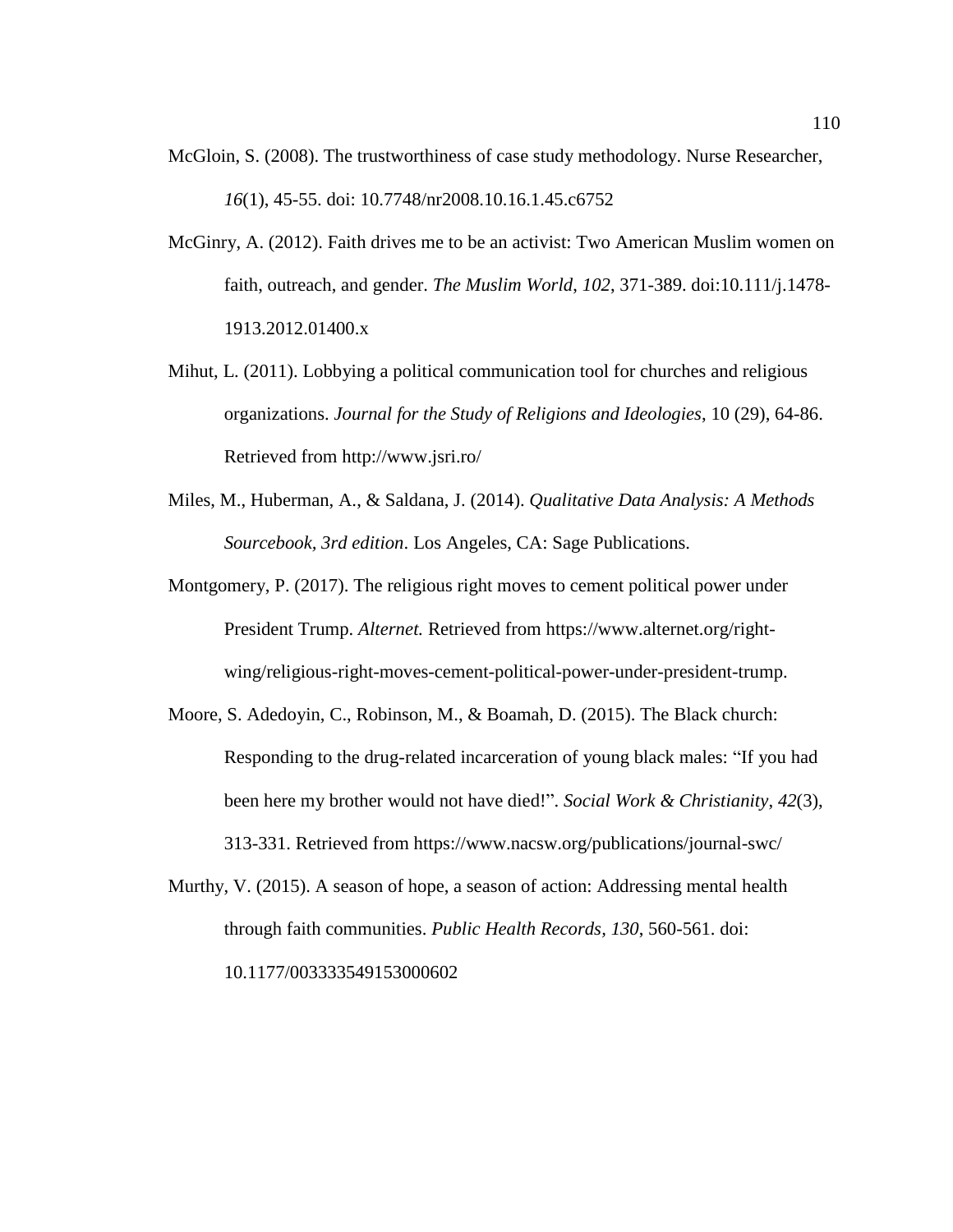McGloin, S. (2008). The trustworthiness of case study methodology. Nurse Researcher, *16*(1), 45-55. doi: 10.7748/nr2008.10.16.1.45.c6752

McGinry, A. (2012). Faith drives me to be an activist: Two American Muslim women on faith, outreach, and gender. *The Muslim World*, *102*, 371-389. doi:10.111/j.1478-1913.2012.01400.x

Mihut, L. (2011). Lobbying a political communication tool for churches and religious organizations. *Journal for the Study of Religions and Ideologies*, 10 (29), 64-86. Retrieved from http://www.jsri.ro/

Miles, M., Huberman, A., & Saldana, J. (2014). *Qualitative Data Analysis: A Methods Sourcebook, 3rd edition*. Los Angeles, CA: Sage Publications.

Montgomery, P. (2017). The religious right moves to cement political power under President Trump. *Alternet.* Retrieved from https://www.alternet.org/right-wing/religious-right-moves-cement-political-power-under-president-trump.

Moore, S. Adedoyin, C., Robinson, M., & Boamah, D. (2015). The Black church: Responding to the drug-related incarceration of young black males: "If you had been here my brother would not have died!". *Social Work & Christianity*, *42*(3), 313-331. Retrieved from https://www.nacsw.org/publications/journal-swc/

Murthy, V. (2015). A season of hope, a season of action: Addressing mental health through faith communities. *Public Health Records, 130*, 560-561. doi: 10.1177/003333549153000602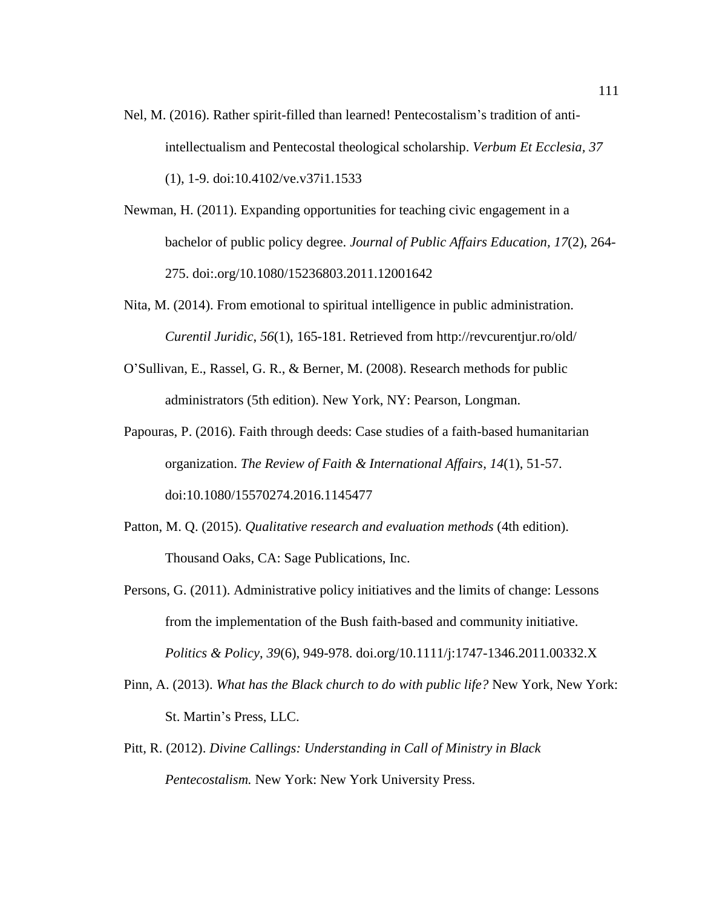Nel, M. (2016). Rather spirit-filled than learned! Pentecostalism's tradition of anti-intellectualism and Pentecostal theological scholarship. *Verbum Et Ecclesia, 37* (1), 1-9. doi:10.4102/ve.v37i1.1533

Newman, H. (2011). Expanding opportunities for teaching civic engagement in a bachelor of public policy degree. *Journal of Public Affairs Education, 17*(2), 264-275. doi:.org/10.1080/15236803.2011.12001642

Nita, M. (2014). From emotional to spiritual intelligence in public administration. *Curentil Juridic*, *56*(1), 165-181. Retrieved from http://revcurentjur.ro/old/

O'Sullivan, E., Rassel, G. R., & Berner, M. (2008). Research methods for public administrators (5th edition). New York, NY: Pearson, Longman.

Papouras, P. (2016). Faith through deeds: Case studies of a faith-based humanitarian organization. *The Review of Faith & International Affairs*, *14*(1), 51-57. doi:10.1080/15570274.2016.1145477

Patton, M. Q. (2015). *Qualitative research and evaluation methods* (4th edition). Thousand Oaks, CA: Sage Publications, Inc.

Persons, G. (2011). Administrative policy initiatives and the limits of change: Lessons from the implementation of the Bush faith-based and community initiative. *Politics & Policy*, *39*(6), 949-978. doi.org/10.1111/j:1747-1346.2011.00332.X

Pinn, A. (2013). *What has the Black church to do with public life?* New York, New York: St. Martin's Press, LLC.

Pitt, R. (2012). *Divine Callings: Understanding in Call of Ministry in Black Pentecostalism.* New York: New York University Press.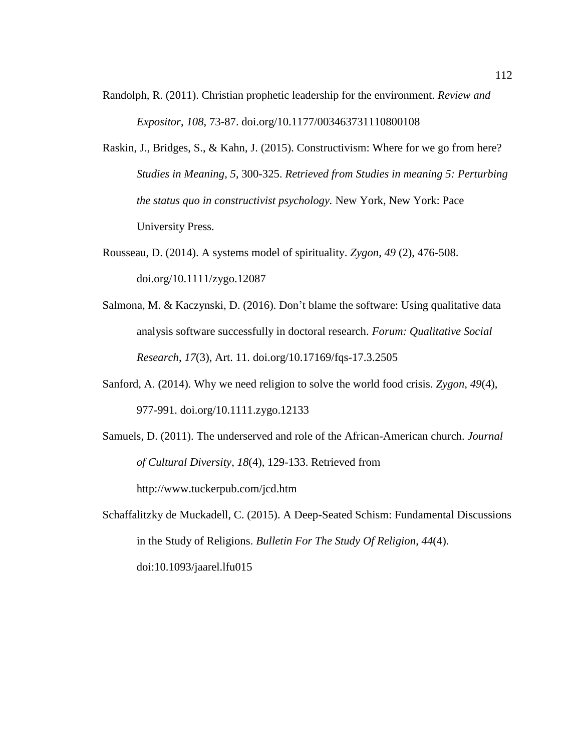Randolph, R. (2011). Christian prophetic leadership for the environment. *Review and Expositor*, *108*, 73-87. doi.org/10.1177/003463731110800108

Raskin, J., Bridges, S., & Kahn, J. (2015). Constructivism: Where for we go from here? *Studies in Meaning*, *5*, 300-325. *Retrieved from Studies in meaning 5: Perturbing the status quo in constructivist psychology.* New York, New York: Pace University Press.

Rousseau, D. (2014). A systems model of spirituality. *Zygon*, *49* (2), 476-508. doi.org/10.1111/zygo.12087

Salmona, M. & Kaczynski, D. (2016). Don't blame the software: Using qualitative data analysis software successfully in doctoral research. *Forum: Qualitative Social Research*, *17*(3), Art. 11. doi.org/10.17169/fqs-17.3.2505

Sanford, A. (2014). Why we need religion to solve the world food crisis. *Zygon*, *49*(4), 977-991. doi.org/10.1111.zygo.12133

Samuels, D. (2011). The underserved and role of the African-American church. *Journal of Cultural Diversity*, *18*(4), 129-133. Retrieved from http://www.tuckerpub.com/jcd.htm

Schaffalitzky de Muckadell, C. (2015). A Deep-Seated Schism: Fundamental Discussions in the Study of Religions. *Bulletin For The Study Of Religion*, *44*(4). doi:10.1093/jaarel.lfu015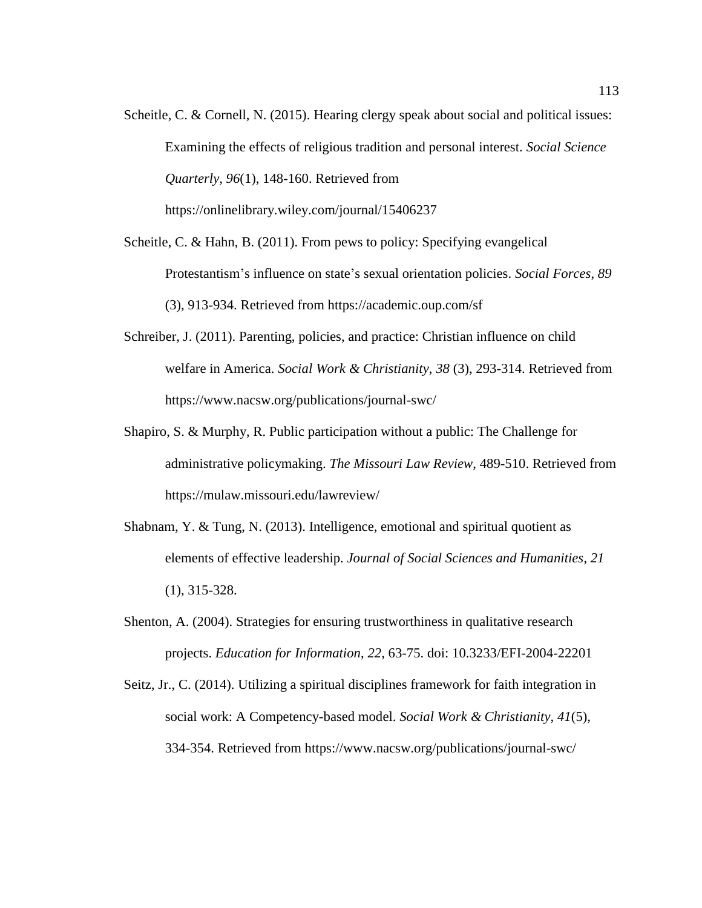Scheitle, C. & Cornell, N. (2015). Hearing clergy speak about social and political issues: Examining the effects of religious tradition and personal interest. *Social Science Quarterly*, *96*(1), 148-160. Retrieved from https://onlinelibrary.wiley.com/journal/15406237

Scheitle, C. & Hahn, B. (2011). From pews to policy: Specifying evangelical Protestantism's influence on state's sexual orientation policies. *Social Forces, 89* (3), 913-934. Retrieved from https://academic.oup.com/sf

Schreiber, J. (2011). Parenting, policies, and practice: Christian influence on child welfare in America. *Social Work & Christianity*, *38* (3), 293-314. Retrieved from https://www.nacsw.org/publications/journal-swc/

Shapiro, S. & Murphy, R. Public participation without a public: The Challenge for administrative policymaking. *The Missouri Law Review*, 489-510. Retrieved from https://mulaw.missouri.edu/lawreview/

Shabnam, Y. & Tung, N. (2013). Intelligence, emotional and spiritual quotient as elements of effective leadership. *Journal of Social Sciences and Humanities*, *21* (1), 315-328.

Shenton, A. (2004). Strategies for ensuring trustworthiness in qualitative research projects. *Education for Information*, *22*, 63-75. doi: 10.3233/EFI-2004-22201

Seitz, Jr., C. (2014). Utilizing a spiritual disciplines framework for faith integration in social work: A Competency-based model. *Social Work & Christianity*, *41*(5), 334-354. Retrieved from https://www.nacsw.org/publications/journal-swc/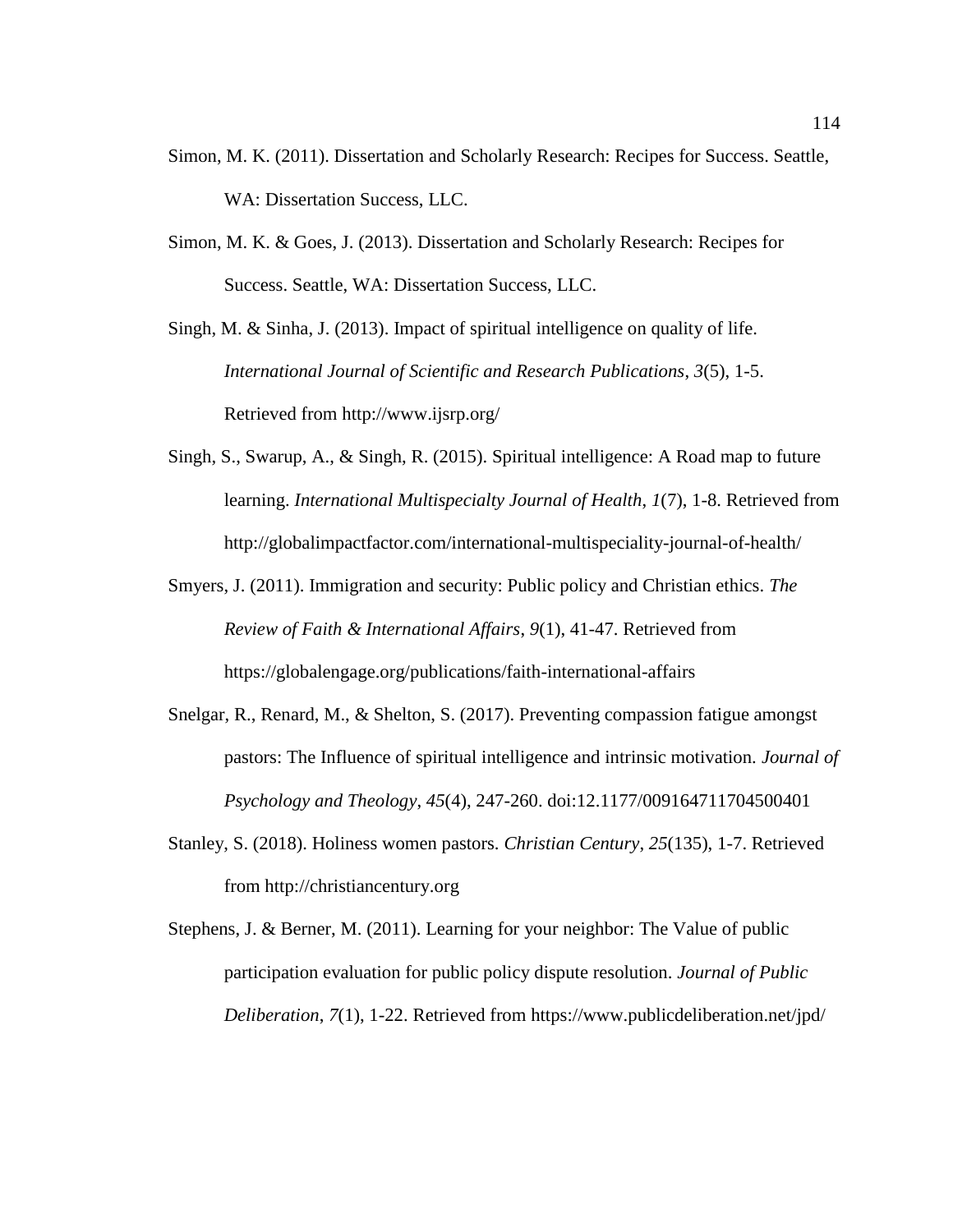Simon, M. K. (2011). Dissertation and Scholarly Research: Recipes for Success. Seattle, WA: Dissertation Success, LLC.

Simon, M. K. & Goes, J. (2013). Dissertation and Scholarly Research: Recipes for Success. Seattle, WA: Dissertation Success, LLC.

Singh, M. & Sinha, J. (2013). Impact of spiritual intelligence on quality of life. *International Journal of Scientific and Research Publications*, *3*(5), 1-5. Retrieved from http://www.ijsrp.org/

Singh, S., Swarup, A., & Singh, R. (2015). Spiritual intelligence: A Road map to future learning. *International Multispecialty Journal of Health*, *1*(7), 1-8. Retrieved from http://globalimpactfactor.com/international-multispeciality-journal-of-health/

Smyers, J. (2011). Immigration and security: Public policy and Christian ethics. *The Review of Faith & International Affairs*, *9*(1), 41-47. Retrieved from https://globalengage.org/publications/faith-international-affairs

Snelgar, R., Renard, M., & Shelton, S. (2017). Preventing compassion fatigue amongst pastors: The Influence of spiritual intelligence and intrinsic motivation. *Journal of Psychology and Theology*, *45*(4), 247-260. doi:12.1177/009164711704500401

Stanley, S. (2018). Holiness women pastors. *Christian Century*, *25*(135), 1-7. Retrieved from http://christiancentury.org

Stephens, J. & Berner, M. (2011). Learning for your neighbor: The Value of public participation evaluation for public policy dispute resolution. *Journal of Public Deliberation*, *7*(1), 1-22. Retrieved from https://www.publicdeliberation.net/jpd/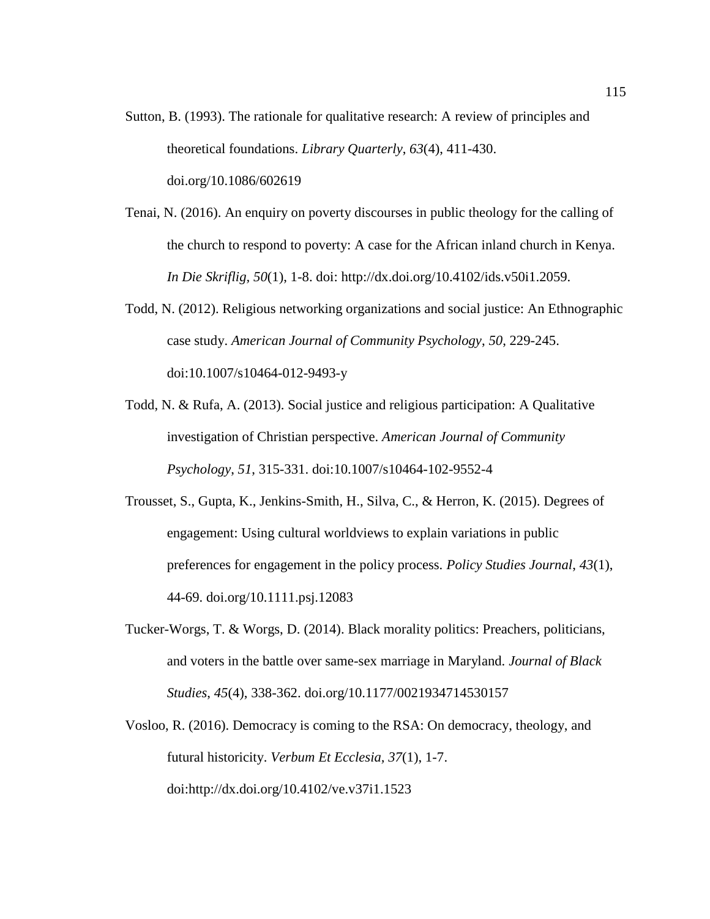Sutton, B. (1993). The rationale for qualitative research: A review of principles and theoretical foundations. *Library Quarterly*, *63*(4), 411-430. doi.org/10.1086/602619

Tenai, N. (2016). An enquiry on poverty discourses in public theology for the calling of the church to respond to poverty: A case for the African inland church in Kenya. *In Die Skriflig, 50*(1), 1-8. doi: http://dx.doi.org/10.4102/ids.v50i1.2059.

Todd, N. (2012). Religious networking organizations and social justice: An Ethnographic case study. *American Journal of Community Psychology*, *50*, 229-245. doi:10.1007/s10464-012-9493-y

Todd, N. & Rufa, A. (2013). Social justice and religious participation: A Qualitative investigation of Christian perspective. *American Journal of Community Psychology*, *51*, 315-331. doi:10.1007/s10464-102-9552-4

Trousset, S., Gupta, K., Jenkins-Smith, H., Silva, C., & Herron, K. (2015). Degrees of engagement: Using cultural worldviews to explain variations in public preferences for engagement in the policy process. *Policy Studies Journal*, *43*(1), 44-69. doi.org/10.1111.psj.12083

Tucker-Worgs, T. & Worgs, D. (2014). Black morality politics: Preachers, politicians, and voters in the battle over same-sex marriage in Maryland. *Journal of Black Studies*, *45*(4), 338-362. doi.org/10.1177/0021934714530157

Vosloo, R. (2016). Democracy is coming to the RSA: On democracy, theology, and futural historicity. *Verbum Et Ecclesia, 37*(1), 1-7. doi:http://dx.doi.org/10.4102/ve.v37i1.1523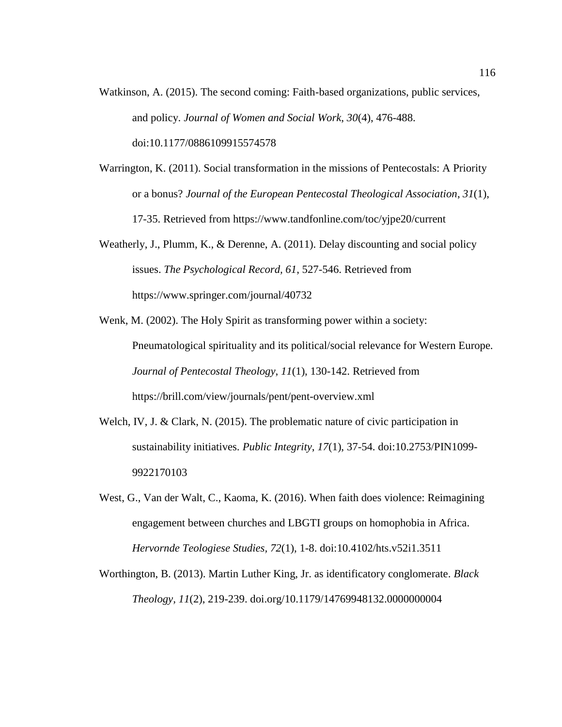Watkinson, A. (2015). The second coming: Faith-based organizations, public services, and policy. *Journal of Women and Social Work*, *30*(4), 476-488. doi:10.1177/0886109915574578

Warrington, K. (2011). Social transformation in the missions of Pentecostals: A Priority or a bonus? *Journal of the European Pentecostal Theological Association*, *31*(1), 17-35. Retrieved from https://www.tandfonline.com/toc/yjpe20/current

Weatherly, J., Plumm, K., & Derenne, A. (2011). Delay discounting and social policy issues. *The Psychological Record, 61*, 527-546. Retrieved from https://www.springer.com/journal/40732

Wenk, M. (2002). The Holy Spirit as transforming power within a society: Pneumatological spirituality and its political/social relevance for Western Europe. *Journal of Pentecostal Theology*, *11*(1), 130-142. Retrieved from https://brill.com/view/journals/pent/pent-overview.xml

Welch, IV, J. & Clark, N. (2015). The problematic nature of civic participation in sustainability initiatives. *Public Integrity*, *17*(1), 37-54. doi:10.2753/PIN1099-9922170103

West, G., Van der Walt, C., Kaoma, K. (2016). When faith does violence: Reimagining engagement between churches and LBGTI groups on homophobia in Africa. *Hervornde Teologiese Studies*, *72*(1), 1-8. doi:10.4102/hts.v52i1.3511

Worthington, B. (2013). Martin Luther King, Jr. as identificatory conglomerate. *Black Theology, 11*(2), 219-239. doi.org/10.1179/14769948132.0000000004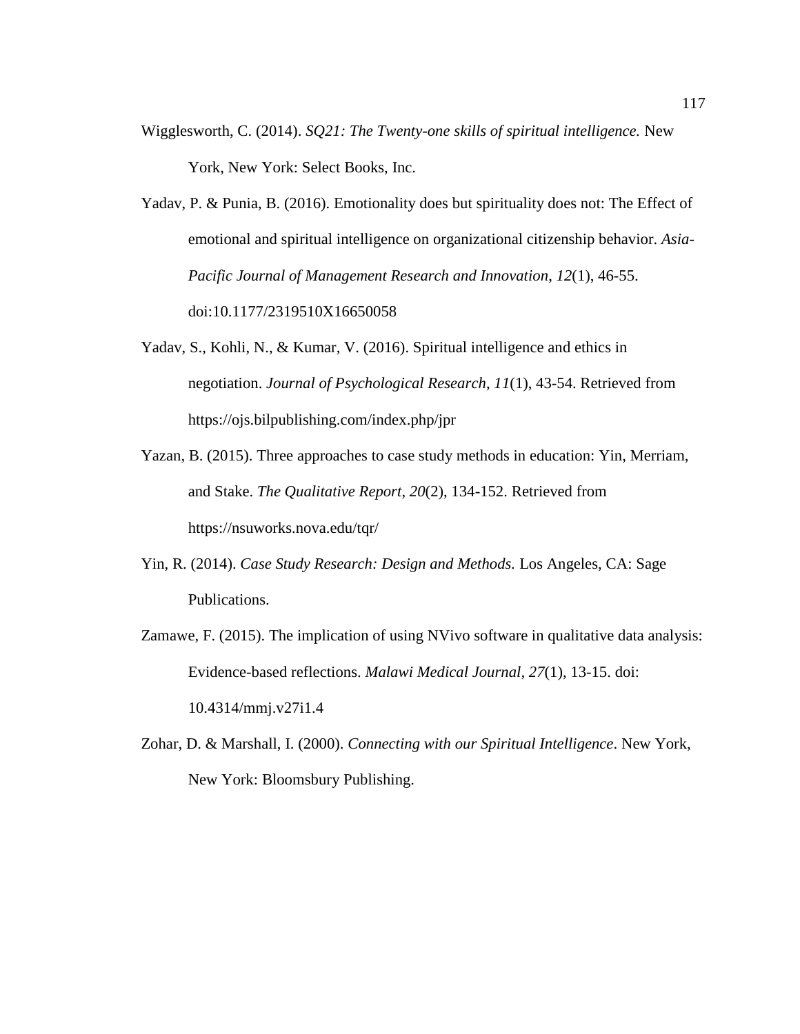Wigglesworth, C. (2014). *SQ21: The Twenty-one skills of spiritual intelligence.* New York, New York: Select Books, Inc.

Yadav, P. & Punia, B. (2016). Emotionality does but spirituality does not: The Effect of emotional and spiritual intelligence on organizational citizenship behavior. *Asia-Pacific Journal of Management Research and Innovation*, *12*(1), 46-55. doi:10.1177/2319510X16650058

Yadav, S., Kohli, N., & Kumar, V. (2016). Spiritual intelligence and ethics in negotiation. *Journal of Psychological Research*, *11*(1), 43-54. Retrieved from https://ojs.bilpublishing.com/index.php/jpr

Yazan, B. (2015). Three approaches to case study methods in education: Yin, Merriam, and Stake. *The Qualitative Report*, *20*(2), 134-152. Retrieved from https://nsuworks.nova.edu/tqr/

Yin, R. (2014). *Case Study Research: Design and Methods.* Los Angeles, CA: Sage Publications.

Zamawe, F. (2015). The implication of using NVivo software in qualitative data analysis: Evidence-based reflections. *Malawi Medical Journal*, *27*(1), 13-15. doi: 10.4314/mmj.v27i1.4

Zohar, D. & Marshall, I. (2000). *Connecting with our Spiritual Intelligence*. New York, New York: Bloomsbury Publishing.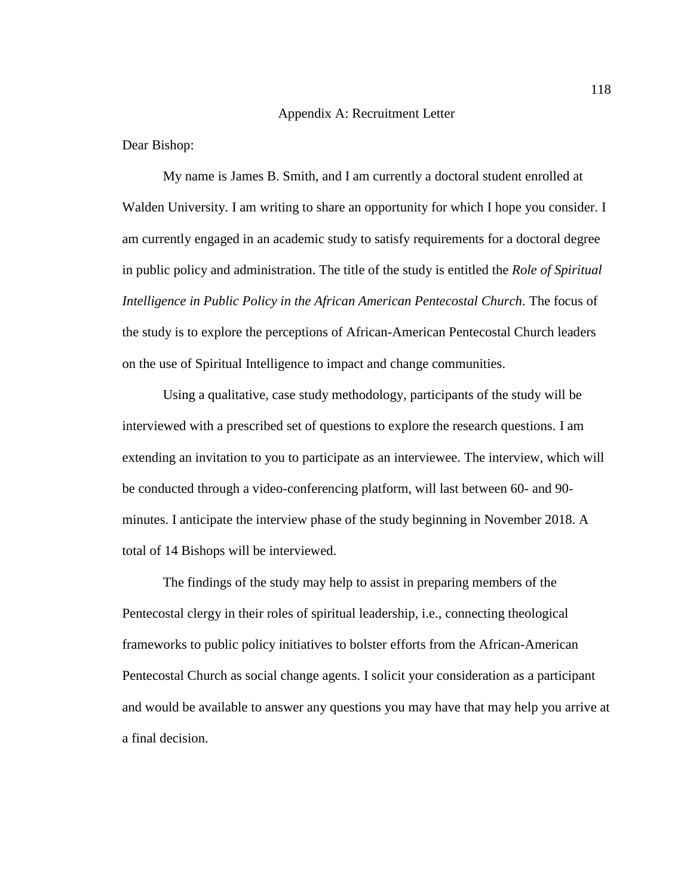# Appendix A: Recruitment Letter

Dear Bishop:

My name is James B. Smith, and I am currently a doctoral student enrolled at Walden University. I am writing to share an opportunity for which I hope you consider. I am currently engaged in an academic study to satisfy requirements for a doctoral degree in public policy and administration. The title of the study is entitled the *Role of Spiritual Intelligence in Public Policy in the African American Pentecostal Church*. The focus of the study is to explore the perceptions of African-American Pentecostal Church leaders on the use of Spiritual Intelligence to impact and change communities.

Using a qualitative, case study methodology, participants of the study will be interviewed with a prescribed set of questions to explore the research questions. I am extending an invitation to you to participate as an interviewee. The interview, which will be conducted through a video-conferencing platform, will last between 60- and 90-minutes. I anticipate the interview phase of the study beginning in November 2018. A total of 14 Bishops will be interviewed.

The findings of the study may help to assist in preparing members of the Pentecostal clergy in their roles of spiritual leadership, i.e., connecting theological frameworks to public policy initiatives to bolster efforts from the African-American Pentecostal Church as social change agents. I solicit your consideration as a participant and would be available to answer any questions you may have that may help you arrive at a final decision.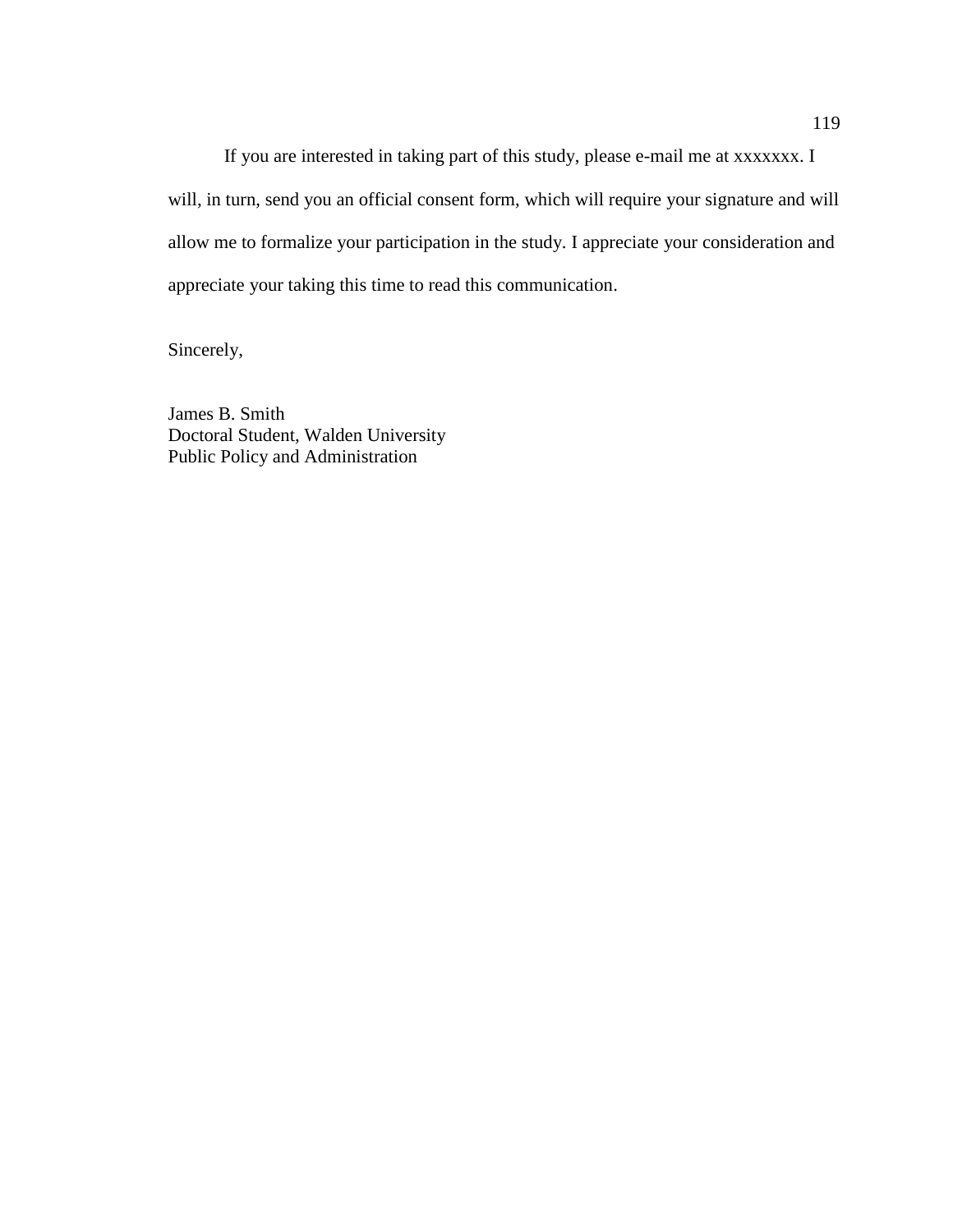If you are interested in taking part of this study, please e-mail me at xxxxxxx. I will, in turn, send you an official consent form, which will require your signature and will allow me to formalize your participation in the study. I appreciate your consideration and appreciate your taking this time to read this communication.

Sincerely,

James B. Smith  
Doctoral Student, Walden University  
Public Policy and Administration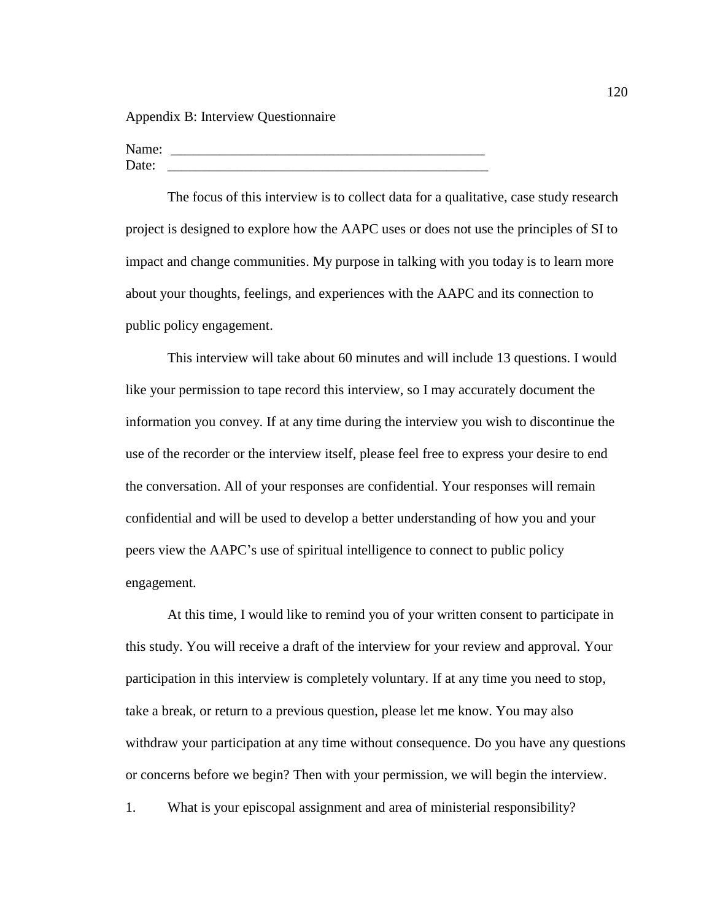Appendix B: Interview Questionnaire

Name: _______________________________________________
Date: ________________________________________________

The focus of this interview is to collect data for a qualitative, case study research project is designed to explore how the AAPC uses or does not use the principles of SI to impact and change communities. My purpose in talking with you today is to learn more about your thoughts, feelings, and experiences with the AAPC and its connection to public policy engagement.

This interview will take about 60 minutes and will include 13 questions. I would like your permission to tape record this interview, so I may accurately document the information you convey. If at any time during the interview you wish to discontinue the use of the recorder or the interview itself, please feel free to express your desire to end the conversation. All of your responses are confidential. Your responses will remain confidential and will be used to develop a better understanding of how you and your peers view the AAPC's use of spiritual intelligence to connect to public policy engagement.

At this time, I would like to remind you of your written consent to participate in this study. You will receive a draft of the interview for your review and approval. Your participation in this interview is completely voluntary. If at any time you need to stop, take a break, or return to a previous question, please let me know. You may also withdraw your participation at any time without consequence. Do you have any questions or concerns before we begin? Then with your permission, we will begin the interview.

1. What is your episcopal assignment and area of ministerial responsibility?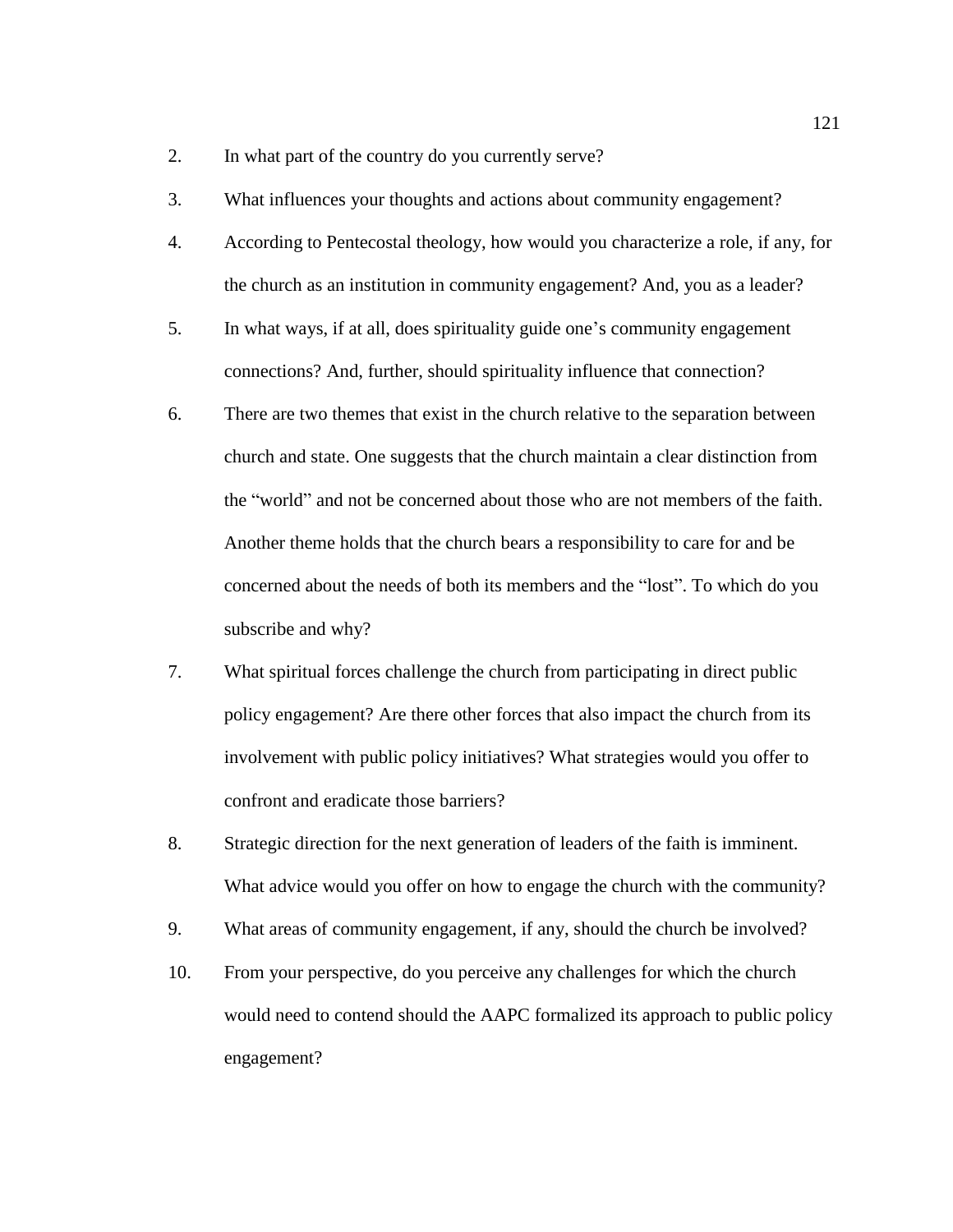2. In what part of the country do you currently serve?
3. What influences your thoughts and actions about community engagement?
4. According to Pentecostal theology, how would you characterize a role, if any, for the church as an institution in community engagement? And, you as a leader?
5. In what ways, if at all, does spirituality guide one's community engagement connections? And, further, should spirituality influence that connection?
6. There are two themes that exist in the church relative to the separation between church and state. One suggests that the church maintain a clear distinction from the "world" and not be concerned about those who are not members of the faith. Another theme holds that the church bears a responsibility to care for and be concerned about the needs of both its members and the "lost". To which do you subscribe and why?
7. What spiritual forces challenge the church from participating in direct public policy engagement? Are there other forces that also impact the church from its involvement with public policy initiatives? What strategies would you offer to confront and eradicate those barriers?
8. Strategic direction for the next generation of leaders of the faith is imminent. What advice would you offer on how to engage the church with the community?
9. What areas of community engagement, if any, should the church be involved?
10. From your perspective, do you perceive any challenges for which the church would need to contend should the AAPC formalized its approach to public policy engagement?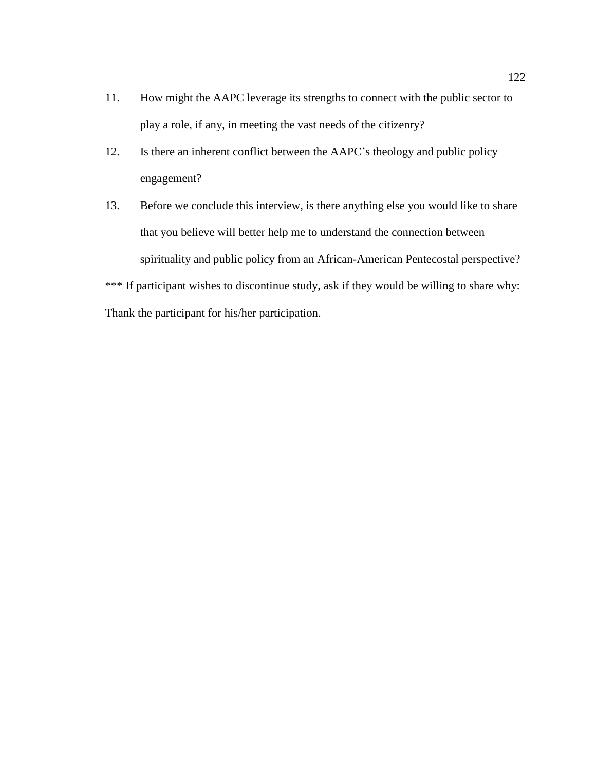11. How might the AAPC leverage its strengths to connect with the public sector to play a role, if any, in meeting the vast needs of the citizenry?
12. Is there an inherent conflict between the AAPC's theology and public policy engagement?
13. Before we conclude this interview, is there anything else you would like to share that you believe will better help me to understand the connection between spirituality and public policy from an African-American Pentecostal perspective?

*** If participant wishes to discontinue study, ask if they would be willing to share why:

Thank the participant for his/her participation.